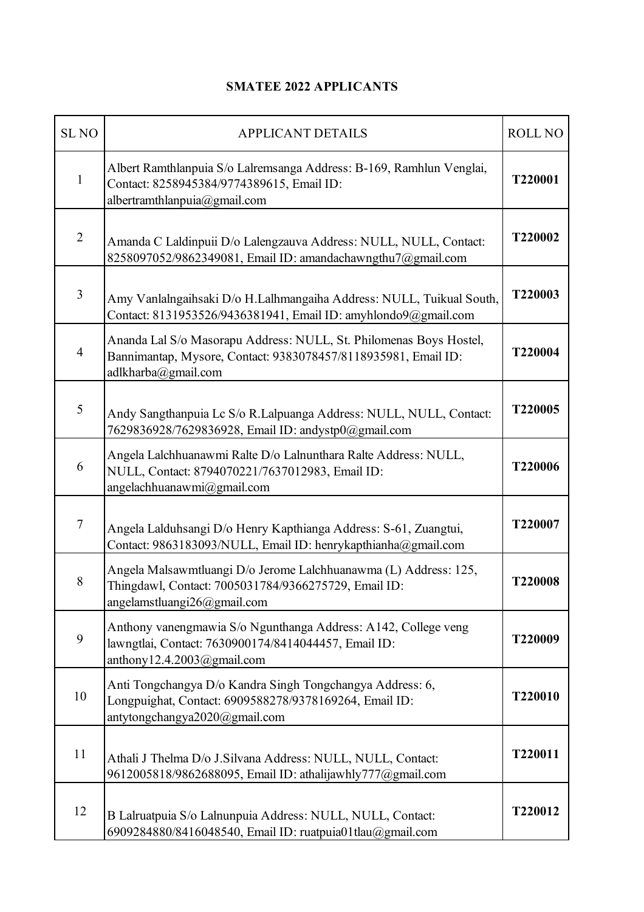**SMATEE 2022 APPLICANTS**

| SL NO | APPLICANT DETAILS | ROLL NO |
|---|---|---|
| 1 | Albert Ramthlanpuia S/o Lalremsanga Address: B-169, Ramhlun Venglai, Contact: 8258945384/9774389615, Email ID: albertramthlanpuia@gmail.com | **T220001** |
| 2 | Amanda C Laldinpuii D/o Lalengzauva Address: NULL, NULL, Contact: 8258097052/9862349081, Email ID: amandachawngthu7@gmail.com | **T220002** |
| 3 | Amy Vanlalngaihsaki D/o H.Lalhmangaiha Address: NULL, Tuikual South, Contact: 8131953526/9436381941, Email ID: amyhlondo9@gmail.com | **T220003** |
| 4 | Ananda Lal S/o Masorapu Address: NULL, St. Philomenas Boys Hostel, Bannimantap, Mysore, Contact: 9383078457/8118935981, Email ID: adlkharba@gmail.com | **T220004** |
| 5 | Andy Sangthanpuia Lc S/o R.Lalpuanga Address: NULL, NULL, Contact: 7629836928/7629836928, Email ID: andystp0@gmail.com | **T220005** |
| 6 | Angela Lalchhuanawmi Ralte D/o Lalnunthara Ralte Address: NULL, NULL, Contact: 8794070221/7637012983, Email ID: angelachhuanawmi@gmail.com | **T220006** |
| 7 | Angela Lalduhsangi D/o Henry Kapthianga Address: S-61, Zuangtui, Contact: 9863183093/NULL, Email ID: henrykapthianha@gmail.com | **T220007** |
| 8 | Angela Malsawmtluangi D/o Jerome Lalchhuanawma (L) Address: 125, Thingdawl, Contact: 7005031784/9366275729, Email ID: angelamstluangi26@gmail.com | **T220008** |
| 9 | Anthony vanengmawia S/o Ngunthanga Address: A142, College veng lawngtlai, Contact: 7630900174/8414044457, Email ID: anthony12.4.2003@gmail.com | **T220009** |
| 10 | Anti Tongchangya D/o Kandra Singh Tongchangya Address: 6, Longpuighat, Contact: 6909588278/9378169264, Email ID: antytongchangya2020@gmail.com | **T220010** |
| 11 | Athali J Thelma D/o J.Silvana Address: NULL, NULL, Contact: 9612005818/9862688095, Email ID: athalijawhly777@gmail.com | **T220011** |
| 12 | B Lalruatpuia S/o Lalnunpuia Address: NULL, NULL, Contact: 6909284880/8416048540, Email ID: ruatpuia01tlau@gmail.com | **T220012** |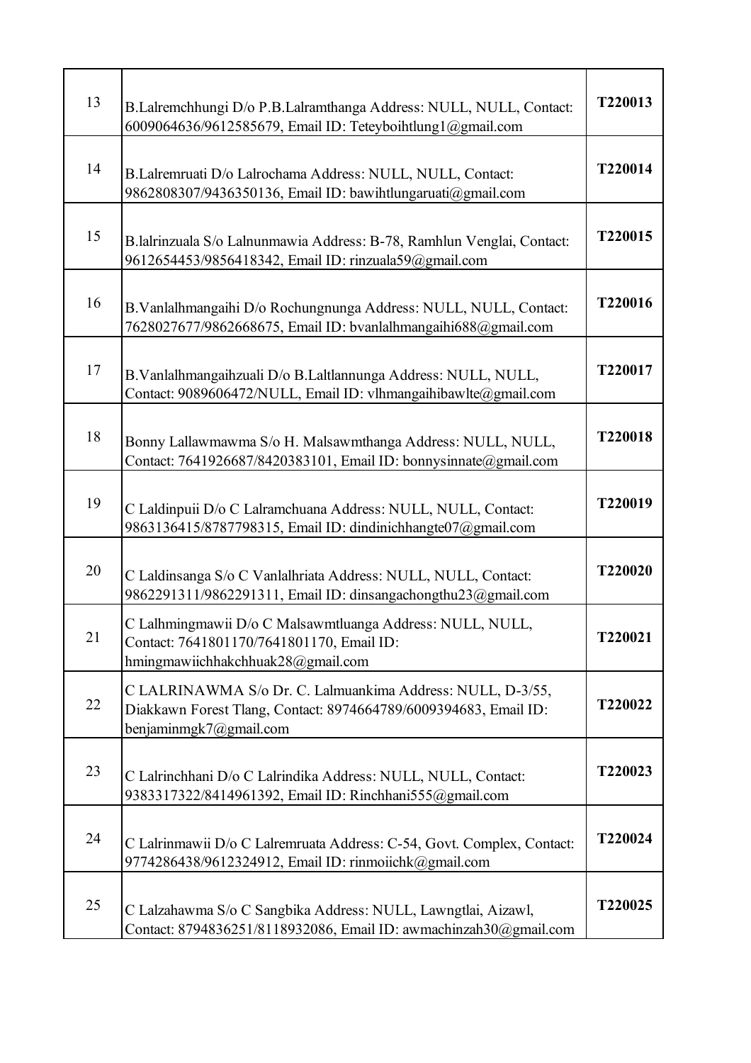| | | |
|---|---|---|
| 13 | B.Lalremchhungi D/o P.B.Lalramthanga Address: NULL, NULL, Contact: 6009064636/9612585679, Email ID: Teteyboihtlung1@gmail.com | **T220013** |
| 14 | B.Lalremruati D/o Lalrochama Address: NULL, NULL, Contact: 9862808307/9436350136, Email ID: bawihtlungaruati@gmail.com | **T220014** |
| 15 | B.lalrinzuala S/o Lalnunmawia Address: B-78, Ramhlun Venglai, Contact: 9612654453/9856418342, Email ID: rinzuala59@gmail.com | **T220015** |
| 16 | B.Vanlalhmangaihi D/o Rochungnunga Address: NULL, NULL, Contact: 7628027677/9862668675, Email ID: bvanlalhmangaihi688@gmail.com | **T220016** |
| 17 | B.Vanlalhmangaihzuali D/o B.Laltlannunga Address: NULL, NULL, Contact: 9089606472/NULL, Email ID: vlhmangaihibawlte@gmail.com | **T220017** |
| 18 | Bonny Lallawmawma S/o H. Malsawmthanga Address: NULL, NULL, Contact: 7641926687/8420383101, Email ID: bonnysinnate@gmail.com | **T220018** |
| 19 | C Laldinpuii D/o C Lalramchuana Address: NULL, NULL, Contact: 9863136415/8787798315, Email ID: dindinichhangte07@gmail.com | **T220019** |
| 20 | C Laldinsanga S/o C Vanlalhriata Address: NULL, NULL, Contact: 9862291311/9862291311, Email ID: dinsangachongthu23@gmail.com | **T220020** |
| 21 | C Lalhmingmawii D/o C Malsawmtluanga Address: NULL, NULL, Contact: 7641801170/7641801170, Email ID: hmingmawiichhakchhuak28@gmail.com | **T220021** |
| 22 | C LALRINAWMA S/o Dr. C. Lalmuankima Address: NULL, D-3/55, Diakkawn Forest Tlang, Contact: 8974664789/6009394683, Email ID: benjaminmgk7@gmail.com | **T220022** |
| 23 | C Lalrinchhani D/o C Lalrindika Address: NULL, NULL, Contact: 9383317322/8414961392, Email ID: Rinchhani555@gmail.com | **T220023** |
| 24 | C Lalrinmawii D/o C Lalremruata Address: C-54, Govt. Complex, Contact: 9774286438/9612324912, Email ID: rinmoiichk@gmail.com | **T220024** |
| 25 | C Lalzahawma S/o C Sangbika Address: NULL, Lawngtlai, Aizawl, Contact: 8794836251/8118932086, Email ID: awmachinzah30@gmail.com | **T220025** |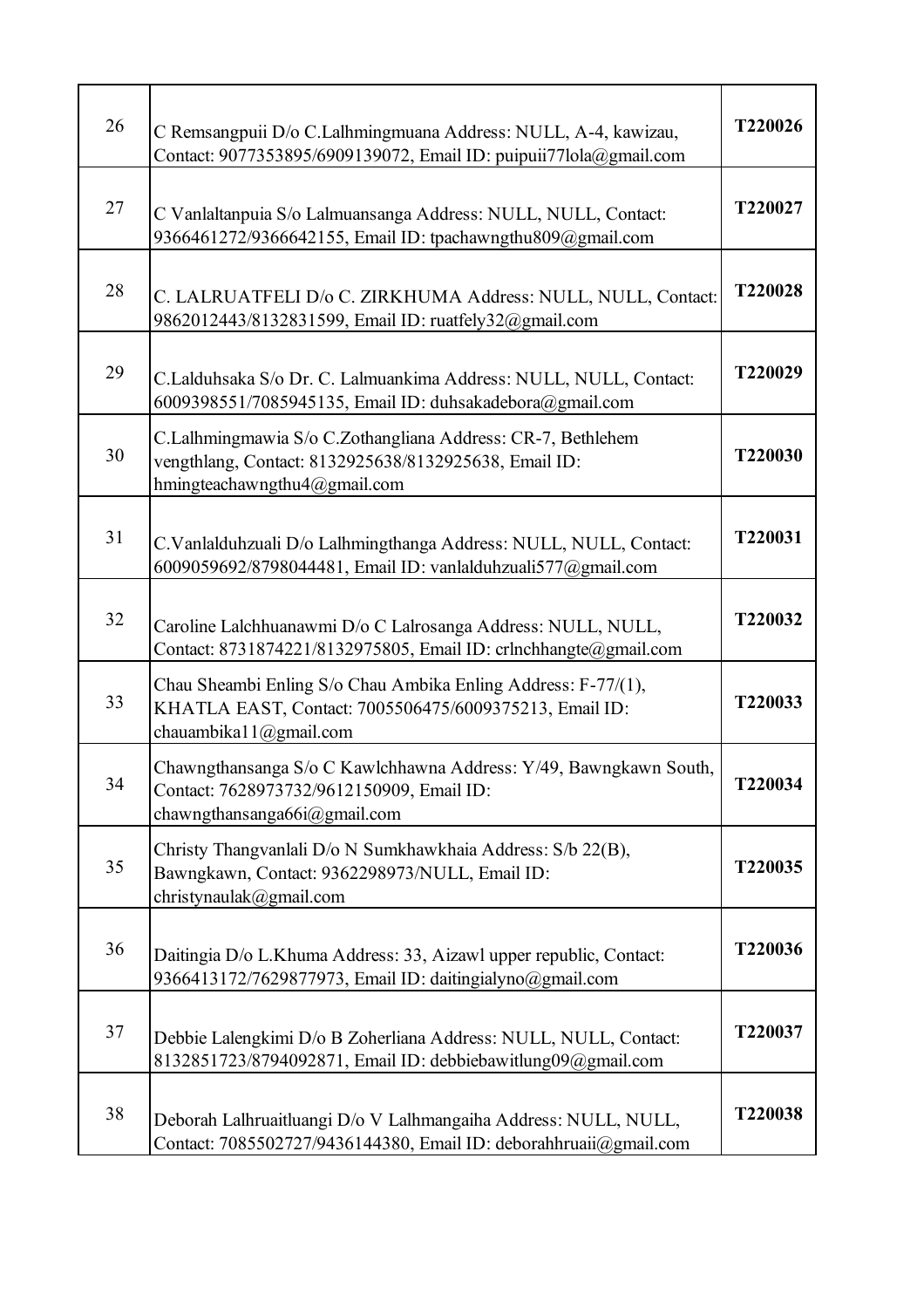| | | |
|---|---|---|
| 26 | C Remsangpuii D/o C.Lalhmingmuana Address: NULL, A-4, kawizau, Contact: 9077353895/6909139072, Email ID: puipuii77lola@gmail.com | T220026 |
| 27 | C Vanlaltanpuia S/o Lalmuansanga Address: NULL, NULL, Contact: 9366461272/9366642155, Email ID: tpachawngthu809@gmail.com | T220027 |
| 28 | C. LALRUATFELI D/o C. ZIRKHUMA Address: NULL, NULL, Contact: 9862012443/8132831599, Email ID: ruatfely32@gmail.com | T220028 |
| 29 | C.Lalduhsaka S/o Dr. C. Lalmuankima Address: NULL, NULL, Contact: 6009398551/7085945135, Email ID: duhsakadebora@gmail.com | T220029 |
| 30 | C.Lalhmingmawia S/o C.Zothangliana Address: CR-7, Bethlehem vengthlang, Contact: 8132925638/8132925638, Email ID: hmingteachawngthu4@gmail.com | T220030 |
| 31 | C.Vanlalduhzuali D/o Lalhmingthanga Address: NULL, NULL, Contact: 6009059692/8798044481, Email ID: vanlalduhzuali577@gmail.com | T220031 |
| 32 | Caroline Lalchhuanawmi D/o C Lalrosanga Address: NULL, NULL, Contact: 8731874221/8132975805, Email ID: crlnchhangte@gmail.com | T220032 |
| 33 | Chau Sheambi Enling S/o Chau Ambika Enling Address: F-77/(1), KHATLA EAST, Contact: 7005506475/6009375213, Email ID: chauambika11@gmail.com | T220033 |
| 34 | Chawngthansanga S/o C Kawlchhawna Address: Y/49, Bawngkawn South, Contact: 7628973732/9612150909, Email ID: chawngthansanga66i@gmail.com | T220034 |
| 35 | Christy Thangvanlali D/o N Sumkhawkhaia Address: S/b 22(B), Bawngkawn, Contact: 9362298973/NULL, Email ID: christynaulak@gmail.com | T220035 |
| 36 | Daitingia D/o L.Khuma Address: 33, Aizawl upper republic, Contact: 9366413172/7629877973, Email ID: daitingialyno@gmail.com | T220036 |
| 37 | Debbie Lalengkimi D/o B Zoherliana Address: NULL, NULL, Contact: 8132851723/8794092871, Email ID: debbiebawitlung09@gmail.com | T220037 |
| 38 | Deborah Lalhruaitluangi D/o V Lalhmangaiha Address: NULL, NULL, Contact: 7085502727/9436144380, Email ID: deborahhruaii@gmail.com | T220038 |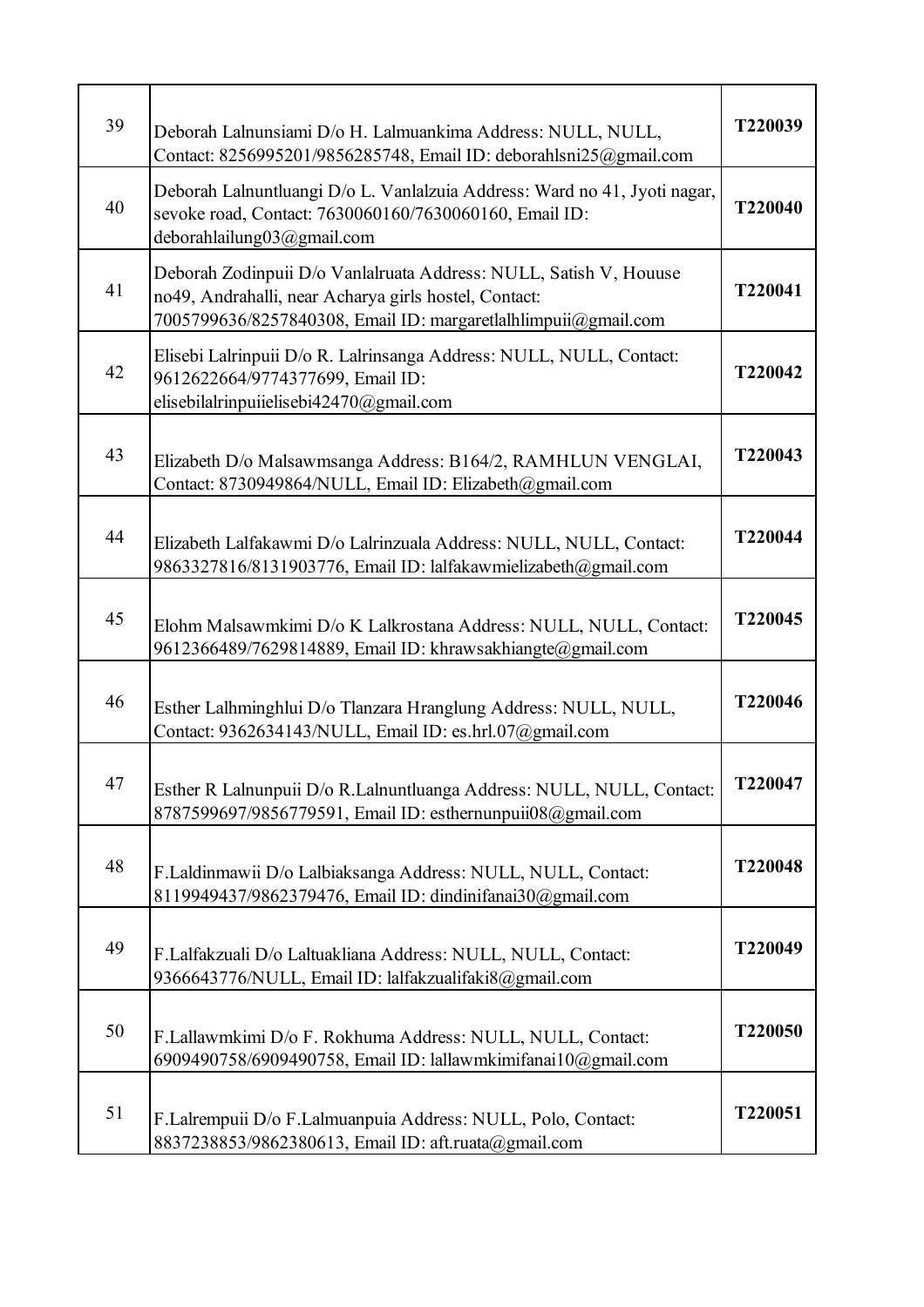| 39 | Deborah Lalnunsiami D/o H. Lalmuankima Address: NULL, NULL, Contact: 8256995201/9856285748, Email ID: deborahlsni25@gmail.com | T220039 |
|---|---|---|
| 40 | Deborah Lalnuntluangi D/o L. Vanlalzuia Address: Ward no 41, Jyoti nagar, sevoke road, Contact: 7630060160/7630060160, Email ID: deborahlailung03@gmail.com | T220040 |
| 41 | Deborah Zodinpuii D/o Vanlalruata Address: NULL, Satish V, Houuse no49, Andrahalli, near Acharya girls hostel, Contact: 7005799636/8257840308, Email ID: margaretlalhlimpuii@gmail.com | T220041 |
| 42 | Elisebi Lalrinpuii D/o R. Lalrinsanga Address: NULL, NULL, Contact: 9612622664/9774377699, Email ID: elisebilalrinpuiielisebi42470@gmail.com | T220042 |
| 43 | Elizabeth D/o Malsawmsanga Address: B164/2, RAMHLUN VENGLAI, Contact: 8730949864/NULL, Email ID: Elizabeth@gmail.com | T220043 |
| 44 | Elizabeth Lalfakawmi D/o Lalrinzuala Address: NULL, NULL, Contact: 9863327816/8131903776, Email ID: lalfakawmielizabeth@gmail.com | T220044 |
| 45 | Elohm Malsawmkimi D/o K Lalkrostana Address: NULL, NULL, Contact: 9612366489/7629814889, Email ID: khrawsakhiangte@gmail.com | T220045 |
| 46 | Esther Lalhminghlui D/o Tlanzara Hranglung Address: NULL, NULL, Contact: 9362634143/NULL, Email ID: es.hrl.07@gmail.com | T220046 |
| 47 | Esther R Lalnunpuii D/o R.Lalnuntluanga Address: NULL, NULL, Contact: 8787599697/9856779591, Email ID: esthernunpuii08@gmail.com | T220047 |
| 48 | F.Laldinmawii D/o Lalbiaksanga Address: NULL, NULL, Contact: 8119949437/9862379476, Email ID: dindinifanai30@gmail.com | T220048 |
| 49 | F.Lalfakzuali D/o Laltuakliana Address: NULL, NULL, Contact: 9366643776/NULL, Email ID: lalfakzualifaki8@gmail.com | T220049 |
| 50 | F.Lallawmkimi D/o F. Rokhuma Address: NULL, NULL, Contact: 6909490758/6909490758, Email ID: lallawmkimifanai10@gmail.com | T220050 |
| 51 | F.Lalrempuii D/o F.Lalmuanpuia Address: NULL, Polo, Contact: 8837238853/9862380613, Email ID: aft.ruata@gmail.com | T220051 |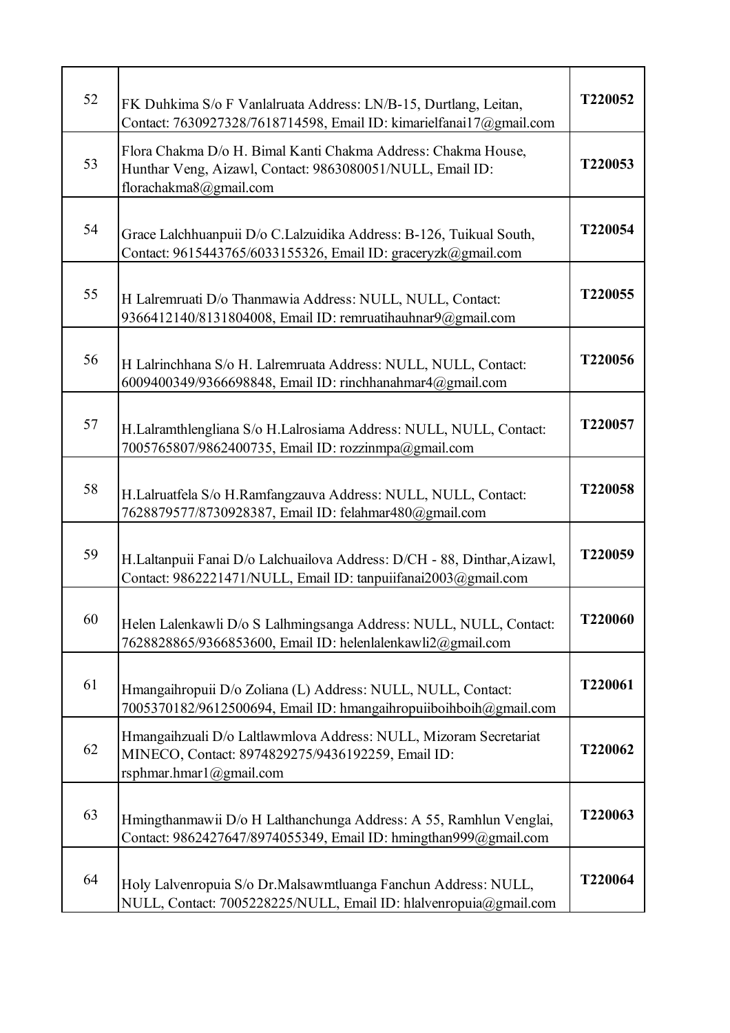| | | |
|---|---|---|
| 52 | FK Duhkima S/o F Vanlalruata Address: LN/B-15, Durtlang, Leitan, Contact: 7630927328/7618714598, Email ID: kimarielfanai17@gmail.com | T220052 |
| 53 | Flora Chakma D/o H. Bimal Kanti Chakma Address: Chakma House, Hunthar Veng, Aizawl, Contact: 9863080051/NULL, Email ID: florachakma8@gmail.com | T220053 |
| 54 | Grace Lalchhuanpuii D/o C.Lalzuidika Address: B-126, Tuikual South, Contact: 9615443765/6033155326, Email ID: graceryzk@gmail.com | T220054 |
| 55 | H Lalremruati D/o Thanmawia Address: NULL, NULL, Contact: 9366412140/8131804008, Email ID: remruatihauhnar9@gmail.com | T220055 |
| 56 | H Lalrinchhana S/o H. Lalremruata Address: NULL, NULL, Contact: 6009400349/9366698848, Email ID: rinchhanahmar4@gmail.com | T220056 |
| 57 | H.Lalramthlengliana S/o H.Lalrosiama Address: NULL, NULL, Contact: 7005765807/9862400735, Email ID: rozzinmpa@gmail.com | T220057 |
| 58 | H.Lalruatfela S/o H.Ramfangzauva Address: NULL, NULL, Contact: 7628879577/8730928387, Email ID: felahmar480@gmail.com | T220058 |
| 59 | H.Laltanpuii Fanai D/o Lalchuailova Address: D/CH - 88, Dinthar,Aizawl, Contact: 9862221471/NULL, Email ID: tanpuiifanai2003@gmail.com | T220059 |
| 60 | Helen Lalenkawli D/o S Lalhmingsanga Address: NULL, NULL, Contact: 7628828865/9366853600, Email ID: helenlalenkawli2@gmail.com | T220060 |
| 61 | Hmangaihropuii D/o Zoliana (L) Address: NULL, NULL, Contact: 7005370182/9612500694, Email ID: hmangaihropuiiboihboih@gmail.com | T220061 |
| 62 | Hmangaihzuali D/o Laltlawmlova Address: NULL, Mizoram Secretariat MINECO, Contact: 8974829275/9436192259, Email ID: rsphmar.hmar1@gmail.com | T220062 |
| 63 | Hmingthanmawii D/o H Lalthanchunga Address: A 55, Ramhlun Venglai, Contact: 9862427647/8974055349, Email ID: hmingthan999@gmail.com | T220063 |
| 64 | Holy Lalvenropuia S/o Dr.Malsawmtluanga Fanchun Address: NULL, NULL, Contact: 7005228225/NULL, Email ID: hlalvenropuia@gmail.com | T220064 |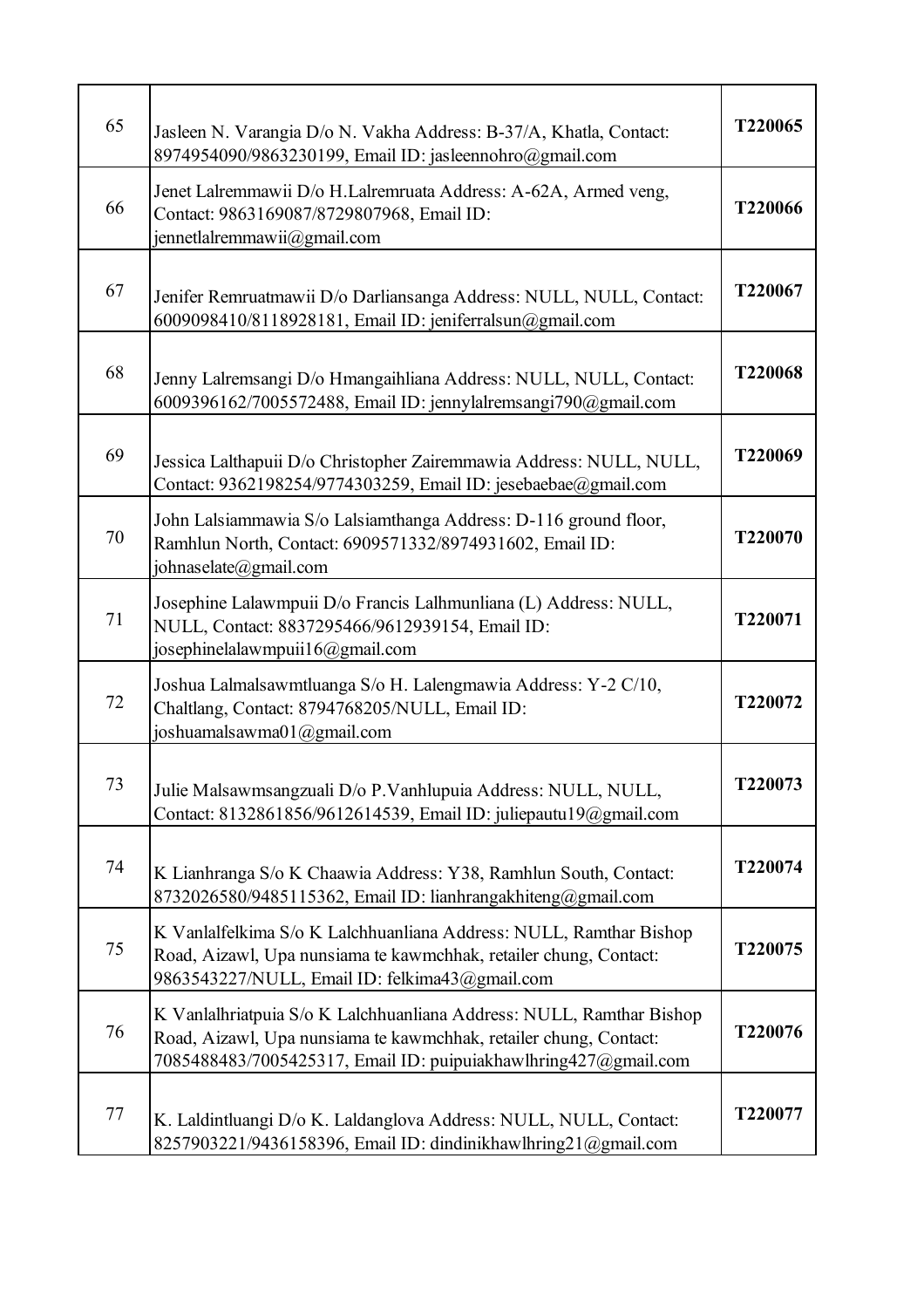| 65 | Jasleen N. Varangia D/o N. Vakha Address: B-37/A, Khatla, Contact: 8974954090/9863230199, Email ID: jasleennohro@gmail.com | T220065 |
|---|---|---|
| 66 | Jenet Lalremmawii D/o H.Lalremruata Address: A-62A, Armed veng, Contact: 9863169087/8729807968, Email ID: jennetlalremmawii@gmail.com | T220066 |
| 67 | Jenifer Remruatmawii D/o Darliansanga Address: NULL, NULL, Contact: 6009098410/8118928181, Email ID: jeniferralsun@gmail.com | T220067 |
| 68 | Jenny Lalremsangi D/o Hmangaihliana Address: NULL, NULL, Contact: 6009396162/7005572488, Email ID: jennylalremsangi790@gmail.com | T220068 |
| 69 | Jessica Lalthapuii D/o Christopher Zairemmawia Address: NULL, NULL, Contact: 9362198254/9774303259, Email ID: jesebaebae@gmail.com | T220069 |
| 70 | John Lalsiammawia S/o Lalsiamthanga Address: D-116 ground floor, Ramhlun North, Contact: 6909571332/8974931602, Email ID: johnaselate@gmail.com | T220070 |
| 71 | Josephine Lalawmpuii D/o Francis Lalhmunliana (L) Address: NULL, NULL, Contact: 8837295466/9612939154, Email ID: josephinelalawmpuii16@gmail.com | T220071 |
| 72 | Joshua Lalmalsawmtluanga S/o H. Lalengmawia Address: Y-2 C/10, Chaltlang, Contact: 8794768205/NULL, Email ID: joshuamalsawma01@gmail.com | T220072 |
| 73 | Julie Malsawmsangzuali D/o P.Vanhlupuia Address: NULL, NULL, Contact: 8132861856/9612614539, Email ID: juliepautu19@gmail.com | T220073 |
| 74 | K Lianhranga S/o K Chaawia Address: Y38, Ramhlun South, Contact: 8732026580/9485115362, Email ID: lianhrangakhiteng@gmail.com | T220074 |
| 75 | K Vanlalfelkima S/o K Lalchhuanliana Address: NULL, Ramthar Bishop Road, Aizawl, Upa nunsiama te kawmchhak, retailer chung, Contact: 9863543227/NULL, Email ID: felkima43@gmail.com | T220075 |
| 76 | K Vanlalhriatpuia S/o K Lalchhuanliana Address: NULL, Ramthar Bishop Road, Aizawl, Upa nunsiama te kawmchhak, retailer chung, Contact: 7085488483/7005425317, Email ID: puipuiakhawlhring427@gmail.com | T220076 |
| 77 | K. Laldintluangi D/o K. Laldanglova Address: NULL, NULL, Contact: 8257903221/9436158396, Email ID: dindinikhawlhring21@gmail.com | T220077 |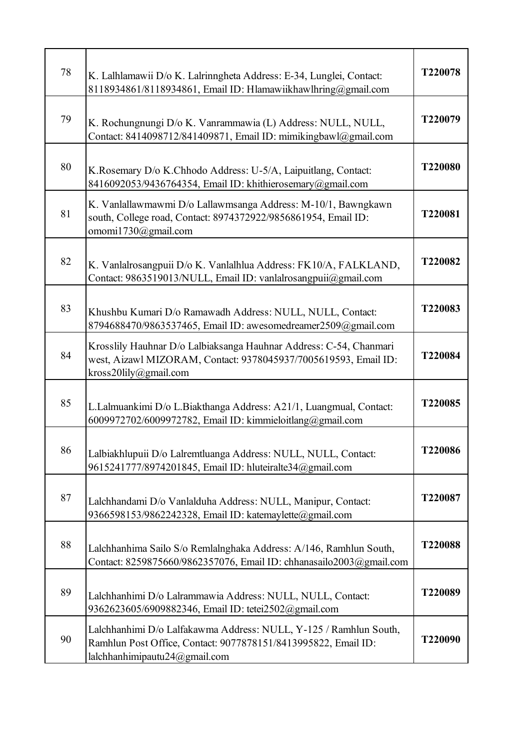| | | |
|---|---|---|
| 78 | K. Lalhlamawii D/o K. Lalrinngheta Address: E-34, Lunglei, Contact: 8118934861/8118934861, Email ID: Hlamawiikhawlhring@gmail.com | **T220078** |
| 79 | K. Rochungnungi D/o K. Vanrammawia (L) Address: NULL, NULL, Contact: 8414098712/841409871, Email ID: mimikingbawl@gmail.com | **T220079** |
| 80 | K.Rosemary D/o K.Chhodo Address: U-5/A, Laipuitlang, Contact: 8416092053/9436764354, Email ID: khithierosemary@gmail.com | **T220080** |
| 81 | K. Vanlallawmawmi D/o Lallawmsanga Address: M-10/1, Bawngkawn south, College road, Contact: 8974372922/9856861954, Email ID: omomi1730@gmail.com | **T220081** |
| 82 | K. Vanlalrosangpuii D/o K. Vanlalhlua Address: FK10/A, FALKLAND, Contact: 9863519013/NULL, Email ID: vanlalrosangpuii@gmail.com | **T220082** |
| 83 | Khushbu Kumari D/o Ramawadh Address: NULL, NULL, Contact: 8794688470/9863537465, Email ID: awesomedreamer2509@gmail.com | **T220083** |
| 84 | Krosslily Hauhnar D/o Lalbiaksanga Hauhnar Address: C-54, Chanmari west, Aizawl MIZORAM, Contact: 9378045937/7005619593, Email ID: kross20lily@gmail.com | **T220084** |
| 85 | L.Lalmuankimi D/o L.Biakthanga Address: A21/1, Luangmual, Contact: 6009972702/6009972782, Email ID: kimmieloitlang@gmail.com | **T220085** |
| 86 | Lalbiakhlupuii D/o Lalremtluanga Address: NULL, NULL, Contact: 9615241777/8974201845, Email ID: hluteiralte34@gmail.com | **T220086** |
| 87 | Lalchhandami D/o Vanlalduha Address: NULL, Manipur, Contact: 9366598153/9862242328, Email ID: katemaylette@gmail.com | **T220087** |
| 88 | Lalchhanhima Sailo S/o Remlalnghaka Address: A/146, Ramhlun South, Contact: 8259875660/9862357076, Email ID: chhanasailo2003@gmail.com | **T220088** |
| 89 | Lalchhanhimi D/o Lalrammawia Address: NULL, NULL, Contact: 9362623605/6909882346, Email ID: tetei2502@gmail.com | **T220089** |
| 90 | Lalchhanhimi D/o Lalfakawma Address: NULL, Y-125 / Ramhlun South, Ramhlun Post Office, Contact: 9077878151/8413995822, Email ID: lalchhanhimipautu24@gmail.com | **T220090** |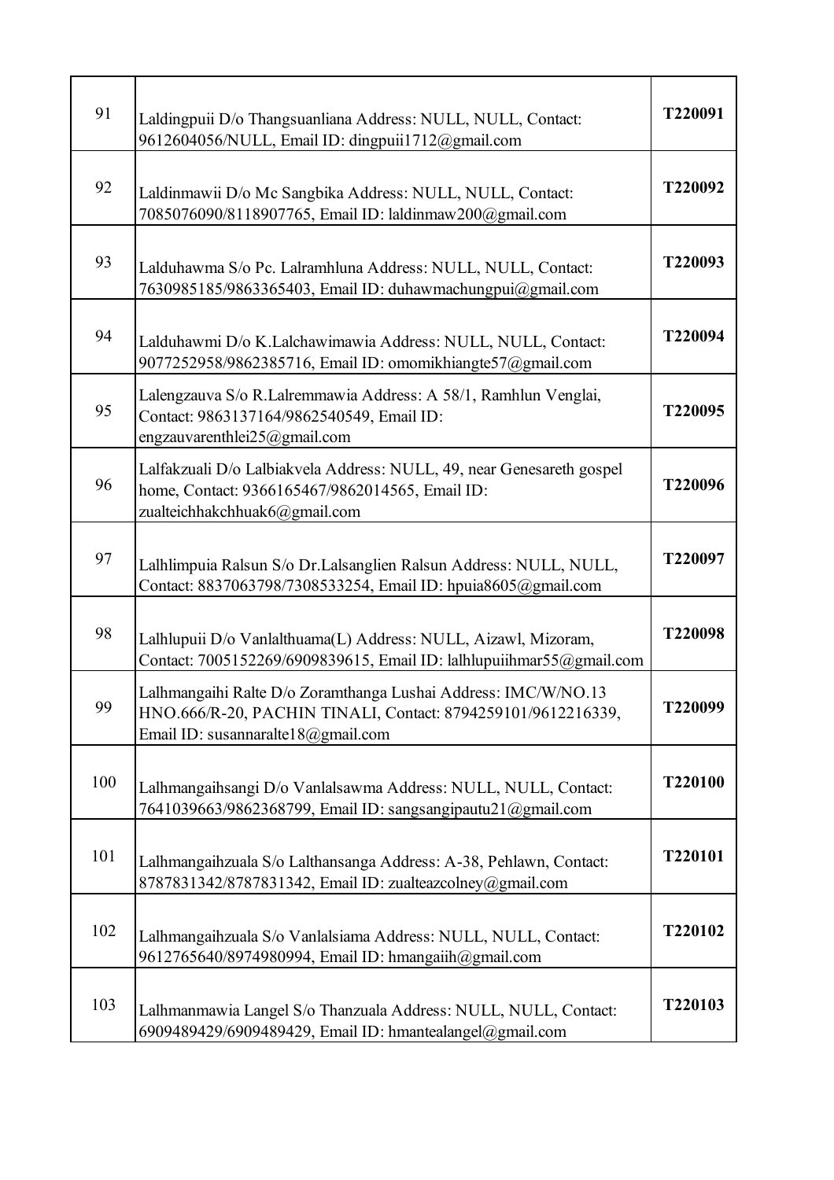| | | |
|---|---|---|
| 91 | Laldingpuii D/o Thangsuanliana Address: NULL, NULL, Contact: 9612604056/NULL, Email ID: dingpuii1712@gmail.com | **T220091** |
| 92 | Laldinmawii D/o Mc Sangbika Address: NULL, NULL, Contact: 7085076090/8118907765, Email ID: laldinmaw200@gmail.com | **T220092** |
| 93 | Lalduhawma S/o Pc. Lalramhluna Address: NULL, NULL, Contact: 7630985185/9863365403, Email ID: duhawmachungpui@gmail.com | **T220093** |
| 94 | Lalduhawmi D/o K.Lalchawimawia Address: NULL, NULL, Contact: 9077252958/9862385716, Email ID: omomikhiangte57@gmail.com | **T220094** |
| 95 | Lalengzauva S/o R.Lalremmawia Address: A 58/1, Ramhlun Venglai, Contact: 9863137164/9862540549, Email ID: engzauvarenthlei25@gmail.com | **T220095** |
| 96 | Lalfakzuali D/o Lalbiakvela Address: NULL, 49, near Genesareth gospel home, Contact: 9366165467/9862014565, Email ID: zualteichhakchhuak6@gmail.com | **T220096** |
| 97 | Lalhlimpuia Ralsun S/o Dr.Lalsanglien Ralsun Address: NULL, NULL, Contact: 8837063798/7308533254, Email ID: hpuia8605@gmail.com | **T220097** |
| 98 | Lalhlupuii D/o Vanlalthuama(L) Address: NULL, Aizawl, Mizoram, Contact: 7005152269/6909839615, Email ID: lalhlupuiihmar55@gmail.com | **T220098** |
| 99 | Lalhmangaihi Ralte D/o Zoramthanga Lushai Address: IMC/W/NO.13 HNO.666/R-20, PACHIN TINALI, Contact: 8794259101/9612216339, Email ID: susannaralte18@gmail.com | **T220099** |
| 100 | Lalhmangaihsangi D/o Vanlalsawma Address: NULL, NULL, Contact: 7641039663/9862368799, Email ID: sangsangipautu21@gmail.com | **T220100** |
| 101 | Lalhmangaihzuala S/o Lalthansanga Address: A-38, Pehlawn, Contact: 8787831342/8787831342, Email ID: zualteazcolney@gmail.com | **T220101** |
| 102 | Lalhmangaihzuala S/o Vanlalsiama Address: NULL, NULL, Contact: 9612765640/8974980994, Email ID: hmangaiih@gmail.com | **T220102** |
| 103 | Lalhmanmawia Langel S/o Thanzuala Address: NULL, NULL, Contact: 6909489429/6909489429, Email ID: hmantealangel@gmail.com | **T220103** |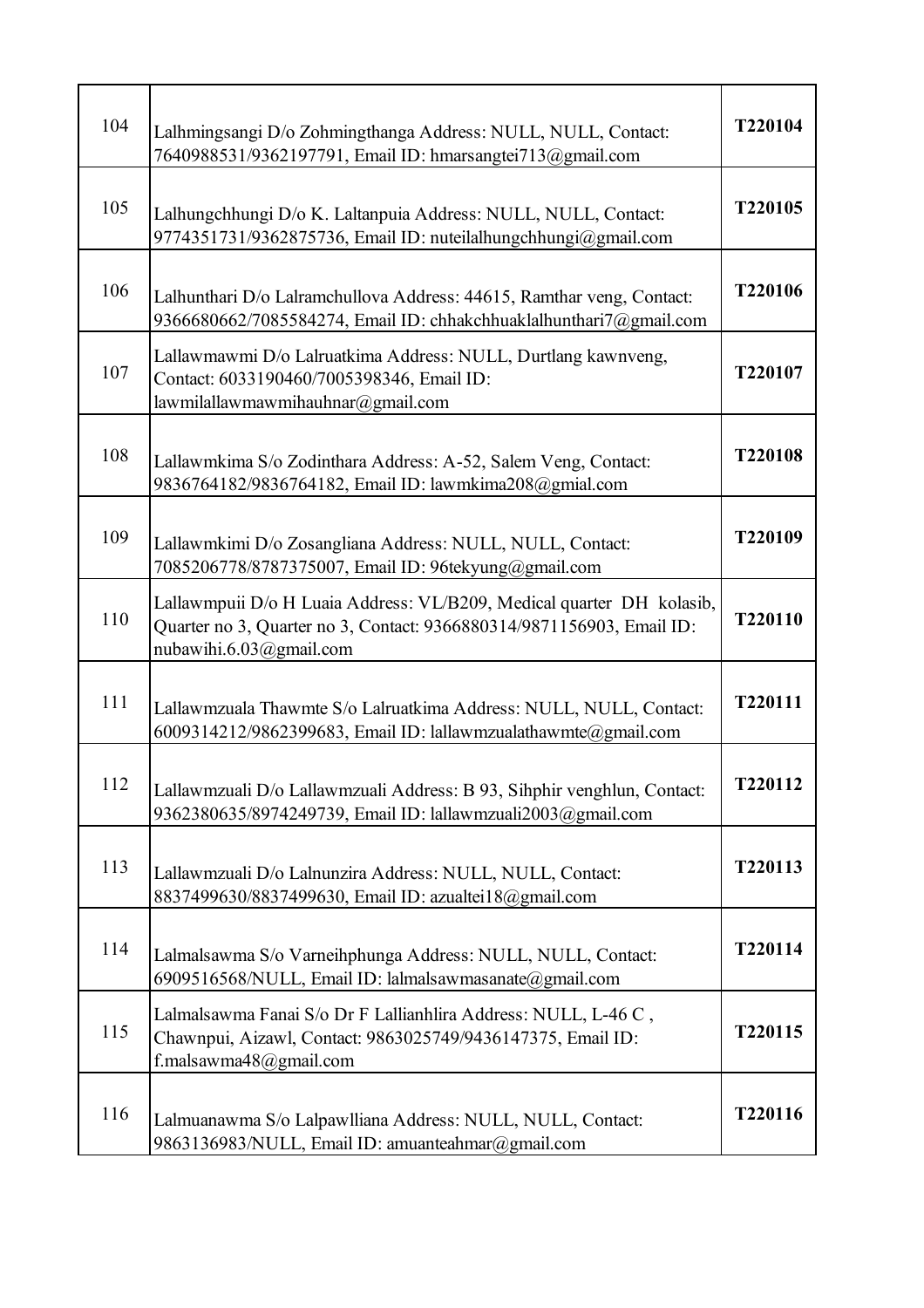| | | |
|---|---|---|
| 104 | Lalhmingsangi D/o Zohmingthanga Address: NULL, NULL, Contact: 7640988531/9362197791, Email ID: hmarsangtei713@gmail.com | **T220104** |
| 105 | Lalhungchhungi D/o K. Laltanpuia Address: NULL, NULL, Contact: 9774351731/9362875736, Email ID: nuteilalhungchhungi@gmail.com | **T220105** |
| 106 | Lalhunthari D/o Lalramchullova Address: 44615, Ramthar veng, Contact: 9366680662/7085584274, Email ID: chhakchhuaklalhunthari7@gmail.com | **T220106** |
| 107 | Lallawmawmi D/o Lalruatkima Address: NULL, Durtlang kawnveng, Contact: 6033190460/7005398346, Email ID: lawmilallawmawmihauhnar@gmail.com | **T220107** |
| 108 | Lallawmkima S/o Zodinthara Address: A-52, Salem Veng, Contact: 9836764182/9836764182, Email ID: lawmkima208@gmial.com | **T220108** |
| 109 | Lallawmkimi D/o Zosangliana Address: NULL, NULL, Contact: 7085206778/8787375007, Email ID: 96tekyung@gmail.com | **T220109** |
| 110 | Lallawmpuii D/o H Luaia Address: VL/B209, Medical quarter DH kolasib, Quarter no 3, Quarter no 3, Contact: 9366880314/9871156903, Email ID: nubawihi.6.03@gmail.com | **T220110** |
| 111 | Lallawmzuala Thawmte S/o Lalruatkima Address: NULL, NULL, Contact: 6009314212/9862399683, Email ID: lallawmzualathawmte@gmail.com | **T220111** |
| 112 | Lallawmzuali D/o Lallawmzuali Address: B 93, Sihphir venghlun, Contact: 9362380635/8974249739, Email ID: lallawmzuali2003@gmail.com | **T220112** |
| 113 | Lallawmzuali D/o Lalnunzira Address: NULL, NULL, Contact: 8837499630/8837499630, Email ID: azualtei18@gmail.com | **T220113** |
| 114 | Lalmalsawma S/o Varneihphunga Address: NULL, NULL, Contact: 6909516568/NULL, Email ID: lalmalsawmasanate@gmail.com | **T220114** |
| 115 | Lalmalsawma Fanai S/o Dr F Lallianhlira Address: NULL, L-46 C , Chawnpui, Aizawl, Contact: 9863025749/9436147375, Email ID: f.malsawma48@gmail.com | **T220115** |
| 116 | Lalmuanawma S/o Lalpawlliana Address: NULL, NULL, Contact: 9863136983/NULL, Email ID: amuanteahmar@gmail.com | **T220116** |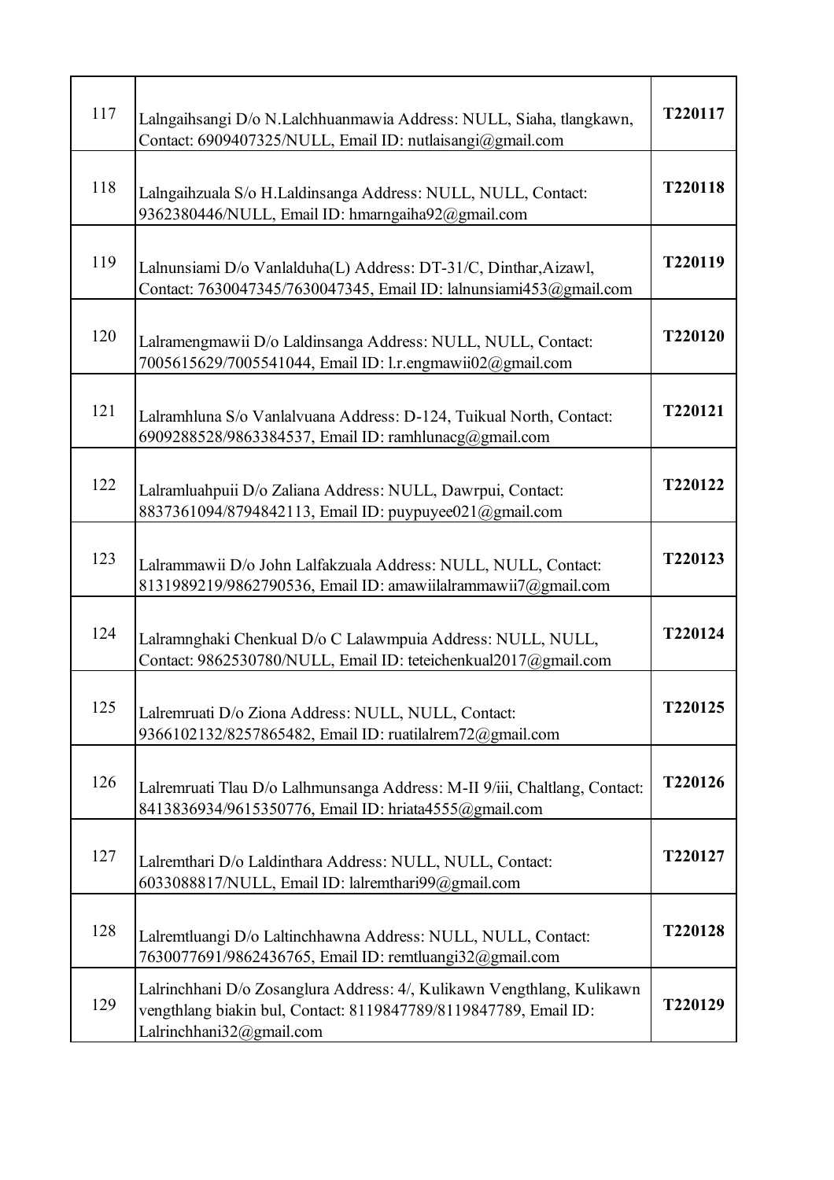| | | |
|---|---|---|
| 117 | Lalngaihsangi D/o N.Lalchhuanmawia Address: NULL, Siaha, tlangkawn, Contact: 6909407325/NULL, Email ID: nutlaisangi@gmail.com | **T220117** |
| 118 | Lalngaihzuala S/o H.Laldinsanga Address: NULL, NULL, Contact: 9362380446/NULL, Email ID: hmarngaiha92@gmail.com | **T220118** |
| 119 | Lalnunsiami D/o Vanlalduha(L) Address: DT-31/C, Dinthar,Aizawl, Contact: 7630047345/7630047345, Email ID: lalnunsiami453@gmail.com | **T220119** |
| 120 | Lalramengmawii D/o Laldinsanga Address: NULL, NULL, Contact: 7005615629/7005541044, Email ID: l.r.engmawii02@gmail.com | **T220120** |
| 121 | Lalramhluna S/o Vanlalvuana Address: D-124, Tuikual North, Contact: 6909288528/9863384537, Email ID: ramhlunacg@gmail.com | **T220121** |
| 122 | Lalramluahpuii D/o Zaliana Address: NULL, Dawrpui, Contact: 8837361094/8794842113, Email ID: puypuyee021@gmail.com | **T220122** |
| 123 | Lalrammawii D/o John Lalfakzuala Address: NULL, NULL, Contact: 8131989219/9862790536, Email ID: amawiilalrammawii7@gmail.com | **T220123** |
| 124 | Lalramnghaki Chenkual D/o C Lalawmpuia Address: NULL, NULL, Contact: 9862530780/NULL, Email ID: teteichenkual2017@gmail.com | **T220124** |
| 125 | Lalremruati D/o Ziona Address: NULL, NULL, Contact: 9366102132/8257865482, Email ID: ruatilalrem72@gmail.com | **T220125** |
| 126 | Lalremruati Tlau D/o Lalhmunsanga Address: M-II 9/iii, Chaltlang, Contact: 8413836934/9615350776, Email ID: hriata4555@gmail.com | **T220126** |
| 127 | Lalremthari D/o Laldinthara Address: NULL, NULL, Contact: 6033088817/NULL, Email ID: lalremthari99@gmail.com | **T220127** |
| 128 | Lalremtluangi D/o Laltinchhawna Address: NULL, NULL, Contact: 7630077691/9862436765, Email ID: remtluangi32@gmail.com | **T220128** |
| 129 | Lalrinchhani D/o Zosanglura Address: 4/, Kulikawn Vengthlang, Kulikawn vengthlang biakin bul, Contact: 8119847789/8119847789, Email ID: Lalrinchhani32@gmail.com | **T220129** |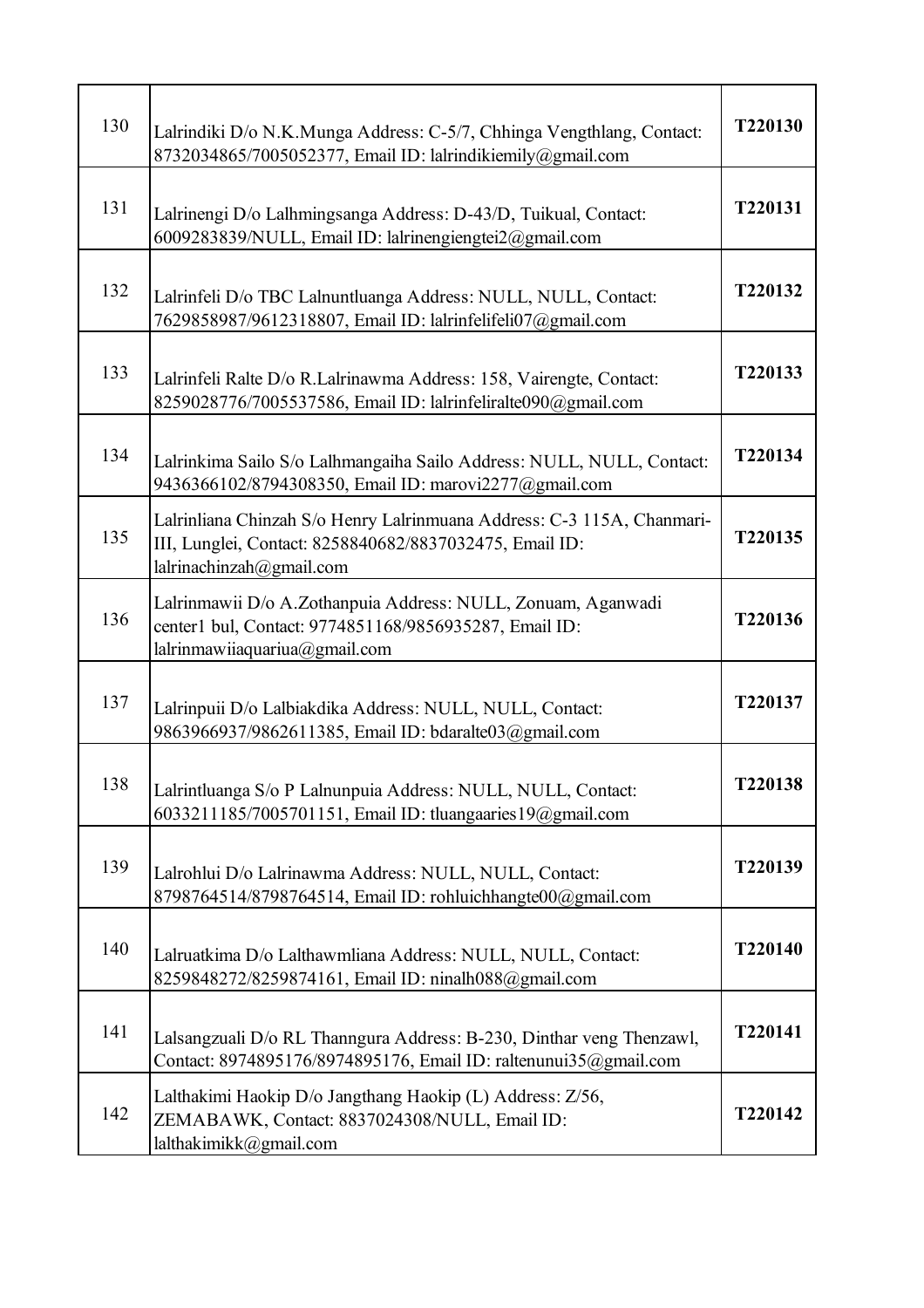| | | |
|---|---|---|
| 130 | Lalrindiki D/o N.K.Munga Address: C-5/7, Chhinga Vengthlang, Contact: 8732034865/7005052377, Email ID: lalrindikiemily@gmail.com | **T220130** |
| 131 | Lalrinengi D/o Lalhmingsanga Address: D-43/D, Tuikual, Contact: 6009283839/NULL, Email ID: lalrinengiengtei2@gmail.com | **T220131** |
| 132 | Lalrinfeli D/o TBC Lalnuntluanga Address: NULL, NULL, Contact: 7629858987/9612318807, Email ID: lalrinfelifeli07@gmail.com | **T220132** |
| 133 | Lalrinfeli Ralte D/o R.Lalrinawma Address: 158, Vairengte, Contact: 8259028776/7005537586, Email ID: lalrinfeliralte090@gmail.com | **T220133** |
| 134 | Lalrinkima Sailo S/o Lalhmangaiha Sailo Address: NULL, NULL, Contact: 9436366102/8794308350, Email ID: marovi2277@gmail.com | **T220134** |
| 135 | Lalrinliana Chinzah S/o Henry Lalrinmuana Address: C-3 115A, Chanmari-III, Lunglei, Contact: 8258840682/8837032475, Email ID: lalrinachinzah@gmail.com | **T220135** |
| 136 | Lalrinmawii D/o A.Zothanpuia Address: NULL, Zonuam, Aganwadi center1 bul, Contact: 9774851168/9856935287, Email ID: lalrinmawiiaquariua@gmail.com | **T220136** |
| 137 | Lalrinpuii D/o Lalbiakdika Address: NULL, NULL, Contact: 9863966937/9862611385, Email ID: bdaralte03@gmail.com | **T220137** |
| 138 | Lalrintluanga S/o P Lalnunpuia Address: NULL, NULL, Contact: 6033211185/7005701151, Email ID: tluangaaries19@gmail.com | **T220138** |
| 139 | Lalrohlui D/o Lalrinawma Address: NULL, NULL, Contact: 8798764514/8798764514, Email ID: rohluichhangte00@gmail.com | **T220139** |
| 140 | Lalruatkima D/o Lalthawmliana Address: NULL, NULL, Contact: 8259848272/8259874161, Email ID: ninalh088@gmail.com | **T220140** |
| 141 | Lalsangzuali D/o RL Thanngura Address: B-230, Dinthar veng Thenzawl, Contact: 8974895176/8974895176, Email ID: raltenunui35@gmail.com | **T220141** |
| 142 | Lalthakimi Haokip D/o Jangthang Haokip (L) Address: Z/56, ZEMABAWK, Contact: 8837024308/NULL, Email ID: lalthakimikk@gmail.com | **T220142** |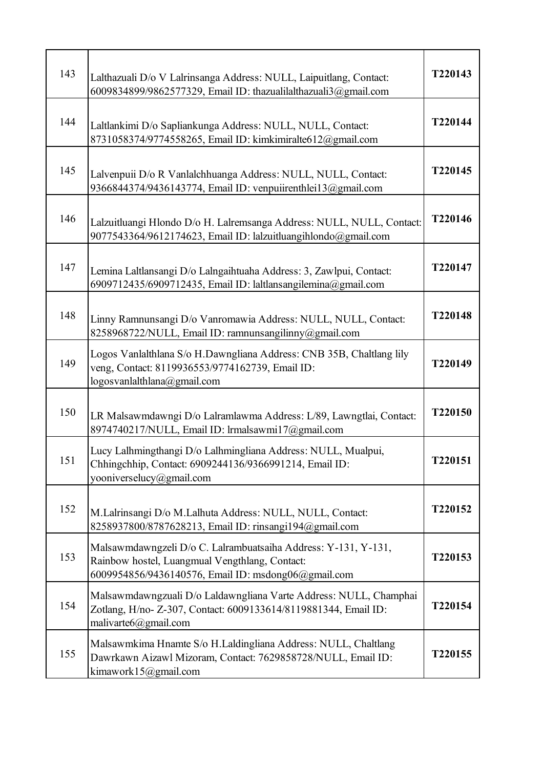| 143 | Lalthazuali D/o V Lalrinsanga Address: NULL, Laipuitlang, Contact: 6009834899/9862577329, Email ID: thazualilalthazuali3@gmail.com | **T220143** |
|---|---|---|
| 144 | Laltlankimi D/o Sapliankunga Address: NULL, NULL, Contact: 8731058374/9774558265, Email ID: kimkimiralte612@gmail.com | **T220144** |
| 145 | Lalvenpuii D/o R Vanlalchhuanga Address: NULL, NULL, Contact: 9366844374/9436143774, Email ID: venpuiirenthlei13@gmail.com | **T220145** |
| 146 | Lalzuitluangi Hlondo D/o H. Lalremsanga Address: NULL, NULL, Contact: 9077543364/9612174623, Email ID: lalzuitluangihlondo@gmail.com | **T220146** |
| 147 | Lemina Laltlansangi D/o Lalngaihtuaha Address: 3, Zawlpui, Contact: 6909712435/6909712435, Email ID: laltlansangilemina@gmail.com | **T220147** |
| 148 | Linny Ramnunsangi D/o Vanromawia Address: NULL, NULL, Contact: 8258968722/NULL, Email ID: ramnunsangilinny@gmail.com | **T220148** |
| 149 | Logos Vanlalthlana S/o H.Dawngliana Address: CNB 35B, Chaltlang lily veng, Contact: 8119936553/9774162739, Email ID: logosvanlalthlana@gmail.com | **T220149** |
| 150 | LR Malsawmdawngi D/o Lalramlawma Address: L/89, Lawngtlai, Contact: 8974740217/NULL, Email ID: lrmalsawmi17@gmail.com | **T220150** |
| 151 | Lucy Lalhmingthangi D/o Lalhmingliana Address: NULL, Mualpui, Chhingchhip, Contact: 6909244136/9366991214, Email ID: yooniverselucy@gmail.com | **T220151** |
| 152 | M.Lalrinsangi D/o M.Lalhuta Address: NULL, NULL, Contact: 8258937800/8787628213, Email ID: rinsangi194@gmail.com | **T220152** |
| 153 | Malsawmdawngzeli D/o C. Lalrambuatsaiha Address: Y-131, Y-131, Rainbow hostel, Luangmual Vengthlang, Contact: 6009954856/9436140576, Email ID: msdong06@gmail.com | **T220153** |
| 154 | Malsawmdawngzuali D/o Laldawngliana Varte Address: NULL, Champhai Zotlang, H/no- Z-307, Contact: 6009133614/8119881344, Email ID: malivarte6@gmail.com | **T220154** |
| 155 | Malsawmkima Hnamte S/o H.Laldingliana Address: NULL, Chaltlang Dawrkawn Aizawl Mizoram, Contact: 7629858728/NULL, Email ID: kimawork15@gmail.com | **T220155** |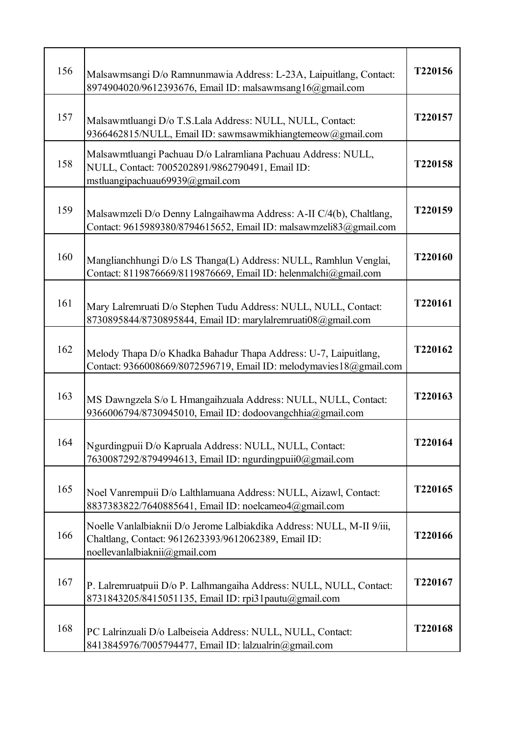| | | |
|---|---|---|
| 156 | Malsawmsangi D/o Ramnunmawia Address: L-23A, Laipuitlang, Contact: 8974904020/9612393676, Email ID: malsawmsang16@gmail.com | T220156 |
| 157 | Malsawmtluangi D/o T.S.Lala Address: NULL, NULL, Contact: 9366462815/NULL, Email ID: sawmsawmikhiangtemeow@gmail.com | T220157 |
| 158 | Malsawmtluangi Pachuau D/o Lalramliana Pachuau Address: NULL, NULL, Contact: 7005202891/9862790491, Email ID: mstluangipachuau69939@gmail.com | T220158 |
| 159 | Malsawmzeli D/o Denny Lalngaihawma Address: A-II C/4(b), Chaltlang, Contact: 9615989380/8794615652, Email ID: malsawmzeli83@gmail.com | T220159 |
| 160 | Manglianchhungi D/o LS Thanga(L) Address: NULL, Ramhlun Venglai, Contact: 8119876669/8119876669, Email ID: helenmalchi@gmail.com | T220160 |
| 161 | Mary Lalremruati D/o Stephen Tudu Address: NULL, NULL, Contact: 8730895844/8730895844, Email ID: marylalremruati08@gmail.com | T220161 |
| 162 | Melody Thapa D/o Khadka Bahadur Thapa Address: U-7, Laipuitlang, Contact: 9366008669/8072596719, Email ID: melodymavies18@gmail.com | T220162 |
| 163 | MS Dawngzela S/o L Hmangaihzuala Address: NULL, NULL, Contact: 9366006794/8730945010, Email ID: dodoovangchhia@gmail.com | T220163 |
| 164 | Ngurdingpuii D/o Kapruala Address: NULL, NULL, Contact: 7630087292/8794994613, Email ID: ngurdingpuii0@gmail.com | T220164 |
| 165 | Noel Vanrempuii D/o Lalthlamuana Address: NULL, Aizawl, Contact: 8837383822/7640885641, Email ID: noelcameo4@gmail.com | T220165 |
| 166 | Noelle Vanlalbiaknii D/o Jerome Lalbiakdika Address: NULL, M-II 9/iii, Chaltlang, Contact: 9612623393/9612062389, Email ID: noellevanlalbiaknii@gmail.com | T220166 |
| 167 | P. Lalremruatpuii D/o P. Lalhmangaiha Address: NULL, NULL, Contact: 8731843205/8415051135, Email ID: rpi31pautu@gmail.com | T220167 |
| 168 | PC Lalrinzuali D/o Lalbeiseia Address: NULL, NULL, Contact: 8413845976/7005794477, Email ID: lalzualrin@gmail.com | T220168 |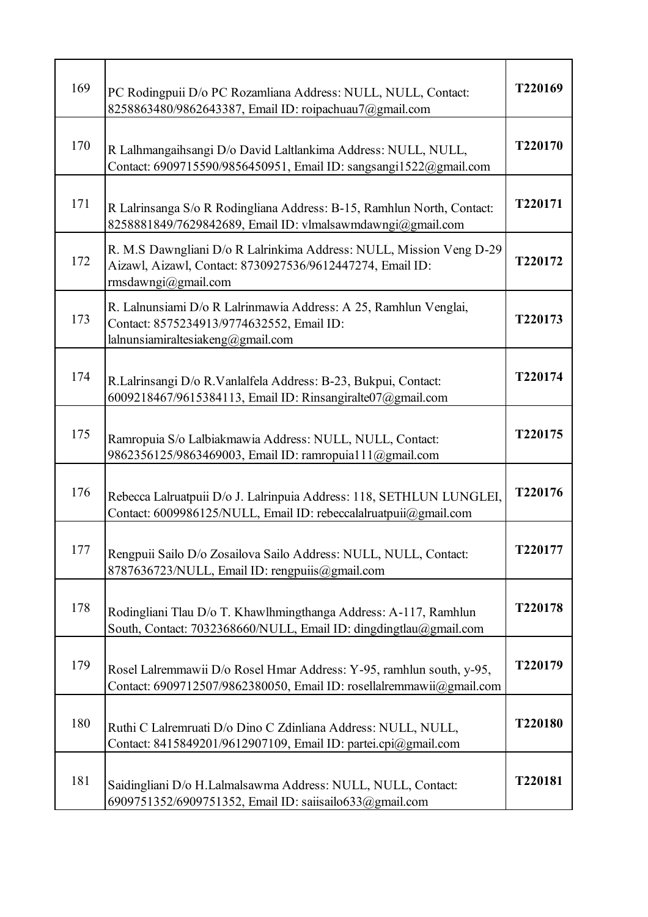| | | |
|---|---|---|
| 169 | PC Rodingpuii D/o PC Rozamliana Address: NULL, NULL, Contact: 8258863480/9862643387, Email ID: roipachuau7@gmail.com | T220169 |
| 170 | R Lalhmangaihsangi D/o David Laltlankima Address: NULL, NULL, Contact: 6909715590/9856450951, Email ID: sangsangi1522@gmail.com | T220170 |
| 171 | R Lalrinsanga S/o R Rodingliana Address: B-15, Ramhlun North, Contact: 8258881849/7629842689, Email ID: vlmalsawmdawngi@gmail.com | T220171 |
| 172 | R. M.S Dawngliani D/o R Lalrinkima Address: NULL, Mission Veng D-29 Aizawl, Aizawl, Contact: 8730927536/9612447274, Email ID: rmsdawngi@gmail.com | T220172 |
| 173 | R. Lalnunsiami D/o R Lalrinmawia Address: A 25, Ramhlun Venglai, Contact: 8575234913/9774632552, Email ID: lalnunsiamiraltesiakeng@gmail.com | T220173 |
| 174 | R.Lalrinsangi D/o R.Vanlalfela Address: B-23, Bukpui, Contact: 6009218467/9615384113, Email ID: Rinsangiralte07@gmail.com | T220174 |
| 175 | Ramropuia S/o Lalbiakmawia Address: NULL, NULL, Contact: 9862356125/9863469003, Email ID: ramropuia111@gmail.com | T220175 |
| 176 | Rebecca Lalruatpuii D/o J. Lalrinpuia Address: 118, SETHLUN LUNGLEI, Contact: 6009986125/NULL, Email ID: rebeccalalruatpuii@gmail.com | T220176 |
| 177 | Rengpuii Sailo D/o Zosailova Sailo Address: NULL, NULL, Contact: 8787636723/NULL, Email ID: rengpuiis@gmail.com | T220177 |
| 178 | Rodingliani Tlau D/o T. Khawlhmingthanga Address: A-117, Ramhlun South, Contact: 7032368660/NULL, Email ID: dingdingtlau@gmail.com | T220178 |
| 179 | Rosel Lalremmawii D/o Rosel Hmar Address: Y-95, ramhlun south, y-95, Contact: 6909712507/9862380050, Email ID: rosellalremmawii@gmail.com | T220179 |
| 180 | Ruthi C Lalremruati D/o Dino C Zdinliana Address: NULL, NULL, Contact: 8415849201/9612907109, Email ID: partei.cpi@gmail.com | T220180 |
| 181 | Saidingliani D/o H.Lalmalsawma Address: NULL, NULL, Contact: 6909751352/6909751352, Email ID: saiisailo633@gmail.com | T220181 |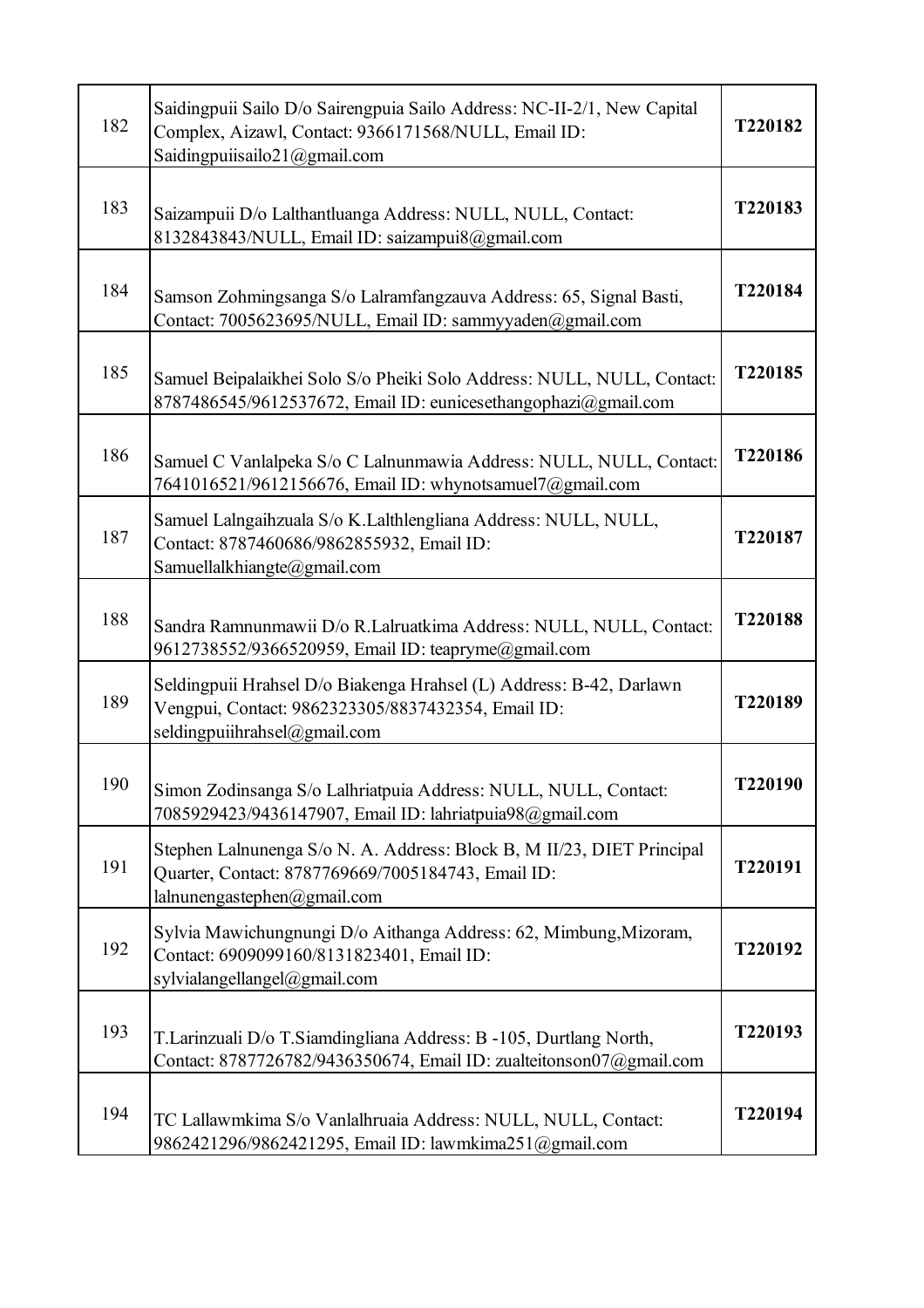| | | |
|---|---|---|
| 182 | Saidingpuii Sailo D/o Sairengpuia Sailo Address: NC-II-2/1, New Capital Complex, Aizawl, Contact: 9366171568/NULL, Email ID: Saidingpuiisailo21@gmail.com | **T220182** |
| 183 | Saizampuii D/o Lalthantluanga Address: NULL, NULL, Contact: 8132843843/NULL, Email ID: saizampui8@gmail.com | **T220183** |
| 184 | Samson Zohmingsanga S/o Lalramfangzauva Address: 65, Signal Basti, Contact: 7005623695/NULL, Email ID: sammyyaden@gmail.com | **T220184** |
| 185 | Samuel Beipalaikhei Solo S/o Pheiki Solo Address: NULL, NULL, Contact: 8787486545/9612537672, Email ID: eunicesethangophazi@gmail.com | **T220185** |
| 186 | Samuel C Vanlalpeka S/o C Lalnunmawia Address: NULL, NULL, Contact: 7641016521/9612156676, Email ID: whynotsamuel7@gmail.com | **T220186** |
| 187 | Samuel Lalngaihzuala S/o K.Lalthlengliana Address: NULL, NULL, Contact: 8787460686/9862855932, Email ID: Samuellalkhiangte@gmail.com | **T220187** |
| 188 | Sandra Ramnunmawii D/o R.Lalruatkima Address: NULL, NULL, Contact: 9612738552/9366520959, Email ID: teapryme@gmail.com | **T220188** |
| 189 | Seldingpuii Hrahsel D/o Biakenga Hrahsel (L) Address: B-42, Darlawn Vengpui, Contact: 9862323305/8837432354, Email ID: seldingpuiihrahsel@gmail.com | **T220189** |
| 190 | Simon Zodinsanga S/o Lalhriatpuia Address: NULL, NULL, Contact: 7085929423/9436147907, Email ID: lahriatpuia98@gmail.com | **T220190** |
| 191 | Stephen Lalnunenga S/o N. A. Address: Block B, M II/23, DIET Principal Quarter, Contact: 8787769669/7005184743, Email ID: lalnunengastephen@gmail.com | **T220191** |
| 192 | Sylvia Mawichungnungi D/o Aithanga Address: 62, Mimbung,Mizoram, Contact: 6909099160/8131823401, Email ID: sylvialangellangel@gmail.com | **T220192** |
| 193 | T.Larinzuali D/o T.Siamdingliana Address: B -105, Durtlang North, Contact: 8787726782/9436350674, Email ID: zualteitonson07@gmail.com | **T220193** |
| 194 | TC Lallawmkima S/o Vanlalhruaia Address: NULL, NULL, Contact: 9862421296/9862421295, Email ID: lawmkima251@gmail.com | **T220194** |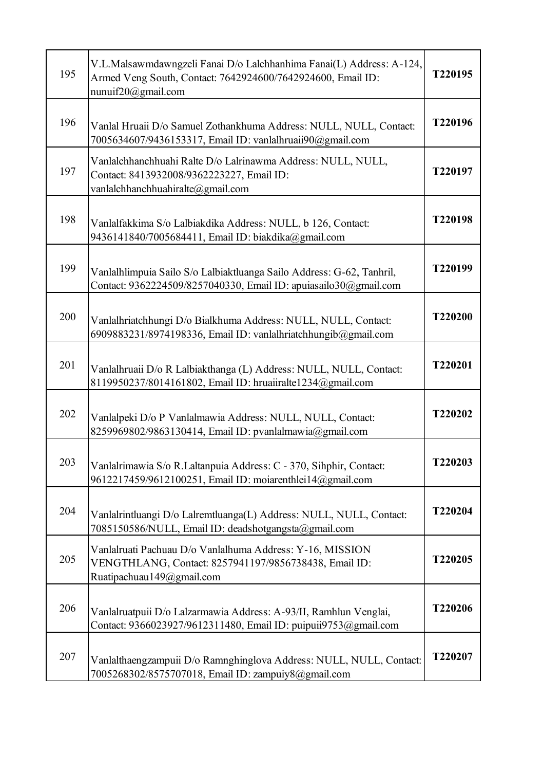| 195 | V.L.Malsawmdawngzeli Fanai D/o Lalchhanhima Fanai(L) Address: A-124, Armed Veng South, Contact: 7642924600/7642924600, Email ID: nunuif20@gmail.com | **T220195** |
|---|---|---|
| 196 | Vanlal Hruaii D/o Samuel Zothankhuma Address: NULL, NULL, Contact: 7005634607/9436153317, Email ID: vanlalhruaii90@gmail.com | **T220196** |
| 197 | Vanlalchhanchhuahi Ralte D/o Lalrinawma Address: NULL, NULL, Contact: 8413932008/9362223227, Email ID: vanlalchhanchhuahiralte@gmail.com | **T220197** |
| 198 | Vanlalfakkima S/o Lalbiakdika Address: NULL, b 126, Contact: 9436141840/7005684411, Email ID: biakdika@gmail.com | **T220198** |
| 199 | Vanlalhlimpuia Sailo S/o Lalbiaktluanga Sailo Address: G-62, Tanhril, Contact: 9362224509/8257040330, Email ID: apuiasailo30@gmail.com | **T220199** |
| 200 | Vanlalhriatchhungi D/o Bialkhuma Address: NULL, NULL, Contact: 6909883231/8974198336, Email ID: vanlalhriatchhungib@gmail.com | **T220200** |
| 201 | Vanlalhruaii D/o R Lalbiakthanga (L) Address: NULL, NULL, Contact: 8119950237/8014161802, Email ID: hruaiiralte1234@gmail.com | **T220201** |
| 202 | Vanlalpeki D/o P Vanlalmawia Address: NULL, NULL, Contact: 8259969802/9863130414, Email ID: pvanlalmawia@gmail.com | **T220202** |
| 203 | Vanlalrimawia S/o R.Laltanpuia Address: C - 370, Sihphir, Contact: 9612217459/9612100251, Email ID: moiarenthlei14@gmail.com | **T220203** |
| 204 | Vanlalrintluangi D/o Lalremtluanga(L) Address: NULL, NULL, Contact: 7085150586/NULL, Email ID: deadshotgangsta@gmail.com | **T220204** |
| 205 | Vanlalruati Pachuau D/o Vanlalhuma Address: Y-16, MISSION VENGTHLANG, Contact: 8257941197/9856738438, Email ID: Ruatipachuau149@gmail.com | **T220205** |
| 206 | Vanlalruatpuii D/o Lalzarmawia Address: A-93/II, Ramhlun Venglai, Contact: 9366023927/9612311480, Email ID: puipuii9753@gmail.com | **T220206** |
| 207 | Vanlalthaengzampuii D/o Ramnghinglova Address: NULL, NULL, Contact: 7005268302/8575707018, Email ID: zampuiy8@gmail.com | **T220207** |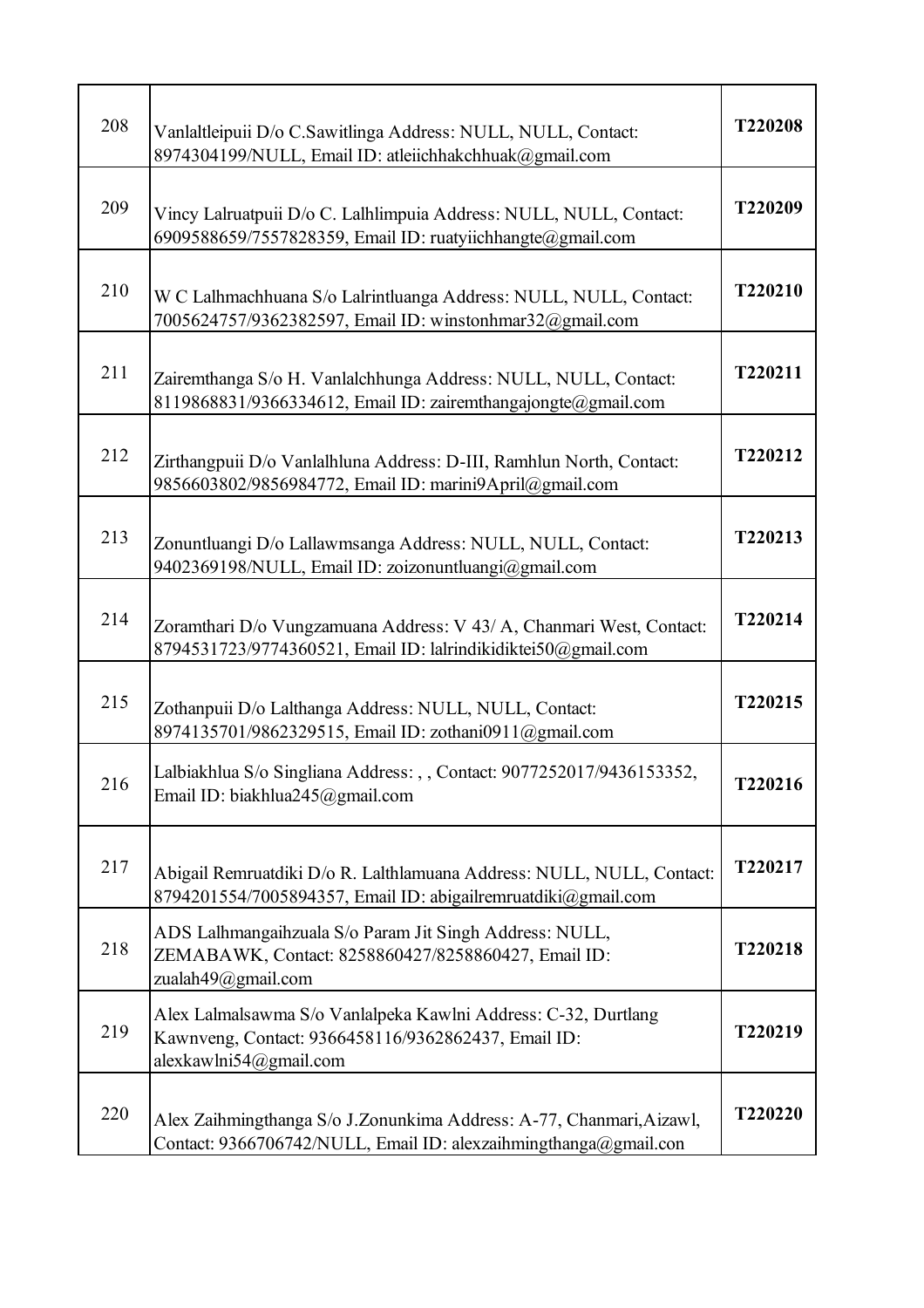| | | |
|---|---|---|
| 208 | Vanlaltleipuii D/o C.Sawitlinga Address: NULL, NULL, Contact: 8974304199/NULL, Email ID: atleiichhakchhuak@gmail.com | **T220208** |
| 209 | Vincy Lalruatpuii D/o C. Lalhlimpuia Address: NULL, NULL, Contact: 6909588659/7557828359, Email ID: ruatyiichhangte@gmail.com | **T220209** |
| 210 | W C Lalhmachhuana S/o Lalrintluanga Address: NULL, NULL, Contact: 7005624757/9362382597, Email ID: winstonhmar32@gmail.com | **T220210** |
| 211 | Zairemthanga S/o H. Vanlalchhunga Address: NULL, NULL, Contact: 8119868831/9366334612, Email ID: zairemthangajongte@gmail.com | **T220211** |
| 212 | Zirthangpuii D/o Vanlalhluna Address: D-III, Ramhlun North, Contact: 9856603802/9856984772, Email ID: marini9April@gmail.com | **T220212** |
| 213 | Zonuntluangi D/o Lallawmsanga Address: NULL, NULL, Contact: 9402369198/NULL, Email ID: zoizonuntluangi@gmail.com | **T220213** |
| 214 | Zoramthari D/o Vungzamuana Address: V 43/ A, Chanmari West, Contact: 8794531723/9774360521, Email ID: lalrindikidiktei50@gmail.com | **T220214** |
| 215 | Zothanpuii D/o Lalthanga Address: NULL, NULL, Contact: 8974135701/9862329515, Email ID: zothani0911@gmail.com | **T220215** |
| 216 | Lalbiakhlua S/o Singliana Address: , , Contact: 9077252017/9436153352, Email ID: biakhlua245@gmail.com | **T220216** |
| 217 | Abigail Remruatdiki D/o R. Lalthlamuana Address: NULL, NULL, Contact: 8794201554/7005894357, Email ID: abigailremruatdiki@gmail.com | **T220217** |
| 218 | ADS Lalhmangaihzuala S/o Param Jit Singh Address: NULL, ZEMABAWK, Contact: 8258860427/8258860427, Email ID: zualah49@gmail.com | **T220218** |
| 219 | Alex Lalmalsawma S/o Vanlalpeka Kawlni Address: C-32, Durtlang Kawnveng, Contact: 9366458116/9362862437, Email ID: alexkawlni54@gmail.com | **T220219** |
| 220 | Alex Zaihmingthanga S/o J.Zonunkima Address: A-77, Chanmari,Aizawl, Contact: 9366706742/NULL, Email ID: alexzaihmingthanga@gmail.con | **T220220** |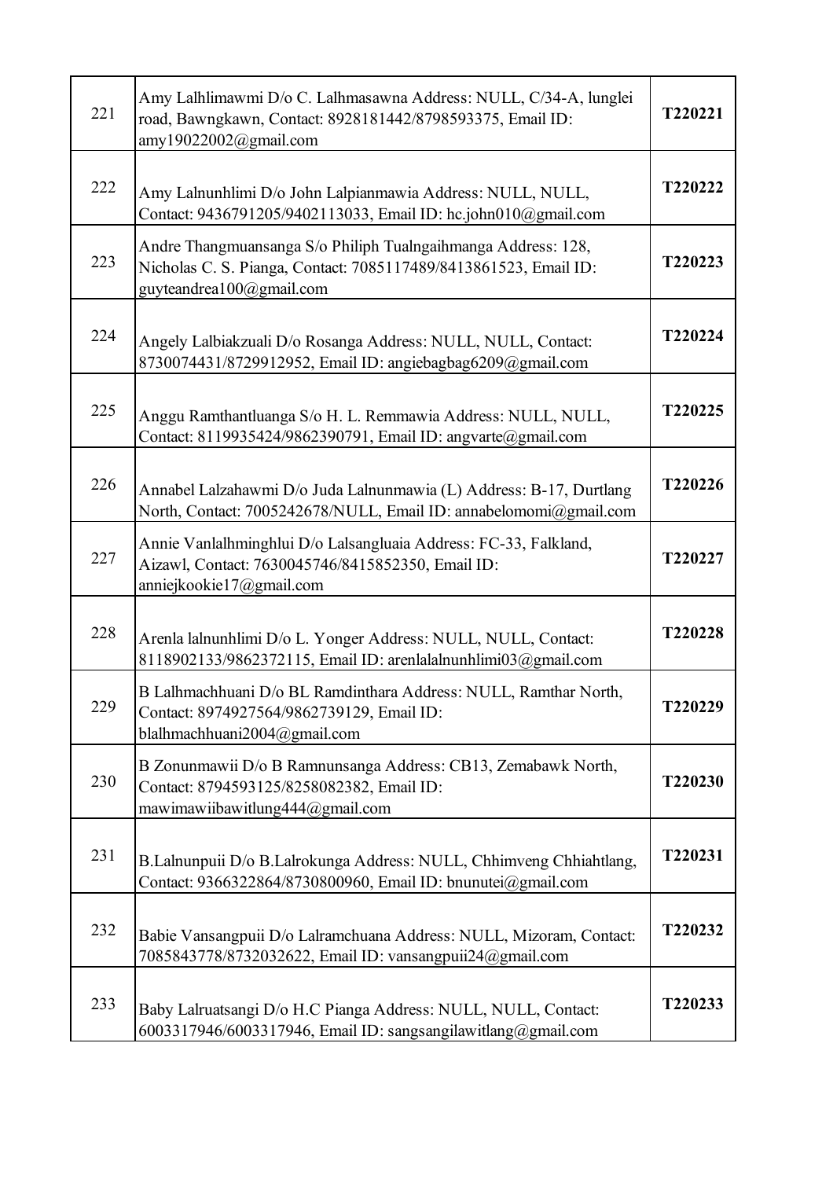| 221 | Amy Lalhlimawmi D/o C. Lalhmasawna Address: NULL, C/34-A, lunglei road, Bawngkawn, Contact: 8928181442/8798593375, Email ID: amy19022002@gmail.com | **T220221** |
|---|---|---|
| 222 | Amy Lalnunhlimi D/o John Lalpianmawia Address: NULL, NULL, Contact: 9436791205/9402113033, Email ID: hc.john010@gmail.com | **T220222** |
| 223 | Andre Thangmuansanga S/o Philiph Tualngaihmanga Address: 128, Nicholas C. S. Pianga, Contact: 7085117489/8413861523, Email ID: guyteandrea100@gmail.com | **T220223** |
| 224 | Angely Lalbiakzuali D/o Rosanga Address: NULL, NULL, Contact: 8730074431/8729912952, Email ID: angiebagbag6209@gmail.com | **T220224** |
| 225 | Anggu Ramthantluanga S/o H. L. Remmawia Address: NULL, NULL, Contact: 8119935424/9862390791, Email ID: angvarte@gmail.com | **T220225** |
| 226 | Annabel Lalzahawmi D/o Juda Lalnunmawia (L) Address: B-17, Durtlang North, Contact: 7005242678/NULL, Email ID: annabelomomi@gmail.com | **T220226** |
| 227 | Annie Vanlalhminghlui D/o Lalsangluaia Address: FC-33, Falkland, Aizawl, Contact: 7630045746/8415852350, Email ID: anniejkookie17@gmail.com | **T220227** |
| 228 | Arenla lalnunhlimi D/o L. Yonger Address: NULL, NULL, Contact: 8118902133/9862372115, Email ID: arenlalalnunhlimi03@gmail.com | **T220228** |
| 229 | B Lalhmachhuani D/o BL Ramdinthara Address: NULL, Ramthar North, Contact: 8974927564/9862739129, Email ID: blalhmachhuani2004@gmail.com | **T220229** |
| 230 | B Zonunmawii D/o B Ramnunsanga Address: CB13, Zemabawk North, Contact: 8794593125/8258082382, Email ID: mawimawiibawitlung444@gmail.com | **T220230** |
| 231 | B.Lalnunpuii D/o B.Lalrokunga Address: NULL, Chhimveng Chhiahtlang, Contact: 9366322864/8730800960, Email ID: bnunutei@gmail.com | **T220231** |
| 232 | Babie Vansangpuii D/o Lalramchuana Address: NULL, Mizoram, Contact: 7085843778/8732032622, Email ID: vansangpuii24@gmail.com | **T220232** |
| 233 | Baby Lalruatsangi D/o H.C Pianga Address: NULL, NULL, Contact: 6003317946/6003317946, Email ID: sangsangilawitlang@gmail.com | **T220233** |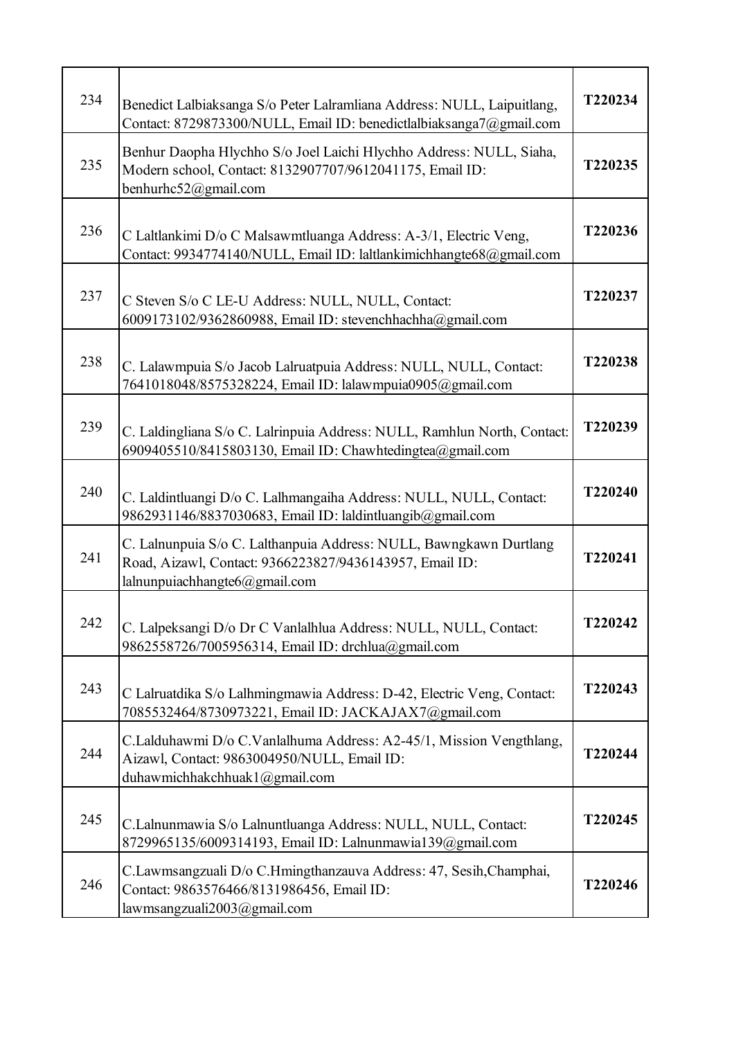| | | |
|---|---|---|
| 234 | Benedict Lalbiaksanga S/o Peter Lalramliana Address: NULL, Laipuitlang, Contact: 8729873300/NULL, Email ID: benedictlalbiaksanga7@gmail.com | **T220234** |
| 235 | Benhur Daopha Hlychho S/o Joel Laichi Hlychho Address: NULL, Siaha, Modern school, Contact: 8132907707/9612041175, Email ID: benhurhc52@gmail.com | **T220235** |
| 236 | C Laltlankimi D/o C Malsawmtluanga Address: A-3/1, Electric Veng, Contact: 9934774140/NULL, Email ID: laltlankimichhangte68@gmail.com | **T220236** |
| 237 | C Steven S/o C LE-U Address: NULL, NULL, Contact: 6009173102/9362860988, Email ID: stevenchhachha@gmail.com | **T220237** |
| 238 | C. Lalawmpuia S/o Jacob Lalruatpuia Address: NULL, NULL, Contact: 7641018048/8575328224, Email ID: lalawmpuia0905@gmail.com | **T220238** |
| 239 | C. Laldingliana S/o C. Lalrinpuia Address: NULL, Ramhlun North, Contact: 6909405510/8415803130, Email ID: Chawhtedingtea@gmail.com | **T220239** |
| 240 | C. Laldintluangi D/o C. Lalhmangaiha Address: NULL, NULL, Contact: 9862931146/8837030683, Email ID: laldintluangib@gmail.com | **T220240** |
| 241 | C. Lalnunpuia S/o C. Lalthanpuia Address: NULL, Bawngkawn Durtlang Road, Aizawl, Contact: 9366223827/9436143957, Email ID: lalnunpuiachhangte6@gmail.com | **T220241** |
| 242 | C. Lalpeksangi D/o Dr C Vanlalhlua Address: NULL, NULL, Contact: 9862558726/7005956314, Email ID: drchlua@gmail.com | **T220242** |
| 243 | C Lalruatdika S/o Lalhmingmawia Address: D-42, Electric Veng, Contact: 7085532464/8730973221, Email ID: JACKAJAX7@gmail.com | **T220243** |
| 244 | C.Lalduhawmi D/o C.Vanlalhuma Address: A2-45/1, Mission Vengthlang, Aizawl, Contact: 9863004950/NULL, Email ID: duhawmichhakchhuak1@gmail.com | **T220244** |
| 245 | C.Lalnunmawia S/o Lalnuntluanga Address: NULL, NULL, Contact: 8729965135/6009314193, Email ID: Lalnunmawia139@gmail.com | **T220245** |
| 246 | C.Lawmsangzuali D/o C.Hmingthanzauva Address: 47, Sesih,Champhai, Contact: 9863576466/8131986456, Email ID: lawmsangzuali2003@gmail.com | **T220246** |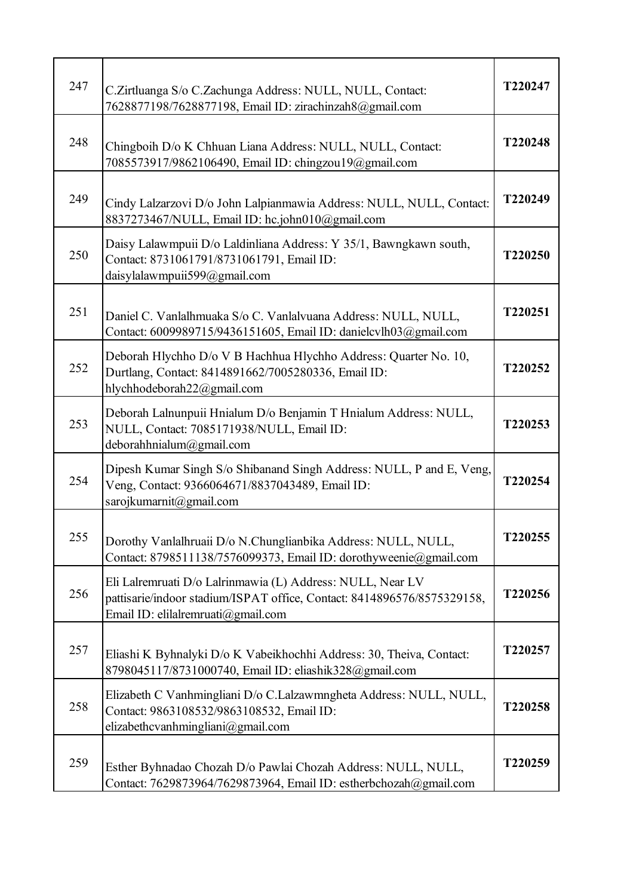| | | |
|---|---|---|
| 247 | C.Zirtluanga S/o C.Zachunga Address: NULL, NULL, Contact: 7628877198/7628877198, Email ID: zirachinzah8@gmail.com | **T220247** |
| 248 | Chingboih D/o K Chhuan Liana Address: NULL, NULL, Contact: 7085573917/9862106490, Email ID: chingzou19@gmail.com | **T220248** |
| 249 | Cindy Lalzarzovi D/o John Lalpianmawia Address: NULL, NULL, Contact: 8837273467/NULL, Email ID: hc.john010@gmail.com | **T220249** |
| 250 | Daisy Lalawmpuii D/o Laldinliana Address: Y 35/1, Bawngkawn south, Contact: 8731061791/8731061791, Email ID: daisylalawmpuii599@gmail.com | **T220250** |
| 251 | Daniel C. Vanlalhmuaka S/o C. Vanlalvuana Address: NULL, NULL, Contact: 6009989715/9436151605, Email ID: danielcvlh03@gmail.com | **T220251** |
| 252 | Deborah Hlychho D/o V B Hachhua Hlychho Address: Quarter No. 10, Durtlang, Contact: 8414891662/7005280336, Email ID: hlychhodeborah22@gmail.com | **T220252** |
| 253 | Deborah Lalnunpuii Hnialum D/o Benjamin T Hnialum Address: NULL, NULL, Contact: 7085171938/NULL, Email ID: deborahhnialum@gmail.com | **T220253** |
| 254 | Dipesh Kumar Singh S/o Shibanand Singh Address: NULL, P and E, Veng, Veng, Contact: 9366064671/8837043489, Email ID: sarojkumarnit@gmail.com | **T220254** |
| 255 | Dorothy Vanlalhruaii D/o N.Chunglianbika Address: NULL, NULL, Contact: 8798511138/7576099373, Email ID: dorothyweenie@gmail.com | **T220255** |
| 256 | Eli Lalremruati D/o Lalrinmawia (L) Address: NULL, Near LV pattisarie/indoor stadium/ISPAT office, Contact: 8414896576/8575329158, Email ID: elilalremruati@gmail.com | **T220256** |
| 257 | Eliashi K Byhnalyki D/o K Vabeikhochhi Address: 30, Theiva, Contact: 8798045117/8731000740, Email ID: eliashik328@gmail.com | **T220257** |
| 258 | Elizabeth C Vanhmingliani D/o C.Lalzawmngheta Address: NULL, NULL, Contact: 9863108532/9863108532, Email ID: elizabethcvanhmingliani@gmail.com | **T220258** |
| 259 | Esther Byhnadao Chozah D/o Pawlai Chozah Address: NULL, NULL, Contact: 7629873964/7629873964, Email ID: estherbchozah@gmail.com | **T220259** |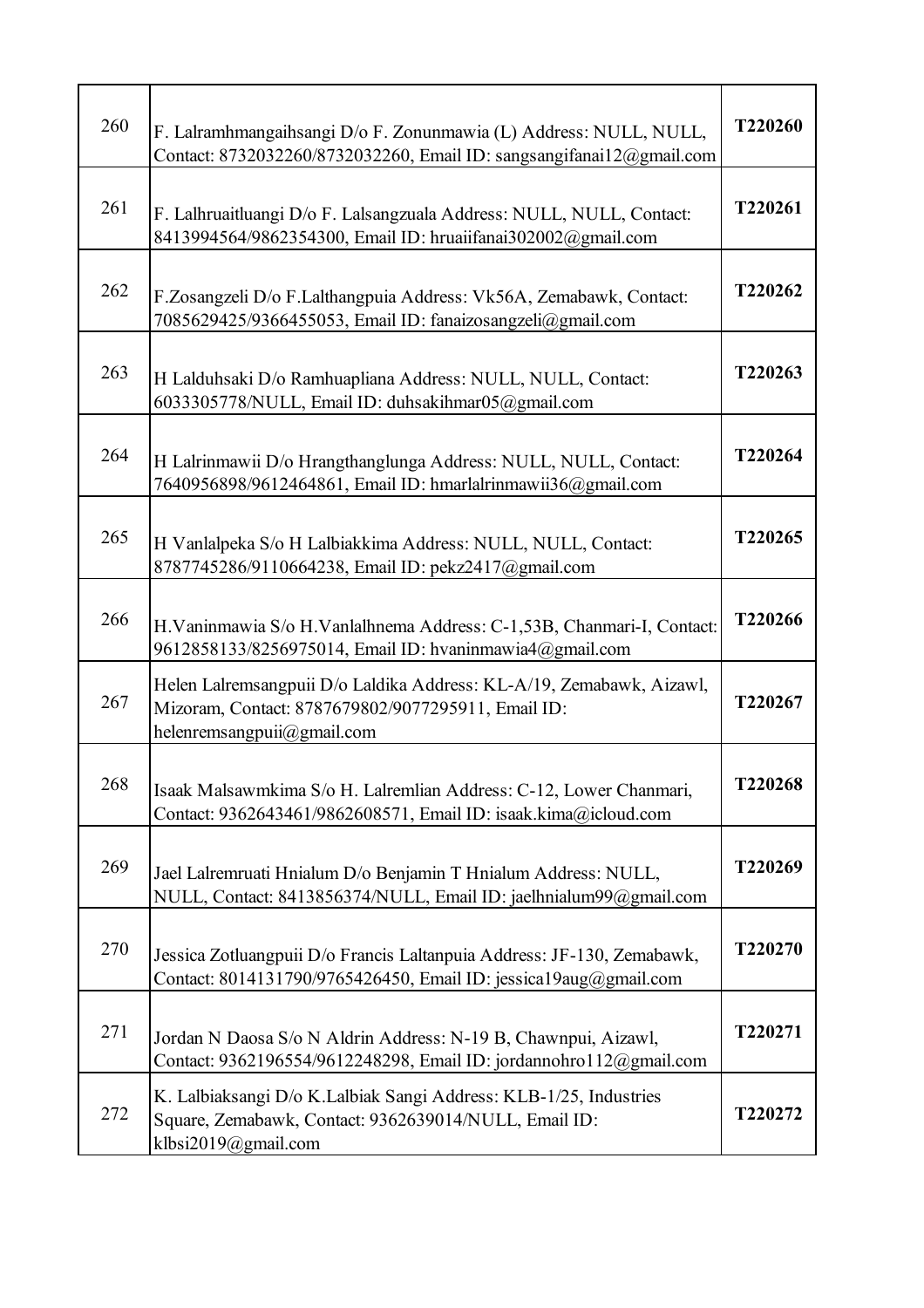| | | |
|---|---|---|
| 260 | F. Lalramhmangaihsangi D/o F. Zonunmawia (L) Address: NULL, NULL, Contact: 8732032260/8732032260, Email ID: sangsangifanai12@gmail.com | **T220260** |
| 261 | F. Lalhruaitluangi D/o F. Lalsangzuala Address: NULL, NULL, Contact: 8413994564/9862354300, Email ID: hruaiifanai302002@gmail.com | **T220261** |
| 262 | F.Zosangzeli D/o F.Lalthangpuia Address: Vk56A, Zemabawk, Contact: 7085629425/9366455053, Email ID: fanaizosangzeli@gmail.com | **T220262** |
| 263 | H Lalduhsaki D/o Ramhuapliana Address: NULL, NULL, Contact: 6033305778/NULL, Email ID: duhsakihmar05@gmail.com | **T220263** |
| 264 | H Lalrinmawii D/o Hrangthanglunga Address: NULL, NULL, Contact: 7640956898/9612464861, Email ID: hmarlalrinmawii36@gmail.com | **T220264** |
| 265 | H Vanlalpeka S/o H Lalbiakkima Address: NULL, NULL, Contact: 8787745286/9110664238, Email ID: pekz2417@gmail.com | **T220265** |
| 266 | H.Vaninmawia S/o H.Vanlalhnema Address: C-1,53B, Chanmari-I, Contact: 9612858133/8256975014, Email ID: hvaninmawia4@gmail.com | **T220266** |
| 267 | Helen Lalremsangpuii D/o Laldika Address: KL-A/19, Zemabawk, Aizawl, Mizoram, Contact: 8787679802/9077295911, Email ID: helenremsangpuii@gmail.com | **T220267** |
| 268 | Isaak Malsawmkima S/o H. Lalremlian Address: C-12, Lower Chanmari, Contact: 9362643461/9862608571, Email ID: isaak.kima@icloud.com | **T220268** |
| 269 | Jael Lalremruati Hnialum D/o Benjamin T Hnialum Address: NULL, NULL, Contact: 8413856374/NULL, Email ID: jaelhnialum99@gmail.com | **T220269** |
| 270 | Jessica Zotluangpuii D/o Francis Laltanpuia Address: JF-130, Zemabawk, Contact: 8014131790/9765426450, Email ID: jessica19aug@gmail.com | **T220270** |
| 271 | Jordan N Daosa S/o N Aldrin Address: N-19 B, Chawnpui, Aizawl, Contact: 9362196554/9612248298, Email ID: jordannohro112@gmail.com | **T220271** |
| 272 | K. Lalbiaksangi D/o K.Lalbiak Sangi Address: KLB-1/25, Industries Square, Zemabawk, Contact: 9362639014/NULL, Email ID: klbsi2019@gmail.com | **T220272** |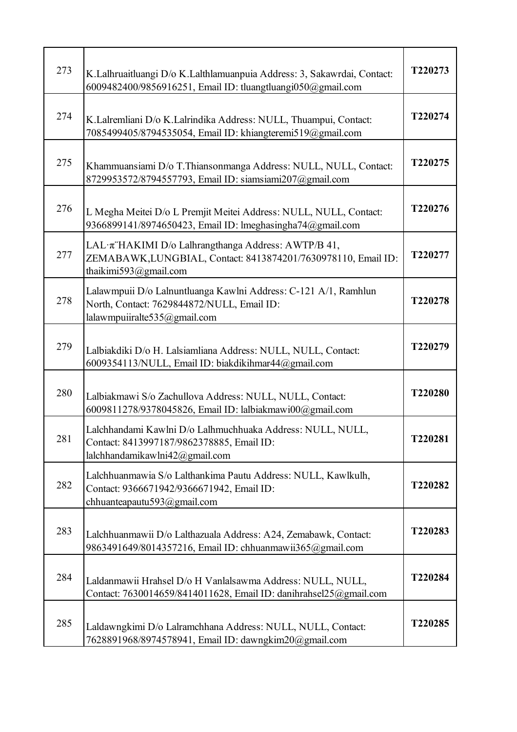| | | |
|---|---|---|
| 273 | K.Lalhruaitluangi D/o K.Lalthlamuanpuia Address: 3, Sakawrdai, Contact: 6009482400/9856916251, Email ID: tluangtluangi050@gmail.com | **T220273** |
| 274 | K.Lalremliani D/o K.Lalrindika Address: NULL, Thuampui, Contact: 7085499405/8794535054, Email ID: khiangteremi519@gmail.com | **T220274** |
| 275 | Khammuansiami D/o T.Thiansonmanga Address: NULL, NULL, Contact: 8729953572/8794557793, Email ID: siamsiami207@gmail.com | **T220275** |
| 276 | L Megha Meitei D/o L Premjit Meitei Address: NULL, NULL, Contact: 9366899141/8974650423, Email ID: lmeghasingha74@gmail.com | **T220276** |
| 277 | LAL·π¨HAKIMI D/o Lalhrangthanga Address: AWTP/B 41, ZEMABAWK,LUNGBIAL, Contact: 8413874201/7630978110, Email ID: thaikimi593@gmail.com | **T220277** |
| 278 | Lalawmpuii D/o Lalnuntluanga Kawlni Address: C-121 A/1, Ramhlun North, Contact: 7629844872/NULL, Email ID: lalawmpuiiralte535@gmail.com | **T220278** |
| 279 | Lalbiakdiki D/o H. Lalsiamliana Address: NULL, NULL, Contact: 6009354113/NULL, Email ID: biakdikihmar44@gmail.com | **T220279** |
| 280 | Lalbiakmawi S/o Zachullova Address: NULL, NULL, Contact: 6009811278/9378045826, Email ID: lalbiakmawi00@gmail.com | **T220280** |
| 281 | Lalchhandami Kawlni D/o Lalhmuchhuaka Address: NULL, NULL, Contact: 8413997187/9862378885, Email ID: lalchhandamikawlni42@gmail.com | **T220281** |
| 282 | Lalchhuanmawia S/o Lalthankima Pautu Address: NULL, Kawlkulh, Contact: 9366671942/9366671942, Email ID: chhuanteapautu593@gmail.com | **T220282** |
| 283 | Lalchhuanmawii D/o Lalthazuala Address: A24, Zemabawk, Contact: 9863491649/8014357216, Email ID: chhuanmawii365@gmail.com | **T220283** |
| 284 | Laldanmawii Hrahsel D/o H Vanlalsawma Address: NULL, NULL, Contact: 7630014659/8414011628, Email ID: danihrahsel25@gmail.com | **T220284** |
| 285 | Laldawngkimi D/o Lalramchhana Address: NULL, NULL, Contact: 7628891968/8974578941, Email ID: dawngkim20@gmail.com | **T220285** |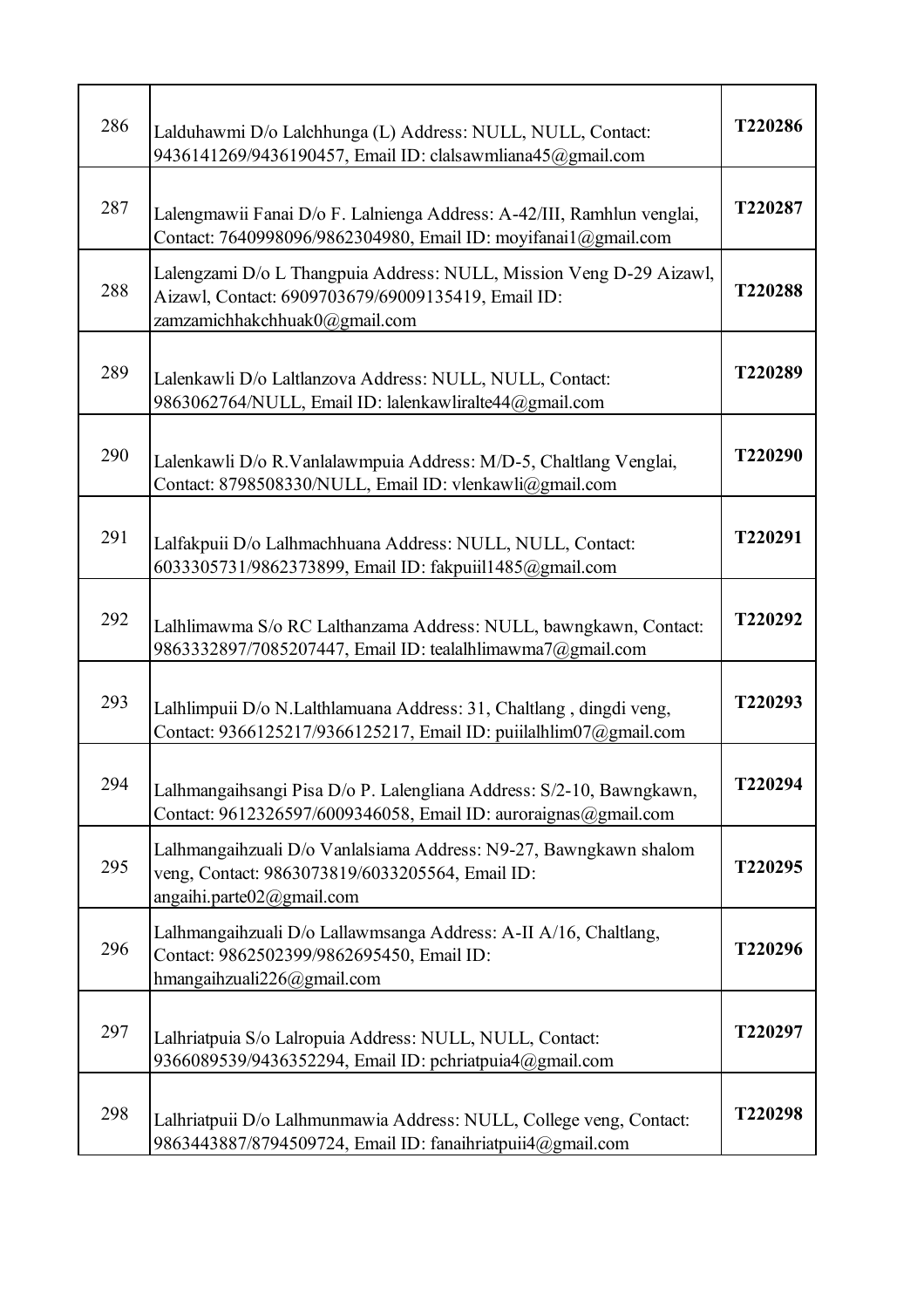| | | |
|---|---|---|
| 286 | Lalduhawmi D/o Lalchhunga (L) Address: NULL, NULL, Contact: 9436141269/9436190457, Email ID: clalsawmliana45@gmail.com | **T220286** |
| 287 | Lalengmawii Fanai D/o F. Lalnienga Address: A-42/III, Ramhlun venglai, Contact: 7640998096/9862304980, Email ID: moyifanai1@gmail.com | **T220287** |
| 288 | Lalengzami D/o L Thangpuia Address: NULL, Mission Veng D-29 Aizawl, Aizawl, Contact: 6909703679/69009135419, Email ID: zamzamichhakchhuak0@gmail.com | **T220288** |
| 289 | Lalenkawli D/o Laltlanzova Address: NULL, NULL, Contact: 9863062764/NULL, Email ID: lalenkawliralte44@gmail.com | **T220289** |
| 290 | Lalenkawli D/o R.Vanlalawmpuia Address: M/D-5, Chaltlang Venglai, Contact: 8798508330/NULL, Email ID: vlenkawli@gmail.com | **T220290** |
| 291 | Lalfakpuii D/o Lalhmachhuana Address: NULL, NULL, Contact: 6033305731/9862373899, Email ID: fakpuiil1485@gmail.com | **T220291** |
| 292 | Lalhlimawma S/o RC Lalthanzama Address: NULL, bawngkawn, Contact: 9863332897/7085207447, Email ID: tealalhlimawma7@gmail.com | **T220292** |
| 293 | Lalhlimpuii D/o N.Lalthlamuana Address: 31, Chaltlang , dingdi veng, Contact: 9366125217/9366125217, Email ID: puiilalhlim07@gmail.com | **T220293** |
| 294 | Lalhmangaihsangi Pisa D/o P. Lalengliana Address: S/2-10, Bawngkawn, Contact: 9612326597/6009346058, Email ID: auroraignas@gmail.com | **T220294** |
| 295 | Lalhmangaihzuali D/o Vanlalsiama Address: N9-27, Bawngkawn shalom veng, Contact: 9863073819/6033205564, Email ID: angaihi.parte02@gmail.com | **T220295** |
| 296 | Lalhmangaihzuali D/o Lallawmsanga Address: A-II A/16, Chaltlang, Contact: 9862502399/9862695450, Email ID: hmangaihzuali226@gmail.com | **T220296** |
| 297 | Lalhriatpuia S/o Lalropuia Address: NULL, NULL, Contact: 9366089539/9436352294, Email ID: pchriatpuia4@gmail.com | **T220297** |
| 298 | Lalhriatpuii D/o Lalhmunmawia Address: NULL, College veng, Contact: 9863443887/8794509724, Email ID: fanaihriatpuii4@gmail.com | **T220298** |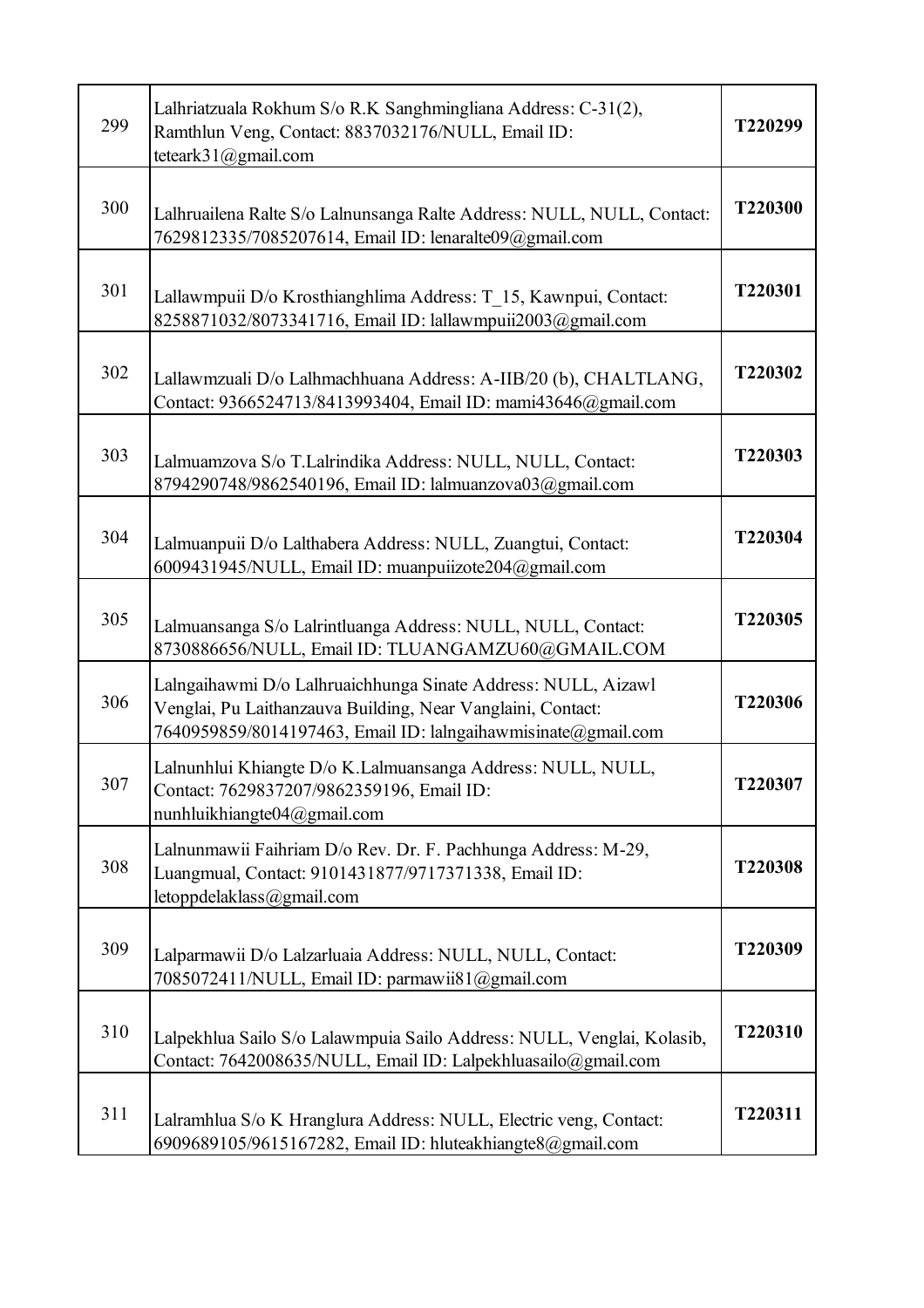| | | |
|---|---|---|
| 299 | Lalhriatzuala Rokhum S/o R.K Sanghmingliana Address: C-31(2), Ramthlun Veng, Contact: 8837032176/NULL, Email ID: teteark31@gmail.com | **T220299** |
| 300 | Lalhruailena Ralte S/o Lalnunsanga Ralte Address: NULL, NULL, Contact: 7629812335/7085207614, Email ID: lenaralte09@gmail.com | **T220300** |
| 301 | Lallawmpuii D/o Krosthianghlima Address: T_15, Kawnpui, Contact: 8258871032/8073341716, Email ID: lallawmpuii2003@gmail.com | **T220301** |
| 302 | Lallawmzuali D/o Lalhmachhuana Address: A-IIB/20 (b), CHALTLANG, Contact: 9366524713/8413993404, Email ID: mami43646@gmail.com | **T220302** |
| 303 | Lalmuamzova S/o T.Lalrindika Address: NULL, NULL, Contact: 8794290748/9862540196, Email ID: lalmuanzova03@gmail.com | **T220303** |
| 304 | Lalmuanpuii D/o Lalthabera Address: NULL, Zuangtui, Contact: 6009431945/NULL, Email ID: muanpuiizote204@gmail.com | **T220304** |
| 305 | Lalmuansanga S/o Lalrintluanga Address: NULL, NULL, Contact: 8730886656/NULL, Email ID: TLUANGAMZU60@GMAIL.COM | **T220305** |
| 306 | Lalngaihawmi D/o Lalhruaichhunga Sinate Address: NULL, Aizawl Venglai, Pu Laithanzauva Building, Near Vanglaini, Contact: 7640959859/8014197463, Email ID: lalngaihawmisinate@gmail.com | **T220306** |
| 307 | Lalnunhlui Khiangte D/o K.Lalmuansanga Address: NULL, NULL, Contact: 7629837207/9862359196, Email ID: nunhluikhiangte04@gmail.com | **T220307** |
| 308 | Lalnunmawii Faihriam D/o Rev. Dr. F. Pachhunga Address: M-29, Luangmual, Contact: 9101431877/9717371338, Email ID: letoppdelaklass@gmail.com | **T220308** |
| 309 | Lalparmawii D/o Lalzarluaia Address: NULL, NULL, Contact: 7085072411/NULL, Email ID: parmawii81@gmail.com | **T220309** |
| 310 | Lalpekhlua Sailo S/o Lalawmpuia Sailo Address: NULL, Venglai, Kolasib, Contact: 7642008635/NULL, Email ID: Lalpekhluasailo@gmail.com | **T220310** |
| 311 | Lalramhlua S/o K Hranglura Address: NULL, Electric veng, Contact: 6909689105/9615167282, Email ID: hluteakhiangte8@gmail.com | **T220311** |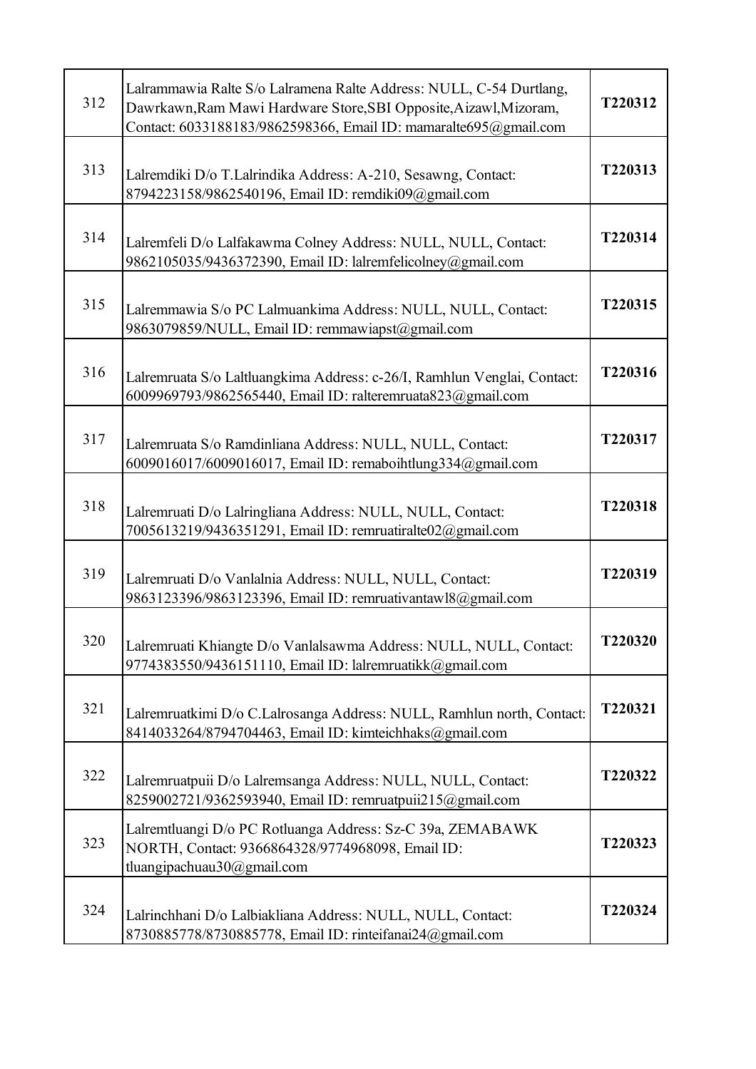| 312 | Lalrammawia Ralte S/o Lalramena Ralte Address: NULL, C-54 Durtlang, Dawrkawn,Ram Mawi Hardware Store,SBI Opposite,Aizawl,Mizoram, Contact: 6033188183/9862598366, Email ID: mamaralte695@gmail.com | **T220312** |
|---|---|---|
| 313 | Lalremdiki D/o T.Lalrindika Address: A-210, Sesawng, Contact: 8794223158/9862540196, Email ID: remdiki09@gmail.com | **T220313** |
| 314 | Lalremfeli D/o Lalfakawma Colney Address: NULL, NULL, Contact: 9862105035/9436372390, Email ID: lalremfelicolney@gmail.com | **T220314** |
| 315 | Lalremmawia S/o PC Lalmuankima Address: NULL, NULL, Contact: 9863079859/NULL, Email ID: remmawiapst@gmail.com | **T220315** |
| 316 | Lalremruata S/o Laltluangkima Address: c-26/I, Ramhlun Venglai, Contact: 6009969793/9862565440, Email ID: ralteremruata823@gmail.com | **T220316** |
| 317 | Lalremruata S/o Ramdinliana Address: NULL, NULL, Contact: 6009016017/6009016017, Email ID: remaboihtlung334@gmail.com | **T220317** |
| 318 | Lalremruati D/o Lalringliana Address: NULL, NULL, Contact: 7005613219/9436351291, Email ID: remruatiralte02@gmail.com | **T220318** |
| 319 | Lalremruati D/o Vanlalnia Address: NULL, NULL, Contact: 9863123396/9863123396, Email ID: remruativantawl8@gmail.com | **T220319** |
| 320 | Lalremruati Khiangte D/o Vanlalsawma Address: NULL, NULL, Contact: 9774383550/9436151110, Email ID: lalremruatikk@gmail.com | **T220320** |
| 321 | Lalremruatkimi D/o C.Lalrosanga Address: NULL, Ramhlun north, Contact: 8414033264/8794704463, Email ID: kimteichhaks@gmail.com | **T220321** |
| 322 | Lalremruatpuii D/o Lalremsanga Address: NULL, NULL, Contact: 8259002721/9362593940, Email ID: remruatpuii215@gmail.com | **T220322** |
| 323 | Lalremtluangi D/o PC Rotluanga Address: Sz-C 39a, ZEMABAWK NORTH, Contact: 9366864328/9774968098, Email ID: tluangipachuau30@gmail.com | **T220323** |
| 324 | Lalrinchhani D/o Lalbiakliana Address: NULL, NULL, Contact: 8730885778/8730885778, Email ID: rinteifanai24@gmail.com | **T220324** |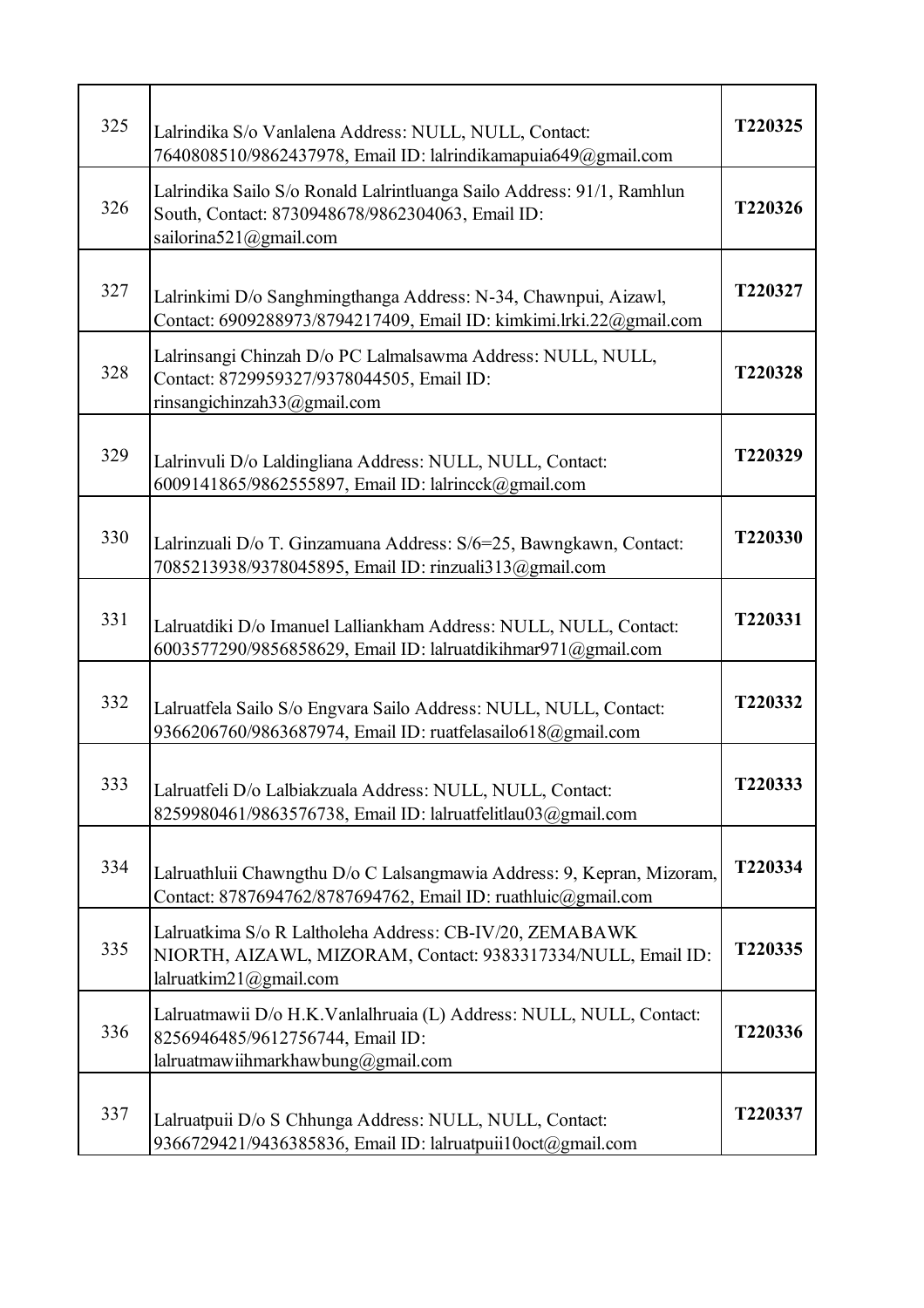| | | |
|---|---|---|
| 325 | Lalrindika S/o Vanlalena Address: NULL, NULL, Contact: 7640808510/9862437978, Email ID: lalrindikamapuia649@gmail.com | **T220325** |
| 326 | Lalrindika Sailo S/o Ronald Lalrintluanga Sailo Address: 91/1, Ramhlun South, Contact: 8730948678/9862304063, Email ID: sailorina521@gmail.com | **T220326** |
| 327 | Lalrinkimi D/o Sanghmingthanga Address: N-34, Chawnpui, Aizawl, Contact: 6909288973/8794217409, Email ID: kimkimi.lrki.22@gmail.com | **T220327** |
| 328 | Lalrinsangi Chinzah D/o PC Lalmalsawma Address: NULL, NULL, Contact: 8729959327/9378044505, Email ID: rinsangichinzah33@gmail.com | **T220328** |
| 329 | Lalrinvuli D/o Laldingliana Address: NULL, NULL, Contact: 6009141865/9862555897, Email ID: lalrincck@gmail.com | **T220329** |
| 330 | Lalrinzuali D/o T. Ginzamuana Address: S/6=25, Bawngkawn, Contact: 7085213938/9378045895, Email ID: rinzuali313@gmail.com | **T220330** |
| 331 | Lalruatdiki D/o Imanuel Lalliankham Address: NULL, NULL, Contact: 6003577290/9856858629, Email ID: lalruatdikihmar971@gmail.com | **T220331** |
| 332 | Lalruatfela Sailo S/o Engvara Sailo Address: NULL, NULL, Contact: 9366206760/9863687974, Email ID: ruatfelasailo618@gmail.com | **T220332** |
| 333 | Lalruatfeli D/o Lalbiakzuala Address: NULL, NULL, Contact: 8259980461/9863576738, Email ID: lalruatfelitlau03@gmail.com | **T220333** |
| 334 | Lalruathluii Chawngthu D/o C Lalsangmawia Address: 9, Kepran, Mizoram, Contact: 8787694762/8787694762, Email ID: ruathluic@gmail.com | **T220334** |
| 335 | Lalruatkima S/o R Laltholeha Address: CB-IV/20, ZEMABAWK NIORTH, AIZAWL, MIZORAM, Contact: 9383317334/NULL, Email ID: lalruatkim21@gmail.com | **T220335** |
| 336 | Lalruatmawii D/o H.K.Vanlalhruaia (L) Address: NULL, NULL, Contact: 8256946485/9612756744, Email ID: lalruatmawiihmarkhawbung@gmail.com | **T220336** |
| 337 | Lalruatpuii D/o S Chhunga Address: NULL, NULL, Contact: 9366729421/9436385836, Email ID: lalruatpuii10oct@gmail.com | **T220337** |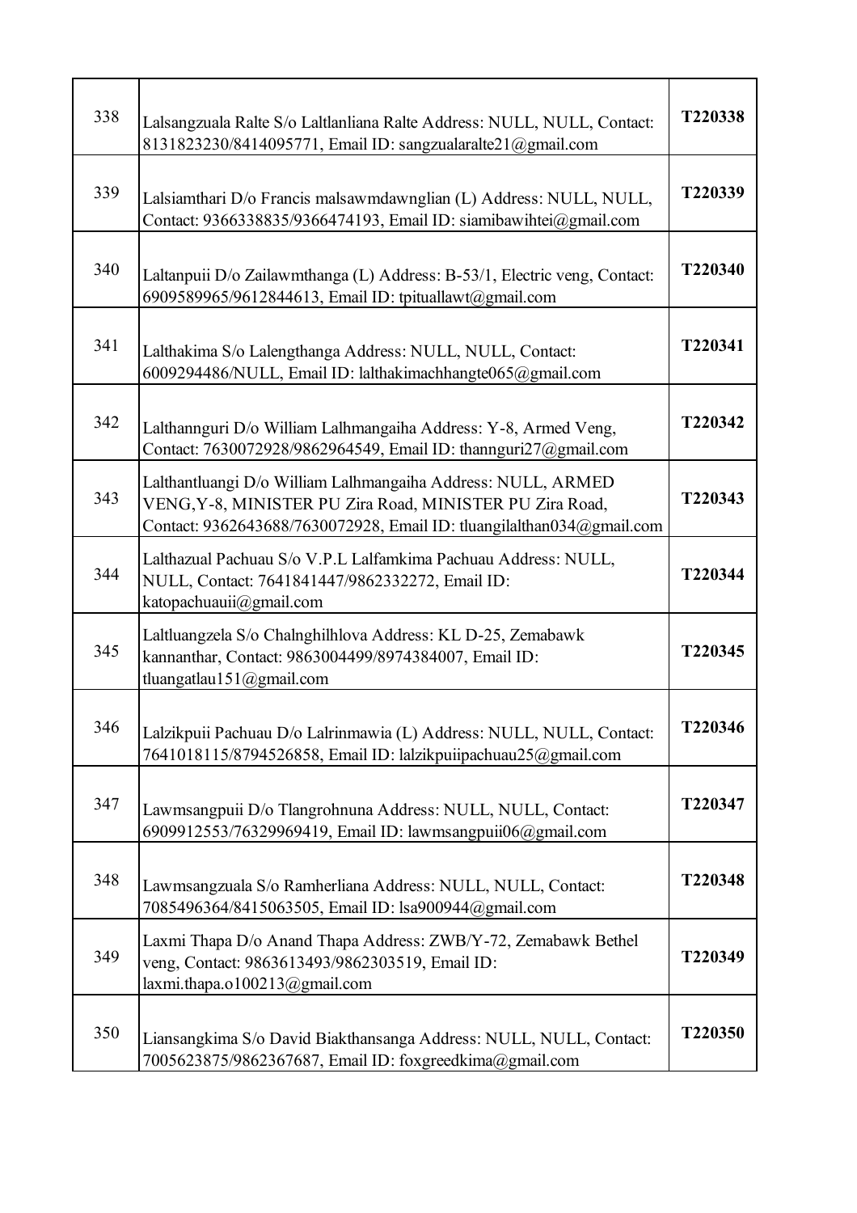| | | |
|---|---|---|
| 338 | Lalsangzuala Ralte S/o Laltlanliana Ralte Address: NULL, NULL, Contact: 8131823230/8414095771, Email ID: sangzualaralte21@gmail.com | **T220338** |
| 339 | Lalsiamthari D/o Francis malsawmdawnglian (L) Address: NULL, NULL, Contact: 9366338835/9366474193, Email ID: siamibawihtei@gmail.com | **T220339** |
| 340 | Laltanpuii D/o Zailawmthanga (L) Address: B-53/1, Electric veng, Contact: 6909589965/9612844613, Email ID: tpituallawt@gmail.com | **T220340** |
| 341 | Lalthakima S/o Lalengthanga Address: NULL, NULL, Contact: 6009294486/NULL, Email ID: lalthakimachhangte065@gmail.com | **T220341** |
| 342 | Lalthannguri D/o William Lalhmangaiha Address: Y-8, Armed Veng, Contact: 7630072928/9862964549, Email ID: thannguri27@gmail.com | **T220342** |
| 343 | Lalthantluangi D/o William Lalhmangaiha Address: NULL, ARMED VENG,Y-8, MINISTER PU Zira Road, MINISTER PU Zira Road, Contact: 9362643688/7630072928, Email ID: tluangilalthan034@gmail.com | **T220343** |
| 344 | Lalthazual Pachuau S/o V.P.L Lalfamkima Pachuau Address: NULL, NULL, Contact: 7641841447/9862332272, Email ID: katopachuauii@gmail.com | **T220344** |
| 345 | Laltluangzela S/o Chalnghilhlova Address: KL D-25, Zemabawk kannanthar, Contact: 9863004499/8974384007, Email ID: tluangatlau151@gmail.com | **T220345** |
| 346 | Lalzikpuii Pachuau D/o Lalrinmawia (L) Address: NULL, NULL, Contact: 7641018115/8794526858, Email ID: lalzikpuiipachuau25@gmail.com | **T220346** |
| 347 | Lawmsangpuii D/o Tlangrohnuna Address: NULL, NULL, Contact: 6909912553/76329969419, Email ID: lawmsangpuii06@gmail.com | **T220347** |
| 348 | Lawmsangzuala S/o Ramherliana Address: NULL, NULL, Contact: 7085496364/8415063505, Email ID: lsa900944@gmail.com | **T220348** |
| 349 | Laxmi Thapa D/o Anand Thapa Address: ZWB/Y-72, Zemabawk Bethel veng, Contact: 9863613493/9862303519, Email ID: laxmi.thapa.o100213@gmail.com | **T220349** |
| 350 | Liansangkima S/o David Biakthansanga Address: NULL, NULL, Contact: 7005623875/9862367687, Email ID: foxgreedkima@gmail.com | **T220350** |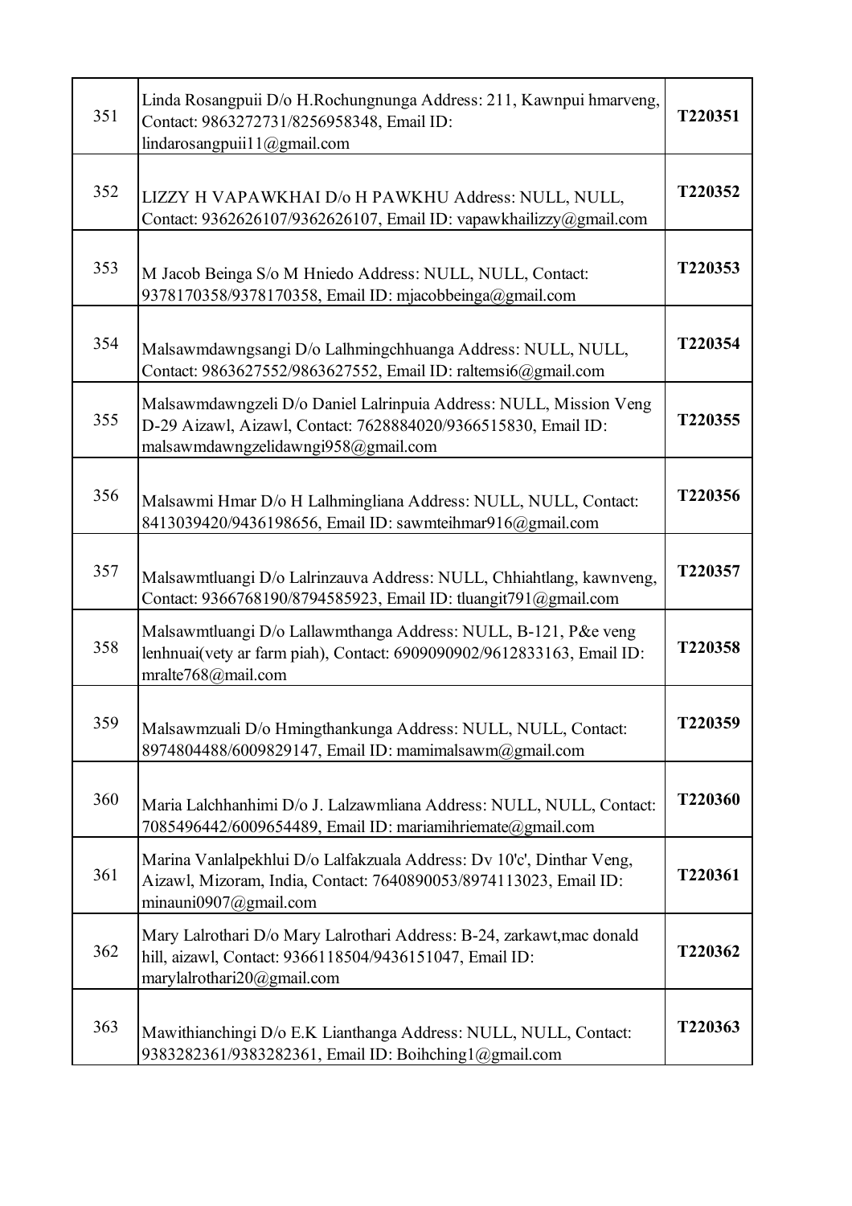| | | |
|---|---|---|
| 351 | Linda Rosangpuii D/o H.Rochungnunga Address: 211, Kawnpui hmarveng, Contact: 9863272731/8256958348, Email ID: lindarosangpuii11@gmail.com | **T220351** |
| 352 | LIZZY H VAPAWKHAI D/o H PAWKHU Address: NULL, NULL, Contact: 9362626107/9362626107, Email ID: vapawkhailizzy@gmail.com | **T220352** |
| 353 | M Jacob Beinga S/o M Hniedo Address: NULL, NULL, Contact: 9378170358/9378170358, Email ID: mjacobbeinga@gmail.com | **T220353** |
| 354 | Malsawmdawngsangi D/o Lalhmingchhuanga Address: NULL, NULL, Contact: 9863627552/9863627552, Email ID: raltemsi6@gmail.com | **T220354** |
| 355 | Malsawmdawngzeli D/o Daniel Lalrinpuia Address: NULL, Mission Veng D-29 Aizawl, Aizawl, Contact: 7628884020/9366515830, Email ID: malsawmdawngzelidawngi958@gmail.com | **T220355** |
| 356 | Malsawmi Hmar D/o H Lalhmingliana Address: NULL, NULL, Contact: 8413039420/9436198656, Email ID: sawmteihmar916@gmail.com | **T220356** |
| 357 | Malsawmtluangi D/o Lalrinzauva Address: NULL, Chhiahtlang, kawnveng, Contact: 9366768190/8794585923, Email ID: tluangit791@gmail.com | **T220357** |
| 358 | Malsawmtluangi D/o Lallawmthanga Address: NULL, B-121, P&e veng lenhnuai(vety ar farm piah), Contact: 6909090902/9612833163, Email ID: mralte768@mail.com | **T220358** |
| 359 | Malsawmzuali D/o Hmingthankunga Address: NULL, NULL, Contact: 8974804488/6009829147, Email ID: mamimalsawm@gmail.com | **T220359** |
| 360 | Maria Lalchhanhimi D/o J. Lalzawmliana Address: NULL, NULL, Contact: 7085496442/6009654489, Email ID: mariamihriemate@gmail.com | **T220360** |
| 361 | Marina Vanlalpekhlui D/o Lalfakzuala Address: Dv 10'c', Dinthar Veng, Aizawl, Mizoram, India, Contact: 7640890053/8974113023, Email ID: minauni0907@gmail.com | **T220361** |
| 362 | Mary Lalrothari D/o Mary Lalrothari Address: B-24, zarkawt,mac donald hill, aizawl, Contact: 9366118504/9436151047, Email ID: marylalrothari20@gmail.com | **T220362** |
| 363 | Mawithianchingi D/o E.K Lianthanga Address: NULL, NULL, Contact: 9383282361/9383282361, Email ID: Boihching1@gmail.com | **T220363** |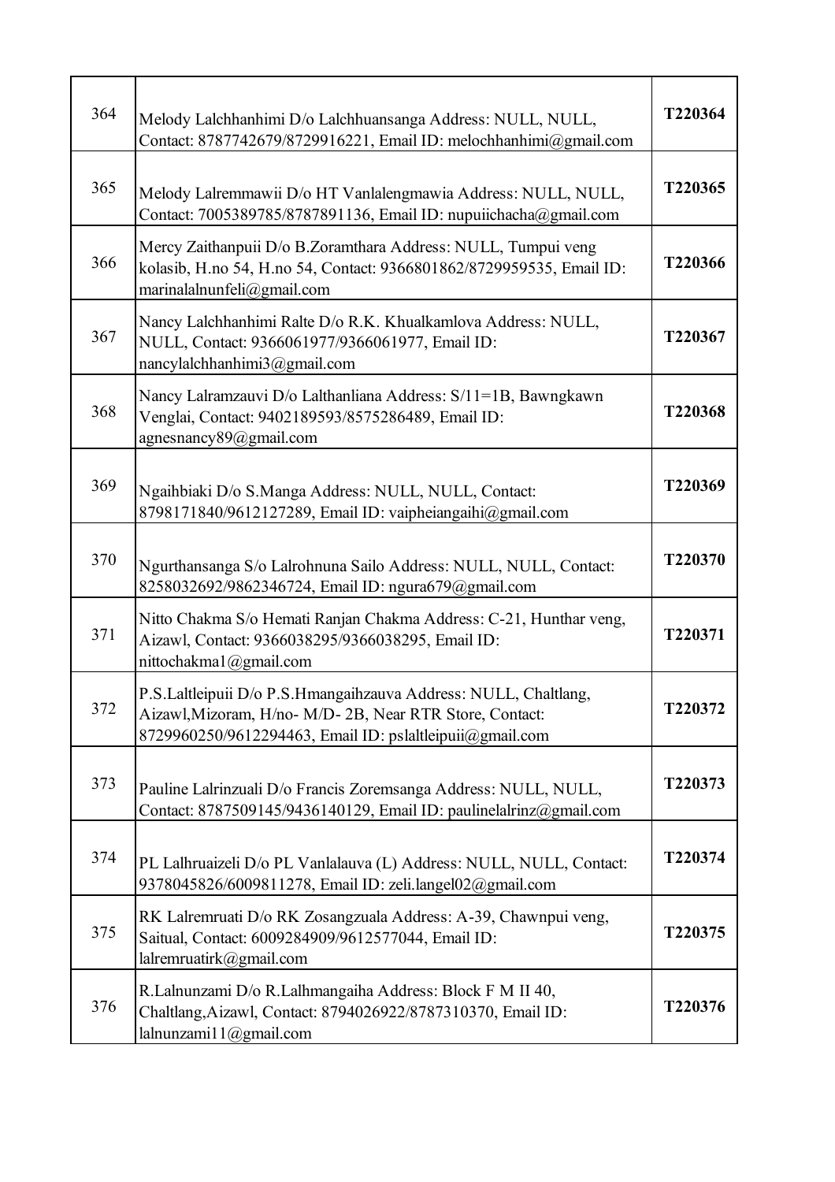| | | |
|---|---|---|
| 364 | Melody Lalchhanhimi D/o Lalchhuansanga Address: NULL, NULL, Contact: 8787742679/8729916221, Email ID: melochhanhimi@gmail.com | **T220364** |
| 365 | Melody Lalremmawii D/o HT Vanlalengmawia Address: NULL, NULL, Contact: 7005389785/8787891136, Email ID: nupuiichacha@gmail.com | **T220365** |
| 366 | Mercy Zaithanpuii D/o B.Zoramthara Address: NULL, Tumpui veng kolasib, H.no 54, H.no 54, Contact: 9366801862/8729959535, Email ID: marinalalnunfeli@gmail.com | **T220366** |
| 367 | Nancy Lalchhanhimi Ralte D/o R.K. Khualkamlova Address: NULL, NULL, Contact: 9366061977/9366061977, Email ID: nancylalchhanhimi3@gmail.com | **T220367** |
| 368 | Nancy Lalramzauvi D/o Lalthanliana Address: S/11=1B, Bawngkawn Venglai, Contact: 9402189593/8575286489, Email ID: agnesnancy89@gmail.com | **T220368** |
| 369 | Ngaihbiaki D/o S.Manga Address: NULL, NULL, Contact: 8798171840/9612127289, Email ID: vaipheiangaihi@gmail.com | **T220369** |
| 370 | Ngurthansanga S/o Lalrohnuna Sailo Address: NULL, NULL, Contact: 8258032692/9862346724, Email ID: ngura679@gmail.com | **T220370** |
| 371 | Nitto Chakma S/o Hemati Ranjan Chakma Address: C-21, Hunthar veng, Aizawl, Contact: 9366038295/9366038295, Email ID: nittochakma1@gmail.com | **T220371** |
| 372 | P.S.Laltleipuii D/o P.S.Hmangaihzauva Address: NULL, Chaltlang, Aizawl,Mizoram, H/no- M/D- 2B, Near RTR Store, Contact: 8729960250/9612294463, Email ID: pslaltleipuii@gmail.com | **T220372** |
| 373 | Pauline Lalrinzuali D/o Francis Zoremsanga Address: NULL, NULL, Contact: 8787509145/9436140129, Email ID: paulinelalrinz@gmail.com | **T220373** |
| 374 | PL Lalhruaizeli D/o PL Vanlalauva (L) Address: NULL, NULL, Contact: 9378045826/6009811278, Email ID: zeli.langel02@gmail.com | **T220374** |
| 375 | RK Lalremruati D/o RK Zosangzuala Address: A-39, Chawnpui veng, Saitual, Contact: 6009284909/9612577044, Email ID: lalremruatirk@gmail.com | **T220375** |
| 376 | R.Lalnunzami D/o R.Lalhmangaiha Address: Block F M II 40, Chaltlang,Aizawl, Contact: 8794026922/8787310370, Email ID: lalnunzami11@gmail.com | **T220376** |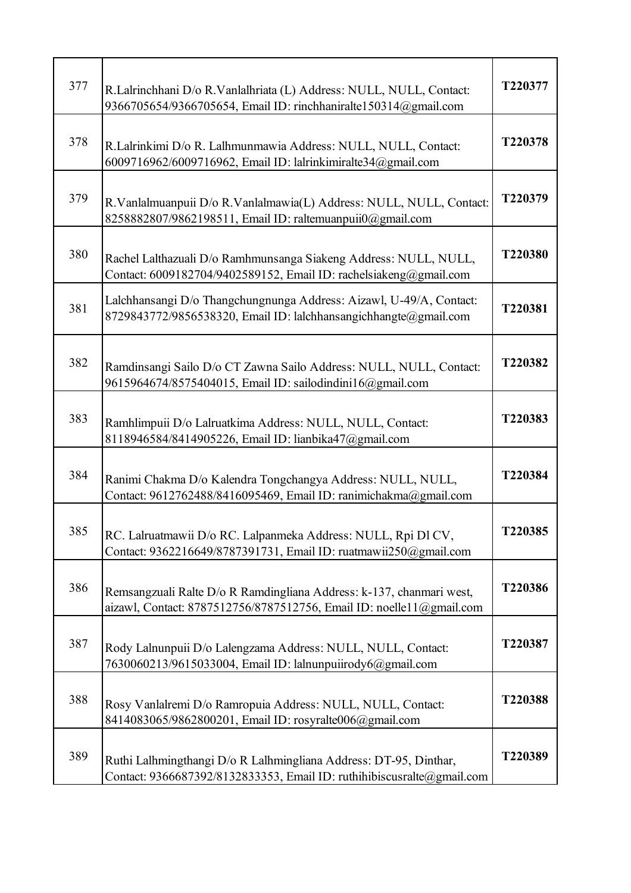| | | |
|---|---|---|
| 377 | R.Lalrinchhani D/o R.Vanlalhriata (L) Address: NULL, NULL, Contact: 9366705654/9366705654, Email ID: rinchhaniralte150314@gmail.com | **T220377** |
| 378 | R.Lalrinkimi D/o R. Lalhmunmawia Address: NULL, NULL, Contact: 6009716962/6009716962, Email ID: lalrinkimiralte34@gmail.com | **T220378** |
| 379 | R.Vanlalmuanpuii D/o R.Vanlalmawia(L) Address: NULL, NULL, Contact: 8258882807/9862198511, Email ID: raltemuanpuii0@gmail.com | **T220379** |
| 380 | Rachel Lalthazuali D/o Ramhmunsanga Siakeng Address: NULL, NULL, Contact: 6009182704/9402589152, Email ID: rachelsiakeng@gmail.com | **T220380** |
| 381 | Lalchhansangi D/o Thangchungnunga Address: Aizawl, U-49/A, Contact: 8729843772/9856538320, Email ID: lalchhansangichhangte@gmail.com | **T220381** |
| 382 | Ramdinsangi Sailo D/o CT Zawna Sailo Address: NULL, NULL, Contact: 9615964674/8575404015, Email ID: sailodindini16@gmail.com | **T220382** |
| 383 | Ramhlimpuii D/o Lalruatkima Address: NULL, NULL, Contact: 8118946584/8414905226, Email ID: lianbika47@gmail.com | **T220383** |
| 384 | Ranimi Chakma D/o Kalendra Tongchangya Address: NULL, NULL, Contact: 9612762488/8416095469, Email ID: ranimichakma@gmail.com | **T220384** |
| 385 | RC. Lalruatmawii D/o RC. Lalpanmeka Address: NULL, Rpi Dl CV, Contact: 9362216649/8787391731, Email ID: ruatmawii250@gmail.com | **T220385** |
| 386 | Remsangzuali Ralte D/o R Ramdingliana Address: k-137, chanmari west, aizawl, Contact: 8787512756/8787512756, Email ID: noelle11@gmail.com | **T220386** |
| 387 | Rody Lalnunpuii D/o Lalengzama Address: NULL, NULL, Contact: 7630060213/9615033004, Email ID: lalnunpuiirody6@gmail.com | **T220387** |
| 388 | Rosy Vanlalremi D/o Ramropuia Address: NULL, NULL, Contact: 8414083065/9862800201, Email ID: rosyralte006@gmail.com | **T220388** |
| 389 | Ruthi Lalhmingthangi D/o R Lalhmingliana Address: DT-95, Dinthar, Contact: 9366687392/8132833353, Email ID: ruthihibiscusralte@gmail.com | **T220389** |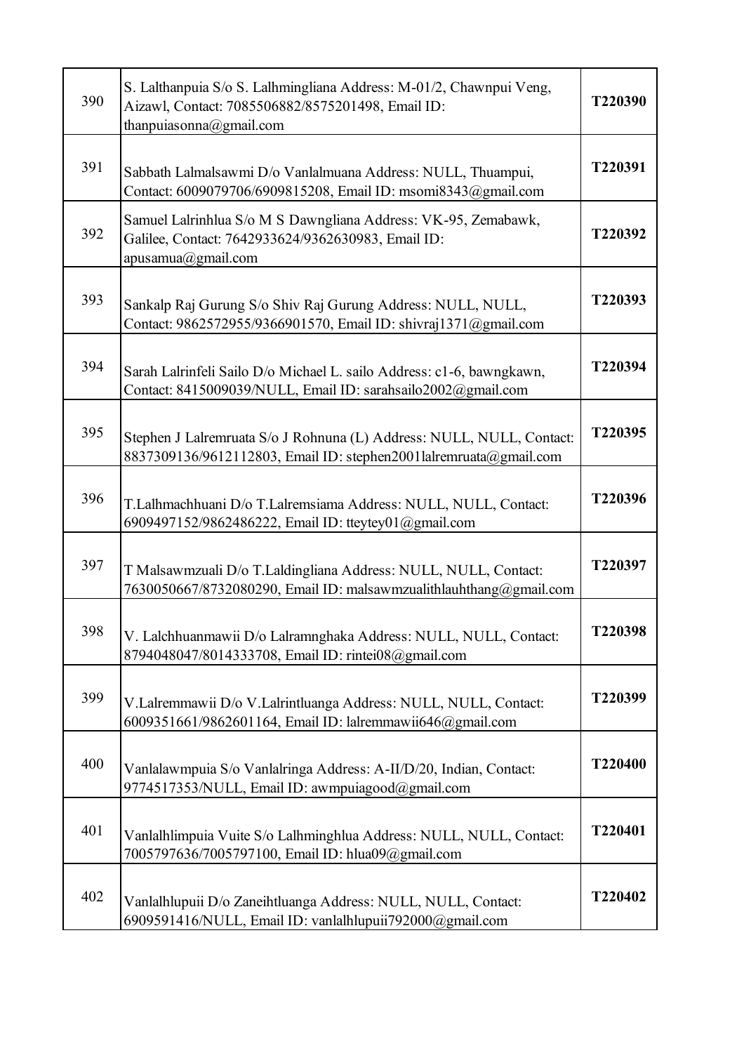| | | |
|---|---|---|
| 390 | S. Lalthanpuia S/o S. Lalhmingliana Address: M-01/2, Chawnpui Veng, Aizawl, Contact: 7085506882/8575201498, Email ID: thanpuiasonna@gmail.com | **T220390** |
| 391 | Sabbath Lalmalsawmi D/o Vanlalmuana Address: NULL, Thuampui, Contact: 6009079706/6909815208, Email ID: msomi8343@gmail.com | **T220391** |
| 392 | Samuel Lalrinhlua S/o M S Dawngliana Address: VK-95, Zemabawk, Galilee, Contact: 7642933624/9362630983, Email ID: apusamua@gmail.com | **T220392** |
| 393 | Sankalp Raj Gurung S/o Shiv Raj Gurung Address: NULL, NULL, Contact: 9862572955/9366901570, Email ID: shivraj1371@gmail.com | **T220393** |
| 394 | Sarah Lalrinfeli Sailo D/o Michael L. sailo Address: c1-6, bawngkawn, Contact: 8415009039/NULL, Email ID: sarahsailo2002@gmail.com | **T220394** |
| 395 | Stephen J Lalremruata S/o J Rohnuna (L) Address: NULL, NULL, Contact: 8837309136/9612112803, Email ID: stephen2001lalremruata@gmail.com | **T220395** |
| 396 | T.Lalhmachhuani D/o T.Lalremsiama Address: NULL, NULL, Contact: 6909497152/9862486222, Email ID: tteytey01@gmail.com | **T220396** |
| 397 | T Malsawmzuali D/o T.Laldingliana Address: NULL, NULL, Contact: 7630050667/8732080290, Email ID: malsawmzualithlauhthang@gmail.com | **T220397** |
| 398 | V. Lalchhuanmawii D/o Lalramnghaka Address: NULL, NULL, Contact: 8794048047/8014333708, Email ID: rintei08@gmail.com | **T220398** |
| 399 | V.Lalremmawii D/o V.Lalrintluanga Address: NULL, NULL, Contact: 6009351661/9862601164, Email ID: lalremmawii646@gmail.com | **T220399** |
| 400 | Vanlalawmpuia S/o Vanlalringa Address: A-II/D/20, Indian, Contact: 9774517353/NULL, Email ID: awmpuiagood@gmail.com | **T220400** |
| 401 | Vanlalhlimpuia Vuite S/o Lalhminghlua Address: NULL, NULL, Contact: 7005797636/7005797100, Email ID: hlua09@gmail.com | **T220401** |
| 402 | Vanlalhlupuii D/o Zaneihtluanga Address: NULL, NULL, Contact: 6909591416/NULL, Email ID: vanlalhlupuii792000@gmail.com | **T220402** |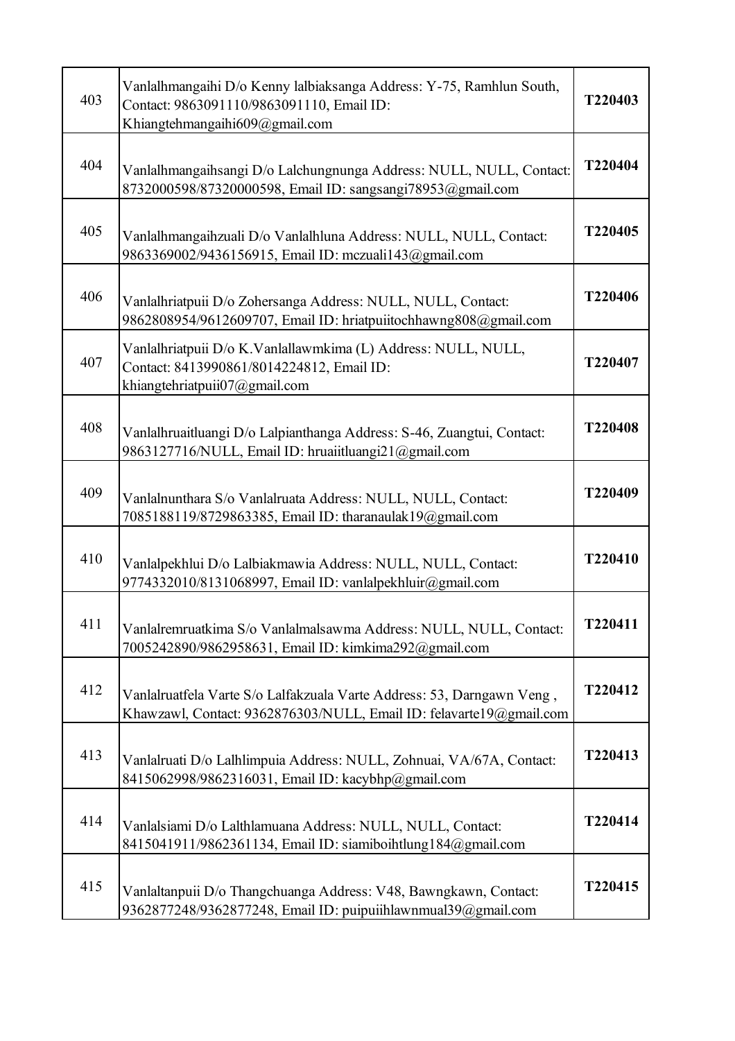| | | |
|---|---|---|
| 403 | Vanlalhmangaihi D/o Kenny lalbiaksanga Address: Y-75, Ramhlun South, Contact: 9863091110/9863091110, Email ID: Khiangtehmangaihi609@gmail.com | **T220403** |
| 404 | Vanlalhmangaihsangi D/o Lalchungnunga Address: NULL, NULL, Contact: 8732000598/87320000598, Email ID: sangsangi78953@gmail.com | **T220404** |
| 405 | Vanlalhmangaihzuali D/o Vanlalhluna Address: NULL, NULL, Contact: 9863369002/9436156915, Email ID: mczuali143@gmail.com | **T220405** |
| 406 | Vanlalhriatpuii D/o Zohersanga Address: NULL, NULL, Contact: 9862808954/9612609707, Email ID: hriatpuiitochhawng808@gmail.com | **T220406** |
| 407 | Vanlalhriatpuii D/o K.Vanlallawmkima (L) Address: NULL, NULL, Contact: 8413990861/8014224812, Email ID: khiangtehriatpuii07@gmail.com | **T220407** |
| 408 | Vanlalhruaitluangi D/o Lalpianthanga Address: S-46, Zuangtui, Contact: 9863127716/NULL, Email ID: hruaiitluangi21@gmail.com | **T220408** |
| 409 | Vanlalnunthara S/o Vanlalruata Address: NULL, NULL, Contact: 7085188119/8729863385, Email ID: tharanaulak19@gmail.com | **T220409** |
| 410 | Vanlalpekhlui D/o Lalbiakmawia Address: NULL, NULL, Contact: 9774332010/8131068997, Email ID: vanlalpekhluir@gmail.com | **T220410** |
| 411 | Vanlalremruatkima S/o Vanlalmalsawma Address: NULL, NULL, Contact: 7005242890/9862958631, Email ID: kimkima292@gmail.com | **T220411** |
| 412 | Vanlalruatfela Varte S/o Lalfakzuala Varte Address: 53, Darngawn Veng , Khawzawl, Contact: 9362876303/NULL, Email ID: felavarte19@gmail.com | **T220412** |
| 413 | Vanlalruati D/o Lalhlimpuia Address: NULL, Zohnuai, VA/67A, Contact: 8415062998/9862316031, Email ID: kacybhp@gmail.com | **T220413** |
| 414 | Vanlalsiami D/o Lalthlamuana Address: NULL, NULL, Contact: 8415041911/9862361134, Email ID: siamiboihtlung184@gmail.com | **T220414** |
| 415 | Vanlaltanpuii D/o Thangchuanga Address: V48, Bawngkawn, Contact: 9362877248/9362877248, Email ID: puipuiihlawnmual39@gmail.com | **T220415** |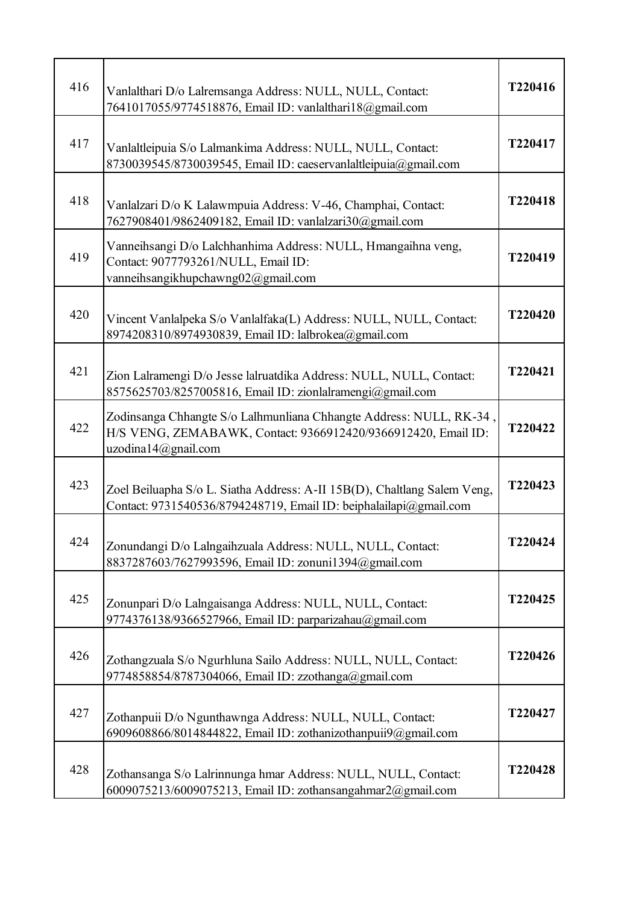| | | |
|---|---|---|
| 416 | Vanlalthari D/o Lalremsanga Address: NULL, NULL, Contact: 7641017055/9774518876, Email ID: vanlalthari18@gmail.com | T220416 |
| 417 | Vanlaltleipuia S/o Lalmankima Address: NULL, NULL, Contact: 8730039545/8730039545, Email ID: caeservanlaltleipuia@gmail.com | T220417 |
| 418 | Vanlalzari D/o K Lalawmpuia Address: V-46, Champhai, Contact: 7627908401/9862409182, Email ID: vanlalzari30@gmail.com | T220418 |
| 419 | Vanneihsangi D/o Lalchhanhima Address: NULL, Hmangaihna veng, Contact: 9077793261/NULL, Email ID: vanneihsangikhupchawng02@gmail.com | T220419 |
| 420 | Vincent Vanlalpeka S/o Vanlalfaka(L) Address: NULL, NULL, Contact: 8974208310/8974930839, Email ID: lalbrokea@gmail.com | T220420 |
| 421 | Zion Lalramengi D/o Jesse lalruatdika Address: NULL, NULL, Contact: 8575625703/8257005816, Email ID: zionlalramengi@gmail.com | T220421 |
| 422 | Zodinsanga Chhangte S/o Lalhmunliana Chhangte Address: NULL, RK-34 , H/S VENG, ZEMABAWK, Contact: 9366912420/9366912420, Email ID: uzodina14@gnail.com | T220422 |
| 423 | Zoel Beiluapha S/o L. Siatha Address: A-II 15B(D), Chaltlang Salem Veng, Contact: 9731540536/8794248719, Email ID: beiphalailapi@gmail.com | T220423 |
| 424 | Zonundangi D/o Lalngaihzuala Address: NULL, NULL, Contact: 8837287603/7627993596, Email ID: zonuni1394@gmail.com | T220424 |
| 425 | Zonunpari D/o Lalngaisanga Address: NULL, NULL, Contact: 9774376138/9366527966, Email ID: parparizahau@gmail.com | T220425 |
| 426 | Zothangzuala S/o Ngurhluna Sailo Address: NULL, NULL, Contact: 9774858854/8787304066, Email ID: zzothanga@gmail.com | T220426 |
| 427 | Zothanpuii D/o Ngunthawnga Address: NULL, NULL, Contact: 6909608866/8014844822, Email ID: zothanizothanpuii9@gmail.com | T220427 |
| 428 | Zothansanga S/o Lalrinnunga hmar Address: NULL, NULL, Contact: 6009075213/6009075213, Email ID: zothansangahmar2@gmail.com | T220428 |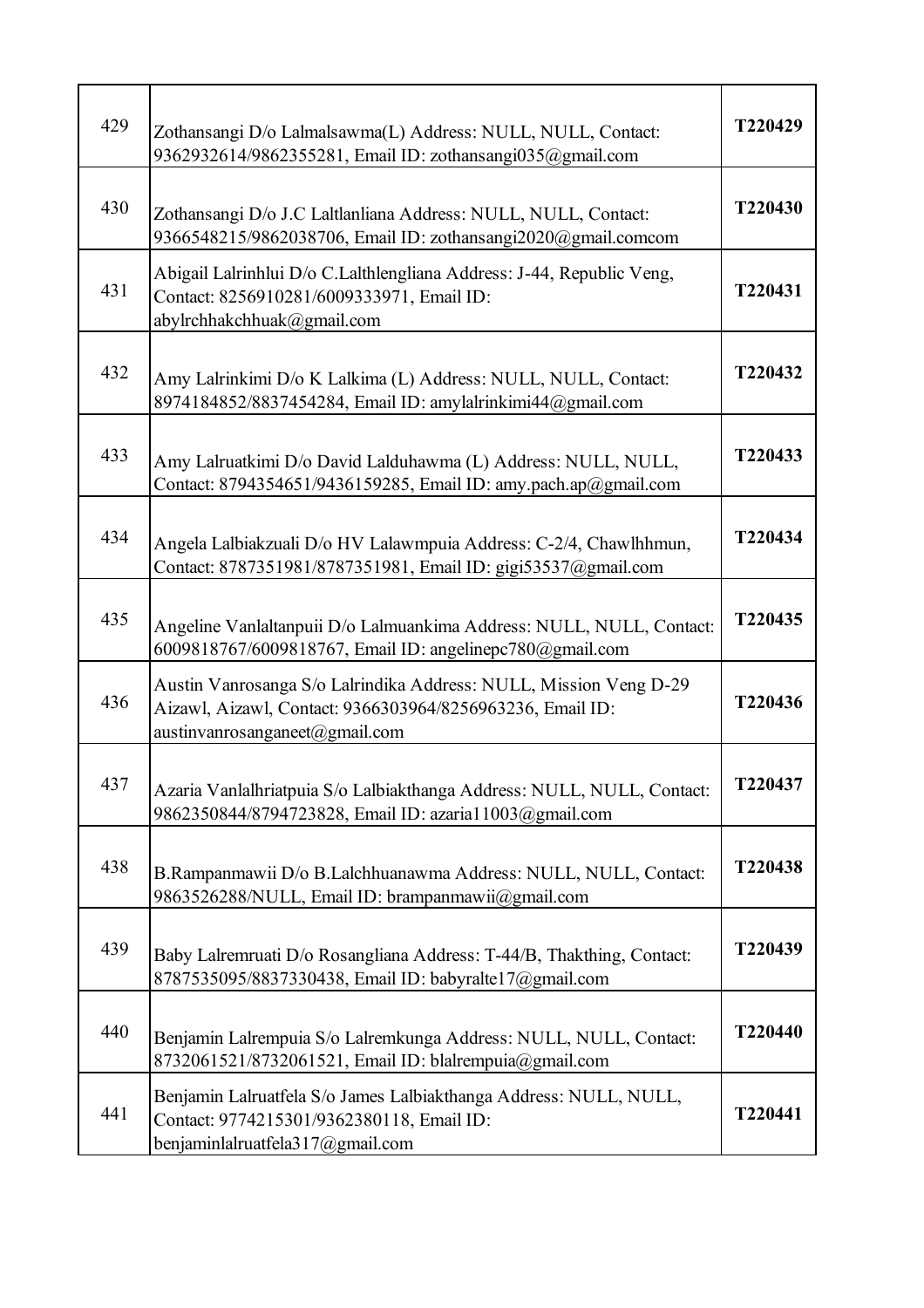| | | |
|---|---|---|
| 429 | Zothansangi D/o Lalmalsawma(L) Address: NULL, NULL, Contact: 9362932614/9862355281, Email ID: zothansangi035@gmail.com | **T220429** |
| 430 | Zothansangi D/o J.C Laltlanliana Address: NULL, NULL, Contact: 9366548215/9862038706, Email ID: zothansangi2020@gmail.comcom | **T220430** |
| 431 | Abigail Lalrinhlui D/o C.Lalthlengliana Address: J-44, Republic Veng, Contact: 8256910281/6009333971, Email ID: abylrchhakchhuak@gmail.com | **T220431** |
| 432 | Amy Lalrinkimi D/o K Lalkima (L) Address: NULL, NULL, Contact: 8974184852/8837454284, Email ID: amylalrinkimi44@gmail.com | **T220432** |
| 433 | Amy Lalruatkimi D/o David Lalduhawma (L) Address: NULL, NULL, Contact: 8794354651/9436159285, Email ID: amy.pach.ap@gmail.com | **T220433** |
| 434 | Angela Lalbiakzuali D/o HV Lalawmpuia Address: C-2/4, Chawlhhmun, Contact: 8787351981/8787351981, Email ID: gigi53537@gmail.com | **T220434** |
| 435 | Angeline Vanlaltanpuii D/o Lalmuankima Address: NULL, NULL, Contact: 6009818767/6009818767, Email ID: angelinepc780@gmail.com | **T220435** |
| 436 | Austin Vanrosanga S/o Lalrindika Address: NULL, Mission Veng D-29 Aizawl, Aizawl, Contact: 9366303964/8256963236, Email ID: austinvanrosanganeet@gmail.com | **T220436** |
| 437 | Azaria Vanlalhriatpuia S/o Lalbiakthanga Address: NULL, NULL, Contact: 9862350844/8794723828, Email ID: azaria11003@gmail.com | **T220437** |
| 438 | B.Rampanmawii D/o B.Lalchhuanawma Address: NULL, NULL, Contact: 9863526288/NULL, Email ID: brampanmawii@gmail.com | **T220438** |
| 439 | Baby Lalremruati D/o Rosangliana Address: T-44/B, Thakthing, Contact: 8787535095/8837330438, Email ID: babyralte17@gmail.com | **T220439** |
| 440 | Benjamin Lalrempuia S/o Lalremkunga Address: NULL, NULL, Contact: 8732061521/8732061521, Email ID: blalrempuia@gmail.com | **T220440** |
| 441 | Benjamin Lalruatfela S/o James Lalbiakthanga Address: NULL, NULL, Contact: 9774215301/9362380118, Email ID: benjaminlalruatfela317@gmail.com | **T220441** |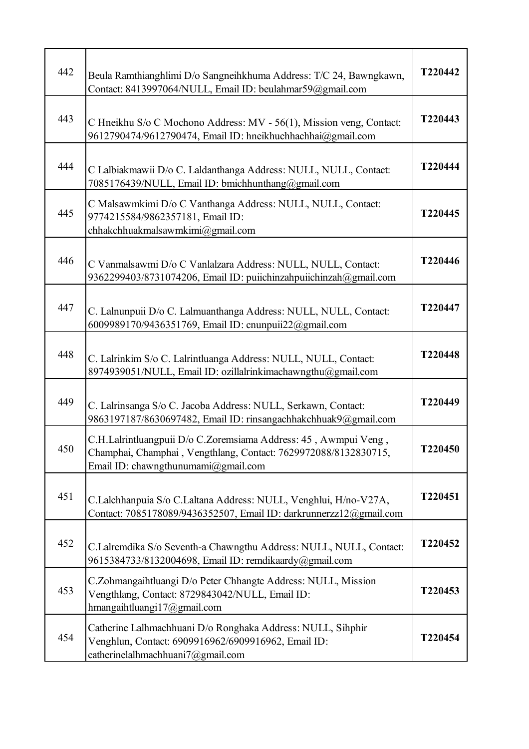| 442 | Beula Ramthianghlimi D/o Sangneihkhuma Address: T/C 24, Bawngkawn, Contact: 8413997064/NULL, Email ID: beulahmar59@gmail.com | **T220442** |
|---|---|---|
| 443 | C Hneikhu S/o C Mochono Address: MV - 56(1), Mission veng, Contact: 9612790474/9612790474, Email ID: hneikhuchhachhai@gmail.com | **T220443** |
| 444 | C Lalbiakmawii D/o C. Laldanthanga Address: NULL, NULL, Contact: 7085176439/NULL, Email ID: bmichhunthang@gmail.com | **T220444** |
| 445 | C Malsawmkimi D/o C Vanthanga Address: NULL, NULL, Contact: 9774215584/9862357181, Email ID: chhakchhuakmalsawmkimi@gmail.com | **T220445** |
| 446 | C Vanmalsawmi D/o C Vanlalzara Address: NULL, NULL, Contact: 9362299403/8731074206, Email ID: puiichinzahpuiichinzah@gmail.com | **T220446** |
| 447 | C. Lalnunpuii D/o C. Lalmuanthanga Address: NULL, NULL, Contact: 6009989170/9436351769, Email ID: cnunpuii22@gmail.com | **T220447** |
| 448 | C. Lalrinkim S/o C. Lalrintluanga Address: NULL, NULL, Contact: 8974939051/NULL, Email ID: ozillalrinkimachawngthu@gmail.com | **T220448** |
| 449 | C. Lalrinsanga S/o C. Jacoba Address: NULL, Serkawn, Contact: 9863197187/8630697482, Email ID: rinsangachhakchhuak9@gmail.com | **T220449** |
| 450 | C.H.Lalrintluangpuii D/o C.Zoremsiama Address: 45 , Awmpui Veng , Champhai, Champhai , Vengthlang, Contact: 7629972088/8132830715, Email ID: chawngthunumami@gmail.com | **T220450** |
| 451 | C.Lalchhanpuia S/o C.Laltana Address: NULL, Venghlui, H/no-V27A, Contact: 7085178089/9436352507, Email ID: darkrunnerzz12@gmail.com | **T220451** |
| 452 | C.Lalremdika S/o Seventh-a Chawngthu Address: NULL, NULL, Contact: 9615384733/8132004698, Email ID: remdikaardy@gmail.com | **T220452** |
| 453 | C.Zohmangaihtluangi D/o Peter Chhangte Address: NULL, Mission Vengthlang, Contact: 8729843042/NULL, Email ID: hmangaihtluangi17@gmail.com | **T220453** |
| 454 | Catherine Lalhmachhuani D/o Ronghaka Address: NULL, Sihphir Venghlun, Contact: 6909916962/6909916962, Email ID: catherinelalhmachhuani7@gmail.com | **T220454** |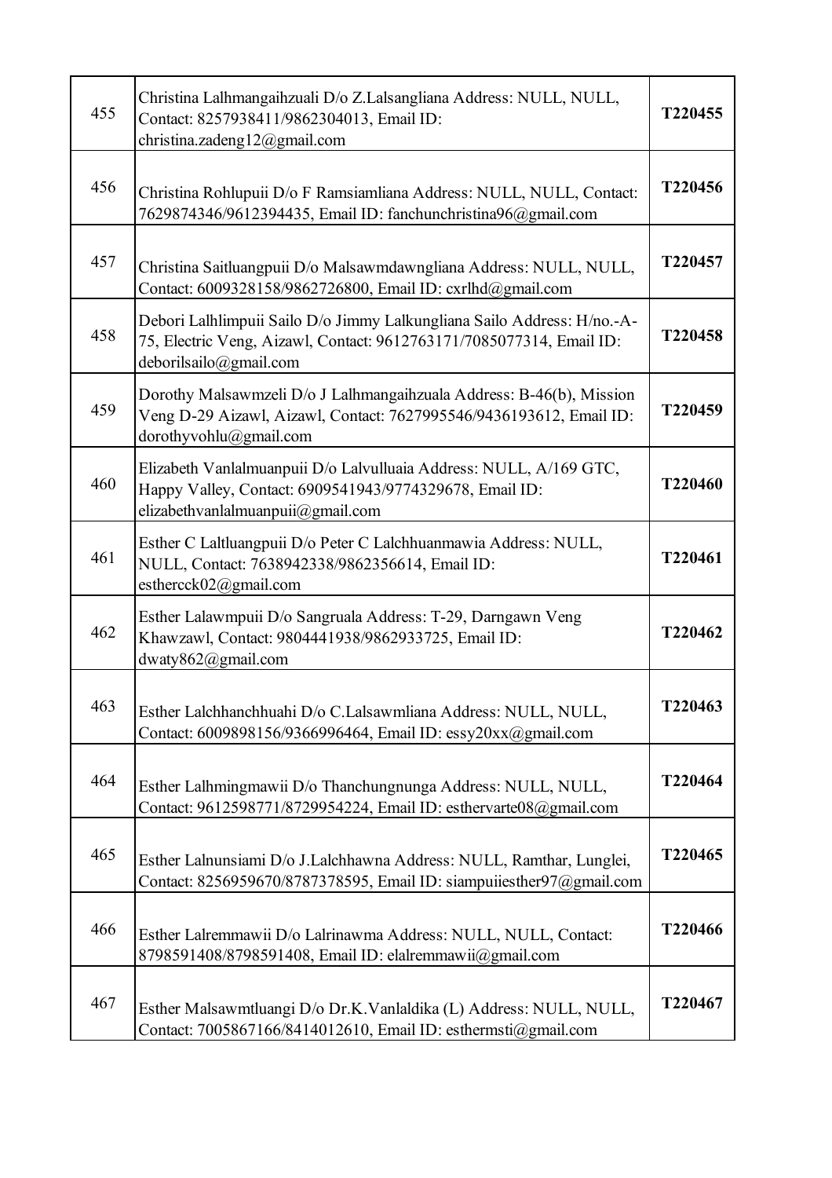| | | |
|---|---|---|
| 455 | Christina Lalhmangaihzuali D/o Z.Lalsangliana Address: NULL, NULL, Contact: 8257938411/9862304013, Email ID: christina.zadeng12@gmail.com | T220455 |
| 456 | Christina Rohlupuii D/o F Ramsiamliana Address: NULL, NULL, Contact: 7629874346/9612394435, Email ID: fanchunchristina96@gmail.com | T220456 |
| 457 | Christina Saitluangpuii D/o Malsawmdawngliana Address: NULL, NULL, Contact: 6009328158/9862726800, Email ID: cxrlhd@gmail.com | T220457 |
| 458 | Debori Lalhlimpuii Sailo D/o Jimmy Lalkungliana Sailo Address: H/no.-A-75, Electric Veng, Aizawl, Contact: 9612763171/7085077314, Email ID: deborilsailo@gmail.com | T220458 |
| 459 | Dorothy Malsawmzeli D/o J Lalhmangaihzuala Address: B-46(b), Mission Veng D-29 Aizawl, Aizawl, Contact: 7627995546/9436193612, Email ID: dorothyvohlu@gmail.com | T220459 |
| 460 | Elizabeth Vanlalmuanpuii D/o Lalvulluaia Address: NULL, A/169 GTC, Happy Valley, Contact: 6909541943/9774329678, Email ID: elizabethvanlalmuanpuii@gmail.com | T220460 |
| 461 | Esther C Laltluangpuii D/o Peter C Lalchhuanmawia Address: NULL, NULL, Contact: 7638942338/9862356614, Email ID: esthercck02@gmail.com | T220461 |
| 462 | Esther Lalawmpuii D/o Sangruala Address: T-29, Darngawn Veng Khawzawl, Contact: 9804441938/9862933725, Email ID: dwaty862@gmail.com | T220462 |
| 463 | Esther Lalchhanchhuahi D/o C.Lalsawmliana Address: NULL, NULL, Contact: 6009898156/9366996464, Email ID: essy20xx@gmail.com | T220463 |
| 464 | Esther Lalhmingmawii D/o Thanchungnunga Address: NULL, NULL, Contact: 9612598771/8729954224, Email ID: esthervarte08@gmail.com | T220464 |
| 465 | Esther Lalnunsiami D/o J.Lalchhawna Address: NULL, Ramthar, Lunglei, Contact: 8256959670/8787378595, Email ID: siampuiiesther97@gmail.com | T220465 |
| 466 | Esther Lalremmawii D/o Lalrinawma Address: NULL, NULL, Contact: 8798591408/8798591408, Email ID: elalremmawii@gmail.com | T220466 |
| 467 | Esther Malsawmtluangi D/o Dr.K.Vanlaldika (L) Address: NULL, NULL, Contact: 7005867166/8414012610, Email ID: esthermsti@gmail.com | T220467 |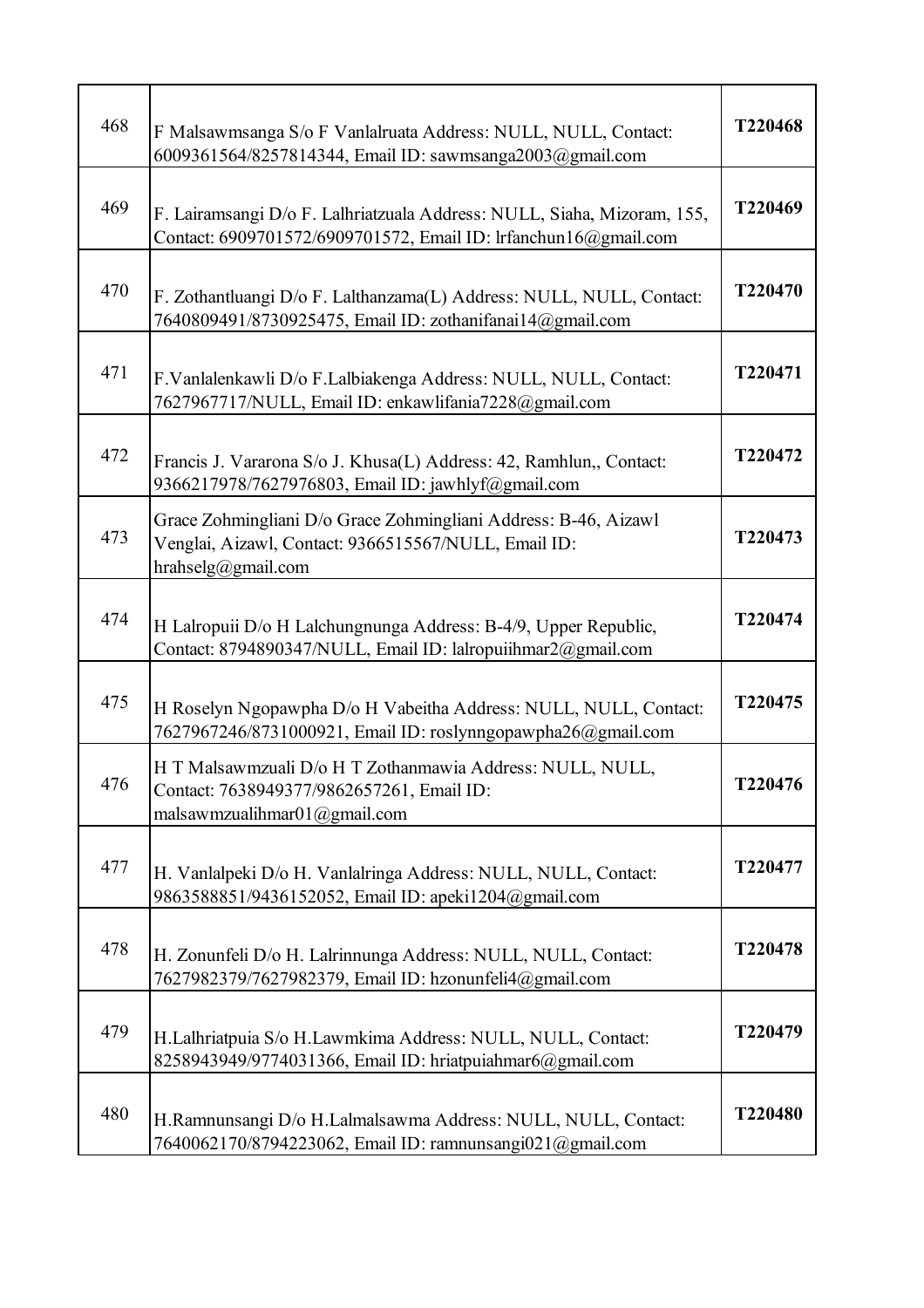| | | |
|---|---|---|
| 468 | F Malsawmsanga S/o F Vanlalruata Address: NULL, NULL, Contact: 6009361564/8257814344, Email ID: sawmsanga2003@gmail.com | **T220468** |
| 469 | F. Lairamsangi D/o F. Lalhriatzuala Address: NULL, Siaha, Mizoram, 155, Contact: 6909701572/6909701572, Email ID: lrfanchun16@gmail.com | **T220469** |
| 470 | F. Zothantluangi D/o F. Lalthanzama(L) Address: NULL, NULL, Contact: 7640809491/8730925475, Email ID: zothanifanai14@gmail.com | **T220470** |
| 471 | F.Vanlalenkawli D/o F.Lalbiakenga Address: NULL, NULL, Contact: 7627967717/NULL, Email ID: enkawlifania7228@gmail.com | **T220471** |
| 472 | Francis J. Vararona S/o J. Khusa(L) Address: 42, Ramhlun,, Contact: 9366217978/7627976803, Email ID: jawhlyf@gmail.com | **T220472** |
| 473 | Grace Zohmingliani D/o Grace Zohmingliani Address: B-46, Aizawl Venglai, Aizawl, Contact: 9366515567/NULL, Email ID: hrahselg@gmail.com | **T220473** |
| 474 | H Lalropuii D/o H Lalchungnunga Address: B-4/9, Upper Republic, Contact: 8794890347/NULL, Email ID: lalropuiihmar2@gmail.com | **T220474** |
| 475 | H Roselyn Ngopawpha D/o H Vabeitha Address: NULL, NULL, Contact: 7627967246/8731000921, Email ID: roslynngopawpha26@gmail.com | **T220475** |
| 476 | H T Malsawmzuali D/o H T Zothanmawia Address: NULL, NULL, Contact: 7638949377/9862657261, Email ID: malsawmzualihmar01@gmail.com | **T220476** |
| 477 | H. Vanlalpeki D/o H. Vanlalringa Address: NULL, NULL, Contact: 9863588851/9436152052, Email ID: apeki1204@gmail.com | **T220477** |
| 478 | H. Zonunfeli D/o H. Lalrinnunga Address: NULL, NULL, Contact: 7627982379/7627982379, Email ID: hzonunfeli4@gmail.com | **T220478** |
| 479 | H.Lalhriatpuia S/o H.Lawmkima Address: NULL, NULL, Contact: 8258943949/9774031366, Email ID: hriatpuiahmar6@gmail.com | **T220479** |
| 480 | H.Ramnunsangi D/o H.Lalmalsawma Address: NULL, NULL, Contact: 7640062170/8794223062, Email ID: ramnunsangi021@gmail.com | **T220480** |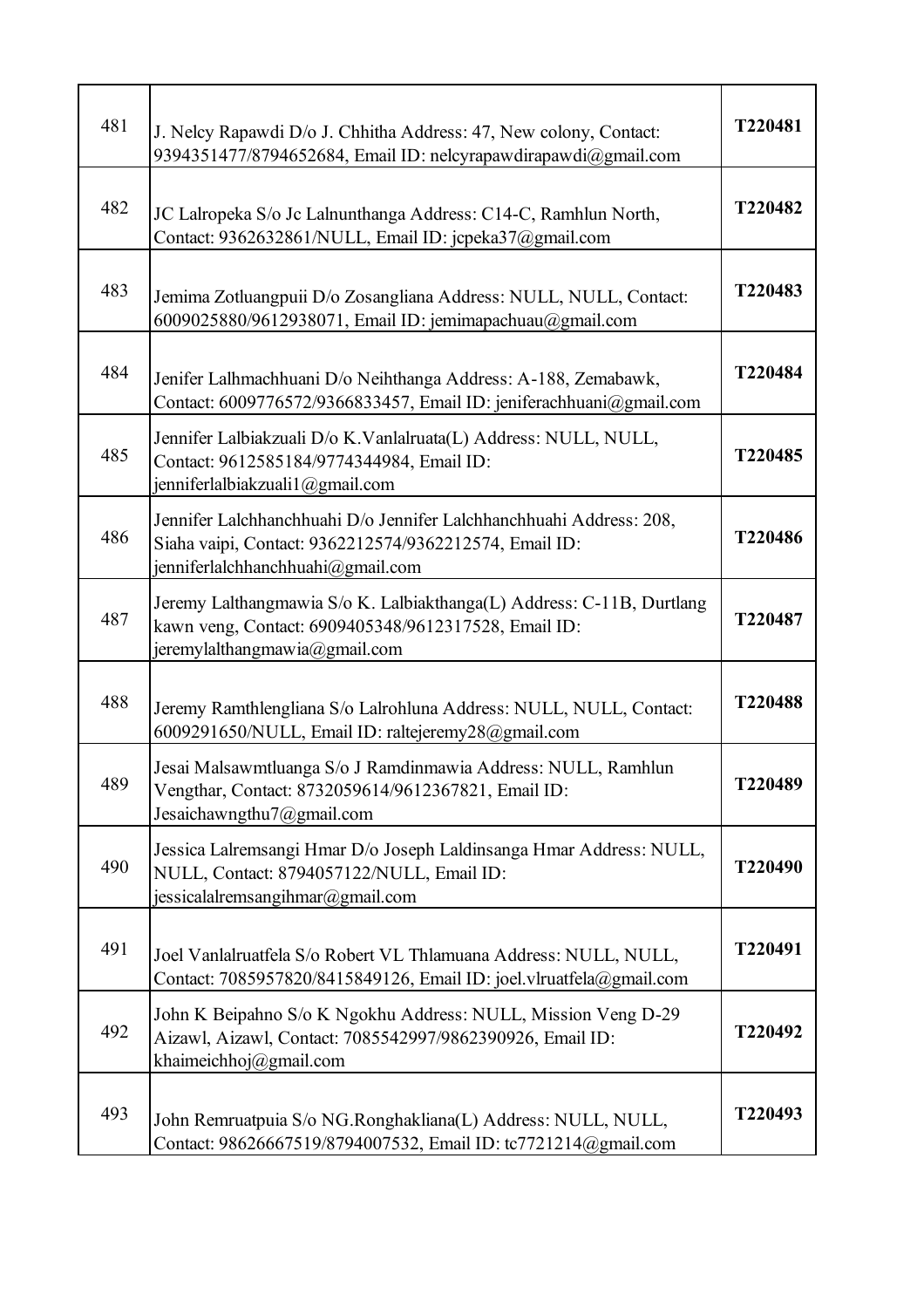| | | |
|---|---|---|
| 481 | J. Nelcy Rapawdi D/o J. Chhitha Address: 47, New colony, Contact: 9394351477/8794652684, Email ID: nelcyrapawdirapawdi@gmail.com | **T220481** |
| 482 | JC Lalropeka S/o Jc Lalnunthanga Address: C14-C, Ramhlun North, Contact: 9362632861/NULL, Email ID: jcpeka37@gmail.com | **T220482** |
| 483 | Jemima Zotluangpuii D/o Zosangliana Address: NULL, NULL, Contact: 6009025880/9612938071, Email ID: jemimapachuau@gmail.com | **T220483** |
| 484 | Jenifer Lalhmachhuani D/o Neihthanga Address: A-188, Zemabawk, Contact: 6009776572/9366833457, Email ID: jeniferachhuani@gmail.com | **T220484** |
| 485 | Jennifer Lalbiakzuali D/o K.Vanlalruata(L) Address: NULL, NULL, Contact: 9612585184/9774344984, Email ID: jenniferlalbiakzuali1@gmail.com | **T220485** |
| 486 | Jennifer Lalchhanchhuahi D/o Jennifer Lalchhanchhuahi Address: 208, Siaha vaipi, Contact: 9362212574/9362212574, Email ID: jenniferlalchhanchhuahi@gmail.com | **T220486** |
| 487 | Jeremy Lalthangmawia S/o K. Lalbiakthanga(L) Address: C-11B, Durtlang kawn veng, Contact: 6909405348/9612317528, Email ID: jeremylalthangmawia@gmail.com | **T220487** |
| 488 | Jeremy Ramthlengliana S/o Lalrohluna Address: NULL, NULL, Contact: 6009291650/NULL, Email ID: raltejeremy28@gmail.com | **T220488** |
| 489 | Jesai Malsawmtluanga S/o J Ramdinmawia Address: NULL, Ramhlun Vengthar, Contact: 8732059614/9612367821, Email ID: Jesaichawngthu7@gmail.com | **T220489** |
| 490 | Jessica Lalremsangi Hmar D/o Joseph Laldinsanga Hmar Address: NULL, NULL, Contact: 8794057122/NULL, Email ID: jessicalalremsangihmar@gmail.com | **T220490** |
| 491 | Joel Vanlalruatfela S/o Robert VL Thlamuana Address: NULL, NULL, Contact: 7085957820/8415849126, Email ID: joel.vlruatfela@gmail.com | **T220491** |
| 492 | John K Beipahno S/o K Ngokhu Address: NULL, Mission Veng D-29 Aizawl, Aizawl, Contact: 7085542997/9862390926, Email ID: khaimeichhoj@gmail.com | **T220492** |
| 493 | John Remruatpuia S/o NG.Ronghakliana(L) Address: NULL, NULL, Contact: 98626667519/8794007532, Email ID: tc7721214@gmail.com | **T220493** |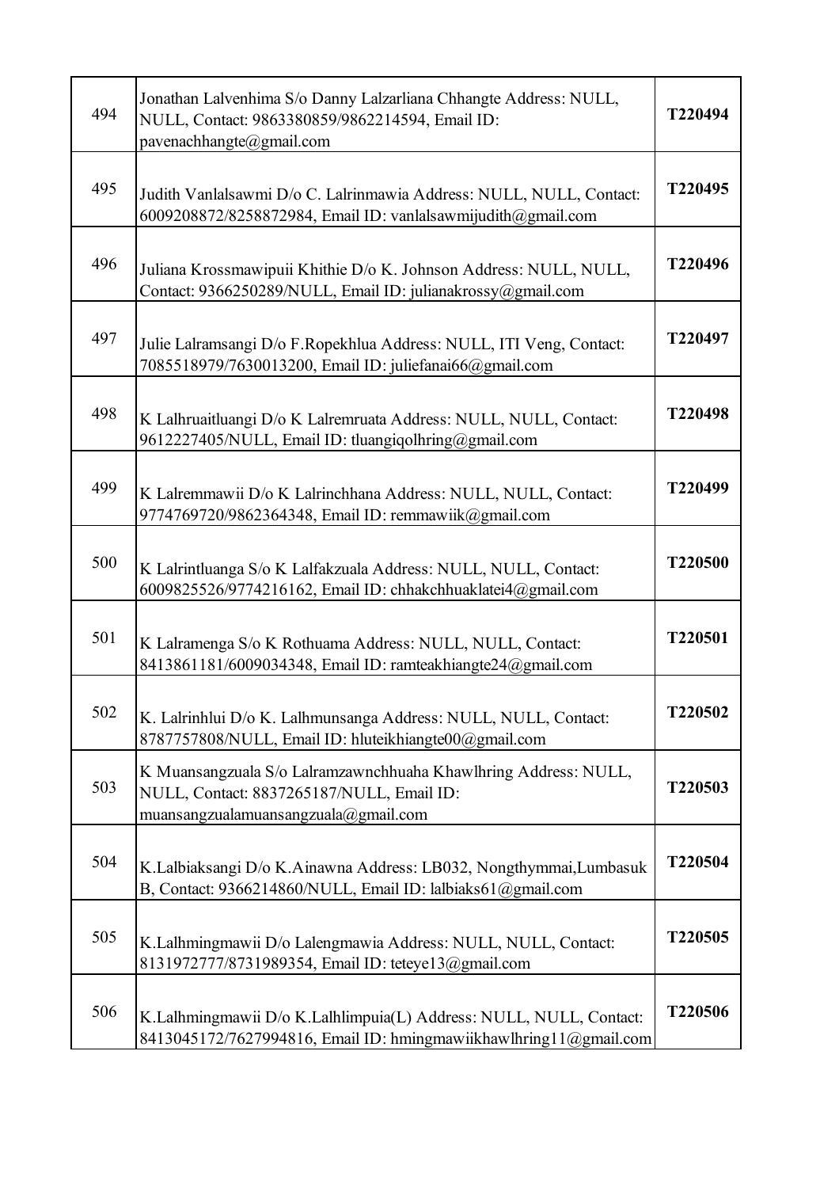| | | |
|---|---|---|
| 494 | Jonathan Lalvenhima S/o Danny Lalzarliana Chhangte Address: NULL, NULL, Contact: 9863380859/9862214594, Email ID: pavenachhangte@gmail.com | T220494 |
| 495 | Judith Vanlalsawmi D/o C. Lalrinmawia Address: NULL, NULL, Contact: 6009208872/8258872984, Email ID: vanlalsawmijudith@gmail.com | T220495 |
| 496 | Juliana Krossmawipuii Khithie D/o K. Johnson Address: NULL, NULL, Contact: 9366250289/NULL, Email ID: julianakrossy@gmail.com | T220496 |
| 497 | Julie Lalramsangi D/o F.Ropekhlua Address: NULL, ITI Veng, Contact: 7085518979/7630013200, Email ID: juliefanai66@gmail.com | T220497 |
| 498 | K Lalhruaitluangi D/o K Lalremruata Address: NULL, NULL, Contact: 9612227405/NULL, Email ID: tluangiqolhring@gmail.com | T220498 |
| 499 | K Lalremmawii D/o K Lalrinchhana Address: NULL, NULL, Contact: 9774769720/9862364348, Email ID: remmawiik@gmail.com | T220499 |
| 500 | K Lalrintluanga S/o K Lalfakzuala Address: NULL, NULL, Contact: 6009825526/9774216162, Email ID: chhakchhuaklatei4@gmail.com | T220500 |
| 501 | K Lalramenga S/o K Rothuama Address: NULL, NULL, Contact: 8413861181/6009034348, Email ID: ramteakhiangte24@gmail.com | T220501 |
| 502 | K. Lalrinhlui D/o K. Lalhmunsanga Address: NULL, NULL, Contact: 8787757808/NULL, Email ID: hluteikhiangte00@gmail.com | T220502 |
| 503 | K Muansangzuala S/o Lalramzawnchhuaha Khawlhring Address: NULL, NULL, Contact: 8837265187/NULL, Email ID: muansangzualamuansangzuala@gmail.com | T220503 |
| 504 | K.Lalbiaksangi D/o K.Ainawna Address: LB032, Nongthymmai,Lumbasuk B, Contact: 9366214860/NULL, Email ID: lalbiaks61@gmail.com | T220504 |
| 505 | K.Lalhmingmawii D/o Lalengmawia Address: NULL, NULL, Contact: 8131972777/8731989354, Email ID: teteye13@gmail.com | T220505 |
| 506 | K.Lalhmingmawii D/o K.Lalhlimpuia(L) Address: NULL, NULL, Contact: 8413045172/7627994816, Email ID: hmingmawiikhawlhring11@gmail.com | T220506 |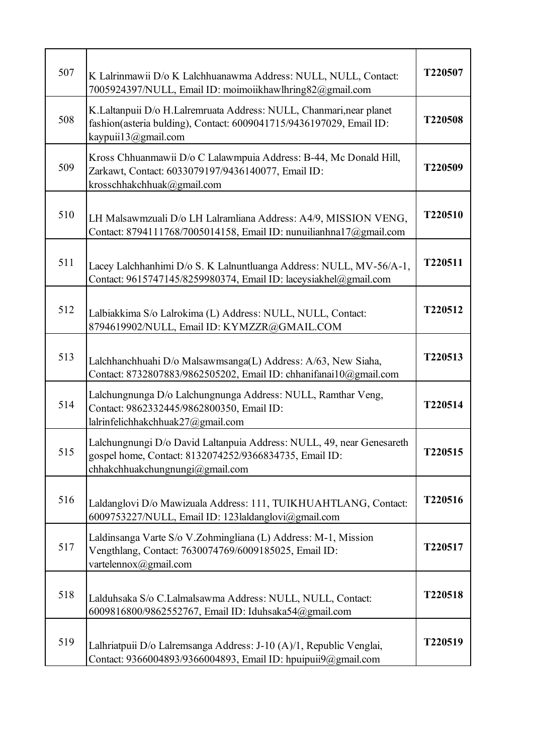| 507 | K Lalrinmawii D/o K Lalchhuanawma Address: NULL, NULL, Contact: 7005924397/NULL, Email ID: moimoiikhawlhring82@gmail.com | **T220507** |
|---|---|---|
| 508 | K.Laltanpuii D/o H.Lalremruata Address: NULL, Chanmari,near planet fashion(asteria bulding), Contact: 6009041715/9436197029, Email ID: kaypuii13@gmail.com | **T220508** |
| 509 | Kross Chhuanmawii D/o C Lalawmpuia Address: B-44, Mc Donald Hill, Zarkawt, Contact: 6033079197/9436140077, Email ID: krosschhakchhuak@gmail.com | **T220509** |
| 510 | LH Malsawmzuali D/o LH Lalramliana Address: A4/9, MISSION VENG, Contact: 8794111768/7005014158, Email ID: nunuilianhna17@gmail.com | **T220510** |
| 511 | Lacey Lalchhanhimi D/o S. K Lalnuntluanga Address: NULL, MV-56/A-1, Contact: 9615747145/8259980374, Email ID: laceysiakhel@gmail.com | **T220511** |
| 512 | Lalbiakkima S/o Lalrokima (L) Address: NULL, NULL, Contact: 8794619902/NULL, Email ID: KYMZZR@GMAIL.COM | **T220512** |
| 513 | Lalchhanchhuahi D/o Malsawmsanga(L) Address: A/63, New Siaha, Contact: 8732807883/9862505202, Email ID: chhanifanai10@gmail.com | **T220513** |
| 514 | Lalchungnunga D/o Lalchungnunga Address: NULL, Ramthar Veng, Contact: 9862332445/9862800350, Email ID: lalrinfelichhakchhuak27@gmail.com | **T220514** |
| 515 | Lalchungnungi D/o David Laltanpuia Address: NULL, 49, near Genesareth gospel home, Contact: 8132074252/9366834735, Email ID: chhakchhuakchungnungi@gmail.com | **T220515** |
| 516 | Laldanglovi D/o Mawizuala Address: 111, TUIKHUAHTLANG, Contact: 6009753227/NULL, Email ID: 123laldanglovi@gmail.com | **T220516** |
| 517 | Laldinsanga Varte S/o V.Zohmingliana (L) Address: M-1, Mission Vengthlang, Contact: 7630074769/6009185025, Email ID: vartelennox@gmail.com | **T220517** |
| 518 | Lalduhsaka S/o C.Lalmalsawma Address: NULL, NULL, Contact: 6009816800/9862552767, Email ID: Iduhsaka54@gmail.com | **T220518** |
| 519 | Lalhriatpuii D/o Lalremsanga Address: J-10 (A)/1, Republic Venglai, Contact: 9366004893/9366004893, Email ID: hpuipuii9@gmail.com | **T220519** |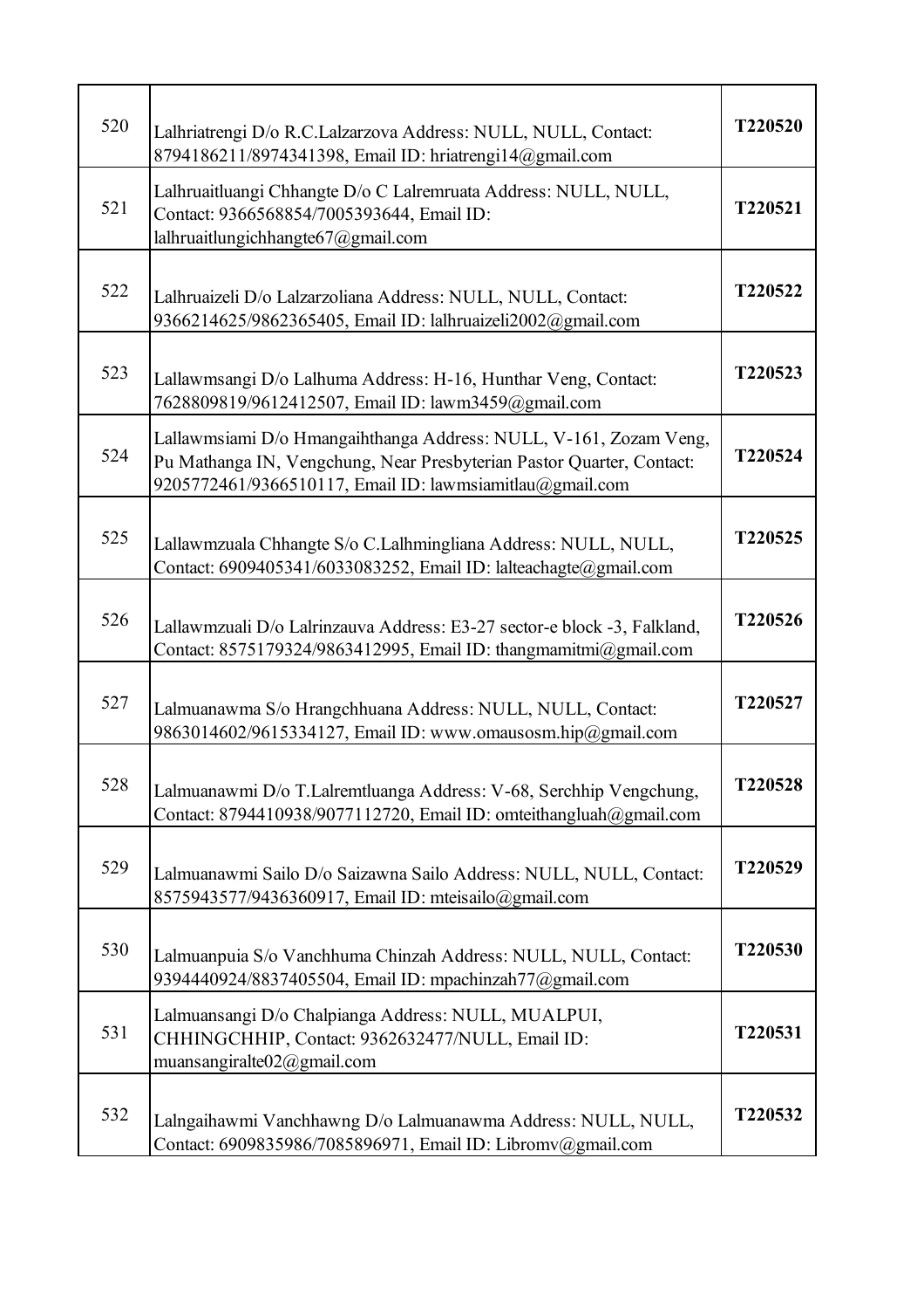| | | |
|---|---|---|
| 520 | Lalhriatrengi D/o R.C.Lalzarzova Address: NULL, NULL, Contact: 8794186211/8974341398, Email ID: hriatrengi14@gmail.com | **T220520** |
| 521 | Lalhruaitluangi Chhangte D/o C Lalremruata Address: NULL, NULL, Contact: 9366568854/7005393644, Email ID: lalhruaitlungichhangte67@gmail.com | **T220521** |
| 522 | Lalhruaizeli D/o Lalzarzoliana Address: NULL, NULL, Contact: 9366214625/9862365405, Email ID: lalhruaizeli2002@gmail.com | **T220522** |
| 523 | Lallawmsangi D/o Lalhuma Address: H-16, Hunthar Veng, Contact: 7628809819/9612412507, Email ID: lawm3459@gmail.com | **T220523** |
| 524 | Lallawmsiami D/o Hmangaihthanga Address: NULL, V-161, Zozam Veng, Pu Mathanga IN, Vengchung, Near Presbyterian Pastor Quarter, Contact: 9205772461/9366510117, Email ID: lawmsiamitlau@gmail.com | **T220524** |
| 525 | Lallawmzuala Chhangte S/o C.Lalhmingliana Address: NULL, NULL, Contact: 6909405341/6033083252, Email ID: lalteachagte@gmail.com | **T220525** |
| 526 | Lallawmzuali D/o Lalrinzauva Address: E3-27 sector-e block -3, Falkland, Contact: 8575179324/9863412995, Email ID: thangmamitmi@gmail.com | **T220526** |
| 527 | Lalmuanawma S/o Hrangchhuana Address: NULL, NULL, Contact: 9863014602/9615334127, Email ID: www.omausosm.hip@gmail.com | **T220527** |
| 528 | Lalmuanawmi D/o T.Lalremtluanga Address: V-68, Serchhip Vengchung, Contact: 8794410938/9077112720, Email ID: omteithangluah@gmail.com | **T220528** |
| 529 | Lalmuanawmi Sailo D/o Saizawna Sailo Address: NULL, NULL, Contact: 8575943577/9436360917, Email ID: mteisailo@gmail.com | **T220529** |
| 530 | Lalmuanpuia S/o Vanchhuma Chinzah Address: NULL, NULL, Contact: 9394440924/8837405504, Email ID: mpachinzah77@gmail.com | **T220530** |
| 531 | Lalmuansangi D/o Chalpianga Address: NULL, MUALPUI, CHHINGCHHIP, Contact: 9362632477/NULL, Email ID: muansangiralte02@gmail.com | **T220531** |
| 532 | Lalngaihawmi Vanchhawng D/o Lalmuanawma Address: NULL, NULL, Contact: 6909835986/7085896971, Email ID: Libromv@gmail.com | **T220532** |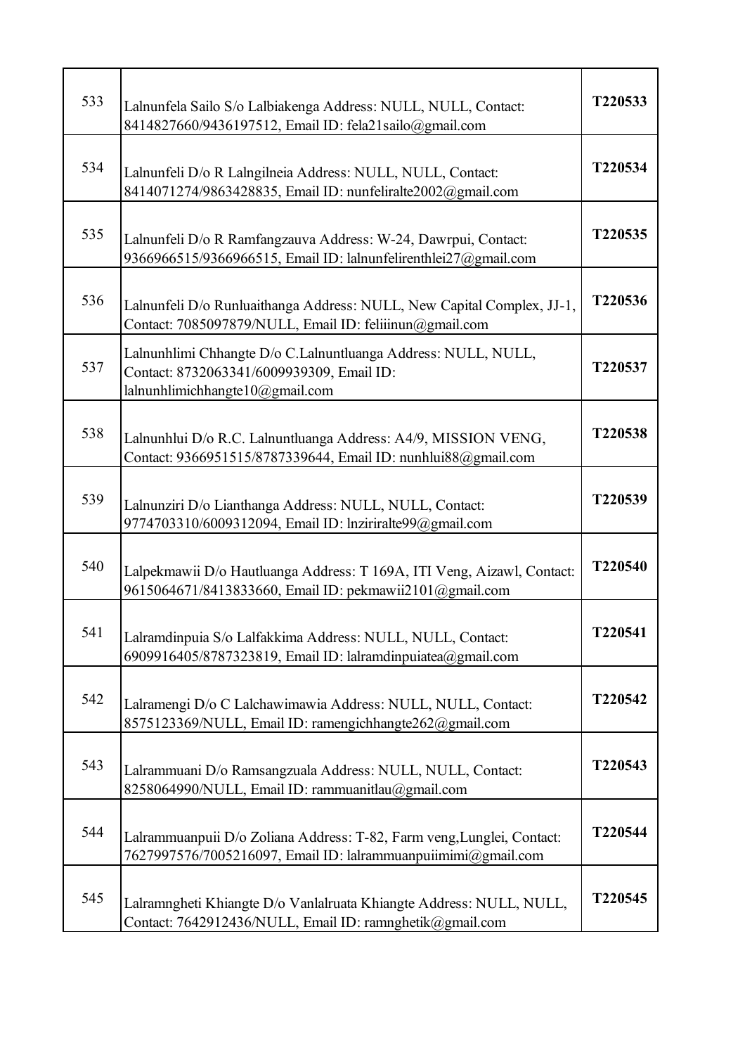| | | |
|---|---|---|
| 533 | Lalnunfela Sailo S/o Lalbiakenga Address: NULL, NULL, Contact: 8414827660/9436197512, Email ID: fela21sailo@gmail.com | T220533 |
| 534 | Lalnunfeli D/o R Lalngilneia Address: NULL, NULL, Contact: 8414071274/9863428835, Email ID: nunfeliralte2002@gmail.com | T220534 |
| 535 | Lalnunfeli D/o R Ramfangzauva Address: W-24, Dawrpui, Contact: 9366966515/9366966515, Email ID: lalnunfelirenthlei27@gmail.com | T220535 |
| 536 | Lalnunfeli D/o Runluaithanga Address: NULL, New Capital Complex, JJ-1, Contact: 7085097879/NULL, Email ID: feliiinun@gmail.com | T220536 |
| 537 | Lalnunhlimi Chhangte D/o C.Lalnuntluanga Address: NULL, NULL, Contact: 8732063341/6009939309, Email ID: lalnunhlimichhangte10@gmail.com | T220537 |
| 538 | Lalnunhlui D/o R.C. Lalnuntluanga Address: A4/9, MISSION VENG, Contact: 9366951515/8787339644, Email ID: nunhlui88@gmail.com | T220538 |
| 539 | Lalnunziri D/o Lianthanga Address: NULL, NULL, Contact: 9774703310/6009312094, Email ID: lnziriralte99@gmail.com | T220539 |
| 540 | Lalpekmawii D/o Hautluanga Address: T 169A, ITI Veng, Aizawl, Contact: 9615064671/8413833660, Email ID: pekmawii2101@gmail.com | T220540 |
| 541 | Lalramdinpuia S/o Lalfakkima Address: NULL, NULL, Contact: 6909916405/8787323819, Email ID: lalramdinpuiatea@gmail.com | T220541 |
| 542 | Lalramengi D/o C Lalchawimawia Address: NULL, NULL, Contact: 8575123369/NULL, Email ID: ramengichhangte262@gmail.com | T220542 |
| 543 | Lalrammuani D/o Ramsangzuala Address: NULL, NULL, Contact: 8258064990/NULL, Email ID: rammuanitlau@gmail.com | T220543 |
| 544 | Lalrammuanpuii D/o Zoliana Address: T-82, Farm veng,Lunglei, Contact: 7627997576/7005216097, Email ID: lalrammuanpuiimimi@gmail.com | T220544 |
| 545 | Lalramngheti Khiangte D/o Vanlalruata Khiangte Address: NULL, NULL, Contact: 7642912436/NULL, Email ID: ramnghetik@gmail.com | T220545 |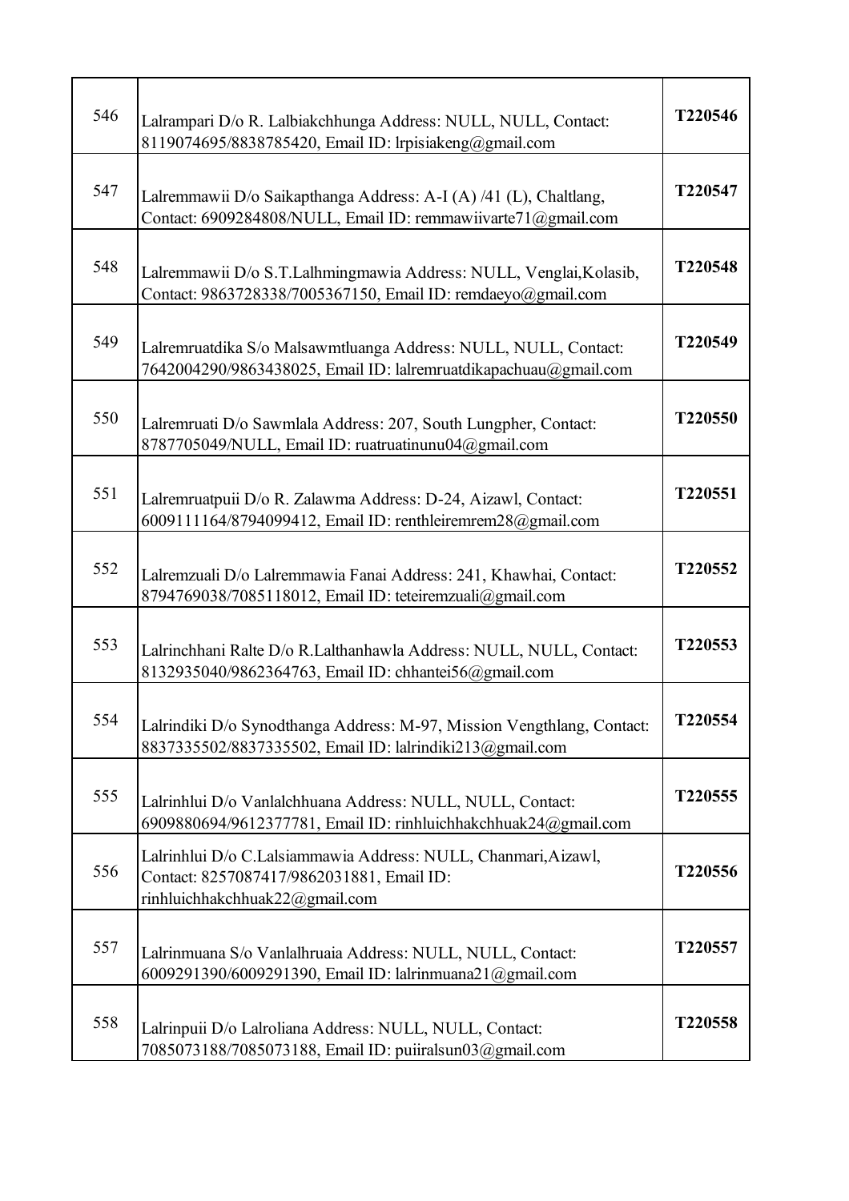| | | |
|---|---|---|
| 546 | Lalrampari D/o R. Lalbiakchhunga Address: NULL, NULL, Contact: 8119074695/8838785420, Email ID: lrpisiakeng@gmail.com | **T220546** |
| 547 | Lalremmawii D/o Saikapthanga Address: A-I (A) /41 (L), Chaltlang, Contact: 6909284808/NULL, Email ID: remmawiivarte71@gmail.com | **T220547** |
| 548 | Lalremmawii D/o S.T.Lalhmingmawia Address: NULL, Venglai,Kolasib, Contact: 9863728338/7005367150, Email ID: remdaeyo@gmail.com | **T220548** |
| 549 | Lalremruatdika S/o Malsawmtluanga Address: NULL, NULL, Contact: 7642004290/9863438025, Email ID: lalremruatdikapachuau@gmail.com | **T220549** |
| 550 | Lalremruati D/o Sawmlala Address: 207, South Lungpher, Contact: 8787705049/NULL, Email ID: ruatruatinunu04@gmail.com | **T220550** |
| 551 | Lalremruatpuii D/o R. Zalawma Address: D-24, Aizawl, Contact: 6009111164/8794099412, Email ID: renthleiremrem28@gmail.com | **T220551** |
| 552 | Lalremzuali D/o Lalremmawia Fanai Address: 241, Khawhai, Contact: 8794769038/7085118012, Email ID: teteiremzuali@gmail.com | **T220552** |
| 553 | Lalrinchhani Ralte D/o R.Lalthanhawla Address: NULL, NULL, Contact: 8132935040/9862364763, Email ID: chhantei56@gmail.com | **T220553** |
| 554 | Lalrindiki D/o Synodthanga Address: M-97, Mission Vengthlang, Contact: 8837335502/8837335502, Email ID: lalrindiki213@gmail.com | **T220554** |
| 555 | Lalrinhlui D/o Vanlalchhuana Address: NULL, NULL, Contact: 6909880694/9612377781, Email ID: rinhluichhakchhuak24@gmail.com | **T220555** |
| 556 | Lalrinhlui D/o C.Lalsiammawia Address: NULL, Chanmari,Aizawl, Contact: 8257087417/9862031881, Email ID: rinhluichhakchhuak22@gmail.com | **T220556** |
| 557 | Lalrinmuana S/o Vanlalhruaia Address: NULL, NULL, Contact: 6009291390/6009291390, Email ID: lalrinmuana21@gmail.com | **T220557** |
| 558 | Lalrinpuii D/o Lalroliana Address: NULL, NULL, Contact: 7085073188/7085073188, Email ID: puiiralsun03@gmail.com | **T220558** |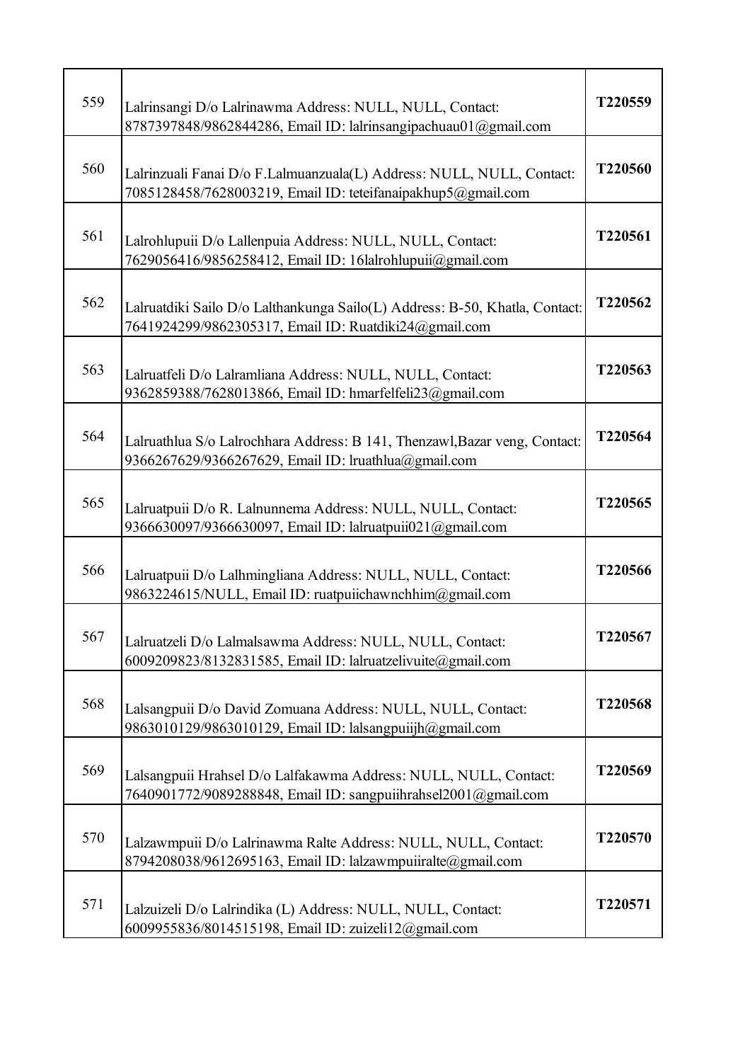| 559 | Lalrinsangi D/o Lalrinawma Address: NULL, NULL, Contact: 8787397848/9862844286, Email ID: lalrinsangipachuau01@gmail.com | T220559 |
|---|---|---|
| 560 | Lalrinzuali Fanai D/o F.Lalmuanzuala(L) Address: NULL, NULL, Contact: 7085128458/7628003219, Email ID: teteifanaipakhup5@gmail.com | T220560 |
| 561 | Lalrohlupuii D/o Lallenpuia Address: NULL, NULL, Contact: 7629056416/9856258412, Email ID: 16lalrohlupuii@gmail.com | T220561 |
| 562 | Lalruatdiki Sailo D/o Lalthankunga Sailo(L) Address: B-50, Khatla, Contact: 7641924299/9862305317, Email ID: Ruatdiki24@gmail.com | T220562 |
| 563 | Lalruatfeli D/o Lalramliana Address: NULL, NULL, Contact: 9362859388/7628013866, Email ID: hmarfelfeli23@gmail.com | T220563 |
| 564 | Lalruathlua S/o Lalrochhara Address: B 141, Thenzawl,Bazar veng, Contact: 9366267629/9366267629, Email ID: lruathlua@gmail.com | T220564 |
| 565 | Lalruatpuii D/o R. Lalnunnema Address: NULL, NULL, Contact: 9366630097/9366630097, Email ID: lalruatpuii021@gmail.com | T220565 |
| 566 | Lalruatpuii D/o Lalhmingliana Address: NULL, NULL, Contact: 9863224615/NULL, Email ID: ruatpuiichawnchhim@gmail.com | T220566 |
| 567 | Lalruatzeli D/o Lalmalsawma Address: NULL, NULL, Contact: 6009209823/8132831585, Email ID: lalruatzelivuite@gmail.com | T220567 |
| 568 | Lalsangpuii D/o David Zomuana Address: NULL, NULL, Contact: 9863010129/9863010129, Email ID: lalsangpuiijh@gmail.com | T220568 |
| 569 | Lalsangpuii Hrahsel D/o Lalfakawma Address: NULL, NULL, Contact: 7640901772/9089288848, Email ID: sangpuiihrahsel2001@gmail.com | T220569 |
| 570 | Lalzawmpuii D/o Lalrinawma Ralte Address: NULL, NULL, Contact: 8794208038/9612695163, Email ID: lalzawmpuiiralte@gmail.com | T220570 |
| 571 | Lalzuizeli D/o Lalrindika (L) Address: NULL, NULL, Contact: 6009955836/8014515198, Email ID: zuizeli12@gmail.com | T220571 |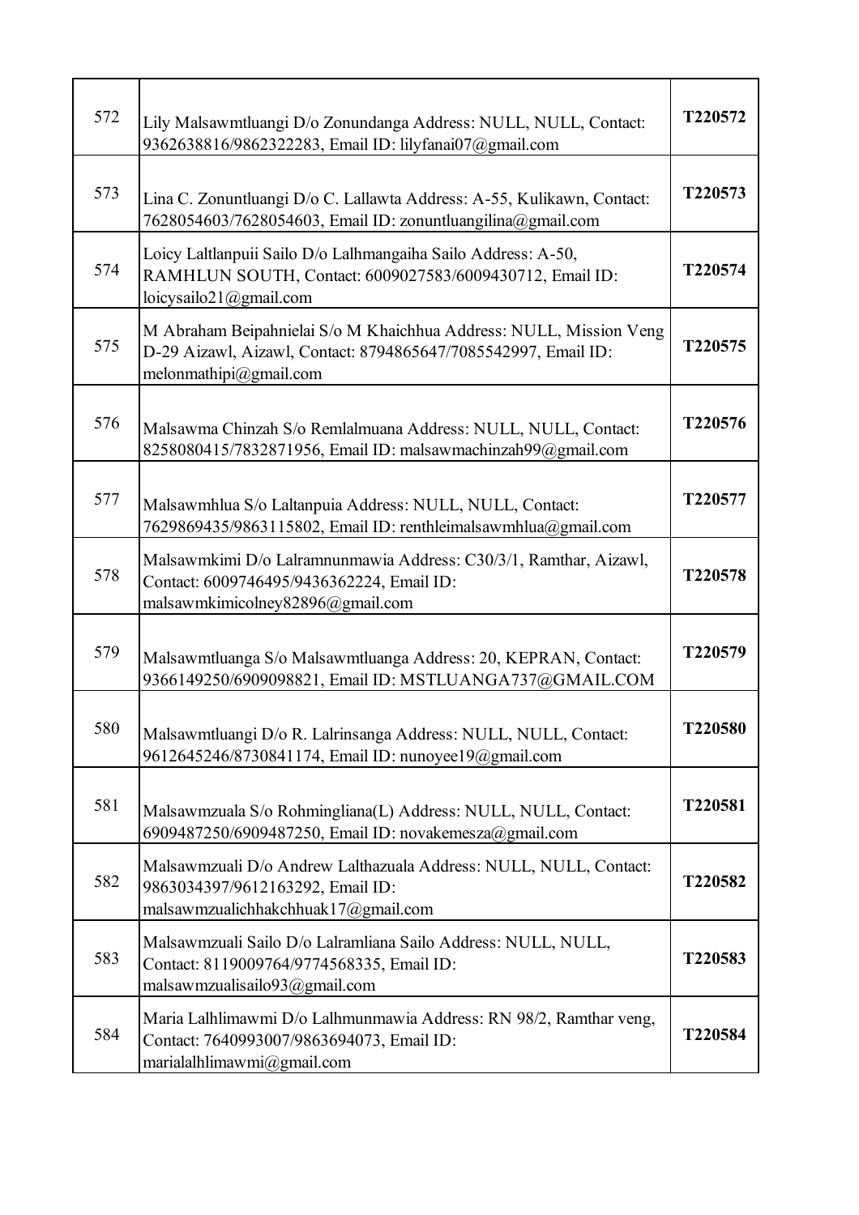| | | |
|---|---|---|
| 572 | Lily Malsawmtluangi D/o Zonundanga Address: NULL, NULL, Contact: 9362638816/9862322283, Email ID: lilyfanai07@gmail.com | **T220572** |
| 573 | Lina C. Zonuntluangi D/o C. Lallawta Address: A-55, Kulikawn, Contact: 7628054603/7628054603, Email ID: zonuntluangilina@gmail.com | **T220573** |
| 574 | Loicy Laltlanpuii Sailo D/o Lalhmangaiha Sailo Address: A-50, RAMHLUN SOUTH, Contact: 6009027583/6009430712, Email ID: loicysailo21@gmail.com | **T220574** |
| 575 | M Abraham Beipahnielai S/o M Khaichhua Address: NULL, Mission Veng D-29 Aizawl, Aizawl, Contact: 8794865647/7085542997, Email ID: melonmathipi@gmail.com | **T220575** |
| 576 | Malsawma Chinzah S/o Remlalmuana Address: NULL, NULL, Contact: 8258080415/7832871956, Email ID: malsawmachinzah99@gmail.com | **T220576** |
| 577 | Malsawmhlua S/o Laltanpuia Address: NULL, NULL, Contact: 7629869435/9863115802, Email ID: renthleimalsawmhlua@gmail.com | **T220577** |
| 578 | Malsawmkimi D/o Lalramnunmawia Address: C30/3/1, Ramthar, Aizawl, Contact: 6009746495/9436362224, Email ID: malsawmkimicolney82896@gmail.com | **T220578** |
| 579 | Malsawmtluanga S/o Malsawmtluanga Address: 20, KEPRAN, Contact: 9366149250/6909098821, Email ID: MSTLUANGA737@GMAIL.COM | **T220579** |
| 580 | Malsawmtluangi D/o R. Lalrinsanga Address: NULL, NULL, Contact: 9612645246/8730841174, Email ID: nunoyee19@gmail.com | **T220580** |
| 581 | Malsawmzuala S/o Rohmingliana(L) Address: NULL, NULL, Contact: 6909487250/6909487250, Email ID: novakemesza@gmail.com | **T220581** |
| 582 | Malsawmzuali D/o Andrew Lalthazuala Address: NULL, NULL, Contact: 9863034397/9612163292, Email ID: malsawmzualichhakchhuak17@gmail.com | **T220582** |
| 583 | Malsawmzuali Sailo D/o Lalramliana Sailo Address: NULL, NULL, Contact: 8119009764/9774568335, Email ID: malsawmzualisailo93@gmail.com | **T220583** |
| 584 | Maria Lalhlimawmi D/o Lalhmunmawia Address: RN 98/2, Ramthar veng, Contact: 7640993007/9863694073, Email ID: marialalhlimawmi@gmail.com | **T220584** |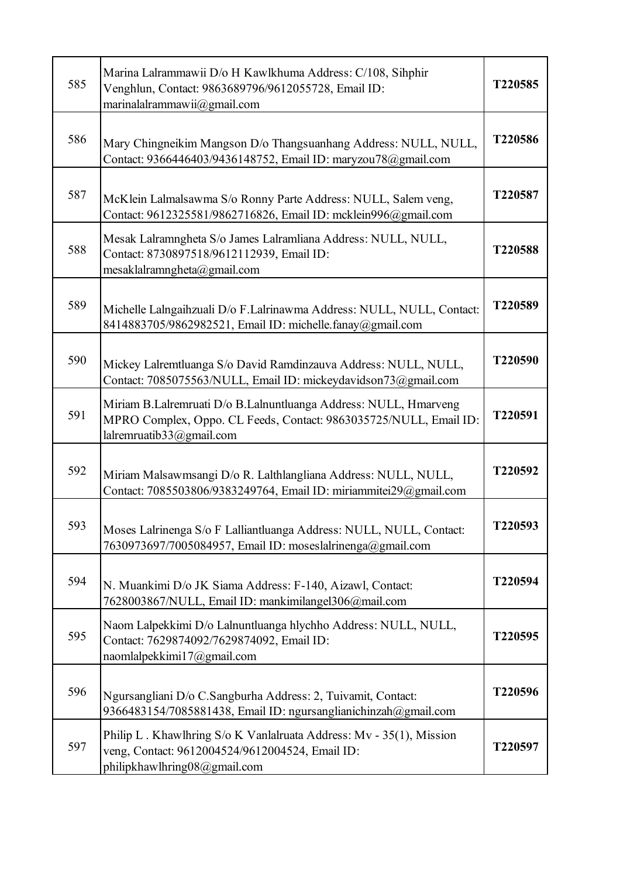| 585 | Marina Lalrammawii D/o H Kawlkhuma Address: C/108, Sihphir Venghlun, Contact: 9863689796/9612055728, Email ID: marinalalrammawii@gmail.com | **T220585** |
|---|---|---|
| 586 | Mary Chingneikim Mangson D/o Thangsuanhang Address: NULL, NULL, Contact: 9366446403/9436148752, Email ID: maryzou78@gmail.com | **T220586** |
| 587 | McKlein Lalmalsawma S/o Ronny Parte Address: NULL, Salem veng, Contact: 9612325581/9862716826, Email ID: mcklein996@gmail.com | **T220587** |
| 588 | Mesak Lalramngheta S/o James Lalramliana Address: NULL, NULL, Contact: 8730897518/9612112939, Email ID: mesaklalramngheta@gmail.com | **T220588** |
| 589 | Michelle Lalngaihzuali D/o F.Lalrinawma Address: NULL, NULL, Contact: 8414883705/9862982521, Email ID: michelle.fanay@gmail.com | **T220589** |
| 590 | Mickey Lalremtluanga S/o David Ramdinzauva Address: NULL, NULL, Contact: 7085075563/NULL, Email ID: mickeydavidson73@gmail.com | **T220590** |
| 591 | Miriam B.Lalremruati D/o B.Lalnuntluanga Address: NULL, Hmarveng MPRO Complex, Oppo. CL Feeds, Contact: 9863035725/NULL, Email ID: lalremruatib33@gmail.com | **T220591** |
| 592 | Miriam Malsawmsangi D/o R. Lalthlangliana Address: NULL, NULL, Contact: 7085503806/9383249764, Email ID: miriammitei29@gmail.com | **T220592** |
| 593 | Moses Lalrinenga S/o F Lalliantluanga Address: NULL, NULL, Contact: 7630973697/7005084957, Email ID: moseslalrinenga@gmail.com | **T220593** |
| 594 | N. Muankimi D/o JK Siama Address: F-140, Aizawl, Contact: 7628003867/NULL, Email ID: mankimilangel306@mail.com | **T220594** |
| 595 | Naom Lalpekkimi D/o Lalnuntluanga hlychho Address: NULL, NULL, Contact: 7629874092/7629874092, Email ID: naomlalpekkimi17@gmail.com | **T220595** |
| 596 | Ngursangliani D/o C.Sangburha Address: 2, Tuivamit, Contact: 9366483154/7085881438, Email ID: ngursanglianichinzah@gmail.com | **T220596** |
| 597 | Philip L . Khawlhring S/o K Vanlalruata Address: Mv - 35(1), Mission veng, Contact: 9612004524/9612004524, Email ID: philipkhawlhring08@gmail.com | **T220597** |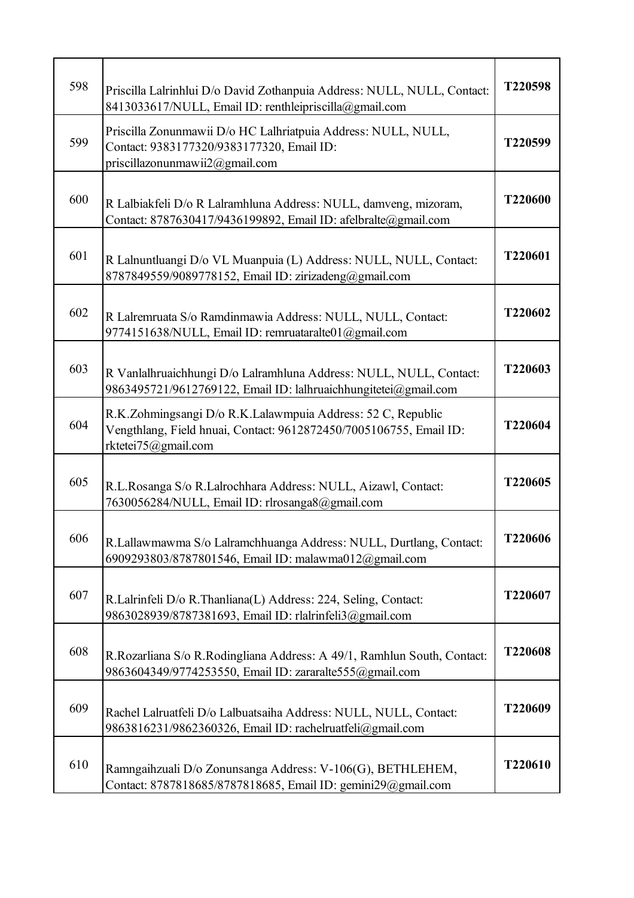| | | |
|---|---|---|
| 598 | Priscilla Lalrinhlui D/o David Zothanpuia Address: NULL, NULL, Contact: 8413033617/NULL, Email ID: renthleipriscilla@gmail.com | **T220598** |
| 599 | Priscilla Zonunmawii D/o HC Lalhriatpuia Address: NULL, NULL, Contact: 9383177320/9383177320, Email ID: priscillazonunmawii2@gmail.com | **T220599** |
| 600 | R Lalbiakfeli D/o R Lalramhluna Address: NULL, damveng, mizoram, Contact: 8787630417/9436199892, Email ID: afelbralte@gmail.com | **T220600** |
| 601 | R Lalnuntluangi D/o VL Muanpuia (L) Address: NULL, NULL, Contact: 8787849559/9089778152, Email ID: zirizadeng@gmail.com | **T220601** |
| 602 | R Lalremruata S/o Ramdinmawia Address: NULL, NULL, Contact: 9774151638/NULL, Email ID: remruataralte01@gmail.com | **T220602** |
| 603 | R Vanlalhruaichhungi D/o Lalramhluna Address: NULL, NULL, Contact: 9863495721/9612769122, Email ID: lalhruaichhungitetei@gmail.com | **T220603** |
| 604 | R.K.Zohmingsangi D/o R.K.Lalawmpuia Address: 52 C, Republic Vengthlang, Field hnuai, Contact: 9612872450/7005106755, Email ID: rktetei75@gmail.com | **T220604** |
| 605 | R.L.Rosanga S/o R.Lalrochhara Address: NULL, Aizawl, Contact: 7630056284/NULL, Email ID: rlrosanga8@gmail.com | **T220605** |
| 606 | R.Lallawmawma S/o Lalramchhuanga Address: NULL, Durtlang, Contact: 6909293803/8787801546, Email ID: malawma012@gmail.com | **T220606** |
| 607 | R.Lalrinfeli D/o R.Thanliana(L) Address: 224, Seling, Contact: 9863028939/8787381693, Email ID: rlalrinfeli3@gmail.com | **T220607** |
| 608 | R.Rozarliana S/o R.Rodingliana Address: A 49/1, Ramhlun South, Contact: 9863604349/9774253550, Email ID: zararalte555@gmail.com | **T220608** |
| 609 | Rachel Lalruatfeli D/o Lalbuatsaiha Address: NULL, NULL, Contact: 9863816231/9862360326, Email ID: rachelruatfeli@gmail.com | **T220609** |
| 610 | Ramngaihzuali D/o Zonunsanga Address: V-106(G), BETHLEHEM, Contact: 8787818685/8787818685, Email ID: gemini29@gmail.com | **T220610** |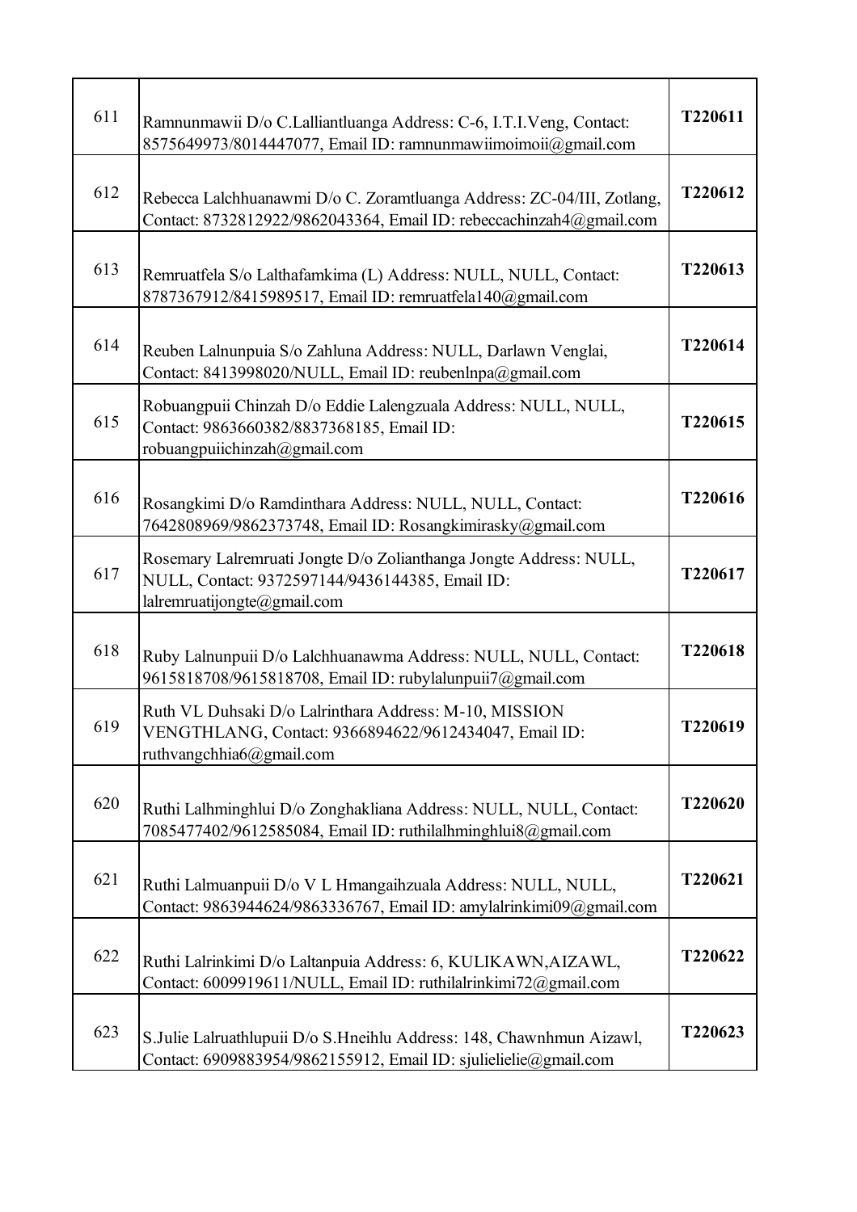| | | |
|---|---|---|
| 611 | Ramnunmawii D/o C.Lalliantluanga Address: C-6, I.T.I.Veng, Contact: 8575649973/8014447077, Email ID: ramnunmawiimoimoii@gmail.com | **T220611** |
| 612 | Rebecca Lalchhuanawmi D/o C. Zoramtluanga Address: ZC-04/III, Zotlang, Contact: 8732812922/9862043364, Email ID: rebeccachinzah4@gmail.com | **T220612** |
| 613 | Remruatfela S/o Lalthafamkima (L) Address: NULL, NULL, Contact: 8787367912/8415989517, Email ID: remruatfela140@gmail.com | **T220613** |
| 614 | Reuben Lalnunpuia S/o Zahluna Address: NULL, Darlawn Venglai, Contact: 8413998020/NULL, Email ID: reubenlnpa@gmail.com | **T220614** |
| 615 | Robuangpuii Chinzah D/o Eddie Lalengzuala Address: NULL, NULL, Contact: 9863660382/8837368185, Email ID: robuangpuiichinzah@gmail.com | **T220615** |
| 616 | Rosangkimi D/o Ramdinthara Address: NULL, NULL, Contact: 7642808969/9862373748, Email ID: Rosangkimirasky@gmail.com | **T220616** |
| 617 | Rosemary Lalremruati Jongte D/o Zolianthanga Jongte Address: NULL, NULL, Contact: 9372597144/9436144385, Email ID: lalremruatijongte@gmail.com | **T220617** |
| 618 | Ruby Lalnunpuii D/o Lalchhuanawma Address: NULL, NULL, Contact: 9615818708/9615818708, Email ID: rubylalunpuii7@gmail.com | **T220618** |
| 619 | Ruth VL Duhsaki D/o Lalrinthara Address: M-10, MISSION VENGTHLANG, Contact: 9366894622/9612434047, Email ID: ruthvangchhia6@gmail.com | **T220619** |
| 620 | Ruthi Lalhminghlui D/o Zonghakliana Address: NULL, NULL, Contact: 7085477402/9612585084, Email ID: ruthilalhminghlui8@gmail.com | **T220620** |
| 621 | Ruthi Lalmuanpuii D/o V L Hmangaihzuala Address: NULL, NULL, Contact: 9863944624/9863336767, Email ID: amylalrinkimi09@gmail.com | **T220621** |
| 622 | Ruthi Lalrinkimi D/o Laltanpuia Address: 6, KULIKAWN,AIZAWL, Contact: 6009919611/NULL, Email ID: ruthilalrinkimi72@gmail.com | **T220622** |
| 623 | S.Julie Lalruathlupuii D/o S.Hneihlu Address: 148, Chawnhmun Aizawl, Contact: 6909883954/9862155912, Email ID: sjulielielie@gmail.com | **T220623** |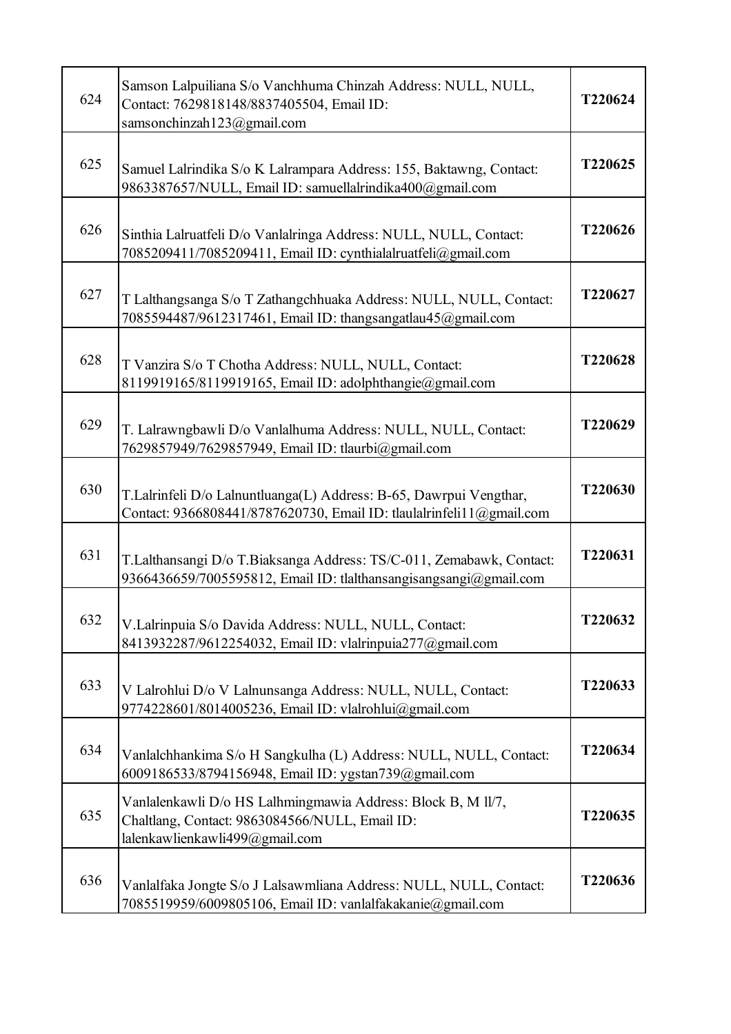| | | |
|---|---|---|
| 624 | Samson Lalpuiliana S/o Vanchhuma Chinzah Address: NULL, NULL, Contact: 7629818148/8837405504, Email ID: samsonchinzah123@gmail.com | **T220624** |
| 625 | Samuel Lalrindika S/o K Lalrampara Address: 155, Baktawng, Contact: 9863387657/NULL, Email ID: samuellalrindika400@gmail.com | **T220625** |
| 626 | Sinthia Lalruatfeli D/o Vanlalringa Address: NULL, NULL, Contact: 7085209411/7085209411, Email ID: cynthialalruatfeli@gmail.com | **T220626** |
| 627 | T Lalthangsanga S/o T Zathangchhuaka Address: NULL, NULL, Contact: 7085594487/9612317461, Email ID: thangsangatlau45@gmail.com | **T220627** |
| 628 | T Vanzira S/o T Chotha Address: NULL, NULL, Contact: 8119919165/8119919165, Email ID: adolphthangie@gmail.com | **T220628** |
| 629 | T. Lalrawngbawli D/o Vanlalhuma Address: NULL, NULL, Contact: 7629857949/7629857949, Email ID: tlaurbi@gmail.com | **T220629** |
| 630 | T.Lalrinfeli D/o Lalnuntluanga(L) Address: B-65, Dawrpui Vengthar, Contact: 9366808441/8787620730, Email ID: tlaulalrinfeli11@gmail.com | **T220630** |
| 631 | T.Lalthansangi D/o T.Biaksanga Address: TS/C-011, Zemabawk, Contact: 9366436659/7005595812, Email ID: tlalthansangisangsangi@gmail.com | **T220631** |
| 632 | V.Lalrinpuia S/o Davida Address: NULL, NULL, Contact: 8413932287/9612254032, Email ID: vlalrinpuia277@gmail.com | **T220632** |
| 633 | V Lalrohlui D/o V Lalnunsanga Address: NULL, NULL, Contact: 9774228601/8014005236, Email ID: vlalrohlui@gmail.com | **T220633** |
| 634 | Vanlalchhankima S/o H Sangkulha (L) Address: NULL, NULL, Contact: 6009186533/8794156948, Email ID: ygstan739@gmail.com | **T220634** |
| 635 | Vanlalenkawli D/o HS Lalhmingmawia Address: Block B, M ll/7, Chaltlang, Contact: 9863084566/NULL, Email ID: lalenkawlienkawli499@gmail.com | **T220635** |
| 636 | Vanlalfaka Jongte S/o J Lalsawmliana Address: NULL, NULL, Contact: 7085519959/6009805106, Email ID: vanlalfakakanie@gmail.com | **T220636** |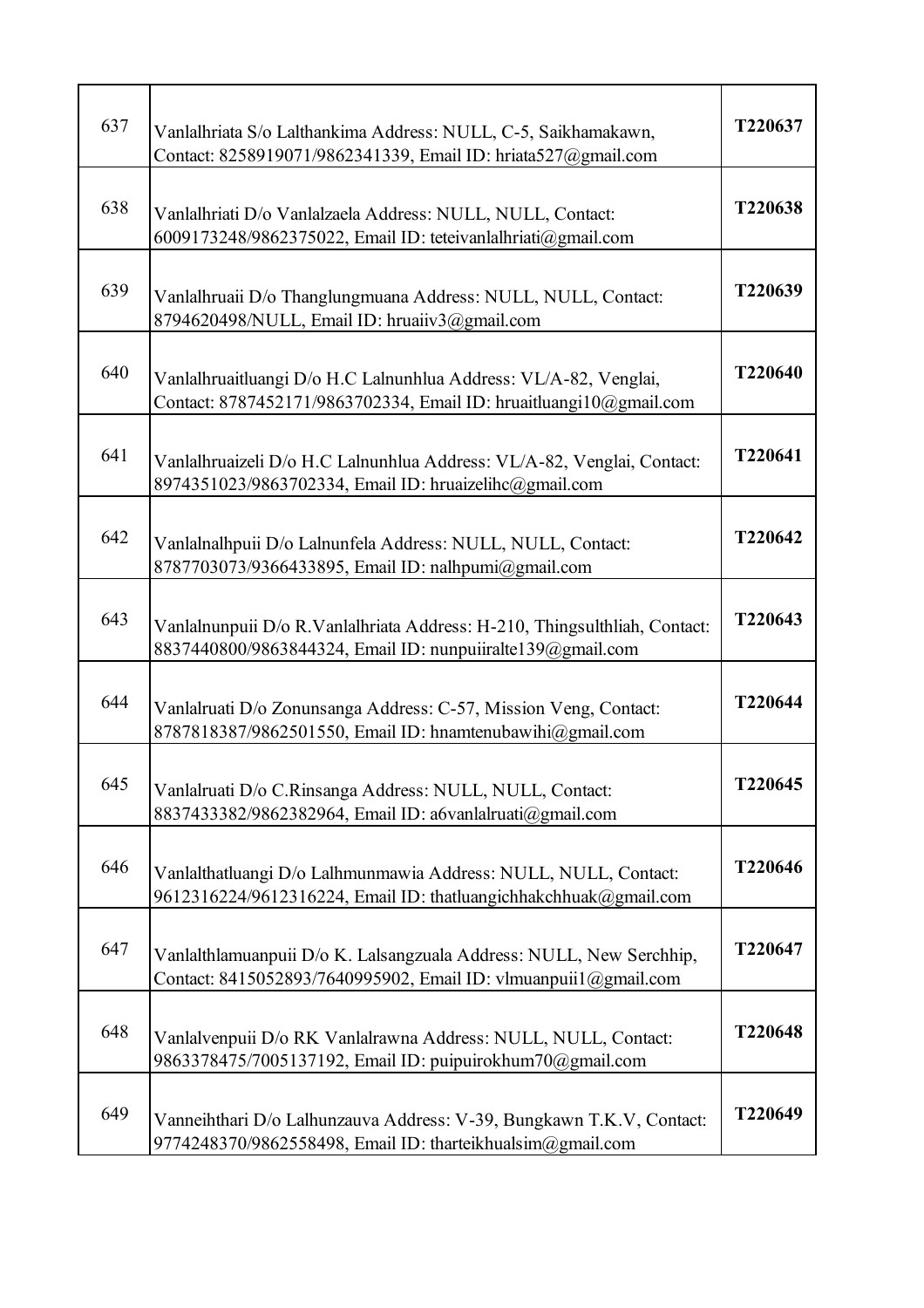| | | |
|---|---|---|
| 637 | Vanlalhriata S/o Lalthankima Address: NULL, C-5, Saikhamakawn, Contact: 8258919071/9862341339, Email ID: hriata527@gmail.com | T220637 |
| 638 | Vanlalhriati D/o Vanlalzaela Address: NULL, NULL, Contact: 6009173248/9862375022, Email ID: teteivanlalhriati@gmail.com | T220638 |
| 639 | Vanlalhruaii D/o Thanglungmuana Address: NULL, NULL, Contact: 8794620498/NULL, Email ID: hruaiiv3@gmail.com | T220639 |
| 640 | Vanlalhruaitluangi D/o H.C Lalnunhlua Address: VL/A-82, Venglai, Contact: 8787452171/9863702334, Email ID: hruaitluangi10@gmail.com | T220640 |
| 641 | Vanlalhruaizeli D/o H.C Lalnunhlua Address: VL/A-82, Venglai, Contact: 8974351023/9863702334, Email ID: hruaizelihc@gmail.com | T220641 |
| 642 | Vanlalnalhpuii D/o Lalnunfela Address: NULL, NULL, Contact: 8787703073/9366433895, Email ID: nalhpumi@gmail.com | T220642 |
| 643 | Vanlalnunpuii D/o R.Vanlalhriata Address: H-210, Thingsulthliah, Contact: 8837440800/9863844324, Email ID: nunpuiiralte139@gmail.com | T220643 |
| 644 | Vanlalruati D/o Zonunsanga Address: C-57, Mission Veng, Contact: 8787818387/9862501550, Email ID: hnamtenubawihi@gmail.com | T220644 |
| 645 | Vanlalruati D/o C.Rinsanga Address: NULL, NULL, Contact: 8837433382/9862382964, Email ID: a6vanlalruati@gmail.com | T220645 |
| 646 | Vanlalthatluangi D/o Lalhmunmawia Address: NULL, NULL, Contact: 9612316224/9612316224, Email ID: thatluangichhakchhuak@gmail.com | T220646 |
| 647 | Vanlalthlamuanpuii D/o K. Lalsangzuala Address: NULL, New Serchhip, Contact: 8415052893/7640995902, Email ID: vlmuanpuii1@gmail.com | T220647 |
| 648 | Vanlalvenpuii D/o RK Vanlalrawna Address: NULL, NULL, Contact: 9863378475/7005137192, Email ID: puipuirokhum70@gmail.com | T220648 |
| 649 | Vanneihthari D/o Lalhunzauva Address: V-39, Bungkawn T.K.V, Contact: 9774248370/9862558498, Email ID: tharteikhualsim@gmail.com | T220649 |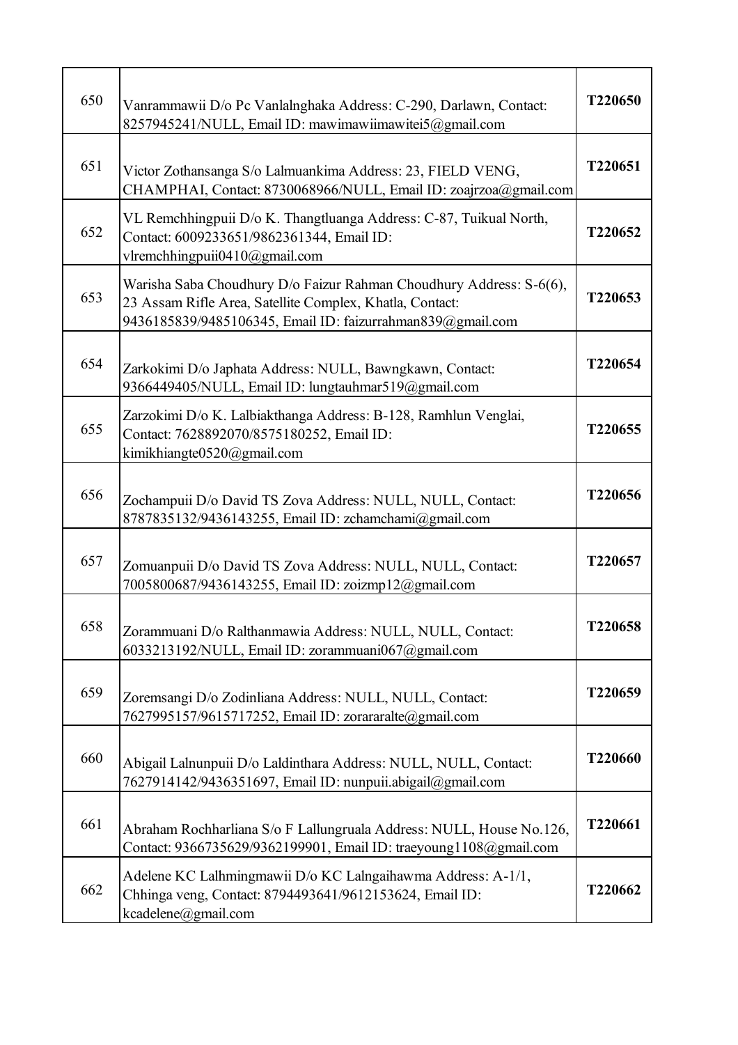| | | |
|---|---|---|
| 650 | Vanrammawii D/o Pc Vanlalnghaka Address: C-290, Darlawn, Contact: 8257945241/NULL, Email ID: mawimawiimawitei5@gmail.com | **T220650** |
| 651 | Victor Zothansanga S/o Lalmuankima Address: 23, FIELD VENG, CHAMPHAI, Contact: 8730068966/NULL, Email ID: zoajrzoa@gmail.com | **T220651** |
| 652 | VL Remchhingpuii D/o K. Thangtluanga Address: C-87, Tuikual North, Contact: 6009233651/9862361344, Email ID: vlremchhingpuii0410@gmail.com | **T220652** |
| 653 | Warisha Saba Choudhury D/o Faizur Rahman Choudhury Address: S-6(6), 23 Assam Rifle Area, Satellite Complex, Khatla, Contact: 9436185839/9485106345, Email ID: faizurrahman839@gmail.com | **T220653** |
| 654 | Zarkokimi D/o Japhata Address: NULL, Bawngkawn, Contact: 9366449405/NULL, Email ID: lungtauhmar519@gmail.com | **T220654** |
| 655 | Zarzokimi D/o K. Lalbiakthanga Address: B-128, Ramhlun Venglai, Contact: 7628892070/8575180252, Email ID: kimikhiangte0520@gmail.com | **T220655** |
| 656 | Zochampuii D/o David TS Zova Address: NULL, NULL, Contact: 8787835132/9436143255, Email ID: zchamchami@gmail.com | **T220656** |
| 657 | Zomuanpuii D/o David TS Zova Address: NULL, NULL, Contact: 7005800687/9436143255, Email ID: zoizmp12@gmail.com | **T220657** |
| 658 | Zorammuani D/o Ralthanmawia Address: NULL, NULL, Contact: 6033213192/NULL, Email ID: zorammuani067@gmail.com | **T220658** |
| 659 | Zoremsangi D/o Zodinliana Address: NULL, NULL, Contact: 7627995157/9615717252, Email ID: zorararalte@gmail.com | **T220659** |
| 660 | Abigail Lalnunpuii D/o Laldinthara Address: NULL, NULL, Contact: 7627914142/9436351697, Email ID: nunpuii.abigail@gmail.com | **T220660** |
| 661 | Abraham Rochharliana S/o F Lallungruala Address: NULL, House No.126, Contact: 9366735629/9362199901, Email ID: traeyoung1108@gmail.com | **T220661** |
| 662 | Adelene KC Lalhmingmawii D/o KC Lalngaihawma Address: A-1/1, Chhinga veng, Contact: 8794493641/9612153624, Email ID: kcadelene@gmail.com | **T220662** |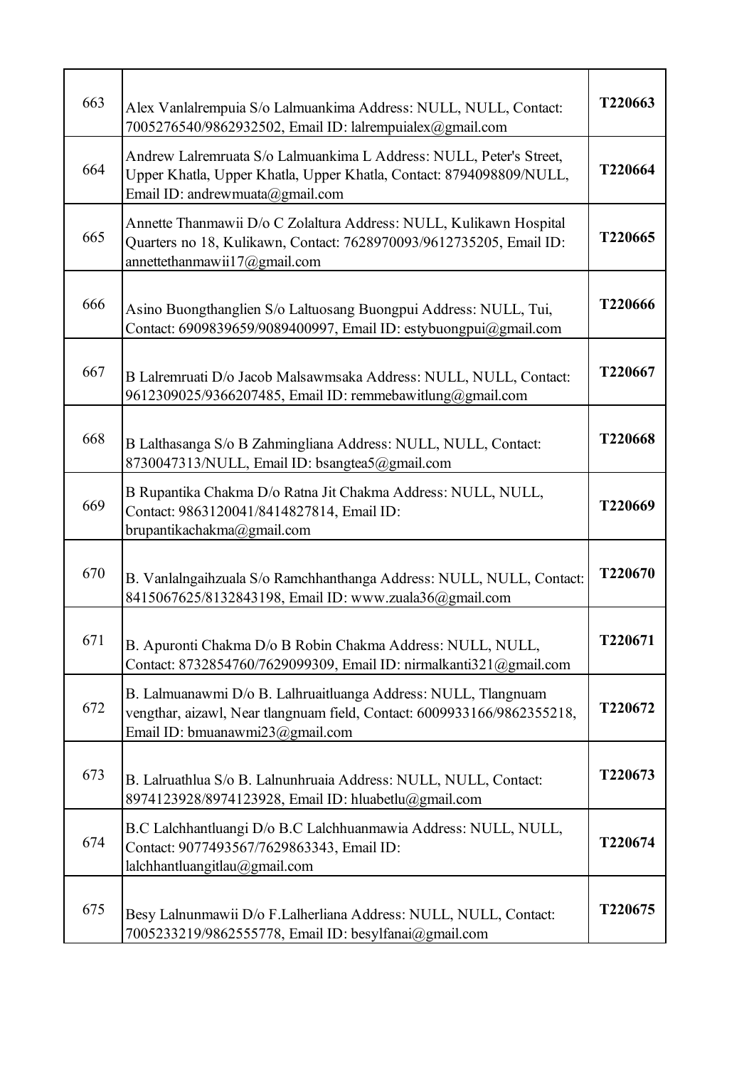| | | |
|---|---|---|
| 663 | Alex Vanlalrempuia S/o Lalmuankima Address: NULL, NULL, Contact: 7005276540/9862932502, Email ID: lalrempuialex@gmail.com | **T220663** |
| 664 | Andrew Lalremruata S/o Lalmuankima L Address: NULL, Peter's Street, Upper Khatla, Upper Khatla, Upper Khatla, Contact: 8794098809/NULL, Email ID: andrewmuata@gmail.com | **T220664** |
| 665 | Annette Thanmawii D/o C Zolaltura Address: NULL, Kulikawn Hospital Quarters no 18, Kulikawn, Contact: 7628970093/9612735205, Email ID: annettethanmawii17@gmail.com | **T220665** |
| 666 | Asino Buongthanglien S/o Laltuosang Buongpui Address: NULL, Tui, Contact: 6909839659/9089400997, Email ID: estybuongpui@gmail.com | **T220666** |
| 667 | B Lalremruati D/o Jacob Malsawmsaka Address: NULL, NULL, Contact: 9612309025/9366207485, Email ID: remmebawitlung@gmail.com | **T220667** |
| 668 | B Lalthasanga S/o B Zahmingliana Address: NULL, NULL, Contact: 8730047313/NULL, Email ID: bsangtea5@gmail.com | **T220668** |
| 669 | B Rupantika Chakma D/o Ratna Jit Chakma Address: NULL, NULL, Contact: 9863120041/8414827814, Email ID: brupantikachakma@gmail.com | **T220669** |
| 670 | B. Vanlalngaihzuala S/o Ramchhanthanga Address: NULL, NULL, Contact: 8415067625/8132843198, Email ID: www.zuala36@gmail.com | **T220670** |
| 671 | B. Apuronti Chakma D/o B Robin Chakma Address: NULL, NULL, Contact: 8732854760/7629099309, Email ID: nirmalkanti321@gmail.com | **T220671** |
| 672 | B. Lalmuanawmi D/o B. Lalhruaitluanga Address: NULL, Tlangnuam vengthar, aizawl, Near tlangnuam field, Contact: 6009933166/9862355218, Email ID: bmuanawmi23@gmail.com | **T220672** |
| 673 | B. Lalruathlua S/o B. Lalnunhruaia Address: NULL, NULL, Contact: 8974123928/8974123928, Email ID: hluabetlu@gmail.com | **T220673** |
| 674 | B.C Lalchhantluangi D/o B.C Lalchhuanmawia Address: NULL, NULL, Contact: 9077493567/7629863343, Email ID: lalchhantluangitlau@gmail.com | **T220674** |
| 675 | Besy Lalnunmawii D/o F.Lalherliana Address: NULL, NULL, Contact: 7005233219/9862555778, Email ID: besylfanai@gmail.com | **T220675** |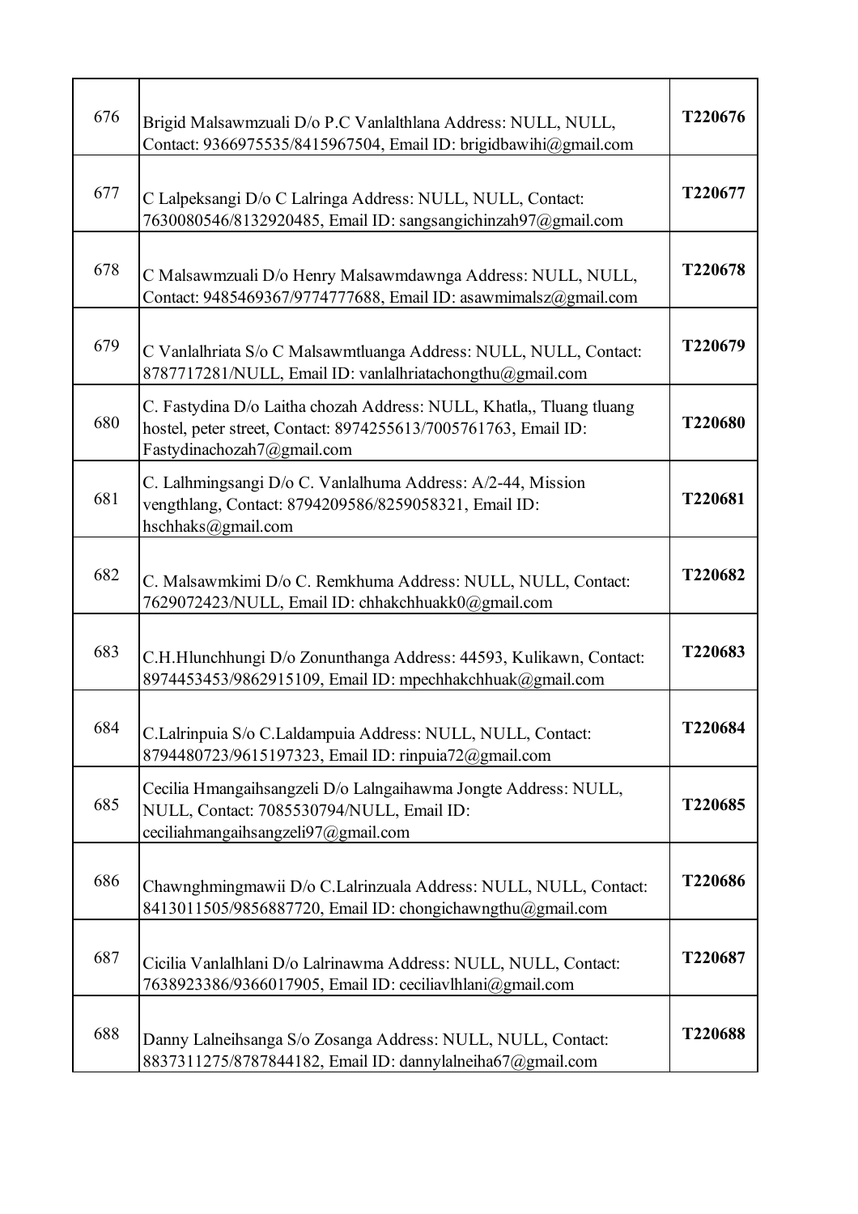| | | |
|---|---|---|
| 676 | Brigid Malsawmzuali D/o P.C Vanlalthlana Address: NULL, NULL, Contact: 9366975535/8415967504, Email ID: brigidbawihi@gmail.com | T220676 |
| 677 | C Lalpeksangi D/o C Lalringa Address: NULL, NULL, Contact: 7630080546/8132920485, Email ID: sangsangichinzah97@gmail.com | T220677 |
| 678 | C Malsawmzuali D/o Henry Malsawmdawnga Address: NULL, NULL, Contact: 9485469367/9774777688, Email ID: asawmimalsz@gmail.com | T220678 |
| 679 | C Vanlalhriata S/o C Malsawmtluanga Address: NULL, NULL, Contact: 8787717281/NULL, Email ID: vanlalhriatachongthu@gmail.com | T220679 |
| 680 | C. Fastydina D/o Laitha chozah Address: NULL, Khatla,, Tluang tluang hostel, peter street, Contact: 8974255613/7005761763, Email ID: Fastydinachozah7@gmail.com | T220680 |
| 681 | C. Lalhmingsangi D/o C. Vanlalhuma Address: A/2-44, Mission vengthlang, Contact: 8794209586/8259058321, Email ID: hschhaks@gmail.com | T220681 |
| 682 | C. Malsawmkimi D/o C. Remkhuma Address: NULL, NULL, Contact: 7629072423/NULL, Email ID: chhakchhuakk0@gmail.com | T220682 |
| 683 | C.H.Hlunchhungi D/o Zonunthanga Address: 44593, Kulikawn, Contact: 8974453453/9862915109, Email ID: mpechhakchhuak@gmail.com | T220683 |
| 684 | C.Lalrinpuia S/o C.Laldampuia Address: NULL, NULL, Contact: 8794480723/9615197323, Email ID: rinpuia72@gmail.com | T220684 |
| 685 | Cecilia Hmangaihsangzeli D/o Lalngaihawma Jongte Address: NULL, NULL, Contact: 7085530794/NULL, Email ID: ceciliahmangaihsangzeli97@gmail.com | T220685 |
| 686 | Chawnghmingmawii D/o C.Lalrinzuala Address: NULL, NULL, Contact: 8413011505/9856887720, Email ID: chongichawngthu@gmail.com | T220686 |
| 687 | Cicilia Vanlalhlani D/o Lalrinawma Address: NULL, NULL, Contact: 7638923386/9366017905, Email ID: ceciliavlhlani@gmail.com | T220687 |
| 688 | Danny Lalneihsanga S/o Zosanga Address: NULL, NULL, Contact: 8837311275/8787844182, Email ID: dannylalneiha67@gmail.com | T220688 |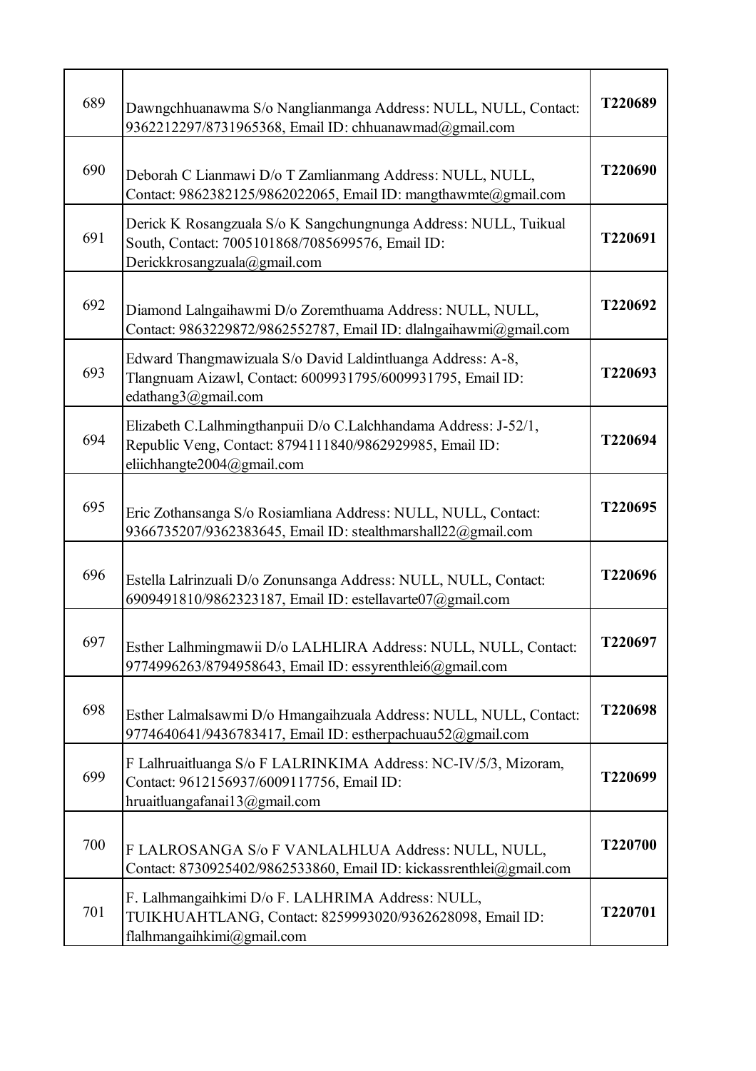| | | |
|---|---|---|
| 689 | Dawngchhuanawma S/o Nanglianmanga Address: NULL, NULL, Contact: 9362212297/8731965368, Email ID: chhuanawmad@gmail.com | **T220689** |
| 690 | Deborah C Lianmawi D/o T Zamlianmang Address: NULL, NULL, Contact: 9862382125/9862022065, Email ID: mangthawmte@gmail.com | **T220690** |
| 691 | Derick K Rosangzuala S/o K Sangchungnunga Address: NULL, Tuikual South, Contact: 7005101868/7085699576, Email ID: Derickkrosangzuala@gmail.com | **T220691** |
| 692 | Diamond Lalngaihawmi D/o Zoremthuama Address: NULL, NULL, Contact: 9863229872/9862552787, Email ID: dlalngaihawmi@gmail.com | **T220692** |
| 693 | Edward Thangmawizuala S/o David Laldintluanga Address: A-8, Tlangnuam Aizawl, Contact: 6009931795/6009931795, Email ID: edathang3@gmail.com | **T220693** |
| 694 | Elizabeth C.Lalhmingthanpuii D/o C.Lalchhandama Address: J-52/1, Republic Veng, Contact: 8794111840/9862929985, Email ID: eliichhangte2004@gmail.com | **T220694** |
| 695 | Eric Zothansanga S/o Rosiamliana Address: NULL, NULL, Contact: 9366735207/9362383645, Email ID: stealthmarshall22@gmail.com | **T220695** |
| 696 | Estella Lalrinzuali D/o Zonunsanga Address: NULL, NULL, Contact: 6909491810/9862323187, Email ID: estellavarte07@gmail.com | **T220696** |
| 697 | Esther Lalhmingmawii D/o LALHLIRA Address: NULL, NULL, Contact: 9774996263/8794958643, Email ID: essyrenthlei6@gmail.com | **T220697** |
| 698 | Esther Lalmalsawmi D/o Hmangaihzuala Address: NULL, NULL, Contact: 9774640641/9436783417, Email ID: estherpachuau52@gmail.com | **T220698** |
| 699 | F Lalhruaitluanga S/o F LALRINKIMA Address: NC-IV/5/3, Mizoram, Contact: 9612156937/6009117756, Email ID: hruaitluangafanai13@gmail.com | **T220699** |
| 700 | F LALROSANGA S/o F VANLALHLUA Address: NULL, NULL, Contact: 8730925402/9862533860, Email ID: kickassrenthlei@gmail.com | **T220700** |
| 701 | F. Lalhmangaihkimi D/o F. LALHRIMA Address: NULL, TUIKHUAHTLANG, Contact: 8259993020/9362628098, Email ID: flalhmangaihkimi@gmail.com | **T220701** |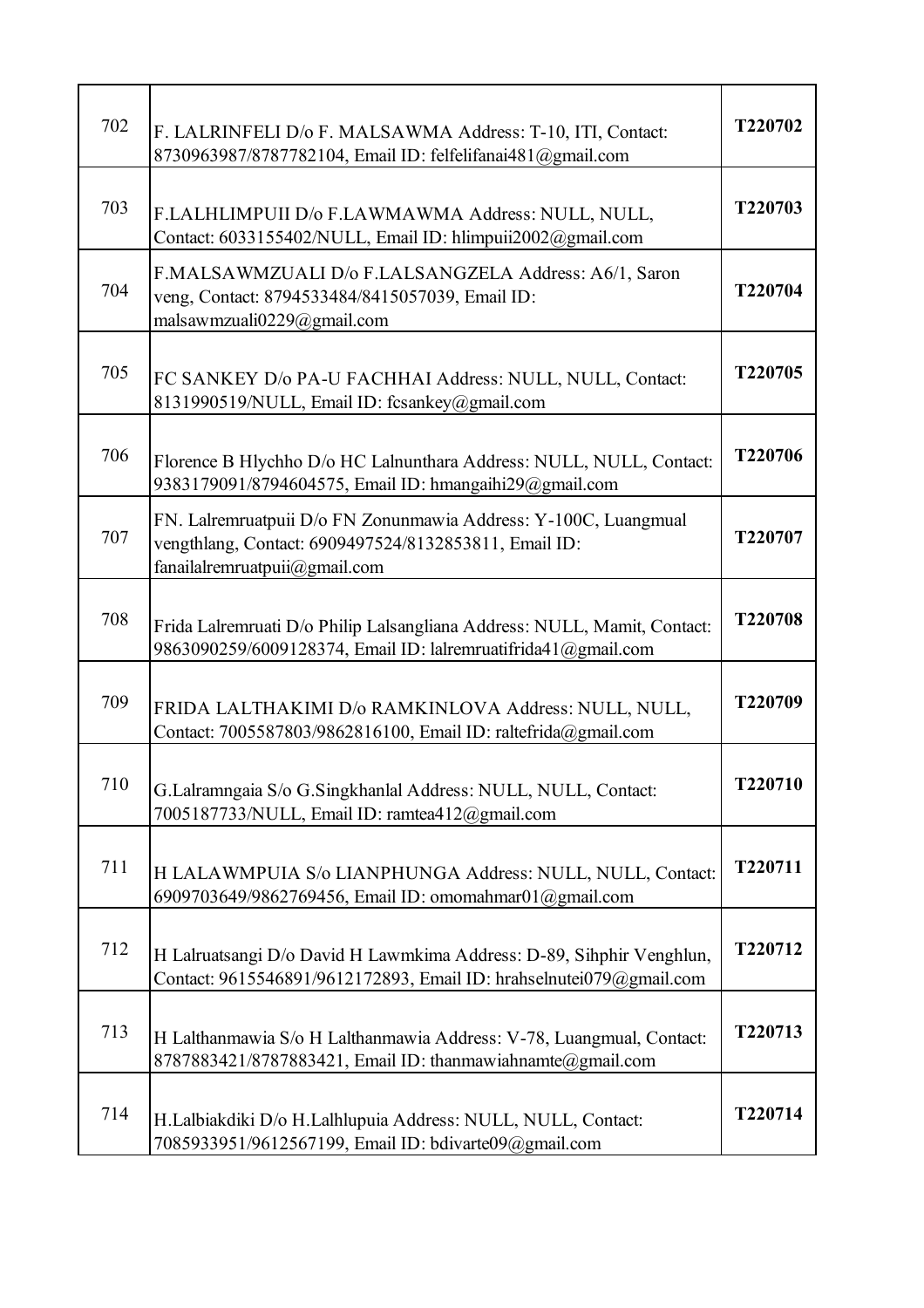| | | |
|---|---|---|
| 702 | F. LALRINFELI D/o F. MALSAWMA Address: T-10, ITI, Contact: 8730963987/8787782104, Email ID: felfelifanai481@gmail.com | T220702 |
| 703 | F.LALHLIMPUII D/o F.LAWMAWMA Address: NULL, NULL, Contact: 6033155402/NULL, Email ID: hlimpuii2002@gmail.com | T220703 |
| 704 | F.MALSAWMZUALI D/o F.LALSANGZELA Address: A6/1, Saron veng, Contact: 8794533484/8415057039, Email ID: malsawmzuali0229@gmail.com | T220704 |
| 705 | FC SANKEY D/o PA-U FACHHAI Address: NULL, NULL, Contact: 8131990519/NULL, Email ID: fcsankey@gmail.com | T220705 |
| 706 | Florence B Hlychho D/o HC Lalnunthara Address: NULL, NULL, Contact: 9383179091/8794604575, Email ID: hmangaihi29@gmail.com | T220706 |
| 707 | FN. Lalremruatpuii D/o FN Zonunmawia Address: Y-100C, Luangmual vengthlang, Contact: 6909497524/8132853811, Email ID: fanailalremruatpuii@gmail.com | T220707 |
| 708 | Frida Lalremruati D/o Philip Lalsangliana Address: NULL, Mamit, Contact: 9863090259/6009128374, Email ID: lalremruatifrida41@gmail.com | T220708 |
| 709 | FRIDA LALTHAKIMI D/o RAMKINLOVA Address: NULL, NULL, Contact: 7005587803/9862816100, Email ID: raltefrida@gmail.com | T220709 |
| 710 | G.Lalramngaia S/o G.Singkhanlal Address: NULL, NULL, Contact: 7005187733/NULL, Email ID: ramtea412@gmail.com | T220710 |
| 711 | H LALAWMPUIA S/o LIANPHUNGA Address: NULL, NULL, Contact: 6909703649/9862769456, Email ID: omomahmar01@gmail.com | T220711 |
| 712 | H Lalruatsangi D/o David H Lawmkima Address: D-89, Sihphir Venghlun, Contact: 9615546891/9612172893, Email ID: hrahselnutei079@gmail.com | T220712 |
| 713 | H Lalthanmawia S/o H Lalthanmawia Address: V-78, Luangmual, Contact: 8787883421/8787883421, Email ID: thanmawiahnamte@gmail.com | T220713 |
| 714 | H.Lalbiakdiki D/o H.Lalhlupuia Address: NULL, NULL, Contact: 7085933951/9612567199, Email ID: bdivarte09@gmail.com | T220714 |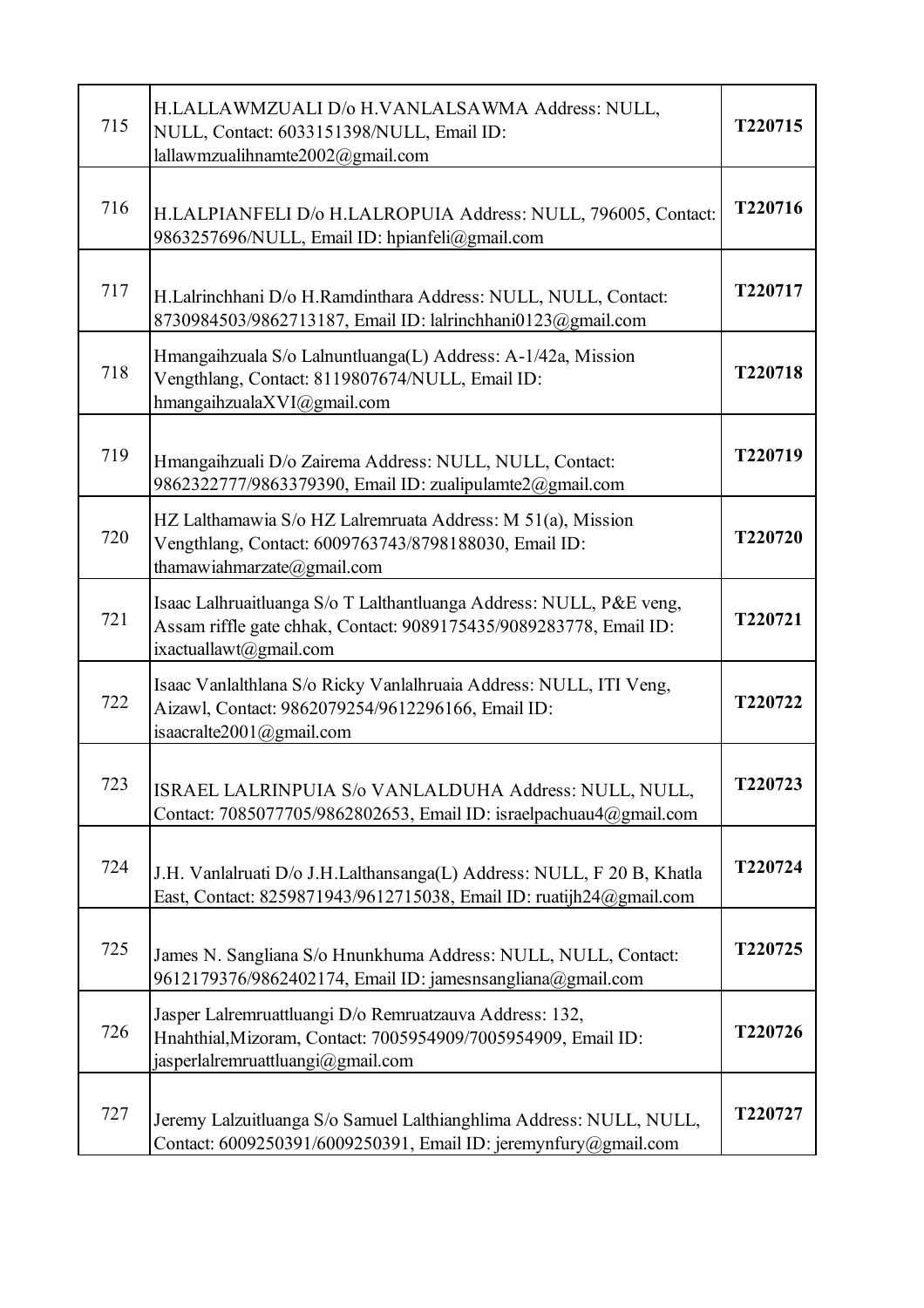| | | |
|---|---|---|
| 715 | H.LALLAWMZUALI D/o H.VANLALSAWMA Address: NULL, NULL, Contact: 6033151398/NULL, Email ID: lallawmzualihnamte2002@gmail.com | **T220715** |
| 716 | H.LALPIANFELI D/o H.LALROPUIA Address: NULL, 796005, Contact: 9863257696/NULL, Email ID: hpianfeli@gmail.com | **T220716** |
| 717 | H.Lalrinchhani D/o H.Ramdinthara Address: NULL, NULL, Contact: 8730984503/9862713187, Email ID: lalrinchhani0123@gmail.com | **T220717** |
| 718 | Hmangaihzuala S/o Lalnuntluanga(L) Address: A-1/42a, Mission Vengthlang, Contact: 8119807674/NULL, Email ID: hmangaihzualaXVI@gmail.com | **T220718** |
| 719 | Hmangaihzuali D/o Zairema Address: NULL, NULL, Contact: 9862322777/9863379390, Email ID: zualipulamte2@gmail.com | **T220719** |
| 720 | HZ Lalthamawia S/o HZ Lalremruata Address: M 51(a), Mission Vengthlang, Contact: 6009763743/8798188030, Email ID: thamawiahmarzate@gmail.com | **T220720** |
| 721 | Isaac Lalhruaitluanga S/o T Lalthantluanga Address: NULL, P&E veng, Assam riffle gate chhak, Contact: 9089175435/9089283778, Email ID: ixactuallawt@gmail.com | **T220721** |
| 722 | Isaac Vanlalthlana S/o Ricky Vanlalhruaia Address: NULL, ITI Veng, Aizawl, Contact: 9862079254/9612296166, Email ID: isaacralte2001@gmail.com | **T220722** |
| 723 | ISRAEL LALRINPUIA S/o VANLALDUHA Address: NULL, NULL, Contact: 7085077705/9862802653, Email ID: israelpachuau4@gmail.com | **T220723** |
| 724 | J.H. Vanlalruati D/o J.H.Lalthansanga(L) Address: NULL, F 20 B, Khatla East, Contact: 8259871943/9612715038, Email ID: ruatijh24@gmail.com | **T220724** |
| 725 | James N. Sangliana S/o Hnunkhuma Address: NULL, NULL, Contact: 9612179376/9862402174, Email ID: jamesnsangliana@gmail.com | **T220725** |
| 726 | Jasper Lalremruattluangi D/o Remruatzauva Address: 132, Hnahthial,Mizoram, Contact: 7005954909/7005954909, Email ID: jasperlalremruattluangi@gmail.com | **T220726** |
| 727 | Jeremy Lalzuitluanga S/o Samuel Lalthianghlima Address: NULL, NULL, Contact: 6009250391/6009250391, Email ID: jeremynfury@gmail.com | **T220727** |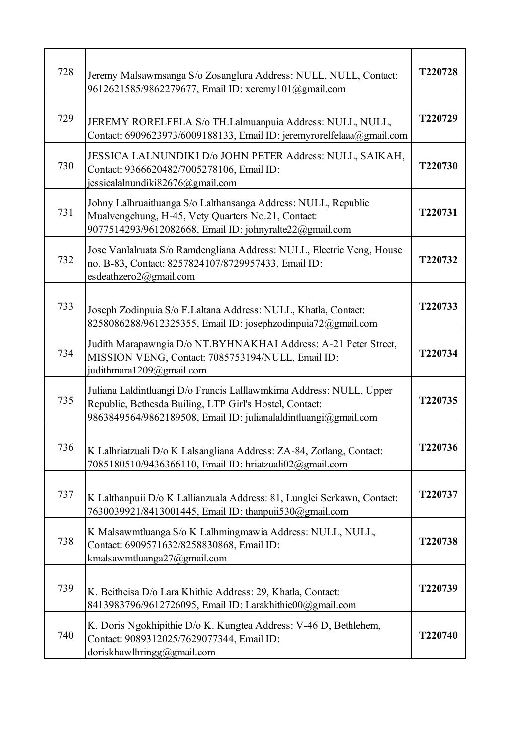| 728 | Jeremy Malsawmsanga S/o Zosanglura Address: NULL, NULL, Contact: 9612621585/9862279677, Email ID: xeremy101@gmail.com | **T220728** |
|---|---|---|
| 729 | JEREMY RORELFELA S/o TH.Lalmuanpuia Address: NULL, NULL, Contact: 6909623973/6009188133, Email ID: jeremyrorelfelaaa@gmail.com | **T220729** |
| 730 | JESSICA LALNUNDIKI D/o JOHN PETER Address: NULL, SAIKAH, Contact: 9366620482/7005278106, Email ID: jessicalalnundiki82676@gmail.com | **T220730** |
| 731 | Johny Lalhruaitluanga S/o Lalthansanga Address: NULL, Republic Mualvengchung, H-45, Vety Quarters No.21, Contact: 9077514293/9612082668, Email ID: johnyralte22@gmail.com | **T220731** |
| 732 | Jose Vanlalruata S/o Ramdengliana Address: NULL, Electric Veng, House no. B-83, Contact: 8257824107/8729957433, Email ID: esdeathzero2@gmail.com | **T220732** |
| 733 | Joseph Zodinpuia S/o F.Laltana Address: NULL, Khatla, Contact: 8258086288/9612325355, Email ID: josephzodinpuia72@gmail.com | **T220733** |
| 734 | Judith Marapawngia D/o NT.BYHNAKHAI Address: A-21 Peter Street, MISSION VENG, Contact: 7085753194/NULL, Email ID: judithmara1209@gmail.com | **T220734** |
| 735 | Juliana Laldintluangi D/o Francis Lalllawmkima Address: NULL, Upper Republic, Bethesda Builing, LTP Girl's Hostel, Contact: 9863849564/9862189508, Email ID: julianalaldintluangi@gmail.com | **T220735** |
| 736 | K Lalhriatzuali D/o K Lalsangliana Address: ZA-84, Zotlang, Contact: 7085180510/9436366110, Email ID: hriatzuali02@gmail.com | **T220736** |
| 737 | K Lalthanpuii D/o K Lallianzuala Address: 81, Lunglei Serkawn, Contact: 7630039921/8413001445, Email ID: thanpuii530@gmail.com | **T220737** |
| 738 | K Malsawmtluanga S/o K Lalhmingmawia Address: NULL, NULL, Contact: 6909571632/8258830868, Email ID: kmalsawmtluanga27@gmail.com | **T220738** |
| 739 | K. Beitheisa D/o Lara Khithie Address: 29, Khatla, Contact: 8413983796/9612726095, Email ID: Larakhithie00@gmail.com | **T220739** |
| 740 | K. Doris Ngokhipithie D/o K. Kungtea Address: V-46 D, Bethlehem, Contact: 9089312025/7629077344, Email ID: doriskhawlhringg@gmail.com | **T220740** |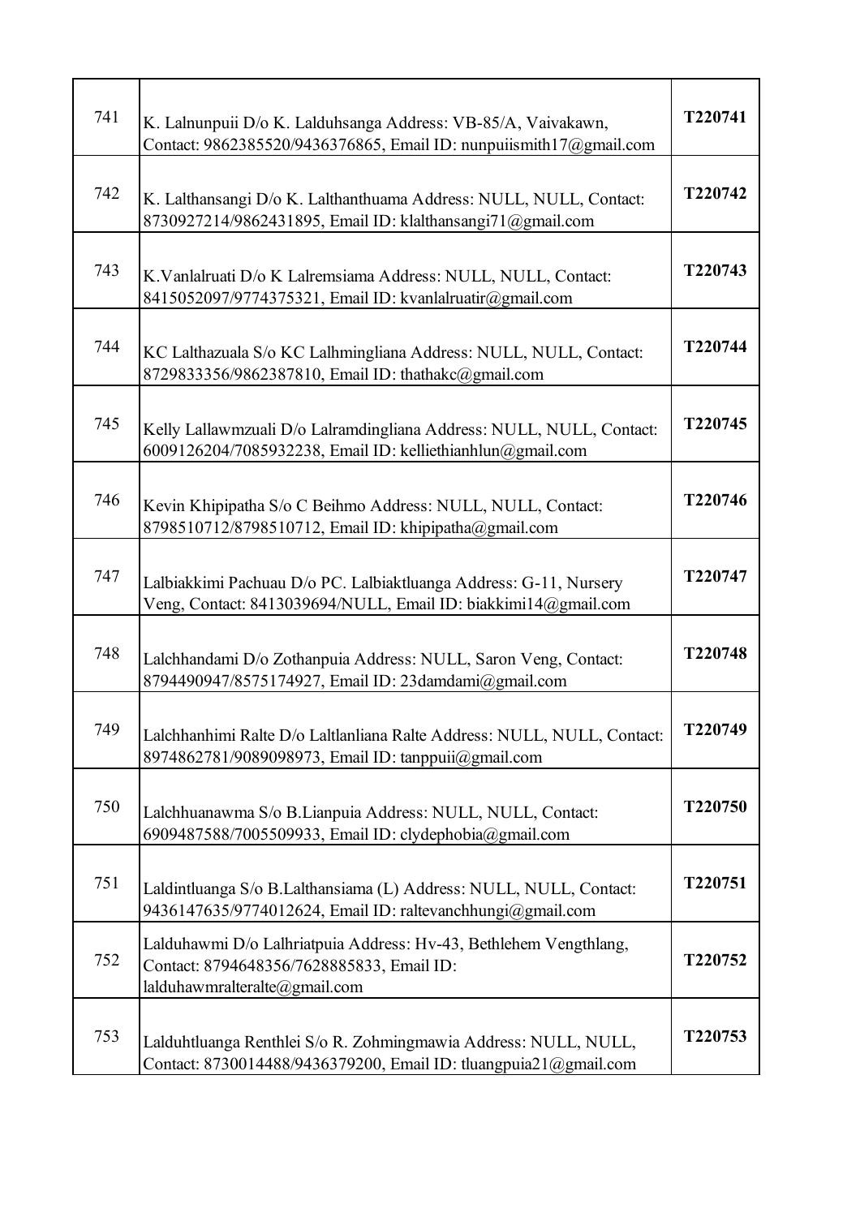| | | |
|---|---|---|
| 741 | K. Lalnunpuii D/o K. Lalduhsanga Address: VB-85/A, Vaivakawn, Contact: 9862385520/9436376865, Email ID: nunpuiismith17@gmail.com | **T220741** |
| 742 | K. Lalthansangi D/o K. Lalthanthuama Address: NULL, NULL, Contact: 8730927214/9862431895, Email ID: klalthansangi71@gmail.com | **T220742** |
| 743 | K.Vanlalruati D/o K Lalremsiama Address: NULL, NULL, Contact: 8415052097/9774375321, Email ID: kvanlalruatir@gmail.com | **T220743** |
| 744 | KC Lalthazuala S/o KC Lalhmingliana Address: NULL, NULL, Contact: 8729833356/9862387810, Email ID: thathakc@gmail.com | **T220744** |
| 745 | Kelly Lallawmzuali D/o Lalramdingliana Address: NULL, NULL, Contact: 6009126204/7085932238, Email ID: kelliethianhlun@gmail.com | **T220745** |
| 746 | Kevin Khipipatha S/o C Beihmo Address: NULL, NULL, Contact: 8798510712/8798510712, Email ID: khipipatha@gmail.com | **T220746** |
| 747 | Lalbiakkimi Pachuau D/o PC. Lalbiaktluanga Address: G-11, Nursery Veng, Contact: 8413039694/NULL, Email ID: biakkimi14@gmail.com | **T220747** |
| 748 | Lalchhandami D/o Zothanpuia Address: NULL, Saron Veng, Contact: 8794490947/8575174927, Email ID: 23damdami@gmail.com | **T220748** |
| 749 | Lalchhanhimi Ralte D/o Laltlanliana Ralte Address: NULL, NULL, Contact: 8974862781/9089098973, Email ID: tanppuii@gmail.com | **T220749** |
| 750 | Lalchhuanawma S/o B.Lianpuia Address: NULL, NULL, Contact: 6909487588/7005509933, Email ID: clydephobia@gmail.com | **T220750** |
| 751 | Laldintluanga S/o B.Lalthansiama (L) Address: NULL, NULL, Contact: 9436147635/9774012624, Email ID: raltevanchhungi@gmail.com | **T220751** |
| 752 | Lalduhawmi D/o Lalhriatpuia Address: Hv-43, Bethlehem Vengthlang, Contact: 8794648356/7628885833, Email ID: lalduhawmralteralte@gmail.com | **T220752** |
| 753 | Lalduhtluanga Renthlei S/o R. Zohmingmawia Address: NULL, NULL, Contact: 8730014488/9436379200, Email ID: tluangpuia21@gmail.com | **T220753** |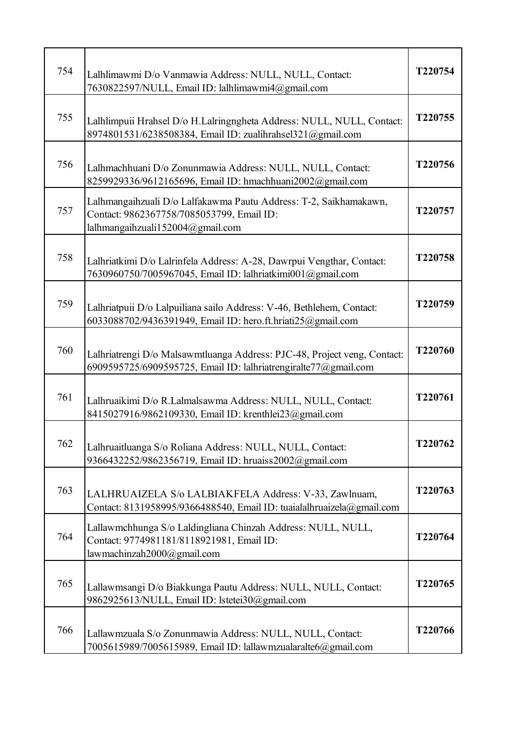| | | |
|---|---|---|
| 754 | Lalhlimawmi D/o Vanmawia Address: NULL, NULL, Contact: 7630822597/NULL, Email ID: lalhlimawmi4@gmail.com | T220754 |
| 755 | Lalhlimpuii Hrahsel D/o H.Lalringngheta Address: NULL, NULL, Contact: 8974801531/6238508384, Email ID: zualihrahsel321@gmail.com | T220755 |
| 756 | Lalhmachhuani D/o Zonunmawia Address: NULL, NULL, Contact: 8259929336/9612165696, Email ID: hmachhuani2002@gmail.com | T220756 |
| 757 | Lalhmangaihzuali D/o Lalfakawma Pautu Address: T-2, Saikhamakawn, Contact: 9862367758/7085053799, Email ID: lalhmangaihzuali152004@gmail.com | T220757 |
| 758 | Lalhriatkimi D/o Lalrinfela Address: A-28, Dawrpui Vengthar, Contact: 7630960750/7005967045, Email ID: lalhriatkimi001@gmail.com | T220758 |
| 759 | Lalhriatpuii D/o Lalpuiliana sailo Address: V-46, Bethlehem, Contact: 6033088702/9436391949, Email ID: hero.ft.hriati25@gmail.com | T220759 |
| 760 | Lalhriatrengi D/o Malsawmtluanga Address: PJC-48, Project veng, Contact: 6909595725/6909595725, Email ID: lalhriatrengiralte77@gmail.com | T220760 |
| 761 | Lalhruaikimi D/o R.Lalmalsawma Address: NULL, NULL, Contact: 8415027916/9862109330, Email ID: krenthlei23@gmail.com | T220761 |
| 762 | Lalhruaitluanga S/o Roliana Address: NULL, NULL, Contact: 9366432252/9862356719, Email ID: hruaiss2002@gmail.com | T220762 |
| 763 | LALHRUAIZELA S/o LALBIAKFELA Address: V-33, Zawlnuam, Contact: 8131958995/9366488540, Email ID: tuaialalhruaizela@gmail.com | T220763 |
| 764 | Lallawmchhunga S/o Laldingliana Chinzah Address: NULL, NULL, Contact: 9774981181/8118921981, Email ID: lawmachinzah2000@gmail.com | T220764 |
| 765 | Lallawmsangi D/o Biakkunga Pautu Address: NULL, NULL, Contact: 9862925613/NULL, Email ID: lstetei30@gmail.com | T220765 |
| 766 | Lallawmzuala S/o Zonunmawia Address: NULL, NULL, Contact: 7005615989/7005615989, Email ID: lallawmzualaralte6@gmail.com | T220766 |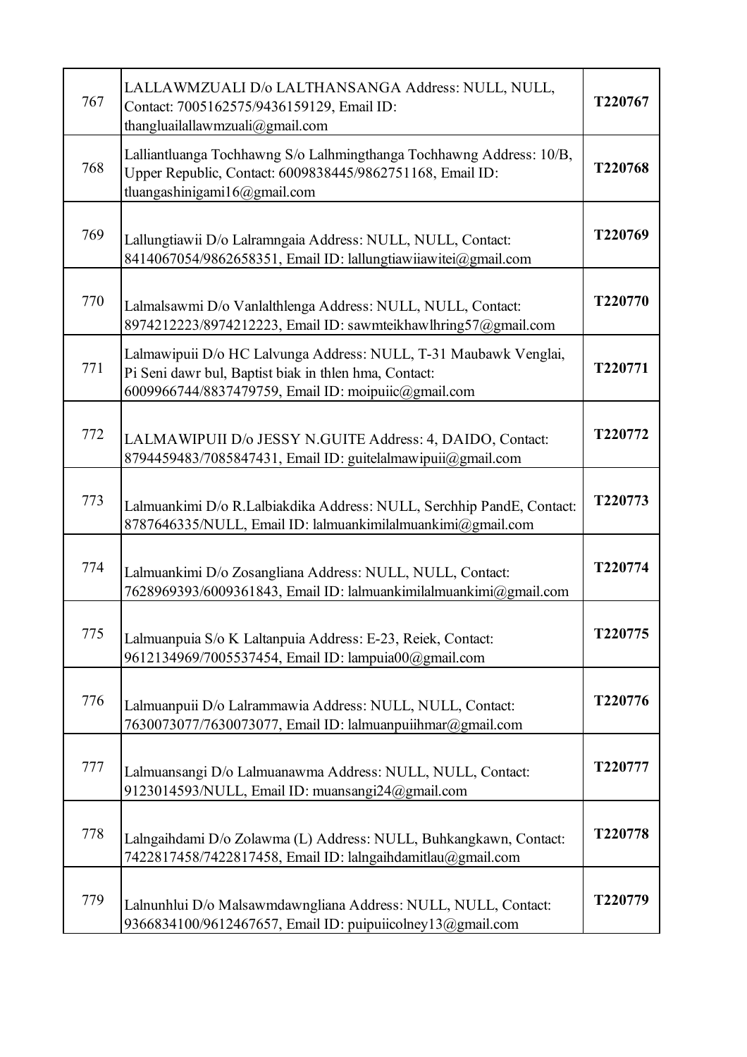| 767 | LALLAWMZUALI D/o LALTHANSANGA Address: NULL, NULL, Contact: 7005162575/9436159129, Email ID: thangluailallawmzuali@gmail.com | **T220767** |
|---|---|---|
| 768 | Lalliantluanga Tochhawng S/o Lalhmingthanga Tochhawng Address: 10/B, Upper Republic, Contact: 6009838445/9862751168, Email ID: tluangashinigami16@gmail.com | **T220768** |
| 769 | Lallungtiawii D/o Lalramngaia Address: NULL, NULL, Contact: 8414067054/9862658351, Email ID: lallungtiawiiawitei@gmail.com | **T220769** |
| 770 | Lalmalsawmi D/o Vanlalthlenga Address: NULL, NULL, Contact: 8974212223/8974212223, Email ID: sawmteikhawlhring57@gmail.com | **T220770** |
| 771 | Lalmawipuii D/o HC Lalvunga Address: NULL, T-31 Maubawk Venglai, Pi Seni dawr bul, Baptist biak in thlen hma, Contact: 6009966744/8837479759, Email ID: moipuiic@gmail.com | **T220771** |
| 772 | LALMAWIPUII D/o JESSY N.GUITE Address: 4, DAIDO, Contact: 8794459483/7085847431, Email ID: guitelalmawipuii@gmail.com | **T220772** |
| 773 | Lalmuankimi D/o R.Lalbiakdika Address: NULL, Serchhip PandE, Contact: 8787646335/NULL, Email ID: lalmuankimilalmuankimi@gmail.com | **T220773** |
| 774 | Lalmuankimi D/o Zosangliana Address: NULL, NULL, Contact: 7628969393/6009361843, Email ID: lalmuankimilalmuankimi@gmail.com | **T220774** |
| 775 | Lalmuanpuia S/o K Laltanpuia Address: E-23, Reiek, Contact: 9612134969/7005537454, Email ID: lampuia00@gmail.com | **T220775** |
| 776 | Lalmuanpuii D/o Lalrammawia Address: NULL, NULL, Contact: 7630073077/7630073077, Email ID: lalmuanpuiihmar@gmail.com | **T220776** |
| 777 | Lalmuansangi D/o Lalmuanawma Address: NULL, NULL, Contact: 9123014593/NULL, Email ID: muansangi24@gmail.com | **T220777** |
| 778 | Lalngaihdami D/o Zolawma (L) Address: NULL, Buhkangkawn, Contact: 7422817458/7422817458, Email ID: lalngaihdamitlau@gmail.com | **T220778** |
| 779 | Lalnunhlui D/o Malsawmdawngliana Address: NULL, NULL, Contact: 9366834100/9612467657, Email ID: puipuiicolney13@gmail.com | **T220779** |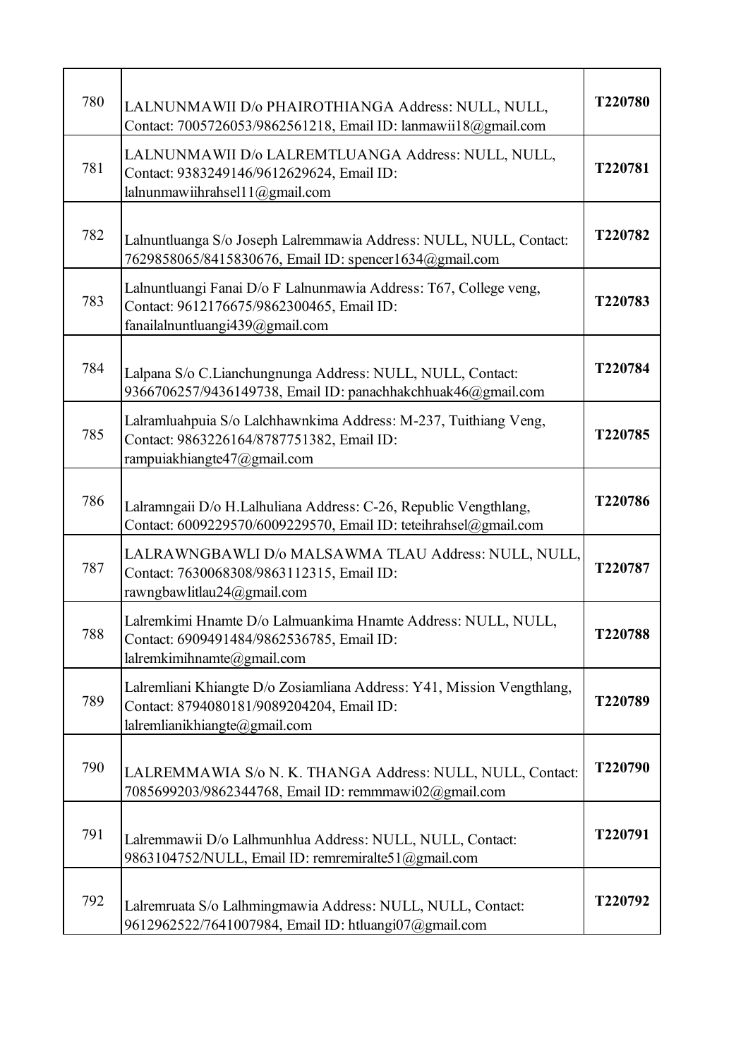| | | |
|---|---|---|
| 780 | LALNUNMAWII D/o PHAIROTHIANGA Address: NULL, NULL, Contact: 7005726053/9862561218, Email ID: lanmawii18@gmail.com | **T220780** |
| 781 | LALNUNMAWII D/o LALREMTLUANGA Address: NULL, NULL, Contact: 9383249146/9612629624, Email ID: lalnunmawiihrahsel11@gmail.com | **T220781** |
| 782 | Lalnuntluanga S/o Joseph Lalremmawia Address: NULL, NULL, Contact: 7629858065/8415830676, Email ID: spencer1634@gmail.com | **T220782** |
| 783 | Lalnuntluangi Fanai D/o F Lalnunmawia Address: T67, College veng, Contact: 9612176675/9862300465, Email ID: fanailalnuntluangi439@gmail.com | **T220783** |
| 784 | Lalpana S/o C.Lianchungnunga Address: NULL, NULL, Contact: 9366706257/9436149738, Email ID: panachhakchhuak46@gmail.com | **T220784** |
| 785 | Lalramluahpuia S/o Lalchhawnkima Address: M-237, Tuithiang Veng, Contact: 9863226164/8787751382, Email ID: rampuiakhiangte47@gmail.com | **T220785** |
| 786 | Lalramngaii D/o H.Lalhuliana Address: C-26, Republic Vengthlang, Contact: 6009229570/6009229570, Email ID: teteihrahsel@gmail.com | **T220786** |
| 787 | LALRAWNGBAWLI D/o MALSAWMA TLAU Address: NULL, NULL, Contact: 7630068308/9863112315, Email ID: rawngbawlitlau24@gmail.com | **T220787** |
| 788 | Lalremkimi Hnamte D/o Lalmuankima Hnamte Address: NULL, NULL, Contact: 6909491484/9862536785, Email ID: lalremkimihnamte@gmail.com | **T220788** |
| 789 | Lalremliani Khiangte D/o Zosiamliana Address: Y41, Mission Vengthlang, Contact: 8794080181/9089204204, Email ID: lalremlianikhiangte@gmail.com | **T220789** |
| 790 | LALREMMAWIA S/o N. K. THANGA Address: NULL, NULL, Contact: 7085699203/9862344768, Email ID: remmmawi02@gmail.com | **T220790** |
| 791 | Lalremmawii D/o Lalhmunhlua Address: NULL, NULL, Contact: 9863104752/NULL, Email ID: remremiralte51@gmail.com | **T220791** |
| 792 | Lalremruata S/o Lalhmingmawia Address: NULL, NULL, Contact: 9612962522/7641007984, Email ID: htluangi07@gmail.com | **T220792** |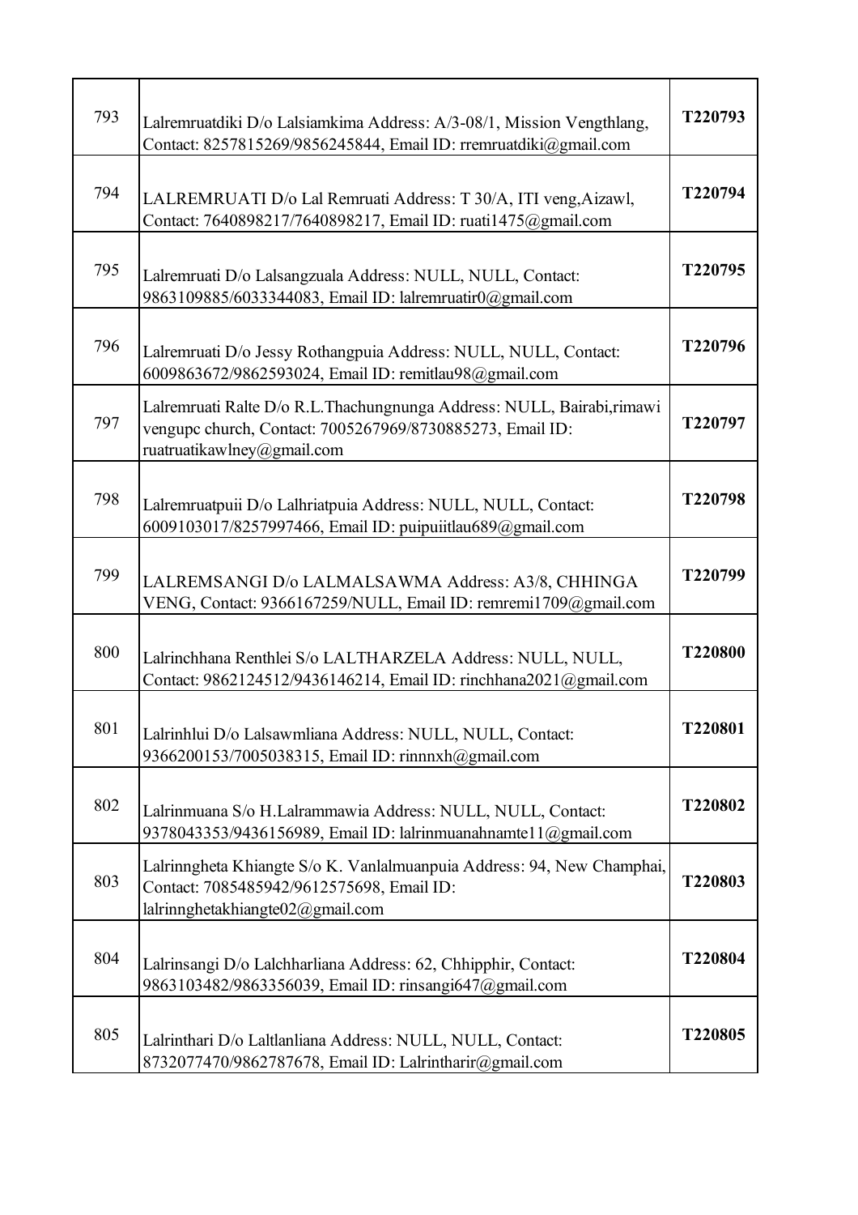| 793 | Lalremruatdiki D/o Lalsiamkima Address: A/3-08/1, Mission Vengthlang, Contact: 8257815269/9856245844, Email ID: rremruatdiki@gmail.com | T220793 |
|---|---|---|
| 794 | LALREMRUATI D/o Lal Remruati Address: T 30/A, ITI veng,Aizawl, Contact: 7640898217/7640898217, Email ID: ruati1475@gmail.com | T220794 |
| 795 | Lalremruati D/o Lalsangzuala Address: NULL, NULL, Contact: 9863109885/6033344083, Email ID: lalremruatir0@gmail.com | T220795 |
| 796 | Lalremruati D/o Jessy Rothangpuia Address: NULL, NULL, Contact: 6009863672/9862593024, Email ID: remitlau98@gmail.com | T220796 |
| 797 | Lalremruati Ralte D/o R.L.Thachungnunga Address: NULL, Bairabi,rimawi vengupc church, Contact: 7005267969/8730885273, Email ID: ruatruatikawlney@gmail.com | T220797 |
| 798 | Lalremruatpuii D/o Lalhriatpuia Address: NULL, NULL, Contact: 6009103017/8257997466, Email ID: puipuiitlau689@gmail.com | T220798 |
| 799 | LALREMSANGI D/o LALMALSAWMA Address: A3/8, CHHINGA VENG, Contact: 9366167259/NULL, Email ID: remremi1709@gmail.com | T220799 |
| 800 | Lalrinchhana Renthlei S/o LALTHARZELA Address: NULL, NULL, Contact: 9862124512/9436146214, Email ID: rinchhana2021@gmail.com | T220800 |
| 801 | Lalrinhlui D/o Lalsawmliana Address: NULL, NULL, Contact: 9366200153/7005038315, Email ID: rinnnxh@gmail.com | T220801 |
| 802 | Lalrinmuana S/o H.Lalrammawia Address: NULL, NULL, Contact: 9378043353/9436156989, Email ID: lalrinmuanahnamte11@gmail.com | T220802 |
| 803 | Lalrinngheta Khiangte S/o K. Vanlalmuanpuia Address: 94, New Champhai, Contact: 7085485942/9612575698, Email ID: lalrinnghetakhiangte02@gmail.com | T220803 |
| 804 | Lalrinsangi D/o Lalchharliana Address: 62, Chhipphir, Contact: 9863103482/9863356039, Email ID: rinsangi647@gmail.com | T220804 |
| 805 | Lalrinthari D/o Laltlanliana Address: NULL, NULL, Contact: 8732077470/9862787678, Email ID: Lalrintharir@gmail.com | T220805 |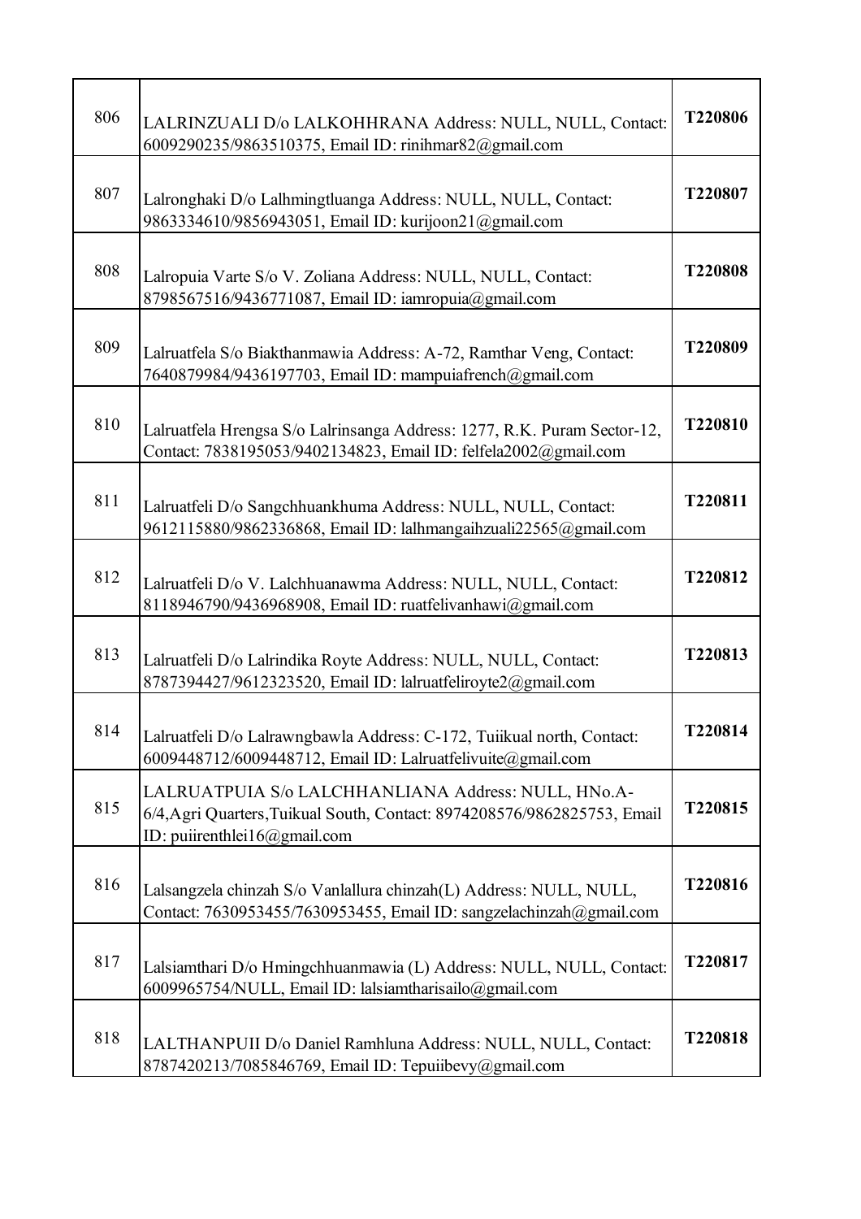| | | |
|---|---|---|
| 806 | LALRINZUALI D/o LALKOHHRANA Address: NULL, NULL, Contact: 6009290235/9863510375, Email ID: rinihmar82@gmail.com | **T220806** |
| 807 | Lalronghaki D/o Lalhmingtluanga Address: NULL, NULL, Contact: 9863334610/9856943051, Email ID: kurijoon21@gmail.com | **T220807** |
| 808 | Lalropuia Varte S/o V. Zoliana Address: NULL, NULL, Contact: 8798567516/9436771087, Email ID: iamropuia@gmail.com | **T220808** |
| 809 | Lalruatfela S/o Biakthanmawia Address: A-72, Ramthar Veng, Contact: 7640879984/9436197703, Email ID: mampuiafrench@gmail.com | **T220809** |
| 810 | Lalruatfela Hrengsa S/o Lalrinsanga Address: 1277, R.K. Puram Sector-12, Contact: 7838195053/9402134823, Email ID: felfela2002@gmail.com | **T220810** |
| 811 | Lalruatfeli D/o Sangchhuankhuma Address: NULL, NULL, Contact: 9612115880/9862336868, Email ID: lalhmangaihzuali22565@gmail.com | **T220811** |
| 812 | Lalruatfeli D/o V. Lalchhuanawma Address: NULL, NULL, Contact: 8118946790/9436968908, Email ID: ruatfelivanhawi@gmail.com | **T220812** |
| 813 | Lalruatfeli D/o Lalrindika Royte Address: NULL, NULL, Contact: 8787394427/9612323520, Email ID: lalruatfeliroyte2@gmail.com | **T220813** |
| 814 | Lalruatfeli D/o Lalrawngbawla Address: C-172, Tuiikual north, Contact: 6009448712/6009448712, Email ID: Lalruatfelivuite@gmail.com | **T220814** |
| 815 | LALRUATPUIA S/o LALCHHANLIANA Address: NULL, HNo.A-6/4,Agri Quarters,Tuikual South, Contact: 8974208576/9862825753, Email ID: puiirenthlei16@gmail.com | **T220815** |
| 816 | Lalsangzela chinzah S/o Vanlallura chinzah(L) Address: NULL, NULL, Contact: 7630953455/7630953455, Email ID: sangzelachinzah@gmail.com | **T220816** |
| 817 | Lalsiamthari D/o Hmingchhuanmawia (L) Address: NULL, NULL, Contact: 6009965754/NULL, Email ID: lalsiamtharisailo@gmail.com | **T220817** |
| 818 | LALTHANPUII D/o Daniel Ramhluna Address: NULL, NULL, Contact: 8787420213/7085846769, Email ID: Tepuiibevy@gmail.com | **T220818** |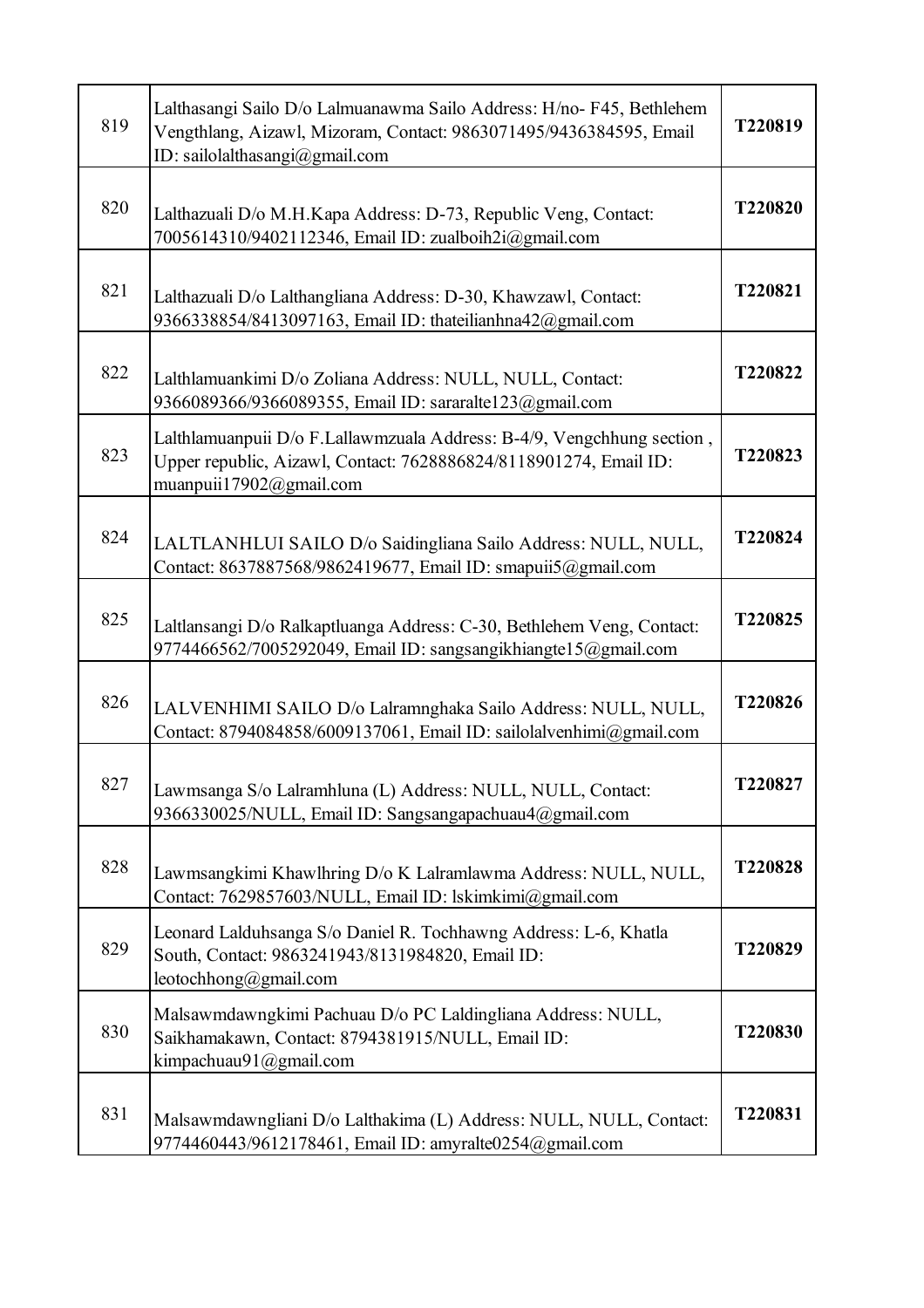| | | |
|---|---|---|
| 819 | Lalthasangi Sailo D/o Lalmuanawma Sailo Address: H/no- F45, Bethlehem Vengthlang, Aizawl, Mizoram, Contact: 9863071495/9436384595, Email ID: sailolalthasangi@gmail.com | **T220819** |
| 820 | Lalthazuali D/o M.H.Kapa Address: D-73, Republic Veng, Contact: 7005614310/9402112346, Email ID: zualboih2i@gmail.com | **T220820** |
| 821 | Lalthazuali D/o Lalthangliana Address: D-30, Khawzawl, Contact: 9366338854/8413097163, Email ID: thateilianhna42@gmail.com | **T220821** |
| 822 | Lalthlamuankimi D/o Zoliana Address: NULL, NULL, Contact: 9366089366/9366089355, Email ID: sararalte123@gmail.com | **T220822** |
| 823 | Lalthlamuanpuii D/o F.Lallawmzuala Address: B-4/9, Vengchhung section , Upper republic, Aizawl, Contact: 7628886824/8118901274, Email ID: muanpuii17902@gmail.com | **T220823** |
| 824 | LALTLANHLUI SAILO D/o Saidingliana Sailo Address: NULL, NULL, Contact: 8637887568/9862419677, Email ID: smapuii5@gmail.com | **T220824** |
| 825 | Laltlansangi D/o Ralkaptluanga Address: C-30, Bethlehem Veng, Contact: 9774466562/7005292049, Email ID: sangsangikhiangte15@gmail.com | **T220825** |
| 826 | LALVENHIMI SAILO D/o Lalramnghaka Sailo Address: NULL, NULL, Contact: 8794084858/6009137061, Email ID: sailolalvenhimi@gmail.com | **T220826** |
| 827 | Lawmsanga S/o Lalramhluna (L) Address: NULL, NULL, Contact: 9366330025/NULL, Email ID: Sangsangapachuau4@gmail.com | **T220827** |
| 828 | Lawmsangkimi Khawlhring D/o K Lalramlawma Address: NULL, NULL, Contact: 7629857603/NULL, Email ID: lskimkimi@gmail.com | **T220828** |
| 829 | Leonard Lalduhsanga S/o Daniel R. Tochhawng Address: L-6, Khatla South, Contact: 9863241943/8131984820, Email ID: leotochhong@gmail.com | **T220829** |
| 830 | Malsawmdawngkimi Pachuau D/o PC Laldingliana Address: NULL, Saikhamakawn, Contact: 8794381915/NULL, Email ID: kimpachuau91@gmail.com | **T220830** |
| 831 | Malsawmdawngliani D/o Lalthakima (L) Address: NULL, NULL, Contact: 9774460443/9612178461, Email ID: amyralte0254@gmail.com | **T220831** |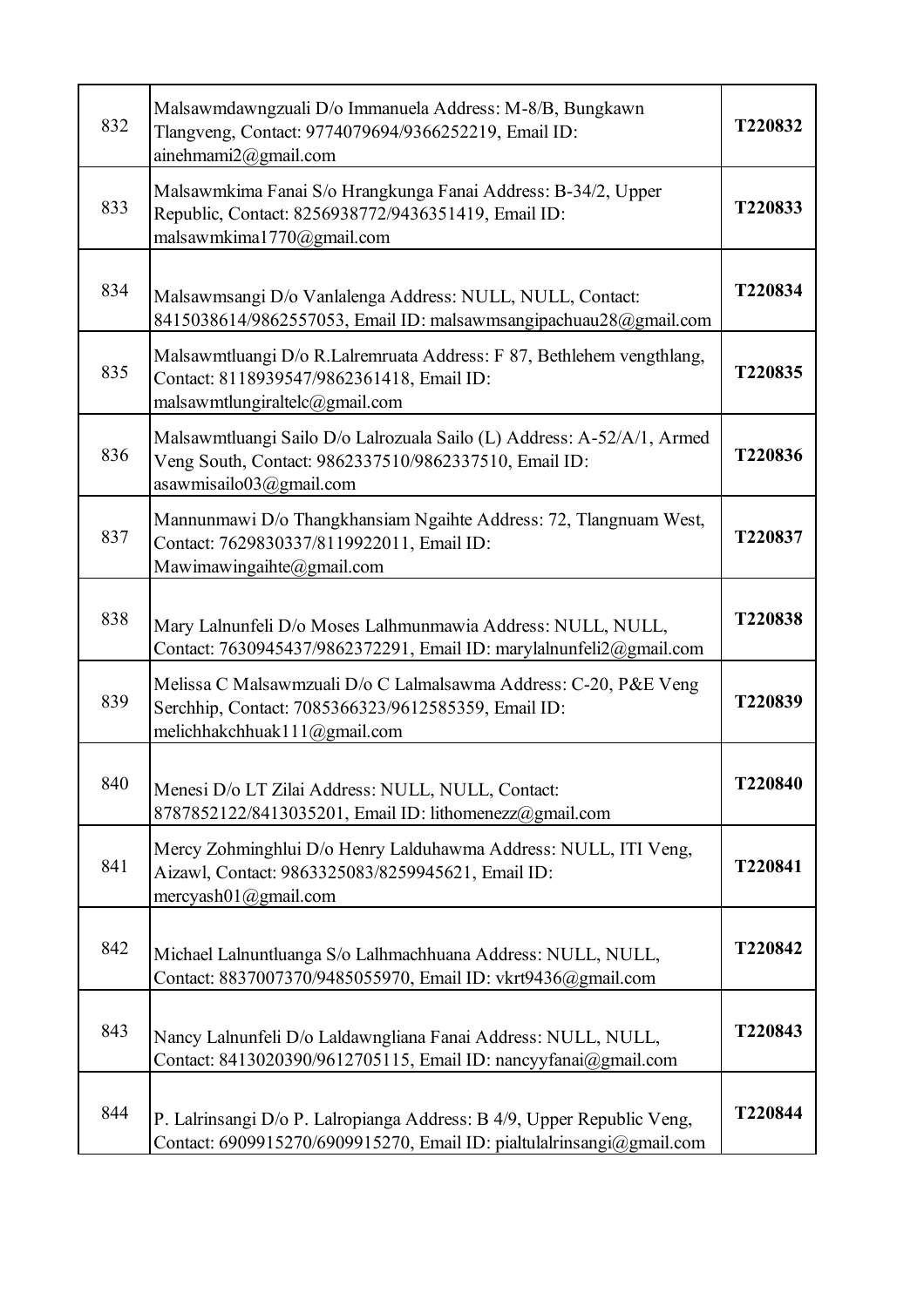| | | |
|---|---|---|
| 832 | Malsawmdawngzuali D/o Immanuela Address: M-8/B, Bungkawn Tlangveng, Contact: 9774079694/9366252219, Email ID: ainehmami2@gmail.com | **T220832** |
| 833 | Malsawmkima Fanai S/o Hrangkunga Fanai Address: B-34/2, Upper Republic, Contact: 8256938772/9436351419, Email ID: malsawmkima1770@gmail.com | **T220833** |
| 834 | Malsawmsangi D/o Vanlalenga Address: NULL, NULL, Contact: 8415038614/9862557053, Email ID: malsawmsangipachuau28@gmail.com | **T220834** |
| 835 | Malsawmtluangi D/o R.Lalremruata Address: F 87, Bethlehem vengthlang, Contact: 8118939547/9862361418, Email ID: malsawmtlungiraltelc@gmail.com | **T220835** |
| 836 | Malsawmtluangi Sailo D/o Lalrozuala Sailo (L) Address: A-52/A/1, Armed Veng South, Contact: 9862337510/9862337510, Email ID: asawmisailo03@gmail.com | **T220836** |
| 837 | Mannunmawi D/o Thangkhansiam Ngaihte Address: 72, Tlangnuam West, Contact: 7629830337/8119922011, Email ID: Mawimawingaihte@gmail.com | **T220837** |
| 838 | Mary Lalnunfeli D/o Moses Lalhmunmawia Address: NULL, NULL, Contact: 7630945437/9862372291, Email ID: marylalnunfeli2@gmail.com | **T220838** |
| 839 | Melissa C Malsawmzuali D/o C Lalmalsawma Address: C-20, P&E Veng Serchhip, Contact: 7085366323/9612585359, Email ID: melichhakchhuak111@gmail.com | **T220839** |
| 840 | Menesi D/o LT Zilai Address: NULL, NULL, Contact: 8787852122/8413035201, Email ID: lithomenezz@gmail.com | **T220840** |
| 841 | Mercy Zohminghlui D/o Henry Lalduhawma Address: NULL, ITI Veng, Aizawl, Contact: 9863325083/8259945621, Email ID: mercyash01@gmail.com | **T220841** |
| 842 | Michael Lalnuntluanga S/o Lalhmachhuana Address: NULL, NULL, Contact: 8837007370/9485055970, Email ID: vkrt9436@gmail.com | **T220842** |
| 843 | Nancy Lalnunfeli D/o Laldawngliana Fanai Address: NULL, NULL, Contact: 8413020390/9612705115, Email ID: nancyyfanai@gmail.com | **T220843** |
| 844 | P. Lalrinsangi D/o P. Lalropianga Address: B 4/9, Upper Republic Veng, Contact: 6909915270/6909915270, Email ID: pialtulalrinsangi@gmail.com | **T220844** |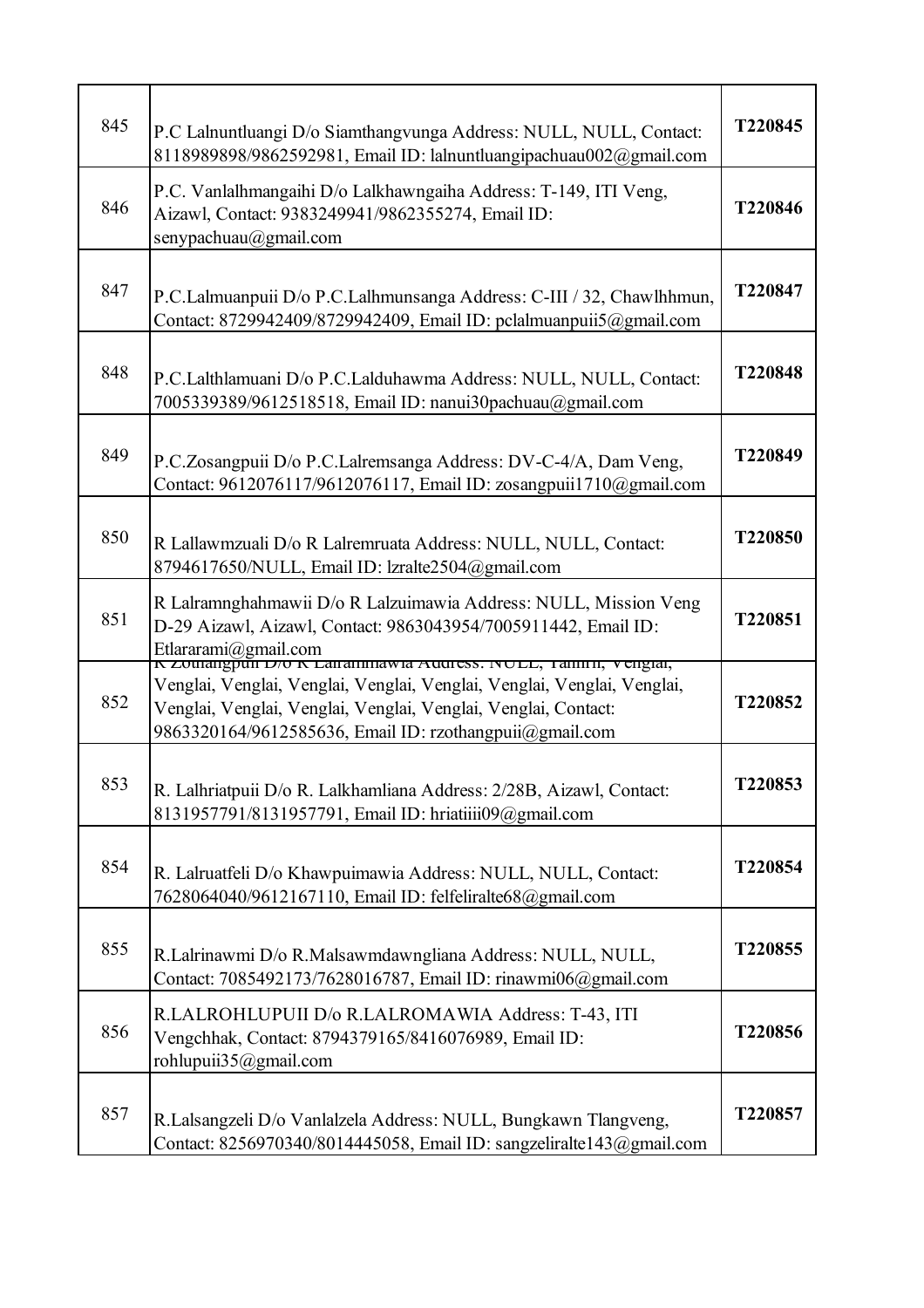| | | |
|---|---|---|
| 845 | P.C Lalnuntluangi D/o Siamthangvunga Address: NULL, NULL, Contact: 8118989898/9862592981, Email ID: lalnuntluangipachuau002@gmail.com | T220845 |
| 846 | P.C. Vanlalhmangaihi D/o Lalkhawngaiha Address: T-149, ITI Veng, Aizawl, Contact: 9383249941/9862355274, Email ID: senypachuau@gmail.com | T220846 |
| 847 | P.C.Lalmuanpuii D/o P.C.Lalhmunsanga Address: C-III / 32, Chawlhhmun, Contact: 8729942409/8729942409, Email ID: pclalmuanpuii5@gmail.com | T220847 |
| 848 | P.C.Lalthlamuani D/o P.C.Lalduhawma Address: NULL, NULL, Contact: 7005339389/9612518518, Email ID: nanui30pachuau@gmail.com | T220848 |
| 849 | P.C.Zosangpuii D/o P.C.Lalremsanga Address: DV-C-4/A, Dam Veng, Contact: 9612076117/9612076117, Email ID: zosangpuii1710@gmail.com | T220849 |
| 850 | R Lallawmzuali D/o R Lalremruata Address: NULL, NULL, Contact: 8794617650/NULL, Email ID: lzralte2504@gmail.com | T220850 |
| 851 | R Lalramnghahmawii D/o R Lalzuimawia Address: NULL, Mission Veng D-29 Aizawl, Aizawl, Contact: 9863043954/7005911442, Email ID: Etlararami@gmail.com | T220851 |
| 852 | R Zothangpuii D/o R Lalrammawia Address: NULL, Tanhril, Venglai, Venglai, Venglai, Venglai, Venglai, Venglai, Venglai, Venglai, Venglai, Venglai, Venglai, Venglai, Venglai, Venglai, Contact: 9863320164/9612585636, Email ID: rzothangpuii@gmail.com | T220852 |
| 853 | R. Lalhriatpuii D/o R. Lalkhamliana Address: 2/28B, Aizawl, Contact: 8131957791/8131957791, Email ID: hriatiiii09@gmail.com | T220853 |
| 854 | R. Lalruatfeli D/o Khawpuimawia Address: NULL, NULL, Contact: 7628064040/9612167110, Email ID: felfeliralte68@gmail.com | T220854 |
| 855 | R.Lalrinawmi D/o R.Malsawmdawngliana Address: NULL, NULL, Contact: 7085492173/7628016787, Email ID: rinawmi06@gmail.com | T220855 |
| 856 | R.LALROHLUPUII D/o R.LALROMAWIA Address: T-43, ITI Vengchhak, Contact: 8794379165/8416076989, Email ID: rohlupuii35@gmail.com | T220856 |
| 857 | R.Lalsangzeli D/o Vanlalzela Address: NULL, Bungkawn Tlangveng, Contact: 8256970340/8014445058, Email ID: sangzeliralte143@gmail.com | T220857 |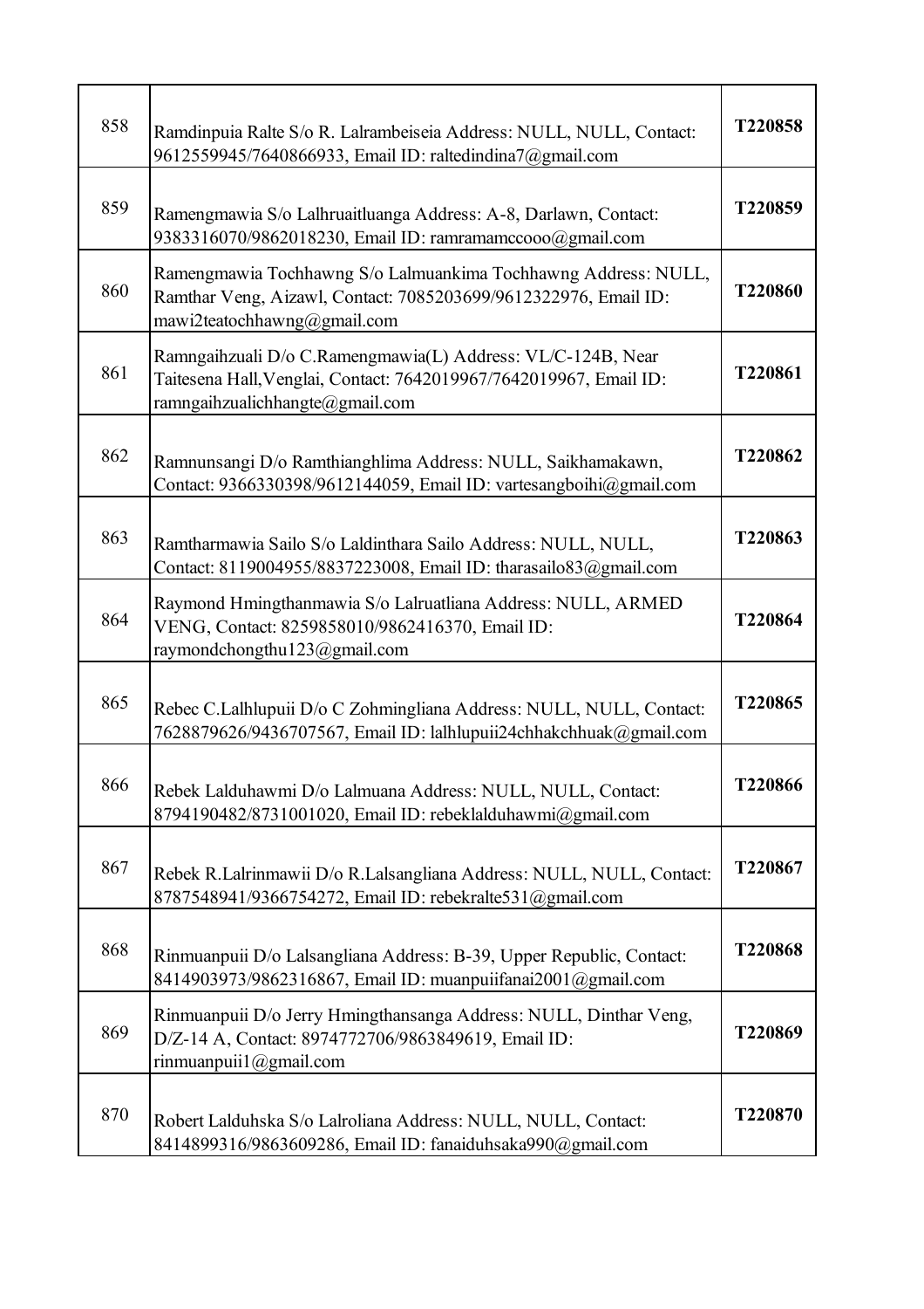| | | |
|---|---|---|
| 858 | Ramdinpuia Ralte S/o R. Lalrambeiseia Address: NULL, NULL, Contact: 9612559945/7640866933, Email ID: raltedindina7@gmail.com | **T220858** |
| 859 | Ramengmawia S/o Lalhruaitluanga Address: A-8, Darlawn, Contact: 9383316070/9862018230, Email ID: ramramamccooo@gmail.com | **T220859** |
| 860 | Ramengmawia Tochhawng S/o Lalmuankima Tochhawng Address: NULL, Ramthar Veng, Aizawl, Contact: 7085203699/9612322976, Email ID: mawi2teatochhawng@gmail.com | **T220860** |
| 861 | Ramngaihzuali D/o C.Ramengmawia(L) Address: VL/C-124B, Near Taitesena Hall,Venglai, Contact: 7642019967/7642019967, Email ID: ramngaihzualichhangte@gmail.com | **T220861** |
| 862 | Ramnunsangi D/o Ramthianghlima Address: NULL, Saikhamakawn, Contact: 9366330398/9612144059, Email ID: vartesangboihi@gmail.com | **T220862** |
| 863 | Ramtharmawia Sailo S/o Laldinthara Sailo Address: NULL, NULL, Contact: 8119004955/8837223008, Email ID: tharasailo83@gmail.com | **T220863** |
| 864 | Raymond Hmingthanmawia S/o Lalruatliana Address: NULL, ARMED VENG, Contact: 8259858010/9862416370, Email ID: raymondchongthu123@gmail.com | **T220864** |
| 865 | Rebec C.Lalhlupuii D/o C Zohmingliana Address: NULL, NULL, Contact: 7628879626/9436707567, Email ID: lalhlupuii24chhakchhuak@gmail.com | **T220865** |
| 866 | Rebek Lalduhawmi D/o Lalmuana Address: NULL, NULL, Contact: 8794190482/8731001020, Email ID: rebeklalduhawmi@gmail.com | **T220866** |
| 867 | Rebek R.Lalrinmawii D/o R.Lalsangliana Address: NULL, NULL, Contact: 8787548941/9366754272, Email ID: rebekralte531@gmail.com | **T220867** |
| 868 | Rinmuanpuii D/o Lalsangliana Address: B-39, Upper Republic, Contact: 8414903973/9862316867, Email ID: muanpuiifanai2001@gmail.com | **T220868** |
| 869 | Rinmuanpuii D/o Jerry Hmingthansanga Address: NULL, Dinthar Veng, D/Z-14 A, Contact: 8974772706/9863849619, Email ID: rinmuanpuii1@gmail.com | **T220869** |
| 870 | Robert Lalduhska S/o Lalroliana Address: NULL, NULL, Contact: 8414899316/9863609286, Email ID: fanaiduhsaka990@gmail.com | **T220870** |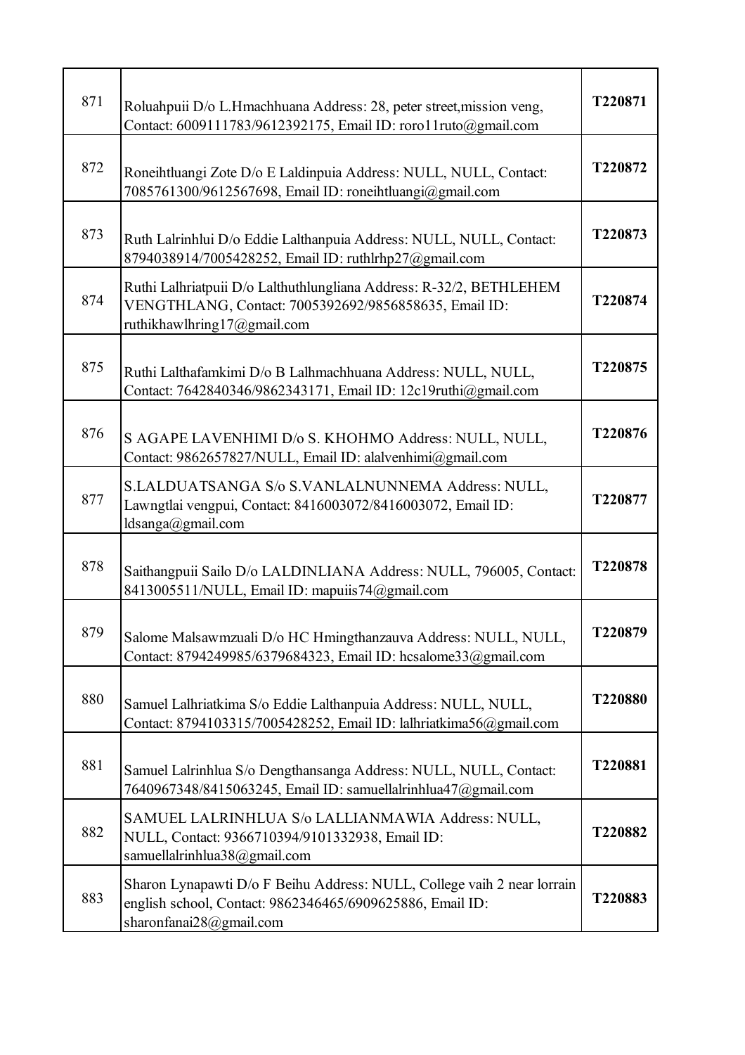| | | |
|---|---|---|
| 871 | Roluahpuii D/o L.Hmachhuana Address: 28, peter street,mission veng, Contact: 6009111783/9612392175, Email ID: roro11ruto@gmail.com | **T220871** |
| 872 | Roneihtluangi Zote D/o E Laldinpuia Address: NULL, NULL, Contact: 7085761300/9612567698, Email ID: roneihtluangi@gmail.com | **T220872** |
| 873 | Ruth Lalrinhlui D/o Eddie Lalthanpuia Address: NULL, NULL, Contact: 8794038914/7005428252, Email ID: ruthlrhp27@gmail.com | **T220873** |
| 874 | Ruthi Lalhriatpuii D/o Lalthuthlungliana Address: R-32/2, BETHLEHEM VENGTHLANG, Contact: 7005392692/9856858635, Email ID: ruthikhawlhring17@gmail.com | **T220874** |
| 875 | Ruthi Lalthafamkimi D/o B Lalhmachhuana Address: NULL, NULL, Contact: 7642840346/9862343171, Email ID: 12c19ruthi@gmail.com | **T220875** |
| 876 | S AGAPE LAVENHIMI D/o S. KHOHMO Address: NULL, NULL, Contact: 9862657827/NULL, Email ID: alalvenhimi@gmail.com | **T220876** |
| 877 | S.LALDUATSANGA S/o S.VANLALNUNNEMA Address: NULL, Lawngtlai vengpui, Contact: 8416003072/8416003072, Email ID: ldsanga@gmail.com | **T220877** |
| 878 | Saithangpuii Sailo D/o LALDINLIANA Address: NULL, 796005, Contact: 8413005511/NULL, Email ID: mapuiis74@gmail.com | **T220878** |
| 879 | Salome Malsawmzuali D/o HC Hmingthanzauva Address: NULL, NULL, Contact: 8794249985/6379684323, Email ID: hcsalome33@gmail.com | **T220879** |
| 880 | Samuel Lalhriatkima S/o Eddie Lalthanpuia Address: NULL, NULL, Contact: 8794103315/7005428252, Email ID: lalhriatkima56@gmail.com | **T220880** |
| 881 | Samuel Lalrinhlua S/o Dengthansanga Address: NULL, NULL, Contact: 7640967348/8415063245, Email ID: samuellalrinhlua47@gmail.com | **T220881** |
| 882 | SAMUEL LALRINHLUA S/o LALLIANMAWIA Address: NULL, NULL, Contact: 9366710394/9101332938, Email ID: samuellalrinhlua38@gmail.com | **T220882** |
| 883 | Sharon Lynapawti D/o F Beihu Address: NULL, College vaih 2 near lorrain english school, Contact: 9862346465/6909625886, Email ID: sharonfanai28@gmail.com | **T220883** |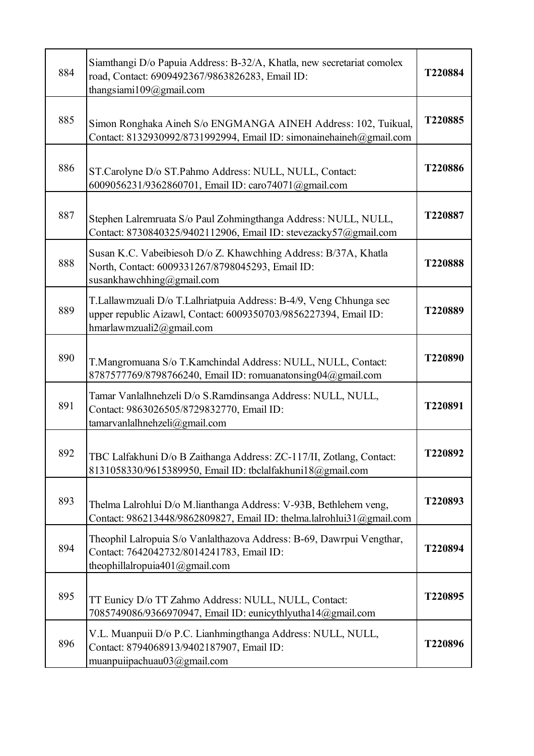| | | |
|---|---|---|
| 884 | Siamthangi D/o Papuia Address: B-32/A, Khatla, new secretariat comolex road, Contact: 6909492367/9863826283, Email ID: thangsiami109@gmail.com | **T220884** |
| 885 | Simon Ronghaka Aineh S/o ENGMANGA AINEH Address: 102, Tuikual, Contact: 8132930992/8731992994, Email ID: simonainehaineh@gmail.com | **T220885** |
| 886 | ST.Carolyne D/o ST.Pahmo Address: NULL, NULL, Contact: 6009056231/9362860701, Email ID: caro74071@gmail.com | **T220886** |
| 887 | Stephen Lalremruata S/o Paul Zohmingthanga Address: NULL, NULL, Contact: 8730840325/9402112906, Email ID: stevezacky57@gmail.com | **T220887** |
| 888 | Susan K.C. Vabeibiesoh D/o Z. Khawchhing Address: B/37A, Khatla North, Contact: 6009331267/8798045293, Email ID: susankhawchhing@gmail.com | **T220888** |
| 889 | T.Lallawmzuali D/o T.Lalhriatpuia Address: B-4/9, Veng Chhunga sec upper republic Aizawl, Contact: 6009350703/9856227394, Email ID: hmarlawmzuali2@gmail.com | **T220889** |
| 890 | T.Mangromuana S/o T.Kamchindal Address: NULL, NULL, Contact: 8787577769/8798766240, Email ID: romuanatonsing04@gmail.com | **T220890** |
| 891 | Tamar Vanlalhnehzeli D/o S.Ramdinsanga Address: NULL, NULL, Contact: 9863026505/8729832770, Email ID: tamarvanlalhnehzeli@gmail.com | **T220891** |
| 892 | TBC Lalfakhuni D/o B Zaithanga Address: ZC-117/II, Zotlang, Contact: 8131058330/9615389950, Email ID: tbclalfakhuni18@gmail.com | **T220892** |
| 893 | Thelma Lalrohlui D/o M.lianthanga Address: V-93B, Bethlehem veng, Contact: 986213448/9862809827, Email ID: thelma.lalrohlui31@gmail.com | **T220893** |
| 894 | Theophil Lalropuia S/o Vanlalthazova Address: B-69, Dawrpui Vengthar, Contact: 7642042732/8014241783, Email ID: theophillalropuia401@gmail.com | **T220894** |
| 895 | TT Eunicy D/o TT Zahmo Address: NULL, NULL, Contact: 7085749086/9366970947, Email ID: eunicythlyutha14@gmail.com | **T220895** |
| 896 | V.L. Muanpuii D/o P.C. Lianhmingthanga Address: NULL, NULL, Contact: 8794068913/9402187907, Email ID: muanpuiipachuau03@gmail.com | **T220896** |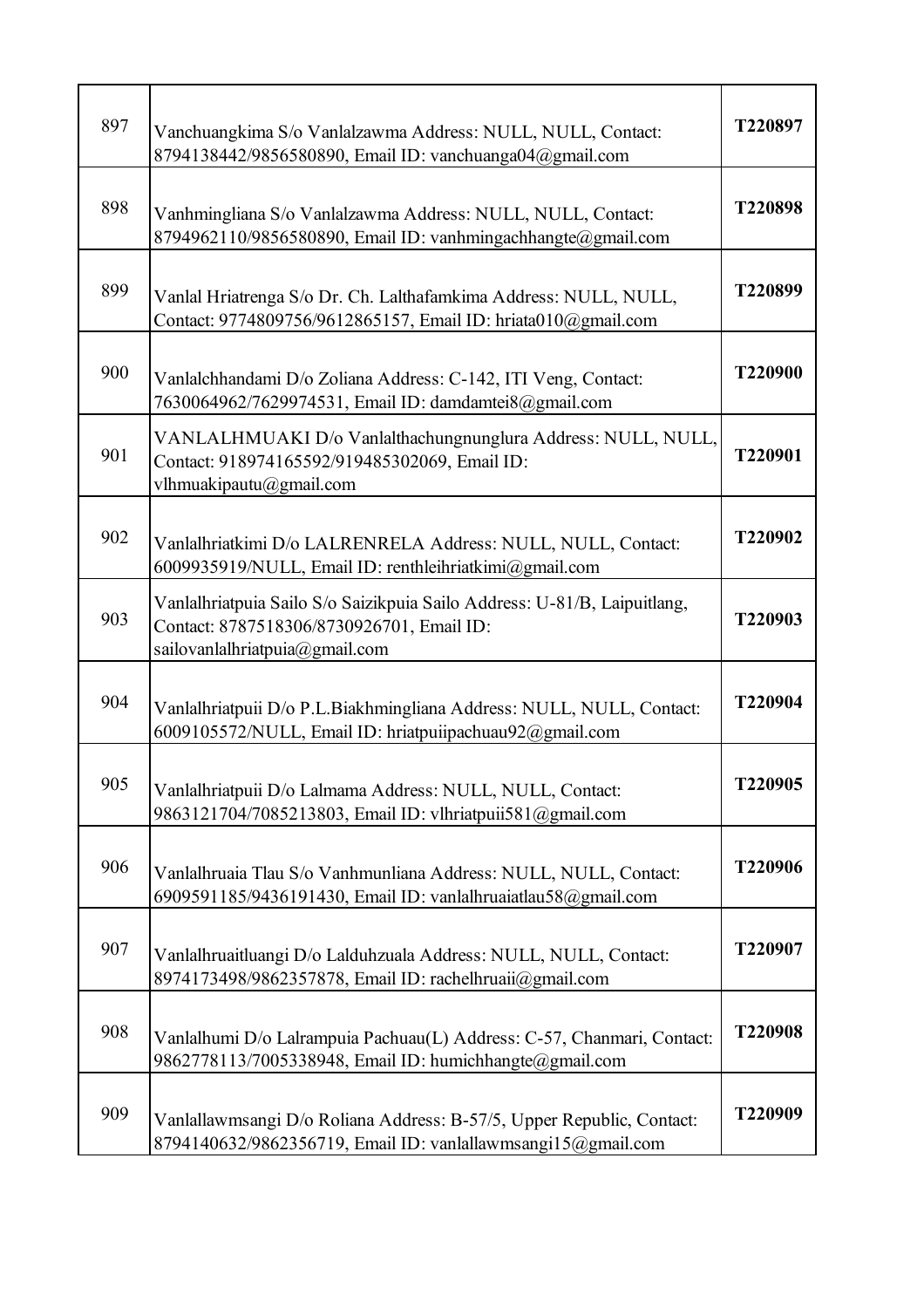| | | |
|---|---|---|
| 897 | Vanchuangkima S/o Vanlalzawma Address: NULL, NULL, Contact: 8794138442/9856580890, Email ID: vanchuanga04@gmail.com | **T220897** |
| 898 | Vanhmingliana S/o Vanlalzawma Address: NULL, NULL, Contact: 8794962110/9856580890, Email ID: vanhmingachhangte@gmail.com | **T220898** |
| 899 | Vanlal Hriatrenga S/o Dr. Ch. Lalthafamkima Address: NULL, NULL, Contact: 9774809756/9612865157, Email ID: hriata010@gmail.com | **T220899** |
| 900 | Vanlalchhandami D/o Zoliana Address: C-142, ITI Veng, Contact: 7630064962/7629974531, Email ID: damdamtei8@gmail.com | **T220900** |
| 901 | VANLALHMUAKI D/o Vanlalthachungnunglura Address: NULL, NULL, Contact: 918974165592/919485302069, Email ID: vlhmuakipautu@gmail.com | **T220901** |
| 902 | Vanlalhriatkimi D/o LALRENRELA Address: NULL, NULL, Contact: 6009935919/NULL, Email ID: renthleihriatkimi@gmail.com | **T220902** |
| 903 | Vanlalhriatpuia Sailo S/o Saizikpuia Sailo Address: U-81/B, Laipuitlang, Contact: 8787518306/8730926701, Email ID: sailovanlalhriatpuia@gmail.com | **T220903** |
| 904 | Vanlalhriatpuii D/o P.L.Biakhmingliana Address: NULL, NULL, Contact: 6009105572/NULL, Email ID: hriatpuiipachuau92@gmail.com | **T220904** |
| 905 | Vanlalhriatpuii D/o Lalmama Address: NULL, NULL, Contact: 9863121704/7085213803, Email ID: vlhriatpuii581@gmail.com | **T220905** |
| 906 | Vanlalhruaia Tlau S/o Vanhmunliana Address: NULL, NULL, Contact: 6909591185/9436191430, Email ID: vanlalhruaiatlau58@gmail.com | **T220906** |
| 907 | Vanlalhruaitluangi D/o Lalduhzuala Address: NULL, NULL, Contact: 8974173498/9862357878, Email ID: rachelhruaii@gmail.com | **T220907** |
| 908 | Vanlalhumi D/o Lalrampuia Pachuau(L) Address: C-57, Chanmari, Contact: 9862778113/7005338948, Email ID: humichhangte@gmail.com | **T220908** |
| 909 | Vanlallawmsangi D/o Roliana Address: B-57/5, Upper Republic, Contact: 8794140632/9862356719, Email ID: vanlallawmsangi15@gmail.com | **T220909** |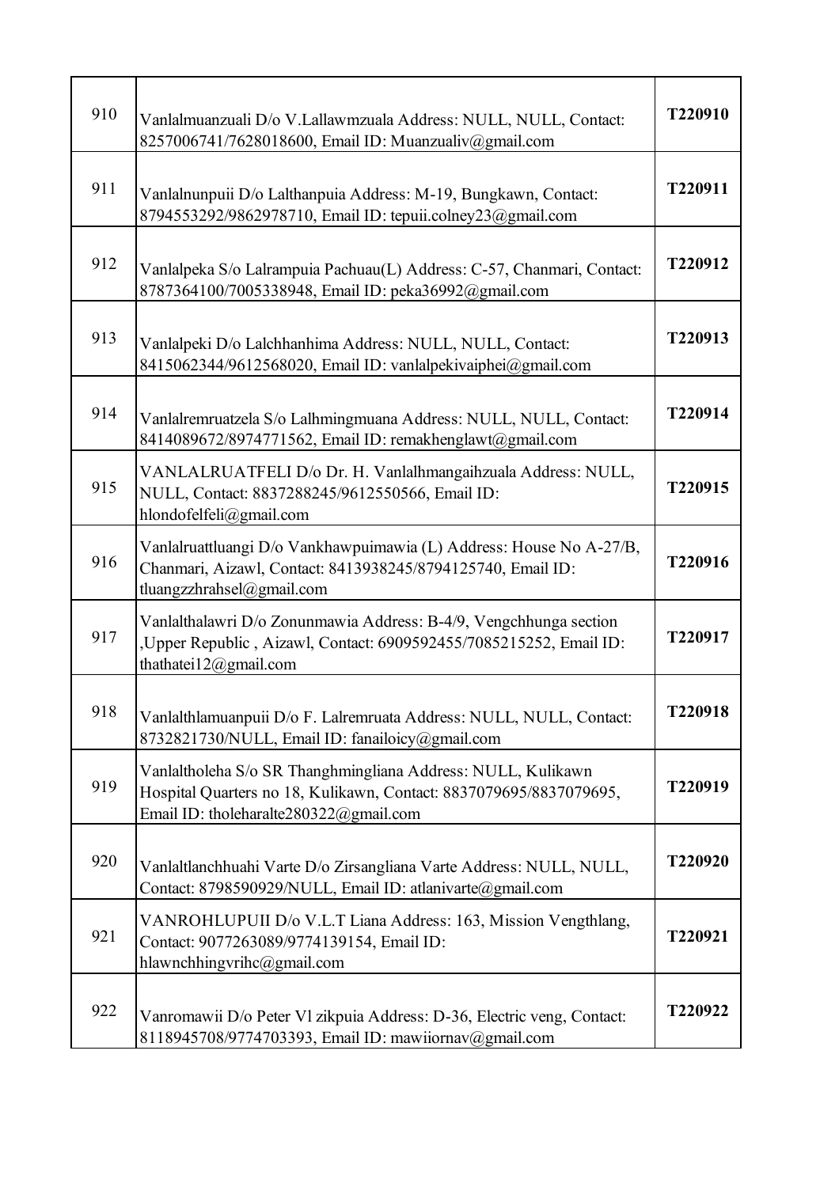| | | |
|---|---|---|
| 910 | Vanlalmuanzuali D/o V.Lallawmzuala Address: NULL, NULL, Contact: 8257006741/7628018600, Email ID: Muanzualiv@gmail.com | **T220910** |
| 911 | Vanlalnunpuii D/o Lalthanpuia Address: M-19, Bungkawn, Contact: 8794553292/9862978710, Email ID: tepuii.colney23@gmail.com | **T220911** |
| 912 | Vanlalpeka S/o Lalrampuia Pachuau(L) Address: C-57, Chanmari, Contact: 8787364100/7005338948, Email ID: peka36992@gmail.com | **T220912** |
| 913 | Vanlalpeki D/o Lalchhanhima Address: NULL, NULL, Contact: 8415062344/9612568020, Email ID: vanlalpekivaiphei@gmail.com | **T220913** |
| 914 | Vanlalremruatzela S/o Lalhmingmuana Address: NULL, NULL, Contact: 8414089672/8974771562, Email ID: remakhenglawt@gmail.com | **T220914** |
| 915 | VANLALRUATFELI D/o Dr. H. Vanlalhmangaihzuala Address: NULL, NULL, Contact: 8837288245/9612550566, Email ID: hlondofelfeli@gmail.com | **T220915** |
| 916 | Vanlalruattluangi D/o Vankhawpuimawia (L) Address: House No A-27/B, Chanmari, Aizawl, Contact: 8413938245/8794125740, Email ID: tluangzzhrahsel@gmail.com | **T220916** |
| 917 | Vanlalthalawri D/o Zonunmawia Address: B-4/9, Vengchhunga section ,Upper Republic , Aizawl, Contact: 6909592455/7085215252, Email ID: thathatei12@gmail.com | **T220917** |
| 918 | Vanlalthlamuanpuii D/o F. Lalremruata Address: NULL, NULL, Contact: 8732821730/NULL, Email ID: fanailoicy@gmail.com | **T220918** |
| 919 | Vanlaltholeha S/o SR Thanghmingliana Address: NULL, Kulikawn Hospital Quarters no 18, Kulikawn, Contact: 8837079695/8837079695, Email ID: tholeharalte280322@gmail.com | **T220919** |
| 920 | Vanlaltlanchhuahi Varte D/o Zirsangliana Varte Address: NULL, NULL, Contact: 8798590929/NULL, Email ID: atlanivarte@gmail.com | **T220920** |
| 921 | VANROHLUPUII D/o V.L.T Liana Address: 163, Mission Vengthlang, Contact: 9077263089/9774139154, Email ID: hlawnchhingvrihc@gmail.com | **T220921** |
| 922 | Vanromawii D/o Peter Vl zikpuia Address: D-36, Electric veng, Contact: 8118945708/9774703393, Email ID: mawiiornav@gmail.com | **T220922** |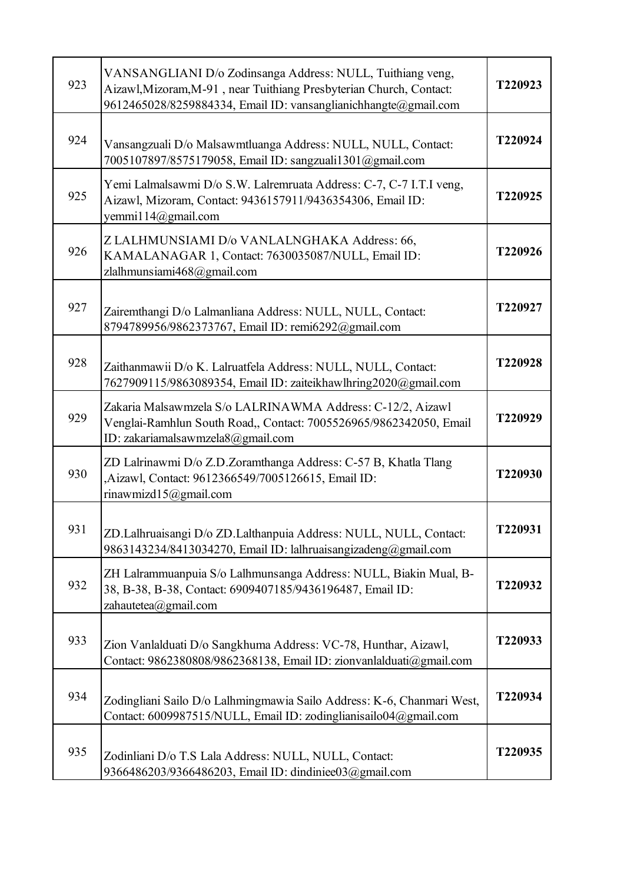| | | |
|---|---|---|
| 923 | VANSANGLIANI D/o Zodinsanga Address: NULL, Tuithiang veng, Aizawl,Mizoram,M-91 , near Tuithiang Presbyterian Church, Contact: 9612465028/8259884334, Email ID: vansanglianichhangte@gmail.com | **T220923** |
| 924 | Vansangzuali D/o Malsawmtluanga Address: NULL, NULL, Contact: 7005107897/8575179058, Email ID: sangzuali1301@gmail.com | **T220924** |
| 925 | Yemi Lalmalsawmi D/o S.W. Lalremruata Address: C-7, C-7 I.T.I veng, Aizawl, Mizoram, Contact: 9436157911/9436354306, Email ID: yemmi114@gmail.com | **T220925** |
| 926 | Z LALHMUNSIAMI D/o VANLALNGHAKA Address: 66, KAMALANAGAR 1, Contact: 7630035087/NULL, Email ID: zlalhmunsiami468@gmail.com | **T220926** |
| 927 | Zairemthangi D/o Lalmanliana Address: NULL, NULL, Contact: 8794789956/9862373767, Email ID: remi6292@gmail.com | **T220927** |
| 928 | Zaithanmawii D/o K. Lalruatfela Address: NULL, NULL, Contact: 7627909115/9863089354, Email ID: zaiteikhawlhring2020@gmail.com | **T220928** |
| 929 | Zakaria Malsawmzela S/o LALRINAWMA Address: C-12/2, Aizawl Venglai-Ramhlun South Road,, Contact: 7005526965/9862342050, Email ID: zakariamalsawmzela8@gmail.com | **T220929** |
| 930 | ZD Lalrinawmi D/o Z.D.Zoramthanga Address: C-57 B, Khatla Tlang ,Aizawl, Contact: 9612366549/7005126615, Email ID: rinawmizd15@gmail.com | **T220930** |
| 931 | ZD.Lalhruaisangi D/o ZD.Lalthanpuia Address: NULL, NULL, Contact: 9863143234/8413034270, Email ID: lalhruaisangizadeng@gmail.com | **T220931** |
| 932 | ZH Lalrammuanpuia S/o Lalhmunsanga Address: NULL, Biakin Mual, B-38, B-38, B-38, Contact: 6909407185/9436196487, Email ID: zahautetea@gmail.com | **T220932** |
| 933 | Zion Vanlalduati D/o Sangkhuma Address: VC-78, Hunthar, Aizawl, Contact: 9862380808/9862368138, Email ID: zionvanlalduati@gmail.com | **T220933** |
| 934 | Zodingliani Sailo D/o Lalhmingmawia Sailo Address: K-6, Chanmari West, Contact: 6009987515/NULL, Email ID: zodinglianisailo04@gmail.com | **T220934** |
| 935 | Zodinliani D/o T.S Lala Address: NULL, NULL, Contact: 9366486203/9366486203, Email ID: dindiniee03@gmail.com | **T220935** |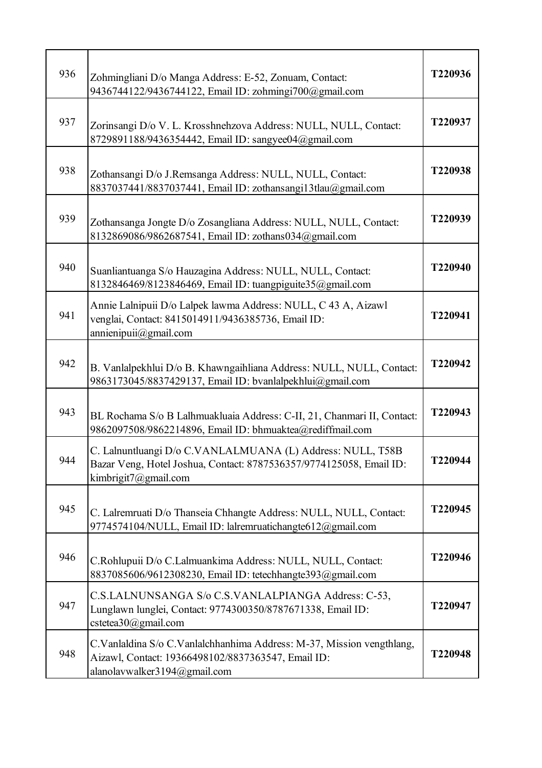| | | |
|---|---|---|
| 936 | Zohmingliani D/o Manga Address: E-52, Zonuam, Contact: 9436744122/9436744122, Email ID: zohmingi700@gmail.com | T220936 |
| 937 | Zorinsangi D/o V. L. Krosshnehzova Address: NULL, NULL, Contact: 8729891188/9436354442, Email ID: sangyee04@gmail.com | T220937 |
| 938 | Zothansangi D/o J.Remsanga Address: NULL, NULL, Contact: 8837037441/8837037441, Email ID: zothansangi13tlau@gmail.com | T220938 |
| 939 | Zothansanga Jongte D/o Zosangliana Address: NULL, NULL, Contact: 8132869086/9862687541, Email ID: zothans034@gmail.com | T220939 |
| 940 | Suanliantuanga S/o Hauzagina Address: NULL, NULL, Contact: 8132846469/8123846469, Email ID: tuangpiguite35@gmail.com | T220940 |
| 941 | Annie Lalnipuii D/o Lalpek lawma Address: NULL, C 43 A, Aizawl venglai, Contact: 8415014911/9436385736, Email ID: annienipuii@gmail.com | T220941 |
| 942 | B. Vanlalpekhlui D/o B. Khawngaihliana Address: NULL, NULL, Contact: 9863173045/8837429137, Email ID: bvanlalpekhlui@gmail.com | T220942 |
| 943 | BL Rochama S/o B Lalhmuakluaia Address: C-II, 21, Chanmari II, Contact: 9862097508/9862214896, Email ID: bhmuaktea@rediffmail.com | T220943 |
| 944 | C. Lalnuntluangi D/o C.VANLALMUANA (L) Address: NULL, T58B Bazar Veng, Hotel Joshua, Contact: 8787536357/9774125058, Email ID: kimbrigit7@gmail.com | T220944 |
| 945 | C. Lalremruati D/o Thanseia Chhangte Address: NULL, NULL, Contact: 9774574104/NULL, Email ID: lalremruatichangte612@gmail.com | T220945 |
| 946 | C.Rohlupuii D/o C.Lalmuankima Address: NULL, NULL, Contact: 8837085606/9612308230, Email ID: tetechhangte393@gmail.com | T220946 |
| 947 | C.S.LALNUNSANGA S/o C.S.VANLALPIANGA Address: C-53, Lunglawn lunglei, Contact: 9774300350/8787671338, Email ID: cstetea30@gmail.com | T220947 |
| 948 | C.Vanlaldina S/o C.Vanlalchhanhima Address: M-37, Mission vengthlang, Aizawl, Contact: 19366498102/8837363547, Email ID: alanolavwalker3194@gmail.com | T220948 |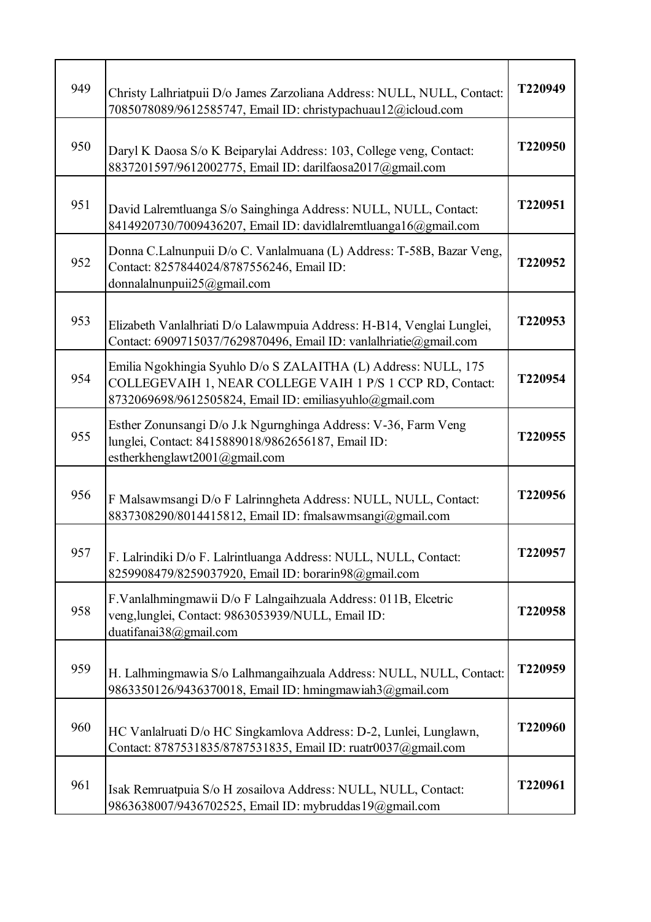| | | |
|---|---|---|
| 949 | Christy Lalhriatpuii D/o James Zarzoliana Address: NULL, NULL, Contact: 7085078089/9612585747, Email ID: christypachuau12@icloud.com | **T220949** |
| 950 | Daryl K Daosa S/o K Beiparylai Address: 103, College veng, Contact: 8837201597/9612002775, Email ID: darilfaosa2017@gmail.com | **T220950** |
| 951 | David Lalremtluanga S/o Sainghinga Address: NULL, NULL, Contact: 8414920730/7009436207, Email ID: davidlalremtluanga16@gmail.com | **T220951** |
| 952 | Donna C.Lalnunpuii D/o C. Vanlalmuana (L) Address: T-58B, Bazar Veng, Contact: 8257844024/8787556246, Email ID: donnalalnunpuii25@gmail.com | **T220952** |
| 953 | Elizabeth Vanlalhriati D/o Lalawmpuia Address: H-B14, Venglai Lunglei, Contact: 6909715037/7629870496, Email ID: vanlalhriatie@gmail.com | **T220953** |
| 954 | Emilia Ngokhingia Syuhlo D/o S ZALAITHA (L) Address: NULL, 175 COLLEGEVAIH 1, NEAR COLLEGE VAIH 1 P/S 1 CCP RD, Contact: 8732069698/9612505824, Email ID: emiliasyuhlo@gmail.com | **T220954** |
| 955 | Esther Zonunsangi D/o J.k Ngurnghinga Address: V-36, Farm Veng lunglei, Contact: 8415889018/9862656187, Email ID: estherkhenglawt2001@gmail.com | **T220955** |
| 956 | F Malsawmsangi D/o F Lalrinngheta Address: NULL, NULL, Contact: 8837308290/8014415812, Email ID: fmalsawmsangi@gmail.com | **T220956** |
| 957 | F. Lalrindiki D/o F. Lalrintluanga Address: NULL, NULL, Contact: 8259908479/8259037920, Email ID: borarin98@gmail.com | **T220957** |
| 958 | F.Vanlalhmingmawii D/o F Lalngaihzuala Address: 011B, Elcetric veng,lunglei, Contact: 9863053939/NULL, Email ID: duatifanai38@gmail.com | **T220958** |
| 959 | H. Lalhmingmawia S/o Lalhmangaihzuala Address: NULL, NULL, Contact: 9863350126/9436370018, Email ID: hmingmawiah3@gmail.com | **T220959** |
| 960 | HC Vanlalruati D/o HC Singkamlova Address: D-2, Lunlei, Lunglawn, Contact: 8787531835/8787531835, Email ID: ruatr0037@gmail.com | **T220960** |
| 961 | Isak Remruatpuia S/o H zosailova Address: NULL, NULL, Contact: 9863638007/9436702525, Email ID: mybruddas19@gmail.com | **T220961** |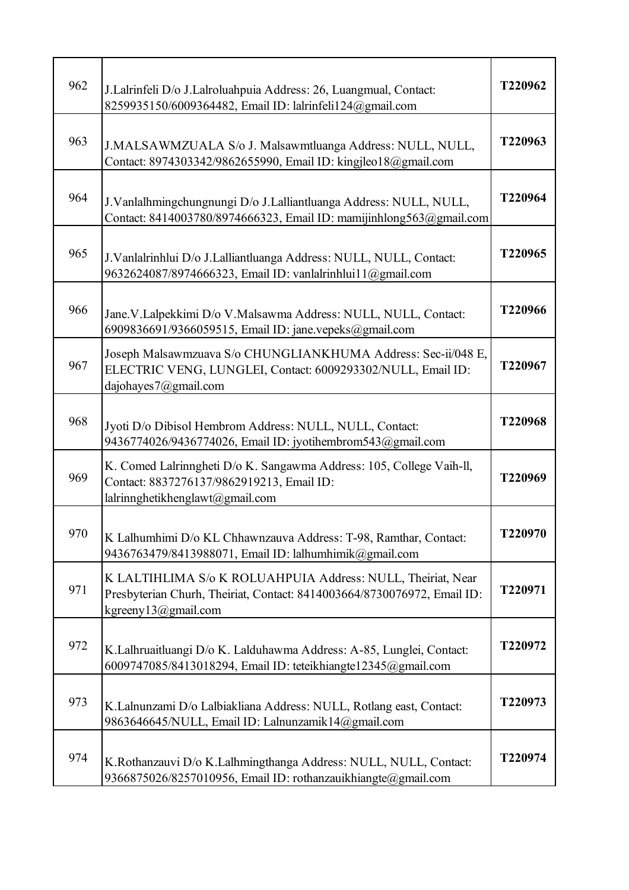| | | |
|---|---|---|
| 962 | J.Lalrinfeli D/o J.Lalroluahpuia Address: 26, Luangmual, Contact: 8259935150/6009364482, Email ID: lalrinfeli124@gmail.com | **T220962** |
| 963 | J.MALSAWMZUALA S/o J. Malsawmtluanga Address: NULL, NULL, Contact: 8974303342/9862655990, Email ID: kingjleo18@gmail.com | **T220963** |
| 964 | J.Vanlalhmingchungnungi D/o J.Lalliantluanga Address: NULL, NULL, Contact: 8414003780/8974666323, Email ID: mamijinhlong563@gmail.com | **T220964** |
| 965 | J.Vanlalrinhlui D/o J.Lalliantluanga Address: NULL, NULL, Contact: 9632624087/8974666323, Email ID: vanlalrinhlui11@gmail.com | **T220965** |
| 966 | Jane.V.Lalpekkimi D/o V.Malsawma Address: NULL, NULL, Contact: 6909836691/9366059515, Email ID: jane.vepeks@gmail.com | **T220966** |
| 967 | Joseph Malsawmzuava S/o CHUNGLIANKHUMA Address: Sec-ii/048 E, ELECTRIC VENG, LUNGLEI, Contact: 6009293302/NULL, Email ID: dajohayes7@gmail.com | **T220967** |
| 968 | Jyoti D/o Dibisol Hembrom Address: NULL, NULL, Contact: 9436774026/9436774026, Email ID: jyotihembrom543@gmail.com | **T220968** |
| 969 | K. Comed Lalrinngheti D/o K. Sangawma Address: 105, College Vaih-ll, Contact: 8837276137/9862919213, Email ID: lalrinnghetikhenglawt@gmail.com | **T220969** |
| 970 | K Lalhumhimi D/o KL Chhawnzauva Address: T-98, Ramthar, Contact: 9436763479/8413988071, Email ID: lalhumhimik@gmail.com | **T220970** |
| 971 | K LALTIHLIMA S/o K ROLUAHPUIA Address: NULL, Theiriat, Near Presbyterian Churh, Theiriat, Contact: 8414003664/8730076972, Email ID: kgreeny13@gmail.com | **T220971** |
| 972 | K.Lalhruaitluangi D/o K. Lalduhawma Address: A-85, Lunglei, Contact: 6009747085/8413018294, Email ID: teteikhiangte12345@gmail.com | **T220972** |
| 973 | K.Lalnunzami D/o Lalbiakliana Address: NULL, Rotlang east, Contact: 9863646645/NULL, Email ID: Lalnunzamik14@gmail.com | **T220973** |
| 974 | K.Rothanzauvi D/o K.Lalhmingthanga Address: NULL, NULL, Contact: 9366875026/8257010956, Email ID: rothanzauikhiangte@gmail.com | **T220974** |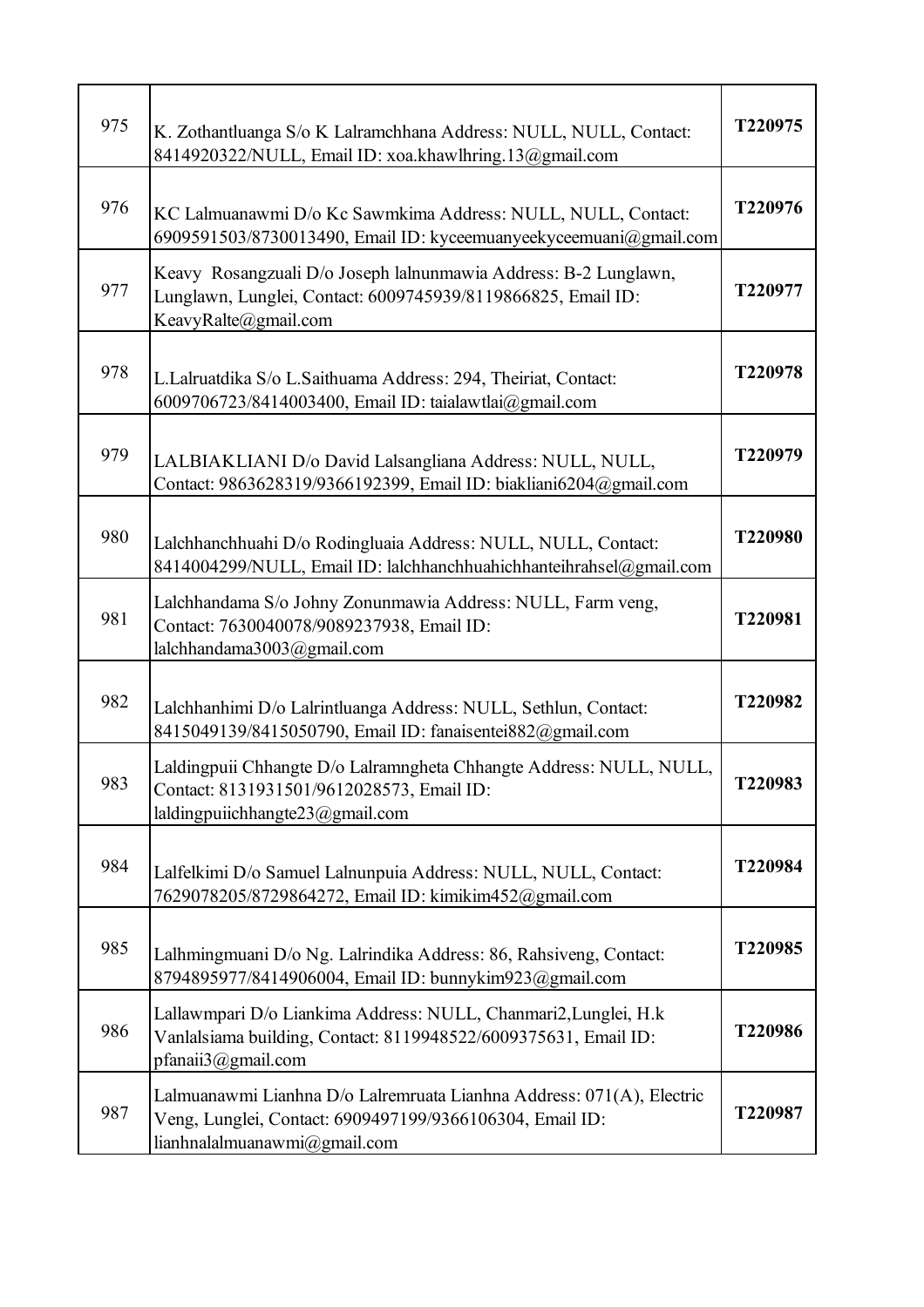| | | |
|---|---|---|
| 975 | K. Zothantluanga S/o K Lalramchhana Address: NULL, NULL, Contact: 8414920322/NULL, Email ID: xoa.khawlhring.13@gmail.com | T220975 |
| 976 | KC Lalmuanawmi D/o Kc Sawmkima Address: NULL, NULL, Contact: 6909591503/8730013490, Email ID: kyceemuanyeekyceemuani@gmail.com | T220976 |
| 977 | Keavy Rosangzuali D/o Joseph lalnunmawia Address: B-2 Lunglawn, Lunglawn, Lunglei, Contact: 6009745939/8119866825, Email ID: KeavyRalte@gmail.com | T220977 |
| 978 | L.Lalruatdika S/o L.Saithuama Address: 294, Theiriat, Contact: 6009706723/8414003400, Email ID: taialawtlai@gmail.com | T220978 |
| 979 | LALBIAKLIANI D/o David Lalsangliana Address: NULL, NULL, Contact: 9863628319/9366192399, Email ID: biakliani6204@gmail.com | T220979 |
| 980 | Lalchhanchhuahi D/o Rodingluaia Address: NULL, NULL, Contact: 8414004299/NULL, Email ID: lalchhanchhuahichhanteihrahsel@gmail.com | T220980 |
| 981 | Lalchhandama S/o Johny Zonunmawia Address: NULL, Farm veng, Contact: 7630040078/9089237938, Email ID: lalchhandama3003@gmail.com | T220981 |
| 982 | Lalchhanhimi D/o Lalrintluanga Address: NULL, Sethlun, Contact: 8415049139/8415050790, Email ID: fanaisentei882@gmail.com | T220982 |
| 983 | Laldingpuii Chhangte D/o Lalramngheta Chhangte Address: NULL, NULL, Contact: 8131931501/9612028573, Email ID: laldingpuiichhangte23@gmail.com | T220983 |
| 984 | Lalfelkimi D/o Samuel Lalnunpuia Address: NULL, NULL, Contact: 7629078205/8729864272, Email ID: kimikim452@gmail.com | T220984 |
| 985 | Lalhmingmuani D/o Ng. Lalrindika Address: 86, Rahsiveng, Contact: 8794895977/8414906004, Email ID: bunnykim923@gmail.com | T220985 |
| 986 | Lallawmpari D/o Liankima Address: NULL, Chanmari2,Lunglei, H.k Vanlalsiama building, Contact: 8119948522/6009375631, Email ID: pfanaii3@gmail.com | T220986 |
| 987 | Lalmuanawmi Lianhna D/o Lalremruata Lianhna Address: 071(A), Electric Veng, Lunglei, Contact: 6909497199/9366106304, Email ID: lianhnalalmuanawmi@gmail.com | T220987 |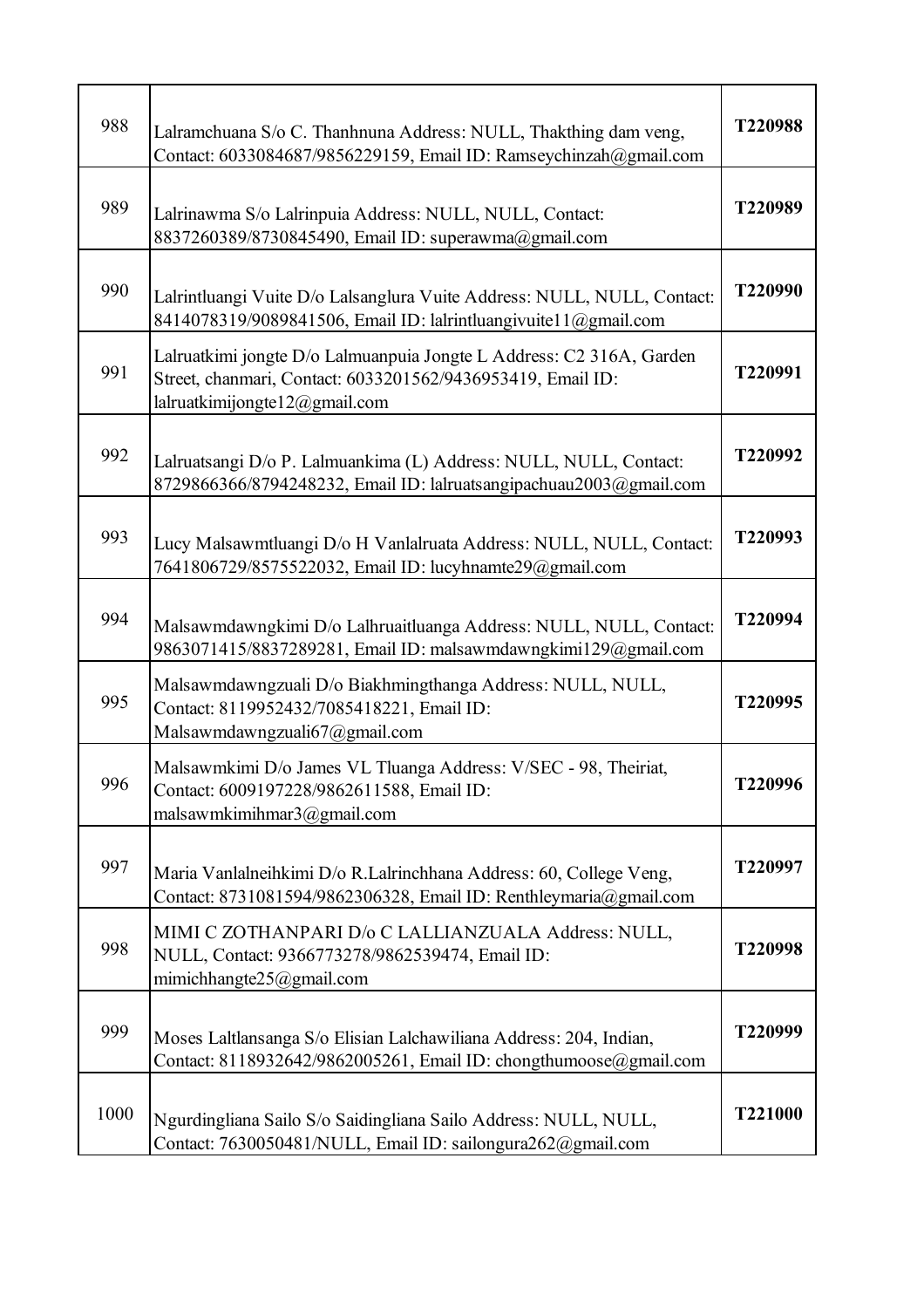| | | |
|---|---|---|
| 988 | Lalramchuana S/o C. Thanhnuna Address: NULL, Thakthing dam veng, Contact: 6033084687/9856229159, Email ID: Ramseychinzah@gmail.com | **T220988** |
| 989 | Lalrinawma S/o Lalrinpuia Address: NULL, NULL, Contact: 8837260389/8730845490, Email ID: superawma@gmail.com | **T220989** |
| 990 | Lalrintluangi Vuite D/o Lalsanglura Vuite Address: NULL, NULL, Contact: 8414078319/9089841506, Email ID: lalrintluangivuite11@gmail.com | **T220990** |
| 991 | Lalruatkimi jongte D/o Lalmuanpuia Jongte L Address: C2 316A, Garden Street, chanmari, Contact: 6033201562/9436953419, Email ID: lalruatkimijongte12@gmail.com | **T220991** |
| 992 | Lalruatsangi D/o P. Lalmuankima (L) Address: NULL, NULL, Contact: 8729866366/8794248232, Email ID: lalruatsangipachuau2003@gmail.com | **T220992** |
| 993 | Lucy Malsawmtluangi D/o H Vanlalruata Address: NULL, NULL, Contact: 7641806729/8575522032, Email ID: lucyhnamte29@gmail.com | **T220993** |
| 994 | Malsawmdawngkimi D/o Lalhruaitluanga Address: NULL, NULL, Contact: 9863071415/8837289281, Email ID: malsawmdawngkimi129@gmail.com | **T220994** |
| 995 | Malsawmdawngzuali D/o Biakhmingthanga Address: NULL, NULL, Contact: 8119952432/7085418221, Email ID: Malsawmdawngzuali67@gmail.com | **T220995** |
| 996 | Malsawmkimi D/o James VL Tluanga Address: V/SEC - 98, Theiriat, Contact: 6009197228/9862611588, Email ID: malsawmkimihmar3@gmail.com | **T220996** |
| 997 | Maria Vanlalneihkimi D/o R.Lalrinchhana Address: 60, College Veng, Contact: 8731081594/9862306328, Email ID: Renthleymaria@gmail.com | **T220997** |
| 998 | MIMI C ZOTHANPARI D/o C LALLIANZUALA Address: NULL, NULL, Contact: 9366773278/9862539474, Email ID: mimichhangte25@gmail.com | **T220998** |
| 999 | Moses Laltlansanga S/o Elisian Lalchawiliana Address: 204, Indian, Contact: 8118932642/9862005261, Email ID: chongthumoose@gmail.com | **T220999** |
| 1000 | Ngurdingliana Sailo S/o Saidingliana Sailo Address: NULL, NULL, Contact: 7630050481/NULL, Email ID: sailongura262@gmail.com | **T221000** |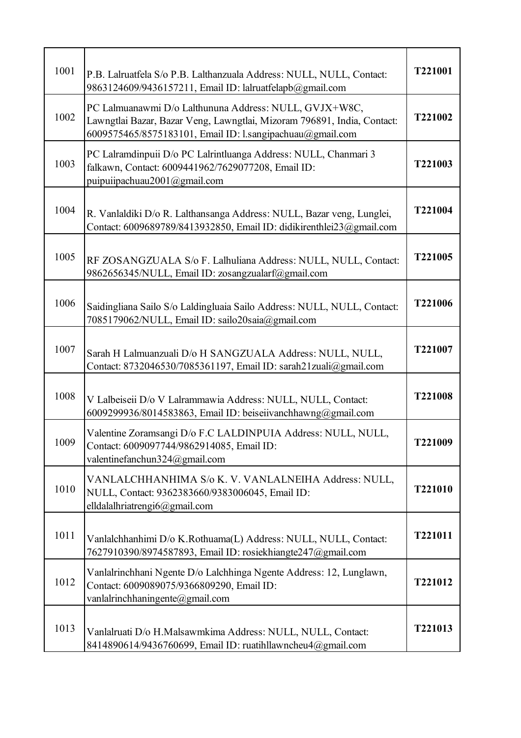| | | |
|---|---|---|
| 1001 | P.B. Lalruatfela S/o P.B. Lalthanzuala Address: NULL, NULL, Contact: 9863124609/9436157211, Email ID: lalruatfelapb@gmail.com | **T221001** |
| 1002 | PC Lalmuanawmi D/o Lalthununa Address: NULL, GVJX+W8C, Lawngtlai Bazar, Bazar Veng, Lawngtlai, Mizoram 796891, India, Contact: 6009575465/8575183101, Email ID: l.sangipachuau@gmail.com | **T221002** |
| 1003 | PC Lalramdinpuii D/o PC Lalrintluanga Address: NULL, Chanmari 3 falkawn, Contact: 6009441962/7629077208, Email ID: puipuiipachuau2001@gmail.com | **T221003** |
| 1004 | R. Vanlaldiki D/o R. Lalthansanga Address: NULL, Bazar veng, Lunglei, Contact: 6009689789/8413932850, Email ID: didikirenthlei23@gmail.com | **T221004** |
| 1005 | RF ZOSANGZUALA S/o F. Lalhuliana Address: NULL, NULL, Contact: 9862656345/NULL, Email ID: zosangzualarf@gmail.com | **T221005** |
| 1006 | Saidingliana Sailo S/o Laldingluaia Sailo Address: NULL, NULL, Contact: 7085179062/NULL, Email ID: sailo20saia@gmail.com | **T221006** |
| 1007 | Sarah H Lalmuanzuali D/o H SANGZUALA Address: NULL, NULL, Contact: 8732046530/7085361197, Email ID: sarah21zuali@gmail.com | **T221007** |
| 1008 | V Lalbeiseii D/o V Lalrammawia Address: NULL, NULL, Contact: 6009299936/8014583863, Email ID: beiseiivanchhawng@gmail.com | **T221008** |
| 1009 | Valentine Zoramsangi D/o F.C LALDINPUIA Address: NULL, NULL, Contact: 6009097744/9862914085, Email ID: valentinefanchun324@gmail.com | **T221009** |
| 1010 | VANLALCHHANHIMA S/o K. V. VANLALNEIHA Address: NULL, NULL, Contact: 9362383660/9383006045, Email ID: elldalalhriatrengi6@gmail.com | **T221010** |
| 1011 | Vanlalchhanhimi D/o K.Rothuama(L) Address: NULL, NULL, Contact: 7627910390/8974587893, Email ID: rosiekhiangte247@gmail.com | **T221011** |
| 1012 | Vanlalrinchhani Ngente D/o Lalchhinga Ngente Address: 12, Lunglawn, Contact: 6009089075/9366809290, Email ID: vanlalrinchhaningente@gmail.com | **T221012** |
| 1013 | Vanlalruati D/o H.Malsawmkima Address: NULL, NULL, Contact: 8414890614/9436760699, Email ID: ruatihllawncheu4@gmail.com | **T221013** |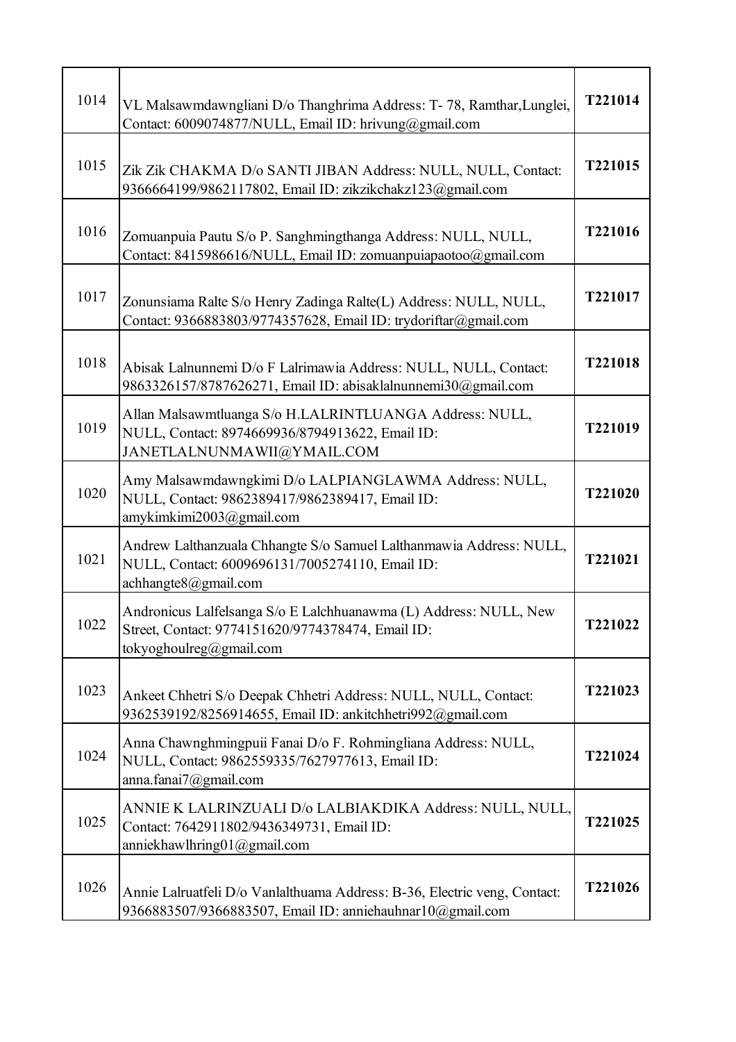| | | |
|---|---|---|
| 1014 | VL Malsawmdawngliani D/o Thanghrima Address: T- 78, Ramthar,Lunglei, Contact: 6009074877/NULL, Email ID: hrivung@gmail.com | **T221014** |
| 1015 | Zik Zik CHAKMA D/o SANTI JIBAN Address: NULL, NULL, Contact: 9366664199/9862117802, Email ID: zikzikchakz123@gmail.com | **T221015** |
| 1016 | Zomuanpuia Pautu S/o P. Sanghmingthanga Address: NULL, NULL, Contact: 8415986616/NULL, Email ID: zomuanpuiapaotoo@gmail.com | **T221016** |
| 1017 | Zonunsiama Ralte S/o Henry Zadinga Ralte(L) Address: NULL, NULL, Contact: 9366883803/9774357628, Email ID: trydoriftar@gmail.com | **T221017** |
| 1018 | Abisak Lalnunnemi D/o F Lalrimawia Address: NULL, NULL, Contact: 9863326157/8787626271, Email ID: abisaklalnunnemi30@gmail.com | **T221018** |
| 1019 | Allan Malsawmtluanga S/o H.LALRINTLUANGA Address: NULL, NULL, Contact: 8974669936/8794913622, Email ID: JANETLALNUNMAWII@YMAIL.COM | **T221019** |
| 1020 | Amy Malsawmdawngkimi D/o LALPIANGLAWMA Address: NULL, NULL, Contact: 9862389417/9862389417, Email ID: amykimkimi2003@gmail.com | **T221020** |
| 1021 | Andrew Lalthanzuala Chhangte S/o Samuel Lalthanmawia Address: NULL, NULL, Contact: 6009696131/7005274110, Email ID: achhangte8@gmail.com | **T221021** |
| 1022 | Andronicus Lalfelsanga S/o E Lalchhuanawma (L) Address: NULL, New Street, Contact: 9774151620/9774378474, Email ID: tokyoghoulreg@gmail.com | **T221022** |
| 1023 | Ankeet Chhetri S/o Deepak Chhetri Address: NULL, NULL, Contact: 9362539192/8256914655, Email ID: ankitchhetri992@gmail.com | **T221023** |
| 1024 | Anna Chawnghmingpuii Fanai D/o F. Rohmingliana Address: NULL, NULL, Contact: 9862559335/7627977613, Email ID: anna.fanai7@gmail.com | **T221024** |
| 1025 | ANNIE K LALRINZUALI D/o LALBIAKDIKA Address: NULL, NULL, Contact: 7642911802/9436349731, Email ID: anniekhawlhring01@gmail.com | **T221025** |
| 1026 | Annie Lalruatfeli D/o Vanlalthuama Address: B-36, Electric veng, Contact: 9366883507/9366883507, Email ID: anniehauhnar10@gmail.com | **T221026** |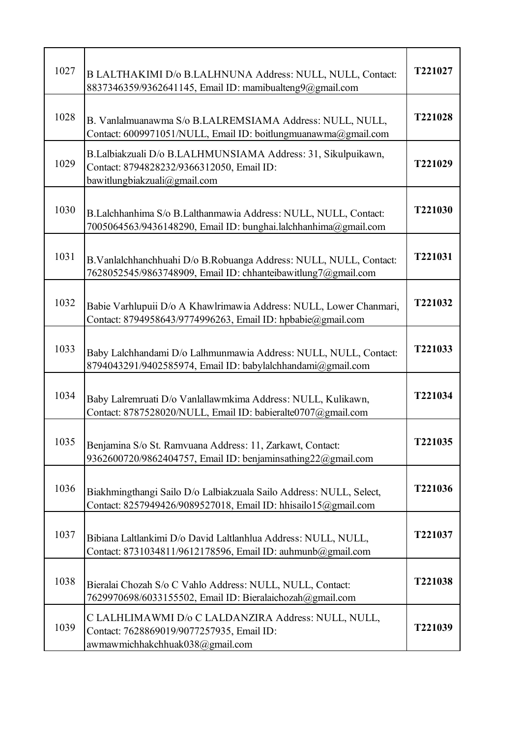| | | |
|---|---|---|
| 1027 | B LALTHAKIMI D/o B.LALHNUNA Address: NULL, NULL, Contact: 8837346359/9362641145, Email ID: mamibualteng9@gmail.com | **T221027** |
| 1028 | B. Vanlalmuanawma S/o B.LALREMSIAMA Address: NULL, NULL, Contact: 6009971051/NULL, Email ID: boitlungmuanawma@gmail.com | **T221028** |
| 1029 | B.Lalbiakzuali D/o B.LALHMUNSIAMA Address: 31, Sikulpuikawn, Contact: 8794828232/9366312050, Email ID: bawitlungbiakzuali@gmail.com | **T221029** |
| 1030 | B.Lalchhanhima S/o B.Lalthanmawia Address: NULL, NULL, Contact: 7005064563/9436148290, Email ID: bunghai.lalchhanhima@gmail.com | **T221030** |
| 1031 | B.Vanlalchhanchhuahi D/o B.Robuanga Address: NULL, NULL, Contact: 7628052545/9863748909, Email ID: chhanteibawitlung7@gmail.com | **T221031** |
| 1032 | Babie Varhlupuii D/o A Khawlrimawia Address: NULL, Lower Chanmari, Contact: 8794958643/9774996263, Email ID: hpbabie@gmail.com | **T221032** |
| 1033 | Baby Lalchhandami D/o Lalhmunmawia Address: NULL, NULL, Contact: 8794043291/9402585974, Email ID: babylalchhandami@gmail.com | **T221033** |
| 1034 | Baby Lalremruati D/o Vanlallawmkima Address: NULL, Kulikawn, Contact: 8787528020/NULL, Email ID: babieralte0707@gmail.com | **T221034** |
| 1035 | Benjamina S/o St. Ramvuana Address: 11, Zarkawt, Contact: 9362600720/9862404757, Email ID: benjaminsathing22@gmail.com | **T221035** |
| 1036 | Biakhmingthangi Sailo D/o Lalbiakzuala Sailo Address: NULL, Select, Contact: 8257949426/9089527018, Email ID: hhisailo15@gmail.com | **T221036** |
| 1037 | Bibiana Laltlankimi D/o David Laltlanhlua Address: NULL, NULL, Contact: 8731034811/9612178596, Email ID: auhmunb@gmail.com | **T221037** |
| 1038 | Bieralai Chozah S/o C Vahlo Address: NULL, NULL, Contact: 7629970698/6033155502, Email ID: Bieralaichozah@gmail.com | **T221038** |
| 1039 | C LALHLIMAWMI D/o C LALDANZIRA Address: NULL, NULL, Contact: 7628869019/9077257935, Email ID: awmawmichhakchhuak038@gmail.com | **T221039** |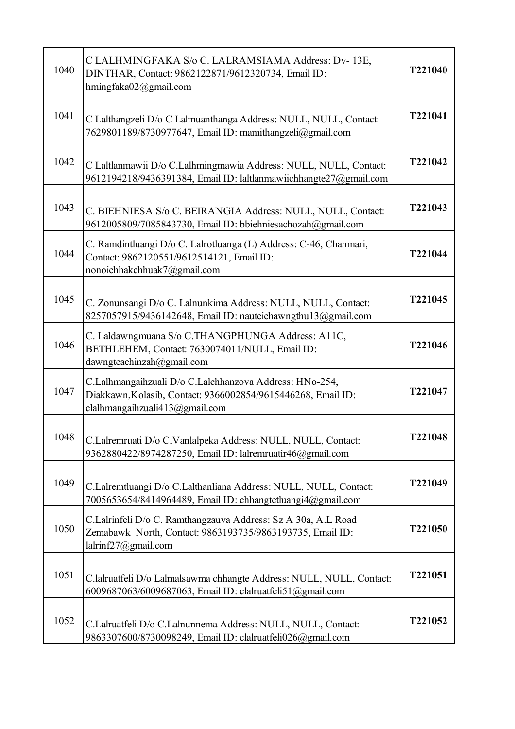| | | |
|---|---|---|
| 1040 | C LALHMINGFAKA S/o C. LALRAMSIAMA Address: Dv- 13E, DINTHAR, Contact: 9862122871/9612320734, Email ID: hmingfaka02@gmail.com | **T221040** |
| 1041 | C Lalthangzeli D/o C Lalmuanthanga Address: NULL, NULL, Contact: 7629801189/8730977647, Email ID: mamithangzeli@gmail.com | **T221041** |
| 1042 | C Laltlanmawii D/o C.Lalhmingmawia Address: NULL, NULL, Contact: 9612194218/9436391384, Email ID: laltlanmawiichhangte27@gmail.com | **T221042** |
| 1043 | C. BIEHNIESA S/o C. BEIRANGIA Address: NULL, NULL, Contact: 9612005809/7085843730, Email ID: bbiehniesachozah@gmail.com | **T221043** |
| 1044 | C. Ramdintluangi D/o C. Lalrotluanga (L) Address: C-46, Chanmari, Contact: 9862120551/9612514121, Email ID: nonoichhakchhuak7@gmail.com | **T221044** |
| 1045 | C. Zonunsangi D/o C. Lalnunkima Address: NULL, NULL, Contact: 8257057915/9436142648, Email ID: nauteichawngthu13@gmail.com | **T221045** |
| 1046 | C. Laldawngmuana S/o C.THANGPHUNGA Address: A11C, BETHLEHEM, Contact: 7630074011/NULL, Email ID: dawngteachinzah@gmail.com | **T221046** |
| 1047 | C.Lalhmangaihzuali D/o C.Lalchhanzova Address: HNo-254, Diakkawn,Kolasib, Contact: 9366002854/9615446268, Email ID: clalhmangaihzuali413@gmail.com | **T221047** |
| 1048 | C.Lalremruati D/o C.Vanlalpeka Address: NULL, NULL, Contact: 9362880422/8974287250, Email ID: lalremruatir46@gmail.com | **T221048** |
| 1049 | C.Lalremtluangi D/o C.Lalthanliana Address: NULL, NULL, Contact: 7005653654/8414964489, Email ID: chhangtetluangi4@gmail.com | **T221049** |
| 1050 | C.Lalrinfeli D/o C. Ramthangzauva Address: Sz A 30a, A.L Road Zemabawk North, Contact: 9863193735/9863193735, Email ID: lalrinf27@gmail.com | **T221050** |
| 1051 | C.lalruatfeli D/o Lalmalsawma chhangte Address: NULL, NULL, Contact: 6009687063/6009687063, Email ID: clalruatfeli51@gmail.com | **T221051** |
| 1052 | C.Lalruatfeli D/o C.Lalnunnema Address: NULL, NULL, Contact: 9863307600/8730098249, Email ID: clalruatfeli026@gmail.com | **T221052** |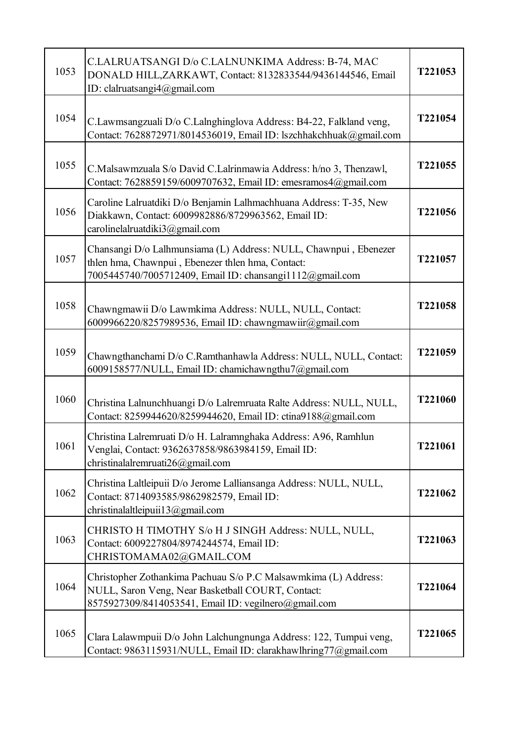| | | |
|---|---|---|
| 1053 | C.LALRUATSANGI D/o C.LALNUNKIMA Address: B-74, MAC DONALD HILL,ZARKAWT, Contact: 8132833544/9436144546, Email ID: clalruatsangi4@gmail.com | **T221053** |
| 1054 | C.Lawmsangzuali D/o C.Lalnghinglova Address: B4-22, Falkland veng, Contact: 7628872971/8014536019, Email ID: lszchhakchhuak@gmail.com | **T221054** |
| 1055 | C.Malsawmzuala S/o David C.Lalrinmawia Address: h/no 3, Thenzawl, Contact: 7628859159/6009707632, Email ID: emesramos4@gmail.com | **T221055** |
| 1056 | Caroline Lalruatdiki D/o Benjamin Lalhmachhuana Address: T-35, New Diakkawn, Contact: 6009982886/8729963562, Email ID: carolinelalruatdiki3@gmail.com | **T221056** |
| 1057 | Chansangi D/o Lalhmunsiama (L) Address: NULL, Chawnpui , Ebenezer thlen hma, Chawnpui , Ebenezer thlen hma, Contact: 7005445740/7005712409, Email ID: chansangi1112@gmail.com | **T221057** |
| 1058 | Chawngmawii D/o Lawmkima Address: NULL, NULL, Contact: 6009966220/8257989536, Email ID: chawngmawiir@gmail.com | **T221058** |
| 1059 | Chawngthanchami D/o C.Ramthanhawla Address: NULL, NULL, Contact: 6009158577/NULL, Email ID: chamichawngthu7@gmail.com | **T221059** |
| 1060 | Christina Lalnunchhuangi D/o Lalremruata Ralte Address: NULL, NULL, Contact: 8259944620/8259944620, Email ID: ctina9188@gmail.com | **T221060** |
| 1061 | Christina Lalremruati D/o H. Lalramnghaka Address: A96, Ramhlun Venglai, Contact: 9362637858/9863984159, Email ID: christinalalremruati26@gmail.com | **T221061** |
| 1062 | Christina Laltleipuii D/o Jerome Lalliansanga Address: NULL, NULL, Contact: 8714093585/9862982579, Email ID: christinalaltleipuii13@gmail.com | **T221062** |
| 1063 | CHRISTO H TIMOTHY S/o H J SINGH Address: NULL, NULL, Contact: 6009227804/8974244574, Email ID: CHRISTOMAMA02@GMAIL.COM | **T221063** |
| 1064 | Christopher Zothankima Pachuau S/o P.C Malsawmkima (L) Address: NULL, Saron Veng, Near Basketball COURT, Contact: 8575927309/8414053541, Email ID: vegilnero@gmail.com | **T221064** |
| 1065 | Clara Lalawmpuii D/o John Lalchungnunga Address: 122, Tumpui veng, Contact: 9863115931/NULL, Email ID: clarakhawlhring77@gmail.com | **T221065** |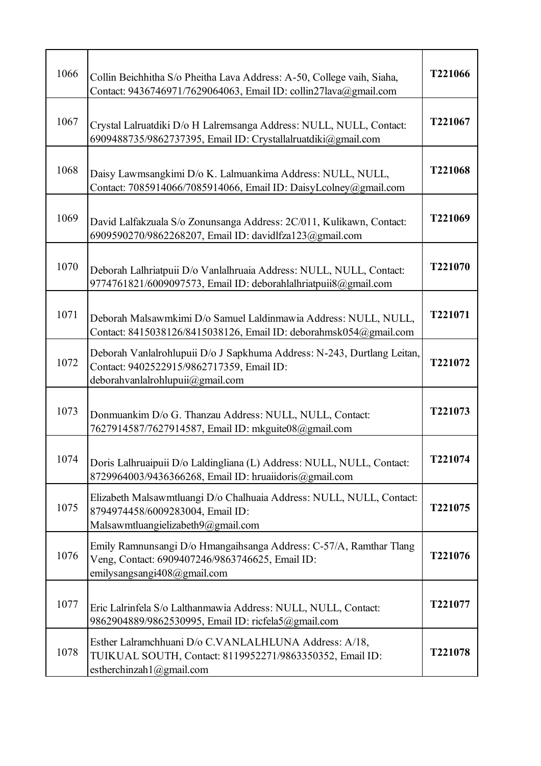| | | |
|---|---|---|
| 1066 | Collin Beichhitha S/o Pheitha Lava Address: A-50, College vaih, Siaha, Contact: 9436746971/7629064063, Email ID: collin27lava@gmail.com | **T221066** |
| 1067 | Crystal Lalruatdiki D/o H Lalremsanga Address: NULL, NULL, Contact: 6909488735/9862737395, Email ID: Crystallalruatdiki@gmail.com | **T221067** |
| 1068 | Daisy Lawmsangkimi D/o K. Lalmuankima Address: NULL, NULL, Contact: 7085914066/7085914066, Email ID: DaisyLcolney@gmail.com | **T221068** |
| 1069 | David Lalfakzuala S/o Zonunsanga Address: 2C/011, Kulikawn, Contact: 6909590270/9862268207, Email ID: davidlfza123@gmail.com | **T221069** |
| 1070 | Deborah Lalhriatpuii D/o Vanlalhruaia Address: NULL, NULL, Contact: 9774761821/6009097573, Email ID: deborahlalhriatpuii8@gmail.com | **T221070** |
| 1071 | Deborah Malsawmkimi D/o Samuel Laldinmawia Address: NULL, NULL, Contact: 8415038126/8415038126, Email ID: deborahmsk054@gmail.com | **T221071** |
| 1072 | Deborah Vanlalrohlupuii D/o J Sapkhuma Address: N-243, Durtlang Leitan, Contact: 9402522915/9862717359, Email ID: deborahvanlalrohlupuii@gmail.com | **T221072** |
| 1073 | Donmuankim D/o G. Thanzau Address: NULL, NULL, Contact: 7627914587/7627914587, Email ID: mkguite08@gmail.com | **T221073** |
| 1074 | Doris Lalhruaipuii D/o Laldingliana (L) Address: NULL, NULL, Contact: 8729964003/9436366268, Email ID: hruaiidoris@gmail.com | **T221074** |
| 1075 | Elizabeth Malsawmtluangi D/o Chalhuaia Address: NULL, NULL, Contact: 8794974458/6009283004, Email ID: Malsawmtluangielizabeth9@gmail.com | **T221075** |
| 1076 | Emily Ramnunsangi D/o Hmangaihsanga Address: C-57/A, Ramthar Tlang Veng, Contact: 6909407246/9863746625, Email ID: emilysangsangi408@gmail.com | **T221076** |
| 1077 | Eric Lalrinfela S/o Lalthanmawia Address: NULL, NULL, Contact: 9862904889/9862530995, Email ID: ricfela5@gmail.com | **T221077** |
| 1078 | Esther Lalramchhuani D/o C.VANLALHLUNA Address: A/18, TUIKUAL SOUTH, Contact: 8119952271/9863350352, Email ID: estherchinzah1@gmail.com | **T221078** |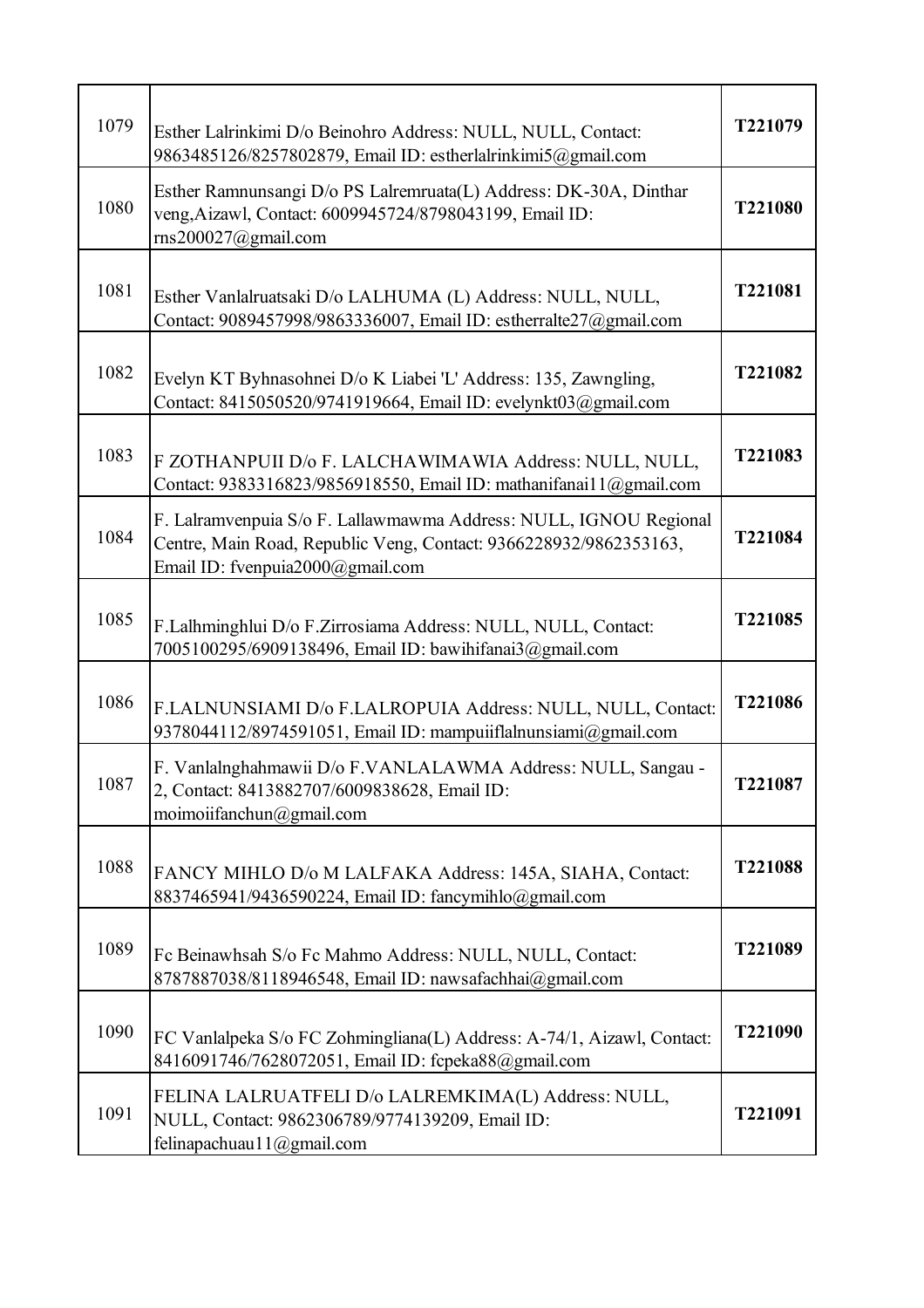| 1079 | Esther Lalrinkimi D/o Beinohro Address: NULL, NULL, Contact: 9863485126/8257802879, Email ID: estherlalrinkimi5@gmail.com | **T221079** |
|---|---|---|
| 1080 | Esther Ramnunsangi D/o PS Lalremruata(L) Address: DK-30A, Dinthar veng,Aizawl, Contact: 6009945724/8798043199, Email ID: rns200027@gmail.com | **T221080** |
| 1081 | Esther Vanlalruatsaki D/o LALHUMA (L) Address: NULL, NULL, Contact: 9089457998/9863336007, Email ID: estherralte27@gmail.com | **T221081** |
| 1082 | Evelyn KT Byhnasohnei D/o K Liabei 'L' Address: 135, Zawngling, Contact: 8415050520/9741919664, Email ID: evelynkt03@gmail.com | **T221082** |
| 1083 | F ZOTHANPUII D/o F. LALCHAWIMAWIA Address: NULL, NULL, Contact: 9383316823/9856918550, Email ID: mathanifanai11@gmail.com | **T221083** |
| 1084 | F. Lalramvenpuia S/o F. Lallawmawma Address: NULL, IGNOU Regional Centre, Main Road, Republic Veng, Contact: 9366228932/9862353163, Email ID: fvenpuia2000@gmail.com | **T221084** |
| 1085 | F.Lalhminghlui D/o F.Zirrosiama Address: NULL, NULL, Contact: 7005100295/6909138496, Email ID: bawihifanai3@gmail.com | **T221085** |
| 1086 | F.LALNUNSIAMI D/o F.LALROPUIA Address: NULL, NULL, Contact: 9378044112/8974591051, Email ID: mampuiiflalnunsiami@gmail.com | **T221086** |
| 1087 | F. Vanlalnghahmawii D/o F.VANLALAWMA Address: NULL, Sangau - 2, Contact: 8413882707/6009838628, Email ID: moimoiifanchun@gmail.com | **T221087** |
| 1088 | FANCY MIHLO D/o M LALFAKA Address: 145A, SIAHA, Contact: 8837465941/9436590224, Email ID: fancymihlo@gmail.com | **T221088** |
| 1089 | Fc Beinawhsah S/o Fc Mahmo Address: NULL, NULL, Contact: 8787887038/8118946548, Email ID: nawsafachhai@gmail.com | **T221089** |
| 1090 | FC Vanlalpeka S/o FC Zohmingliana(L) Address: A-74/1, Aizawl, Contact: 8416091746/7628072051, Email ID: fcpeka88@gmail.com | **T221090** |
| 1091 | FELINA LALRUATFELI D/o LALREMKIMA(L) Address: NULL, NULL, Contact: 9862306789/9774139209, Email ID: felinapachuau11@gmail.com | **T221091** |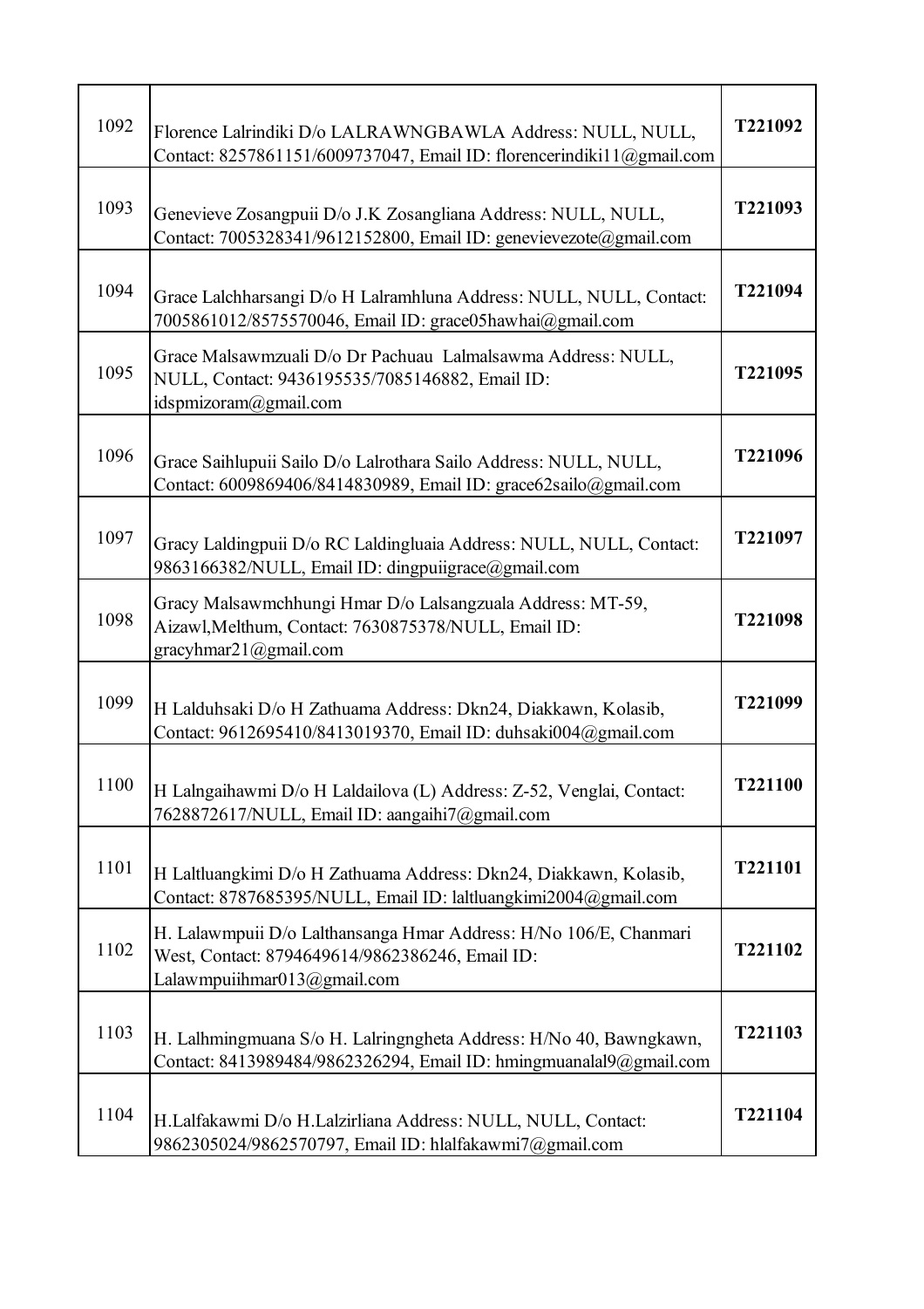| | | |
|---|---|---|
| 1092 | Florence Lalrindiki D/o LALRAWNGBAWLA Address: NULL, NULL, Contact: 8257861151/6009737047, Email ID: florencerindiki11@gmail.com | **T221092** |
| 1093 | Genevieve Zosangpuii D/o J.K Zosangliana Address: NULL, NULL, Contact: 7005328341/9612152800, Email ID: genevievezote@gmail.com | **T221093** |
| 1094 | Grace Lalchharsangi D/o H Lalramhluna Address: NULL, NULL, Contact: 7005861012/8575570046, Email ID: grace05hawhai@gmail.com | **T221094** |
| 1095 | Grace Malsawmzuali D/o Dr Pachuau Lalmalsawma Address: NULL, NULL, Contact: 9436195535/7085146882, Email ID: idspmizoram@gmail.com | **T221095** |
| 1096 | Grace Saihlupuii Sailo D/o Lalrothara Sailo Address: NULL, NULL, Contact: 6009869406/8414830989, Email ID: grace62sailo@gmail.com | **T221096** |
| 1097 | Gracy Laldingpuii D/o RC Laldingluaia Address: NULL, NULL, Contact: 9863166382/NULL, Email ID: dingpuiigrace@gmail.com | **T221097** |
| 1098 | Gracy Malsawmchhungi Hmar D/o Lalsangzuala Address: MT-59, Aizawl,Melthum, Contact: 7630875378/NULL, Email ID: gracyhmar21@gmail.com | **T221098** |
| 1099 | H Lalduhsaki D/o H Zathuama Address: Dkn24, Diakkawn, Kolasib, Contact: 9612695410/8413019370, Email ID: duhsaki004@gmail.com | **T221099** |
| 1100 | H Lalngaihawmi D/o H Laldailova (L) Address: Z-52, Venglai, Contact: 7628872617/NULL, Email ID: aangaihi7@gmail.com | **T221100** |
| 1101 | H Laltluangkimi D/o H Zathuama Address: Dkn24, Diakkawn, Kolasib, Contact: 8787685395/NULL, Email ID: laltluangkimi2004@gmail.com | **T221101** |
| 1102 | H. Lalawmpuii D/o Lalthansanga Hmar Address: H/No 106/E, Chanmari West, Contact: 8794649614/9862386246, Email ID: Lalawmpuiihmar013@gmail.com | **T221102** |
| 1103 | H. Lalhmingmuana S/o H. Lalringngheta Address: H/No 40, Bawngkawn, Contact: 8413989484/9862326294, Email ID: hmingmuanalal9@gmail.com | **T221103** |
| 1104 | H.Lalfakawmi D/o H.Lalzirliana Address: NULL, NULL, Contact: 9862305024/9862570797, Email ID: hlalfakawmi7@gmail.com | **T221104** |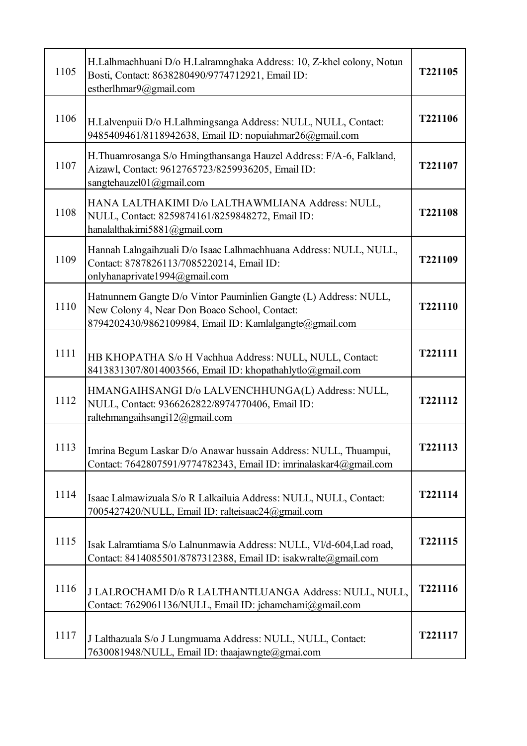| 1105 | H.Lalhmachhuani D/o H.Lalramnghaka Address: 10, Z-khel colony, Notun Bosti, Contact: 8638280490/9774712921, Email ID: estherlhmar9@gmail.com | **T221105** |
|---|---|---|
| 1106 | H.Lalvenpuii D/o H.Lalhmingsanga Address: NULL, NULL, Contact: 9485409461/8118942638, Email ID: nopuiahmar26@gmail.com | **T221106** |
| 1107 | H.Thuamrosanga S/o Hmingthansanga Hauzel Address: F/A-6, Falkland, Aizawl, Contact: 9612765723/8259936205, Email ID: sangtehauzel01@gmail.com | **T221107** |
| 1108 | HANA LALTHAKIMI D/o LALTHAWMLIANA Address: NULL, NULL, Contact: 8259874161/8259848272, Email ID: hanalalthakimi5881@gmail.com | **T221108** |
| 1109 | Hannah Lalngaihzuali D/o Isaac Lalhmachhuana Address: NULL, NULL, Contact: 8787826113/7085220214, Email ID: onlyhanaprivate1994@gmail.com | **T221109** |
| 1110 | Hatnunnem Gangte D/o Vintor Pauminlien Gangte (L) Address: NULL, New Colony 4, Near Don Boaco School, Contact: 8794202430/9862109984, Email ID: Kamlalgangte@gmail.com | **T221110** |
| 1111 | HB KHOPATHA S/o H Vachhua Address: NULL, NULL, Contact: 8413831307/8014003566, Email ID: khopathahlytlo@gmail.com | **T221111** |
| 1112 | HMANGAIHSANGI D/o LALVENCHHUNGA(L) Address: NULL, NULL, Contact: 9366262822/8974770406, Email ID: raltehmangaihsangi12@gmail.com | **T221112** |
| 1113 | Imrina Begum Laskar D/o Anawar hussain Address: NULL, Thuampui, Contact: 7642807591/9774782343, Email ID: imrinalaskar4@gmail.com | **T221113** |
| 1114 | Isaac Lalmawizuala S/o R Lalkailuia Address: NULL, NULL, Contact: 7005427420/NULL, Email ID: ralteisaac24@gmail.com | **T221114** |
| 1115 | Isak Lalramtiama S/o Lalnunmawia Address: NULL, Vl/d-604,Lad road, Contact: 8414085501/8787312388, Email ID: isakwralte@gmail.com | **T221115** |
| 1116 | J LALROCHAMI D/o R LALTHANTLUANGA Address: NULL, NULL, Contact: 7629061136/NULL, Email ID: jchamchami@gmail.com | **T221116** |
| 1117 | J Lalthazuala S/o J Lungmuama Address: NULL, NULL, Contact: 7630081948/NULL, Email ID: thaajawngte@gmai.com | **T221117** |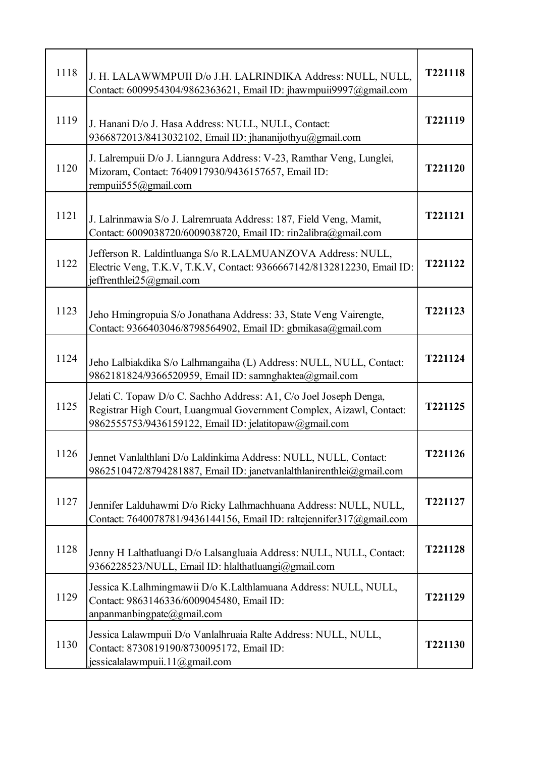| | | |
|---|---|---|
| 1118 | J. H. LALAWWMPUII D/o J.H. LALRINDIKA Address: NULL, NULL, Contact: 6009954304/9862363621, Email ID: jhawmpuii9997@gmail.com | **T221118** |
| 1119 | J. Hanani D/o J. Hasa Address: NULL, NULL, Contact: 9366872013/8413032102, Email ID: jhananijothyu@gmail.com | **T221119** |
| 1120 | J. Lalrempuii D/o J. Lianngura Address: V-23, Ramthar Veng, Lunglei, Mizoram, Contact: 7640917930/9436157657, Email ID: rempuii555@gmail.com | **T221120** |
| 1121 | J. Lalrinmawia S/o J. Lalremruata Address: 187, Field Veng, Mamit, Contact: 6009038720/6009038720, Email ID: rin2alibra@gmail.com | **T221121** |
| 1122 | Jefferson R. Laldintluanga S/o R.LALMUANZOVA Address: NULL, Electric Veng, T.K.V, T.K.V, Contact: 9366667142/8132812230, Email ID: jeffrenthlei25@gmail.com | **T221122** |
| 1123 | Jeho Hmingropuia S/o Jonathana Address: 33, State Veng Vairengte, Contact: 9366403046/8798564902, Email ID: gbmikasa@gmail.com | **T221123** |
| 1124 | Jeho Lalbiakdika S/o Lalhmangaiha (L) Address: NULL, NULL, Contact: 9862181824/9366520959, Email ID: samnghaktea@gmail.com | **T221124** |
| 1125 | Jelati C. Topaw D/o C. Sachho Address: A1, C/o Joel Joseph Denga, Registrar High Court, Luangmual Government Complex, Aizawl, Contact: 9862555753/9436159122, Email ID: jelatitopaw@gmail.com | **T221125** |
| 1126 | Jennet Vanlalthlani D/o Laldinkima Address: NULL, NULL, Contact: 9862510472/8794281887, Email ID: janetvanlalthlanirenthlei@gmail.com | **T221126** |
| 1127 | Jennifer Lalduhawmi D/o Ricky Lalhmachhuana Address: NULL, NULL, Contact: 7640078781/9436144156, Email ID: raltejennifer317@gmail.com | **T221127** |
| 1128 | Jenny H Lalthatluangi D/o Lalsangluaia Address: NULL, NULL, Contact: 9366228523/NULL, Email ID: hlalthatluangi@gmail.com | **T221128** |
| 1129 | Jessica K.Lalhmingmawii D/o K.Lalthlamuana Address: NULL, NULL, Contact: 9863146336/6009045480, Email ID: anpanmanbingpate@gmail.com | **T221129** |
| 1130 | Jessica Lalawmpuii D/o Vanlalhruaia Ralte Address: NULL, NULL, Contact: 8730819190/8730095172, Email ID: jessicalalawmpuii.11@gmail.com | **T221130** |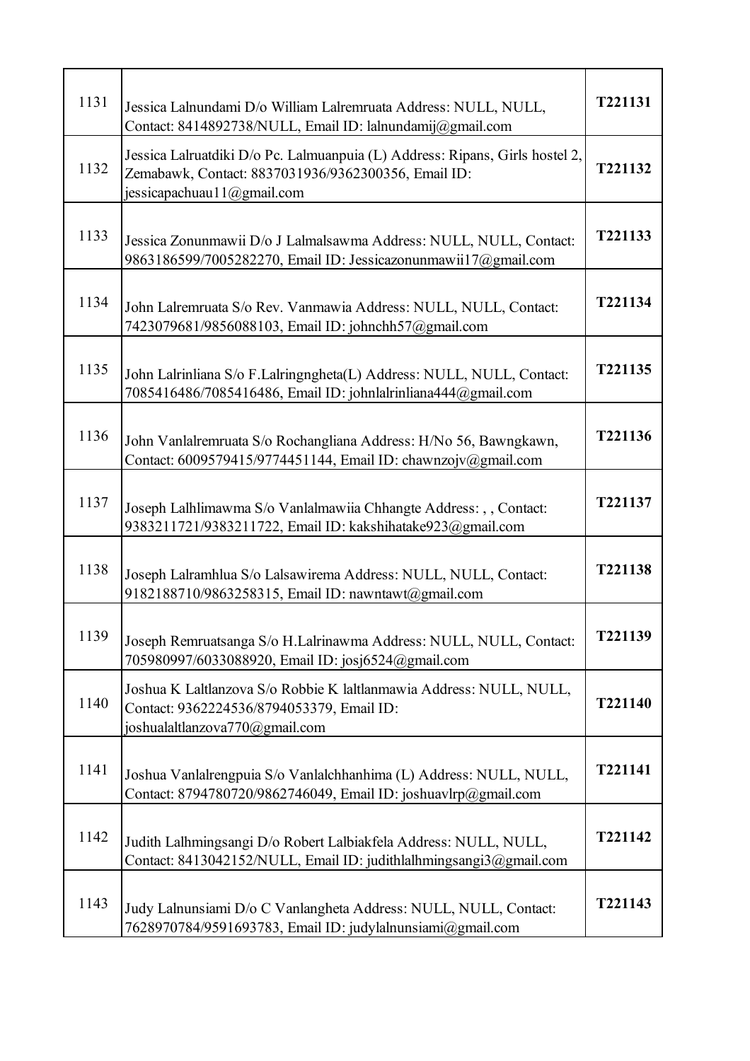| 1131 | Jessica Lalnundami D/o William Lalremruata Address: NULL, NULL, Contact: 8414892738/NULL, Email ID: lalnundamij@gmail.com | **T221131** |
|---|---|---|
| 1132 | Jessica Lalruatdiki D/o Pc. Lalmuanpuia (L) Address: Ripans, Girls hostel 2, Zemabawk, Contact: 8837031936/9362300356, Email ID: jessicapachuau11@gmail.com | **T221132** |
| 1133 | Jessica Zonunmawii D/o J Lalmalsawma Address: NULL, NULL, Contact: 9863186599/7005282270, Email ID: Jessicazonunmawii17@gmail.com | **T221133** |
| 1134 | John Lalremruata S/o Rev. Vanmawia Address: NULL, NULL, Contact: 7423079681/9856088103, Email ID: johnchh57@gmail.com | **T221134** |
| 1135 | John Lalrinliana S/o F.Lalringngheta(L) Address: NULL, NULL, Contact: 7085416486/7085416486, Email ID: johnlalrinliana444@gmail.com | **T221135** |
| 1136 | John Vanlalremruata S/o Rochangliana Address: H/No 56, Bawngkawn, Contact: 6009579415/9774451144, Email ID: chawnzojv@gmail.com | **T221136** |
| 1137 | Joseph Lalhlimawma S/o Vanlalmawiia Chhangte Address: , , Contact: 9383211721/9383211722, Email ID: kakshihatake923@gmail.com | **T221137** |
| 1138 | Joseph Lalramhlua S/o Lalsawirema Address: NULL, NULL, Contact: 9182188710/9863258315, Email ID: nawntawt@gmail.com | **T221138** |
| 1139 | Joseph Remruatsanga S/o H.Lalrinawma Address: NULL, NULL, Contact: 705980997/6033088920, Email ID: josj6524@gmail.com | **T221139** |
| 1140 | Joshua K Laltlanzova S/o Robbie K laltlanmawia Address: NULL, NULL, Contact: 9362224536/8794053379, Email ID: joshualaltlanzova770@gmail.com | **T221140** |
| 1141 | Joshua Vanlalrengpuia S/o Vanlalchhanhima (L) Address: NULL, NULL, Contact: 8794780720/9862746049, Email ID: joshuavlrp@gmail.com | **T221141** |
| 1142 | Judith Lalhmingsangi D/o Robert Lalbiakfela Address: NULL, NULL, Contact: 8413042152/NULL, Email ID: judithlalhmingsangi3@gmail.com | **T221142** |
| 1143 | Judy Lalnunsiami D/o C Vanlangheta Address: NULL, NULL, Contact: 7628970784/9591693783, Email ID: judylalnunsiami@gmail.com | **T221143** |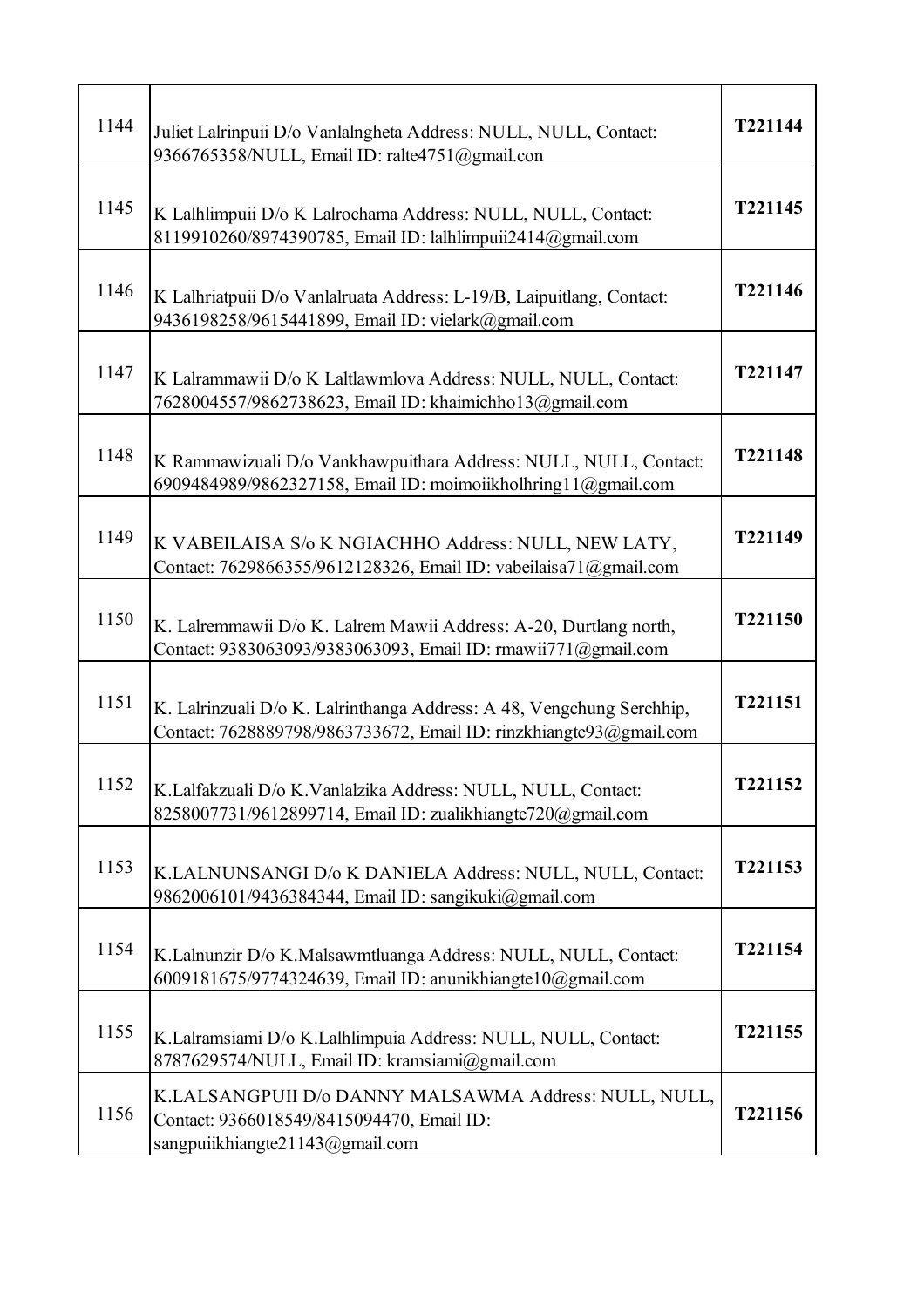| | | |
|---|---|---|
| 1144 | Juliet Lalrinpuii D/o Vanlalngheta Address: NULL, NULL, Contact: 9366765358/NULL, Email ID: ralte4751@gmail.con | T221144 |
| 1145 | K Lalhlimpuii D/o K Lalrochama Address: NULL, NULL, Contact: 8119910260/8974390785, Email ID: lalhlimpuii2414@gmail.com | T221145 |
| 1146 | K Lalhriatpuii D/o Vanlalruata Address: L-19/B, Laipuitlang, Contact: 9436198258/9615441899, Email ID: vielark@gmail.com | T221146 |
| 1147 | K Lalrammawii D/o K Laltlawmlova Address: NULL, NULL, Contact: 7628004557/9862738623, Email ID: khaimichho13@gmail.com | T221147 |
| 1148 | K Rammawizuali D/o Vankhawpuithara Address: NULL, NULL, Contact: 6909484989/9862327158, Email ID: moimoiikholhring11@gmail.com | T221148 |
| 1149 | K VABEILAISA S/o K NGIACHHO Address: NULL, NEW LATY, Contact: 7629866355/9612128326, Email ID: vabeilaisa71@gmail.com | T221149 |
| 1150 | K. Lalremmawii D/o K. Lalrem Mawii Address: A-20, Durtlang north, Contact: 9383063093/9383063093, Email ID: rmawii771@gmail.com | T221150 |
| 1151 | K. Lalrinzuali D/o K. Lalrinthanga Address: A 48, Vengchung Serchhip, Contact: 7628889798/9863733672, Email ID: rinzkhiangte93@gmail.com | T221151 |
| 1152 | K.Lalfakzuali D/o K.Vanlalzika Address: NULL, NULL, Contact: 8258007731/9612899714, Email ID: zualikhiangte720@gmail.com | T221152 |
| 1153 | K.LALNUNSANGI D/o K DANIELA Address: NULL, NULL, Contact: 9862006101/9436384344, Email ID: sangikuki@gmail.com | T221153 |
| 1154 | K.Lalnunzir D/o K.Malsawmtluanga Address: NULL, NULL, Contact: 6009181675/9774324639, Email ID: anunikhiangte10@gmail.com | T221154 |
| 1155 | K.Lalramsiami D/o K.Lalhlimpuia Address: NULL, NULL, Contact: 8787629574/NULL, Email ID: kramsiami@gmail.com | T221155 |
| 1156 | K.LALSANGPUII D/o DANNY MALSAWMA Address: NULL, NULL, Contact: 9366018549/8415094470, Email ID: sangpuiikhiangte21143@gmail.com | T221156 |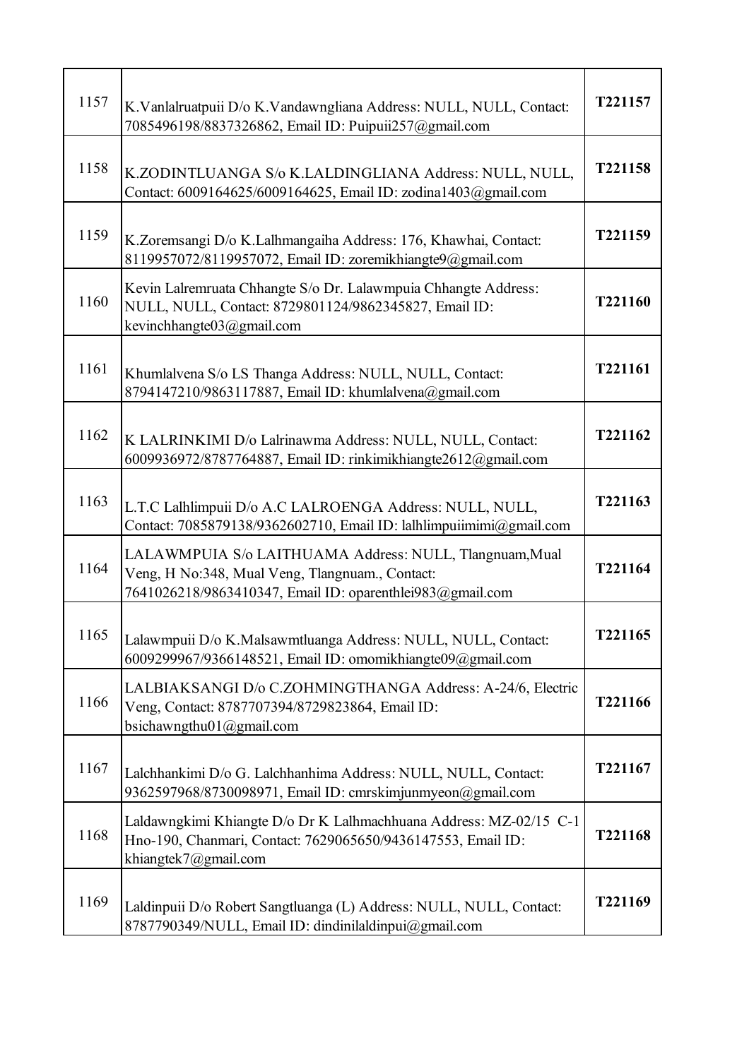| | | |
|---|---|---|
| 1157 | K.Vanlalruatpuii D/o K.Vandawngliana Address: NULL, NULL, Contact: 7085496198/8837326862, Email ID: Puipuii257@gmail.com | **T221157** |
| 1158 | K.ZODINTLUANGA S/o K.LALDINGLIANA Address: NULL, NULL, Contact: 6009164625/6009164625, Email ID: zodina1403@gmail.com | **T221158** |
| 1159 | K.Zoremsangi D/o K.Lalhmangaiha Address: 176, Khawhai, Contact: 8119957072/8119957072, Email ID: zoremikhiangte9@gmail.com | **T221159** |
| 1160 | Kevin Lalremruata Chhangte S/o Dr. Lalawmpuia Chhangte Address: NULL, NULL, Contact: 8729801124/9862345827, Email ID: kevinchhangte03@gmail.com | **T221160** |
| 1161 | Khumlalvena S/o LS Thanga Address: NULL, NULL, Contact: 8794147210/9863117887, Email ID: khumlalvena@gmail.com | **T221161** |
| 1162 | K LALRINKIMI D/o Lalrinawma Address: NULL, NULL, Contact: 6009936972/8787764887, Email ID: rinkimikhiangte2612@gmail.com | **T221162** |
| 1163 | L.T.C Lalhlimpuii D/o A.C LALROENGA Address: NULL, NULL, Contact: 7085879138/9362602710, Email ID: lalhlimpuiimimi@gmail.com | **T221163** |
| 1164 | LALAWMPUIA S/o LAITHUAMA Address: NULL, Tlangnuam,Mual Veng, H No:348, Mual Veng, Tlangnuam., Contact: 7641026218/9863410347, Email ID: oparenthlei983@gmail.com | **T221164** |
| 1165 | Lalawmpuii D/o K.Malsawmtluanga Address: NULL, NULL, Contact: 6009299967/9366148521, Email ID: omomikhiangte09@gmail.com | **T221165** |
| 1166 | LALBIAKSANGI D/o C.ZOHMINGTHANGA Address: A-24/6, Electric Veng, Contact: 8787707394/8729823864, Email ID: bsichawngthu01@gmail.com | **T221166** |
| 1167 | Lalchhankimi D/o G. Lalchhanhima Address: NULL, NULL, Contact: 9362597968/8730098971, Email ID: cmrskimjunmyeon@gmail.com | **T221167** |
| 1168 | Laldawngkimi Khiangte D/o Dr K Lalhmachhuana Address: MZ-02/15 C-1 Hno-190, Chanmari, Contact: 7629065650/9436147553, Email ID: khiangtek7@gmail.com | **T221168** |
| 1169 | Laldinpuii D/o Robert Sangtluanga (L) Address: NULL, NULL, Contact: 8787790349/NULL, Email ID: dindinilaldinpui@gmail.com | **T221169** |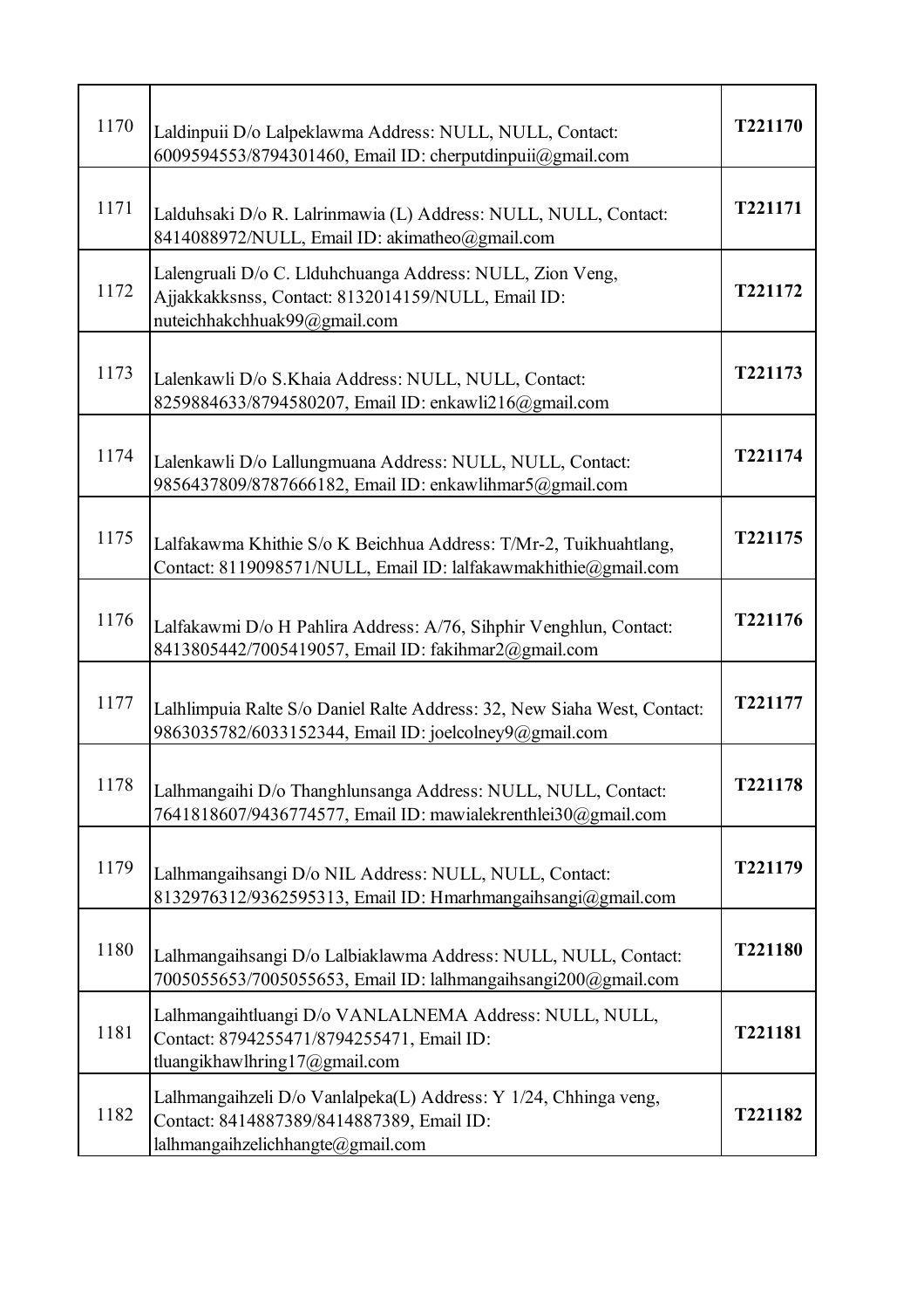| | | |
|---|---|---|
| 1170 | Laldinpuii D/o Lalpeklawma Address: NULL, NULL, Contact: 6009594553/8794301460, Email ID: cherputdinpuii@gmail.com | **T221170** |
| 1171 | Lalduhsaki D/o R. Lalrinmawia (L) Address: NULL, NULL, Contact: 8414088972/NULL, Email ID: akimatheo@gmail.com | **T221171** |
| 1172 | Lalengruali D/o C. Llduhchuanga Address: NULL, Zion Veng, Ajjakkakksnss, Contact: 8132014159/NULL, Email ID: nuteichhakchhuak99@gmail.com | **T221172** |
| 1173 | Lalenkawli D/o S.Khaia Address: NULL, NULL, Contact: 8259884633/8794580207, Email ID: enkawli216@gmail.com | **T221173** |
| 1174 | Lalenkawli D/o Lallungmuana Address: NULL, NULL, Contact: 9856437809/8787666182, Email ID: enkawlihmar5@gmail.com | **T221174** |
| 1175 | Lalfakawma Khithie S/o K Beichhua Address: T/Mr-2, Tuikhuahtlang, Contact: 8119098571/NULL, Email ID: lalfakawmakhithie@gmail.com | **T221175** |
| 1176 | Lalfakawmi D/o H Pahlira Address: A/76, Sihphir Venghlun, Contact: 8413805442/7005419057, Email ID: fakihmar2@gmail.com | **T221176** |
| 1177 | Lalhlimpuia Ralte S/o Daniel Ralte Address: 32, New Siaha West, Contact: 9863035782/6033152344, Email ID: joelcolney9@gmail.com | **T221177** |
| 1178 | Lalhmangaihi D/o Thanghlunsanga Address: NULL, NULL, Contact: 7641818607/9436774577, Email ID: mawialekrenthlei30@gmail.com | **T221178** |
| 1179 | Lalhmangaihsangi D/o NIL Address: NULL, NULL, Contact: 8132976312/9362595313, Email ID: Hmarhmangaihsangi@gmail.com | **T221179** |
| 1180 | Lalhmangaihsangi D/o Lalbiaklawma Address: NULL, NULL, Contact: 7005055653/7005055653, Email ID: lalhmangaihsangi200@gmail.com | **T221180** |
| 1181 | Lalhmangaihtluangi D/o VANLALNEMA Address: NULL, NULL, Contact: 8794255471/8794255471, Email ID: tluangikhawlhring17@gmail.com | **T221181** |
| 1182 | Lalhmangaihzeli D/o Vanlalpeka(L) Address: Y 1/24, Chhinga veng, Contact: 8414887389/8414887389, Email ID: lalhmangaihzelichhangte@gmail.com | **T221182** |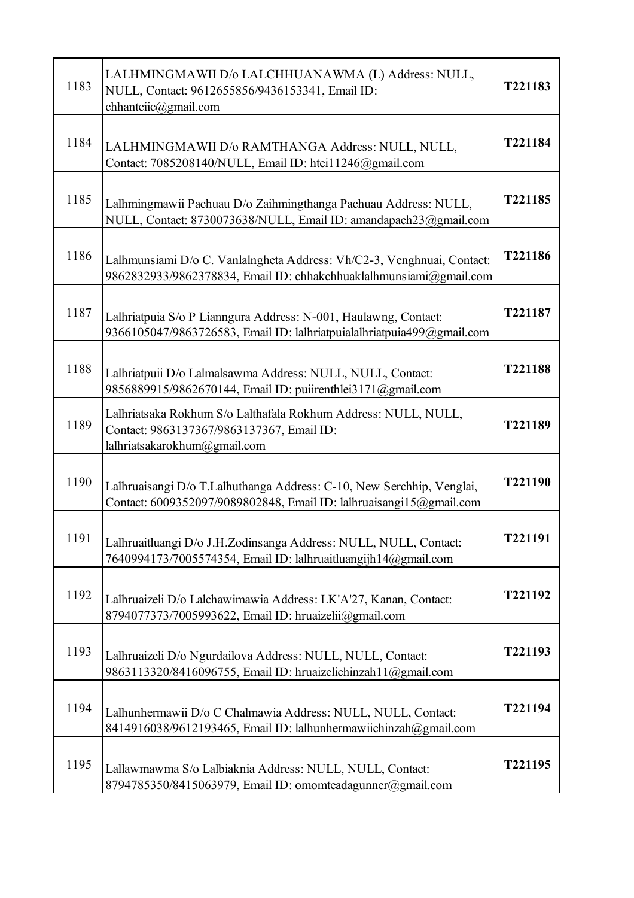| | | |
|---|---|---|
| 1183 | LALHMINGMAWII D/o LALCHHUANAWMA (L) Address: NULL, NULL, Contact: 9612655856/9436153341, Email ID: chhanteiic@gmail.com | **T221183** |
| 1184 | LALHMINGMAWII D/o RAMTHANGA Address: NULL, NULL, Contact: 7085208140/NULL, Email ID: htei11246@gmail.com | **T221184** |
| 1185 | Lalhmingmawii Pachuau D/o Zaihmingthanga Pachuau Address: NULL, NULL, Contact: 8730073638/NULL, Email ID: amandapach23@gmail.com | **T221185** |
| 1186 | Lalhmunsiami D/o C. Vanlalngheta Address: Vh/C2-3, Venghnuai, Contact: 9862832933/9862378834, Email ID: chhakchhuaklalhmunsiami@gmail.com | **T221186** |
| 1187 | Lalhriatpuia S/o P Lianngura Address: N-001, Haulawng, Contact: 9366105047/9863726583, Email ID: lalhriatpuialalhriatpuia499@gmail.com | **T221187** |
| 1188 | Lalhriatpuii D/o Lalmalsawma Address: NULL, NULL, Contact: 9856889915/9862670144, Email ID: puiirenthlei3171@gmail.com | **T221188** |
| 1189 | Lalhriatsaka Rokhum S/o Lalthafala Rokhum Address: NULL, NULL, Contact: 9863137367/9863137367, Email ID: lalhriatsakarokhum@gmail.com | **T221189** |
| 1190 | Lalhruaisangi D/o T.Lalhuthanga Address: C-10, New Serchhip, Venglai, Contact: 6009352097/9089802848, Email ID: lalhruaisangi15@gmail.com | **T221190** |
| 1191 | Lalhruaitluangi D/o J.H.Zodinsanga Address: NULL, NULL, Contact: 7640994173/7005574354, Email ID: lalhruaitluangijh14@gmail.com | **T221191** |
| 1192 | Lalhruaizeli D/o Lalchawimawia Address: LK'A'27, Kanan, Contact: 8794077373/7005993622, Email ID: hruaizelii@gmail.com | **T221192** |
| 1193 | Lalhruaizeli D/o Ngurdailova Address: NULL, NULL, Contact: 9863113320/8416096755, Email ID: hruaizelichinzah11@gmail.com | **T221193** |
| 1194 | Lalhunhermawii D/o C Chalmawia Address: NULL, NULL, Contact: 8414916038/9612193465, Email ID: lalhunhermawiichinzah@gmail.com | **T221194** |
| 1195 | Lallawmawma S/o Lalbiaknia Address: NULL, NULL, Contact: 8794785350/8415063979, Email ID: omomteadagunner@gmail.com | **T221195** |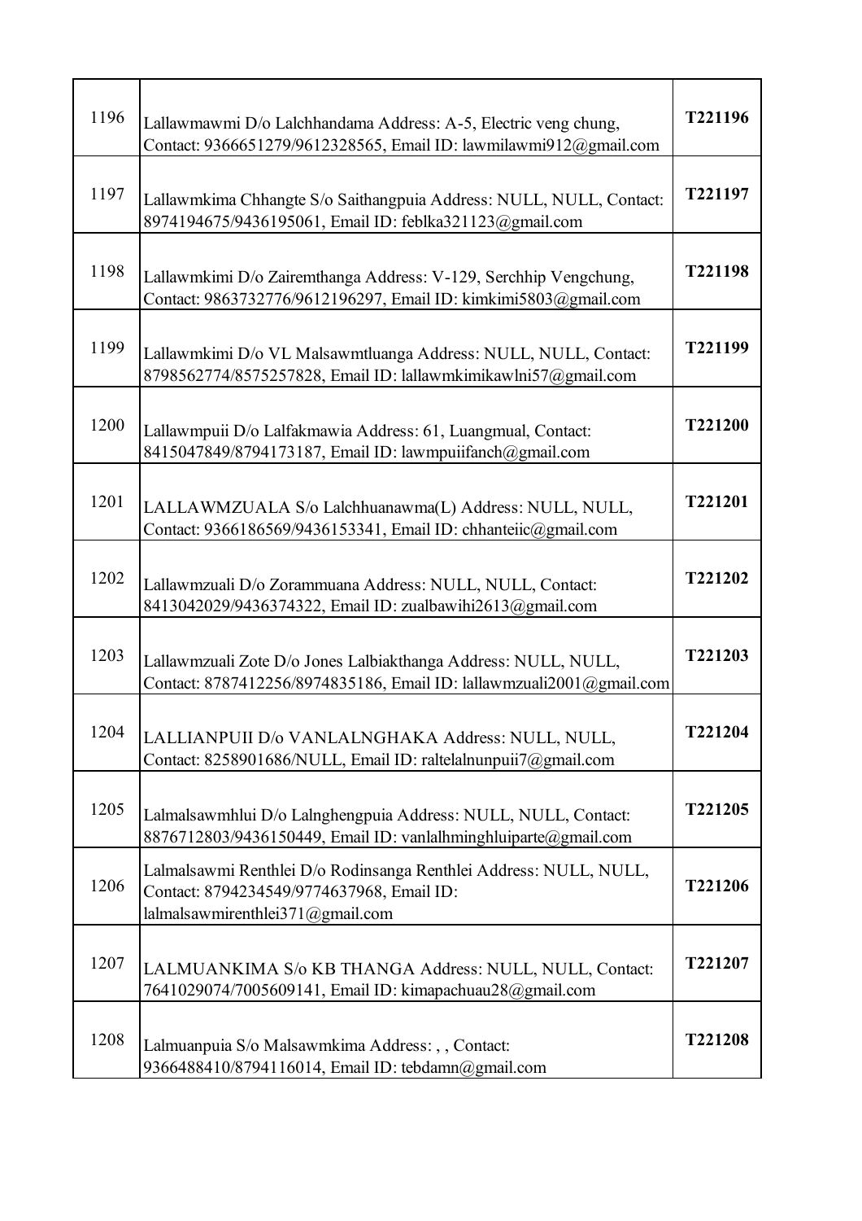| | | |
|---|---|---|
| 1196 | Lallawmawmi D/o Lalchhandama Address: A-5, Electric veng chung, Contact: 9366651279/9612328565, Email ID: lawmilawmi912@gmail.com | **T221196** |
| 1197 | Lallawmkima Chhangte S/o Saithangpuia Address: NULL, NULL, Contact: 8974194675/9436195061, Email ID: feblka321123@gmail.com | **T221197** |
| 1198 | Lallawmkimi D/o Zairemthanga Address: V-129, Serchhip Vengchung, Contact: 9863732776/9612196297, Email ID: kimkimi5803@gmail.com | **T221198** |
| 1199 | Lallawmkimi D/o VL Malsawmtluanga Address: NULL, NULL, Contact: 8798562774/8575257828, Email ID: lallawmkimikawlni57@gmail.com | **T221199** |
| 1200 | Lallawmpuii D/o Lalfakmawia Address: 61, Luangmual, Contact: 8415047849/8794173187, Email ID: lawmpuiifanch@gmail.com | **T221200** |
| 1201 | LALLAWMZUALA S/o Lalchhuanawma(L) Address: NULL, NULL, Contact: 9366186569/9436153341, Email ID: chhanteiic@gmail.com | **T221201** |
| 1202 | Lallawmzuali D/o Zorammuana Address: NULL, NULL, Contact: 8413042029/9436374322, Email ID: zualbawihi2613@gmail.com | **T221202** |
| 1203 | Lallawmzuali Zote D/o Jones Lalbiakthanga Address: NULL, NULL, Contact: 8787412256/8974835186, Email ID: lallawmzuali2001@gmail.com | **T221203** |
| 1204 | LALLIANPUII D/o VANLALNGHAKA Address: NULL, NULL, Contact: 8258901686/NULL, Email ID: raltelalnunpuii7@gmail.com | **T221204** |
| 1205 | Lalmalsawmhlui D/o Lalnghengpuia Address: NULL, NULL, Contact: 8876712803/9436150449, Email ID: vanlalhminghluiparte@gmail.com | **T221205** |
| 1206 | Lalmalsawmi Renthlei D/o Rodinsanga Renthlei Address: NULL, NULL, Contact: 8794234549/9774637968, Email ID: lalmalsawmirenthlei371@gmail.com | **T221206** |
| 1207 | LALMUANKIMA S/o KB THANGA Address: NULL, NULL, Contact: 7641029074/7005609141, Email ID: kimapachuau28@gmail.com | **T221207** |
| 1208 | Lalmuanpuia S/o Malsawmkima Address: , , Contact: 9366488410/8794116014, Email ID: tebdamn@gmail.com | **T221208** |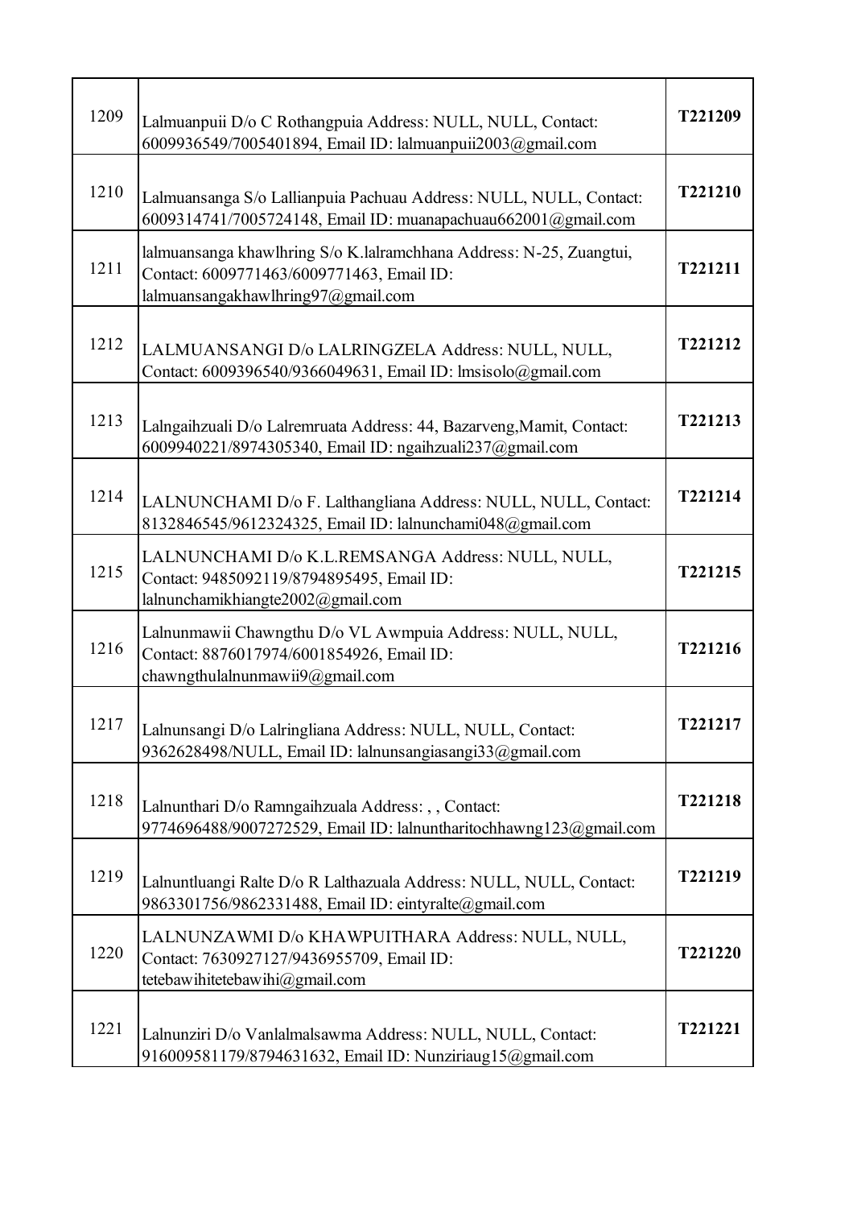| 1209 | Lalmuanpuii D/o C Rothangpuia Address: NULL, NULL, Contact: 6009936549/7005401894, Email ID: lalmuanpuii2003@gmail.com | **T221209** |
|---|---|---|
| 1210 | Lalmuansanga S/o Lallianpuia Pachuau Address: NULL, NULL, Contact: 6009314741/7005724148, Email ID: muanapachuau662001@gmail.com | **T221210** |
| 1211 | lalmuansanga khawlhring S/o K.lalramchhana Address: N-25, Zuangtui, Contact: 6009771463/6009771463, Email ID: lalmuansangakhawlhring97@gmail.com | **T221211** |
| 1212 | LALMUANSANGI D/o LALRINGZELA Address: NULL, NULL, Contact: 6009396540/9366049631, Email ID: lmsisolo@gmail.com | **T221212** |
| 1213 | Lalngaihzuali D/o Lalremruata Address: 44, Bazarveng,Mamit, Contact: 6009940221/8974305340, Email ID: ngaihzuali237@gmail.com | **T221213** |
| 1214 | LALNUNCHAMI D/o F. Lalthangliana Address: NULL, NULL, Contact: 8132846545/9612324325, Email ID: lalnunchami048@gmail.com | **T221214** |
| 1215 | LALNUNCHAMI D/o K.L.REMSANGA Address: NULL, NULL, Contact: 9485092119/8794895495, Email ID: lalnunchamikhiangte2002@gmail.com | **T221215** |
| 1216 | Lalnunmawii Chawngthu D/o VL Awmpuia Address: NULL, NULL, Contact: 8876017974/6001854926, Email ID: chawngthulalnunmawii9@gmail.com | **T221216** |
| 1217 | Lalnunsangi D/o Lalringliana Address: NULL, NULL, Contact: 9362628498/NULL, Email ID: lalnunsangiasangi33@gmail.com | **T221217** |
| 1218 | Lalnunthari D/o Ramngaihzuala Address: , , Contact: 9774696488/9007272529, Email ID: lalnuntharitochhawng123@gmail.com | **T221218** |
| 1219 | Lalnuntluangi Ralte D/o R Lalthazuala Address: NULL, NULL, Contact: 9863301756/9862331488, Email ID: eintyralte@gmail.com | **T221219** |
| 1220 | LALNUNZAWMI D/o KHAWPUITHARA Address: NULL, NULL, Contact: 7630927127/9436955709, Email ID: tetebawihitetebawihi@gmail.com | **T221220** |
| 1221 | Lalnunziri D/o Vanlalmalsawma Address: NULL, NULL, Contact: 916009581179/8794631632, Email ID: Nunziriaug15@gmail.com | **T221221** |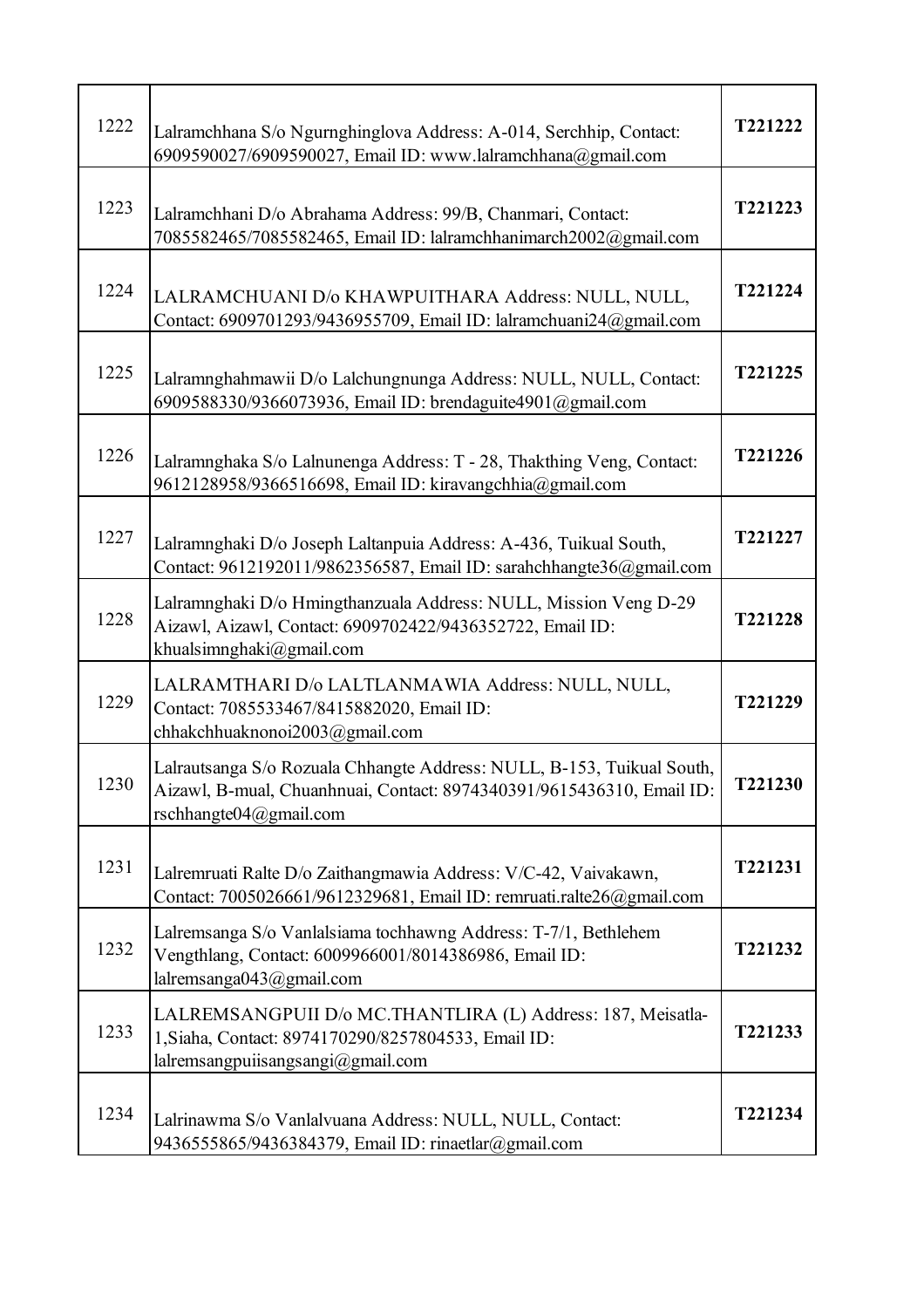| | | |
|---|---|---|
| 1222 | Lalramchhana S/o Ngurnghinglova Address: A-014, Serchhip, Contact: 6909590027/6909590027, Email ID: www.lalramchhana@gmail.com | **T221222** |
| 1223 | Lalramchhani D/o Abrahama Address: 99/B, Chanmari, Contact: 7085582465/7085582465, Email ID: lalramchhanimarch2002@gmail.com | **T221223** |
| 1224 | LALRAMCHUANI D/o KHAWPUITHARA Address: NULL, NULL, Contact: 6909701293/9436955709, Email ID: lalramchuani24@gmail.com | **T221224** |
| 1225 | Lalramnghahmawii D/o Lalchungnunga Address: NULL, NULL, Contact: 6909588330/9366073936, Email ID: brendaguite4901@gmail.com | **T221225** |
| 1226 | Lalramnghaka S/o Lalnunenga Address: T - 28, Thakthing Veng, Contact: 9612128958/9366516698, Email ID: kiravangchhia@gmail.com | **T221226** |
| 1227 | Lalramnghaki D/o Joseph Laltanpuia Address: A-436, Tuikual South, Contact: 9612192011/9862356587, Email ID: sarahchhangte36@gmail.com | **T221227** |
| 1228 | Lalramnghaki D/o Hmingthanzuala Address: NULL, Mission Veng D-29 Aizawl, Aizawl, Contact: 6909702422/9436352722, Email ID: khualsimnghaki@gmail.com | **T221228** |
| 1229 | LALRAMTHARI D/o LALTLANMAWIA Address: NULL, NULL, Contact: 7085533467/8415882020, Email ID: chhakchhuaknonoi2003@gmail.com | **T221229** |
| 1230 | Lalrautsanga S/o Rozuala Chhangte Address: NULL, B-153, Tuikual South, Aizawl, B-mual, Chuanhnuai, Contact: 8974340391/9615436310, Email ID: rschhangte04@gmail.com | **T221230** |
| 1231 | Lalremruati Ralte D/o Zaithangmawia Address: V/C-42, Vaivakawn, Contact: 7005026661/9612329681, Email ID: remruati.ralte26@gmail.com | **T221231** |
| 1232 | Lalremsanga S/o Vanlalsiama tochhawng Address: T-7/1, Bethlehem Vengthlang, Contact: 6009966001/8014386986, Email ID: lalremsanga043@gmail.com | **T221232** |
| 1233 | LALREMSANGPUII D/o MC.THANTLIRA (L) Address: 187, Meisatla-1,Siaha, Contact: 8974170290/8257804533, Email ID: lalremsangpuiisangsangi@gmail.com | **T221233** |
| 1234 | Lalrinawma S/o Vanlalvuana Address: NULL, NULL, Contact: 9436555865/9436384379, Email ID: rinaetlar@gmail.com | **T221234** |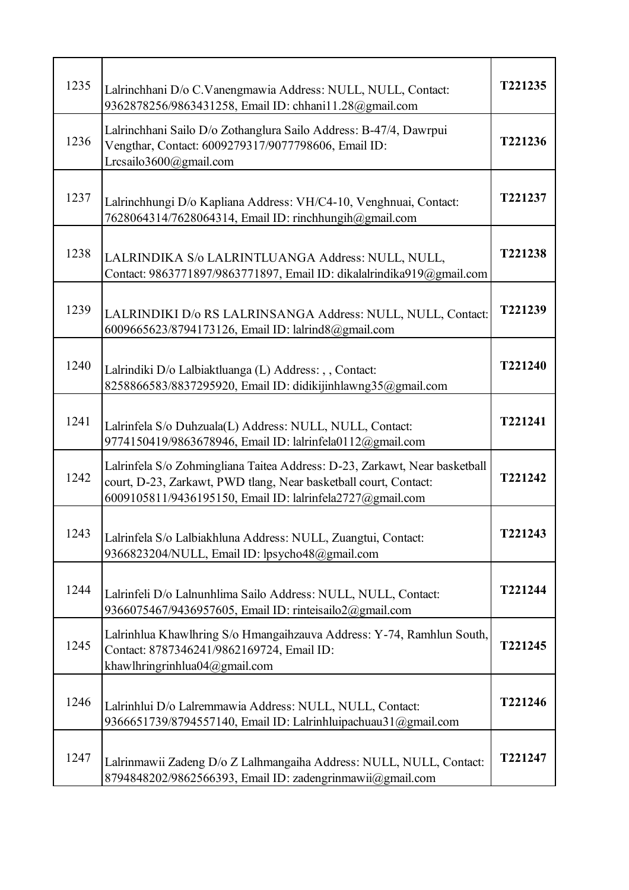| | | |
|---|---|---|
| 1235 | Lalrinchhani D/o C.Vanengmawia Address: NULL, NULL, Contact: 9362878256/9863431258, Email ID: chhani11.28@gmail.com | T221235 |
| 1236 | Lalrinchhani Sailo D/o Zothanglura Sailo Address: B-47/4, Dawrpui Vengthar, Contact: 6009279317/9077798606, Email ID: Lrcsailo3600@gmail.com | T221236 |
| 1237 | Lalrinchhungi D/o Kapliana Address: VH/C4-10, Venghnuai, Contact: 7628064314/7628064314, Email ID: rinchhungih@gmail.com | T221237 |
| 1238 | LALRINDIKA S/o LALRINTLUANGA Address: NULL, NULL, Contact: 9863771897/9863771897, Email ID: dikalalrindika919@gmail.com | T221238 |
| 1239 | LALRINDIKI D/o RS LALRINSANGA Address: NULL, NULL, Contact: 6009665623/8794173126, Email ID: lalrind8@gmail.com | T221239 |
| 1240 | Lalrindiki D/o Lalbiaktluanga (L) Address: , , Contact: 8258866583/8837295920, Email ID: didikijinhlawng35@gmail.com | T221240 |
| 1241 | Lalrinfela S/o Duhzuala(L) Address: NULL, NULL, Contact: 9774150419/9863678946, Email ID: lalrinfela0112@gmail.com | T221241 |
| 1242 | Lalrinfela S/o Zohmingliana Taitea Address: D-23, Zarkawt, Near basketball court, D-23, Zarkawt, PWD tlang, Near basketball court, Contact: 6009105811/9436195150, Email ID: lalrinfela2727@gmail.com | T221242 |
| 1243 | Lalrinfela S/o Lalbiakhluna Address: NULL, Zuangtui, Contact: 9366823204/NULL, Email ID: lpsycho48@gmail.com | T221243 |
| 1244 | Lalrinfeli D/o Lalnunhlima Sailo Address: NULL, NULL, Contact: 9366075467/9436957605, Email ID: rinteisailo2@gmail.com | T221244 |
| 1245 | Lalrinhlua Khawlhring S/o Hmangaihzauva Address: Y-74, Ramhlun South, Contact: 8787346241/9862169724, Email ID: khawlhringrinhlua04@gmail.com | T221245 |
| 1246 | Lalrinhlui D/o Lalremmawia Address: NULL, NULL, Contact: 9366651739/8794557140, Email ID: Lalrinhluipachuau31@gmail.com | T221246 |
| 1247 | Lalrinmawii Zadeng D/o Z Lalhmangaiha Address: NULL, NULL, Contact: 8794848202/9862566393, Email ID: zadengrinmawii@gmail.com | T221247 |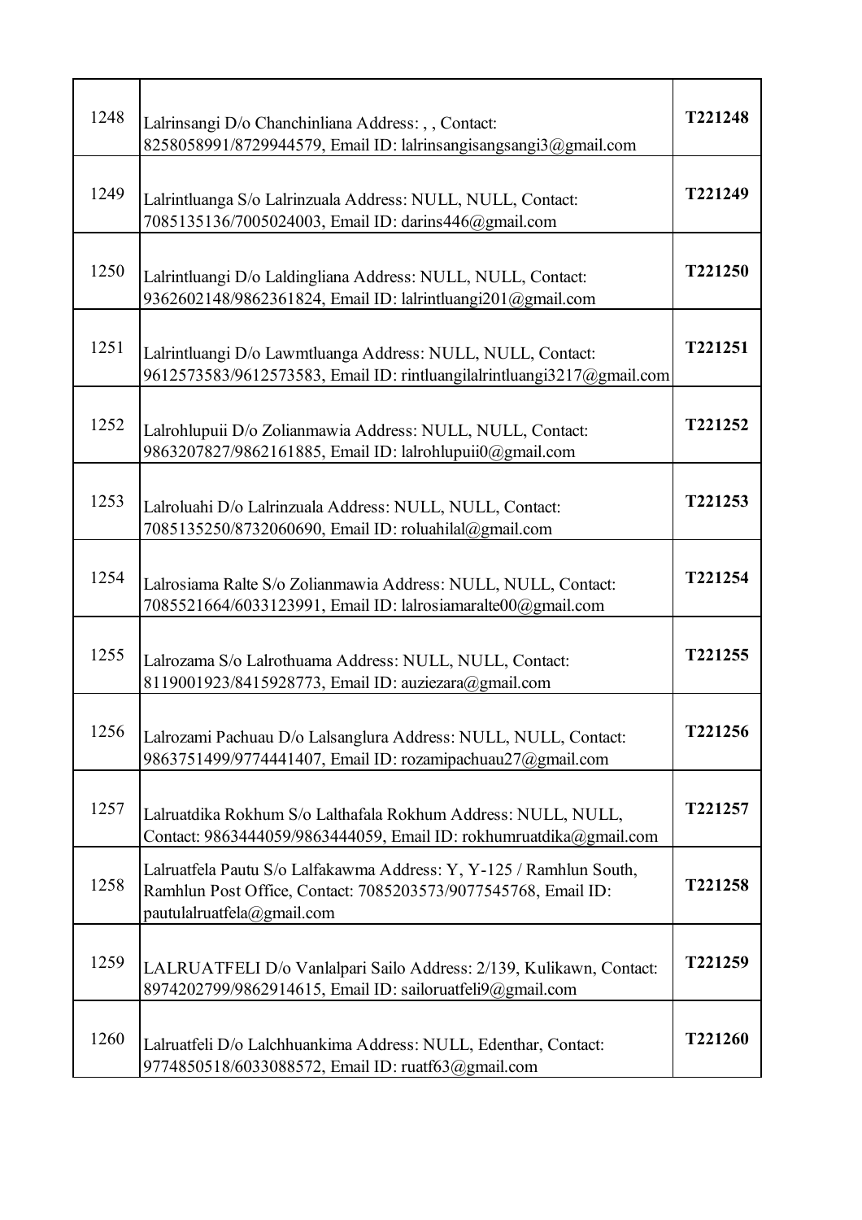| 1248 | Lalrinsangi D/o Chanchinliana Address: , , Contact: 8258058991/8729944579, Email ID: lalrinsangisangsangi3@gmail.com | T221248 |
|---|---|---|
| 1249 | Lalrintluanga S/o Lalrinzuala Address: NULL, NULL, Contact: 7085135136/7005024003, Email ID: darins446@gmail.com | T221249 |
| 1250 | Lalrintluangi D/o Laldingliana Address: NULL, NULL, Contact: 9362602148/9862361824, Email ID: lalrintluangi201@gmail.com | T221250 |
| 1251 | Lalrintluangi D/o Lawmtluanga Address: NULL, NULL, Contact: 9612573583/9612573583, Email ID: rintluangilalrintluangi3217@gmail.com | T221251 |
| 1252 | Lalrohlupuii D/o Zolianmawia Address: NULL, NULL, Contact: 9863207827/9862161885, Email ID: lalrohlupuii0@gmail.com | T221252 |
| 1253 | Lalroluahi D/o Lalrinzuala Address: NULL, NULL, Contact: 7085135250/8732060690, Email ID: roluahilal@gmail.com | T221253 |
| 1254 | Lalrosiama Ralte S/o Zolianmawia Address: NULL, NULL, Contact: 7085521664/6033123991, Email ID: lalrosiamaralte00@gmail.com | T221254 |
| 1255 | Lalrozama S/o Lalrothuama Address: NULL, NULL, Contact: 8119001923/8415928773, Email ID: auziezara@gmail.com | T221255 |
| 1256 | Lalrozami Pachuau D/o Lalsanglura Address: NULL, NULL, Contact: 9863751499/9774441407, Email ID: rozamipachuau27@gmail.com | T221256 |
| 1257 | Lalruatdika Rokhum S/o Lalthafala Rokhum Address: NULL, NULL, Contact: 9863444059/9863444059, Email ID: rokhumruatdika@gmail.com | T221257 |
| 1258 | Lalruatfela Pautu S/o Lalfakawma Address: Y, Y-125 / Ramhlun South, Ramhlun Post Office, Contact: 7085203573/9077545768, Email ID: pautulalruatfela@gmail.com | T221258 |
| 1259 | LALRUATFELI D/o Vanlalpari Sailo Address: 2/139, Kulikawn, Contact: 8974202799/9862914615, Email ID: sailoruatfeli9@gmail.com | T221259 |
| 1260 | Lalruatfeli D/o Lalchhuankima Address: NULL, Edenthar, Contact: 9774850518/6033088572, Email ID: ruatf63@gmail.com | T221260 |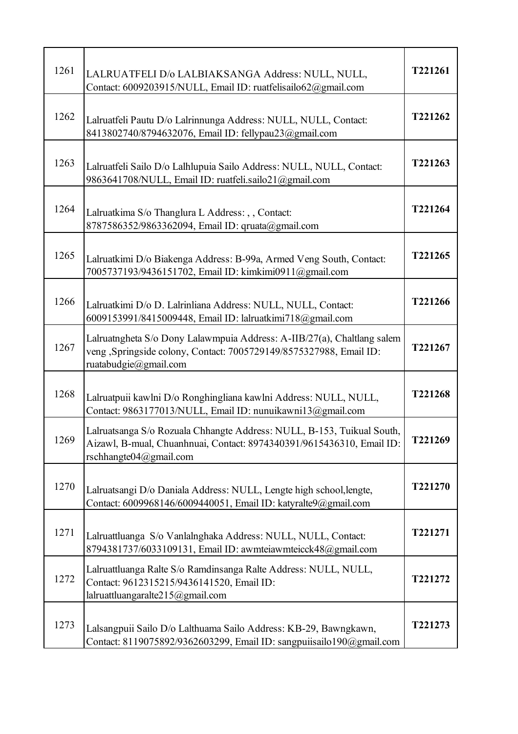| | | |
|---|---|---|
| 1261 | LALRUATFELI D/o LALBIAKSANGA Address: NULL, NULL, Contact: 6009203915/NULL, Email ID: ruatfelisailo62@gmail.com | **T221261** |
| 1262 | Lalruatfeli Pautu D/o Lalrinnunga Address: NULL, NULL, Contact: 8413802740/8794632076, Email ID: fellypau23@gmail.com | **T221262** |
| 1263 | Lalruatfeli Sailo D/o Lalhlupuia Sailo Address: NULL, NULL, Contact: 9863641708/NULL, Email ID: ruatfeli.sailo21@gmail.com | **T221263** |
| 1264 | Lalruatkima S/o Thanglura L Address: , , Contact: 8787586352/9863362094, Email ID: qruata@gmail.com | **T221264** |
| 1265 | Lalruatkimi D/o Biakenga Address: B-99a, Armed Veng South, Contact: 7005737193/9436151702, Email ID: kimkimi0911@gmail.com | **T221265** |
| 1266 | Lalruatkimi D/o D. Lalrinliana Address: NULL, NULL, Contact: 6009153991/8415009448, Email ID: lalruatkimi718@gmail.com | **T221266** |
| 1267 | Lalruatngheta S/o Dony Lalawmpuia Address: A-IIB/27(a), Chaltlang salem veng ,Springside colony, Contact: 7005729149/8575327988, Email ID: ruatabudgie@gmail.com | **T221267** |
| 1268 | Lalruatpuii kawlni D/o Ronghingliana kawlni Address: NULL, NULL, Contact: 9863177013/NULL, Email ID: nunuikawni13@gmail.com | **T221268** |
| 1269 | Lalruatsanga S/o Rozuala Chhangte Address: NULL, B-153, Tuikual South, Aizawl, B-mual, Chuanhnuai, Contact: 8974340391/9615436310, Email ID: rschhangte04@gmail.com | **T221269** |
| 1270 | Lalruatsangi D/o Daniala Address: NULL, Lengte high school,lengte, Contact: 6009968146/6009440051, Email ID: katyralte9@gmail.com | **T221270** |
| 1271 | Lalruattluanga S/o Vanlalnghaka Address: NULL, NULL, Contact: 8794381737/6033109131, Email ID: awmteiawmteicck48@gmail.com | **T221271** |
| 1272 | Lalruattluanga Ralte S/o Ramdinsanga Ralte Address: NULL, NULL, Contact: 9612315215/9436141520, Email ID: lalruattluangaralte215@gmail.com | **T221272** |
| 1273 | Lalsangpuii Sailo D/o Lalthuama Sailo Address: KB-29, Bawngkawn, Contact: 8119075892/9362603299, Email ID: sangpuiisailo190@gmail.com | **T221273** |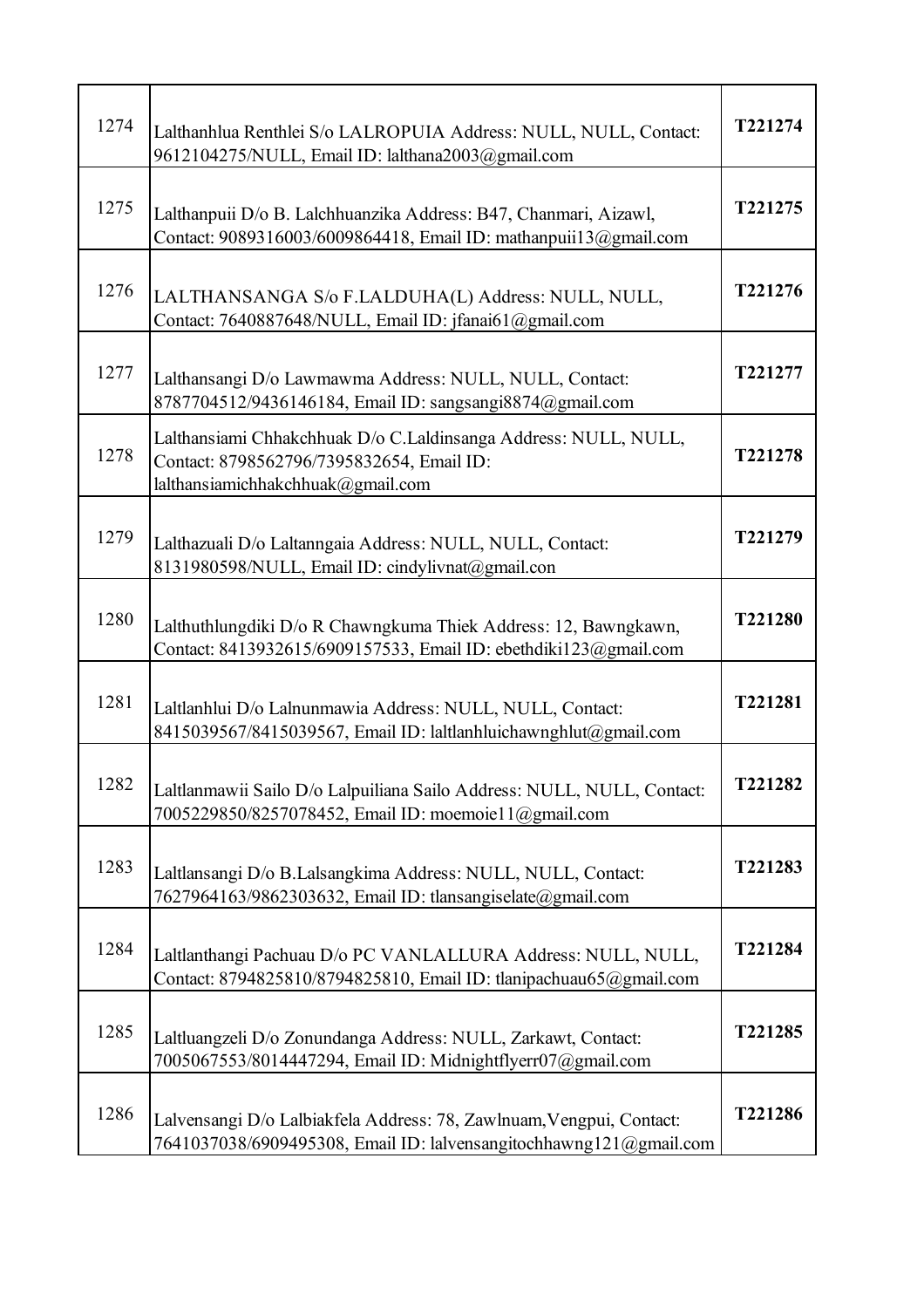| 1274 | Lalthanhlua Renthlei S/o LALROPUIA Address: NULL, NULL, Contact: 9612104275/NULL, Email ID: lalthana2003@gmail.com | **T221274** |
|---|---|---|
| 1275 | Lalthanpuii D/o B. Lalchhuanzika Address: B47, Chanmari, Aizawl, Contact: 9089316003/6009864418, Email ID: mathanpuii13@gmail.com | **T221275** |
| 1276 | LALTHANSANGA S/o F.LALDUHA(L) Address: NULL, NULL, Contact: 7640887648/NULL, Email ID: jfanai61@gmail.com | **T221276** |
| 1277 | Lalthansangi D/o Lawmawma Address: NULL, NULL, Contact: 8787704512/9436146184, Email ID: sangsangi8874@gmail.com | **T221277** |
| 1278 | Lalthansiami Chhakchhuak D/o C.Laldinsanga Address: NULL, NULL, Contact: 8798562796/7395832654, Email ID: lalthansiamichhakchhuak@gmail.com | **T221278** |
| 1279 | Lalthazuali D/o Laltanngaia Address: NULL, NULL, Contact: 8131980598/NULL, Email ID: cindylivnat@gmail.con | **T221279** |
| 1280 | Lalthuthlungdiki D/o R Chawngkuma Thiek Address: 12, Bawngkawn, Contact: 8413932615/6909157533, Email ID: ebethdiki123@gmail.com | **T221280** |
| 1281 | Laltlanhlui D/o Lalnunmawia Address: NULL, NULL, Contact: 8415039567/8415039567, Email ID: laltlanhluichawnghlut@gmail.com | **T221281** |
| 1282 | Laltlanmawii Sailo D/o Lalpuiliana Sailo Address: NULL, NULL, Contact: 7005229850/8257078452, Email ID: moemoie11@gmail.com | **T221282** |
| 1283 | Laltlansangi D/o B.Lalsangkima Address: NULL, NULL, Contact: 7627964163/9862303632, Email ID: tlansangiselate@gmail.com | **T221283** |
| 1284 | Laltlanthangi Pachuau D/o PC VANLALLURA Address: NULL, NULL, Contact: 8794825810/8794825810, Email ID: tlanipachuau65@gmail.com | **T221284** |
| 1285 | Laltluangzeli D/o Zonundanga Address: NULL, Zarkawt, Contact: 7005067553/8014447294, Email ID: Midnightflyerr07@gmail.com | **T221285** |
| 1286 | Lalvensangi D/o Lalbiakfela Address: 78, Zawlnuam,Vengpui, Contact: 7641037038/6909495308, Email ID: lalvensangitochhawng121@gmail.com | **T221286** |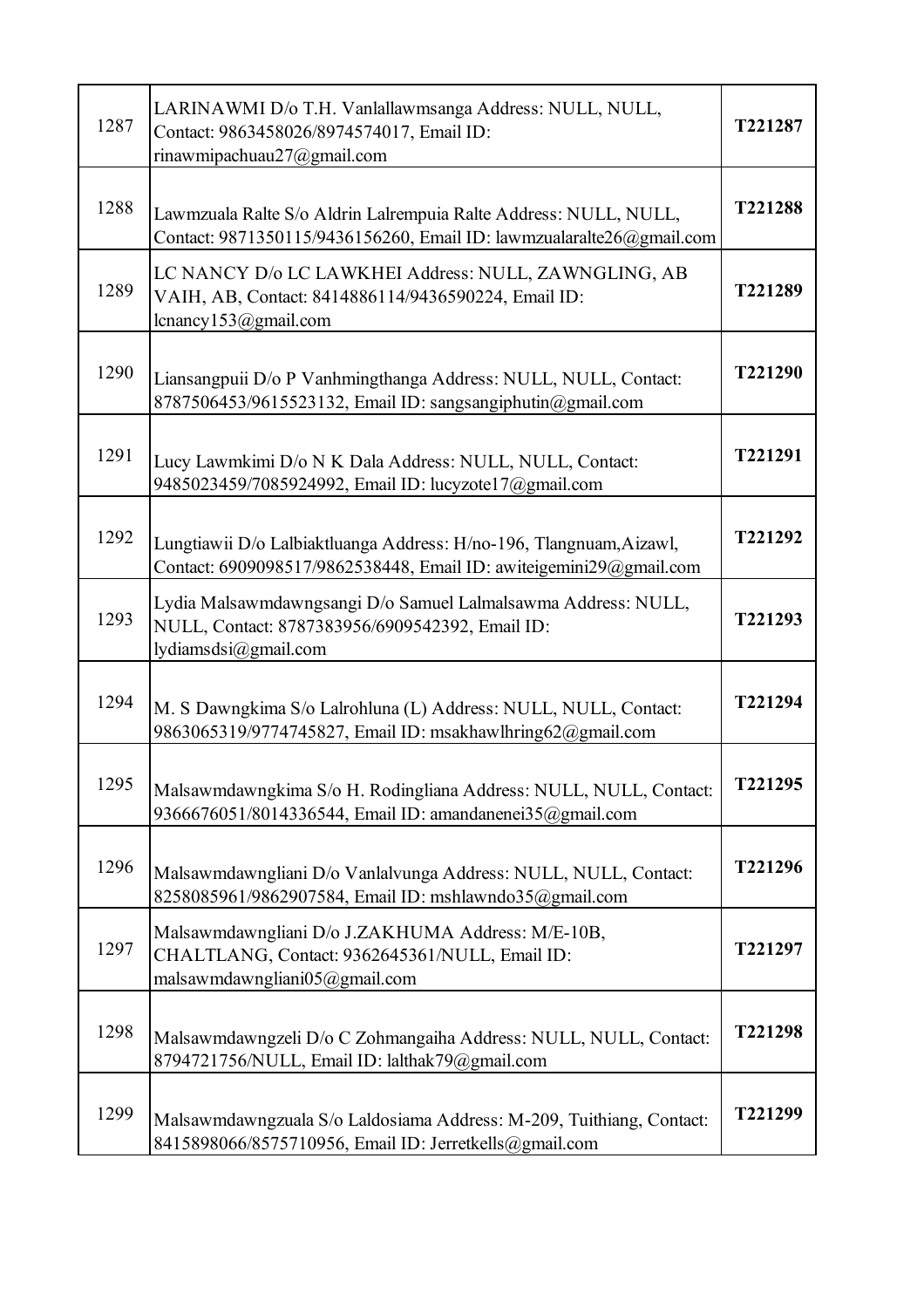| | | |
|---|---|---|
| 1287 | LARINAWMI D/o T.H. Vanlallawmsanga Address: NULL, NULL, Contact: 9863458026/8974574017, Email ID: rinawmipachuau27@gmail.com | **T221287** |
| 1288 | Lawmzuala Ralte S/o Aldrin Lalrempuia Ralte Address: NULL, NULL, Contact: 9871350115/9436156260, Email ID: lawmzualaralte26@gmail.com | **T221288** |
| 1289 | LC NANCY D/o LC LAWKHEI Address: NULL, ZAWNGLING, AB VAIH, AB, Contact: 8414886114/9436590224, Email ID: lcnancy153@gmail.com | **T221289** |
| 1290 | Liansangpuii D/o P Vanhmingthanga Address: NULL, NULL, Contact: 8787506453/9615523132, Email ID: sangsangiphutin@gmail.com | **T221290** |
| 1291 | Lucy Lawmkimi D/o N K Dala Address: NULL, NULL, Contact: 9485023459/7085924992, Email ID: lucyzote17@gmail.com | **T221291** |
| 1292 | Lungtiawii D/o Lalbiaktluanga Address: H/no-196, Tlangnuam,Aizawl, Contact: 6909098517/9862538448, Email ID: awiteigemini29@gmail.com | **T221292** |
| 1293 | Lydia Malsawmdawngsangi D/o Samuel Lalmalsawma Address: NULL, NULL, Contact: 8787383956/6909542392, Email ID: lydiamsdsi@gmail.com | **T221293** |
| 1294 | M. S Dawngkima S/o Lalrohluna (L) Address: NULL, NULL, Contact: 9863065319/9774745827, Email ID: msakhawlhring62@gmail.com | **T221294** |
| 1295 | Malsawmdawngkima S/o H. Rodingliana Address: NULL, NULL, Contact: 9366676051/8014336544, Email ID: amandanenei35@gmail.com | **T221295** |
| 1296 | Malsawmdawngliani D/o Vanlalvunga Address: NULL, NULL, Contact: 8258085961/9862907584, Email ID: mshlawndo35@gmail.com | **T221296** |
| 1297 | Malsawmdawngliani D/o J.ZAKHUMA Address: M/E-10B, CHALTLANG, Contact: 9362645361/NULL, Email ID: malsawmdawngliani05@gmail.com | **T221297** |
| 1298 | Malsawmdawngzeli D/o C Zohmangaiha Address: NULL, NULL, Contact: 8794721756/NULL, Email ID: lalthak79@gmail.com | **T221298** |
| 1299 | Malsawmdawngzuala S/o Laldosiama Address: M-209, Tuithiang, Contact: 8415898066/8575710956, Email ID: Jerretkells@gmail.com | **T221299** |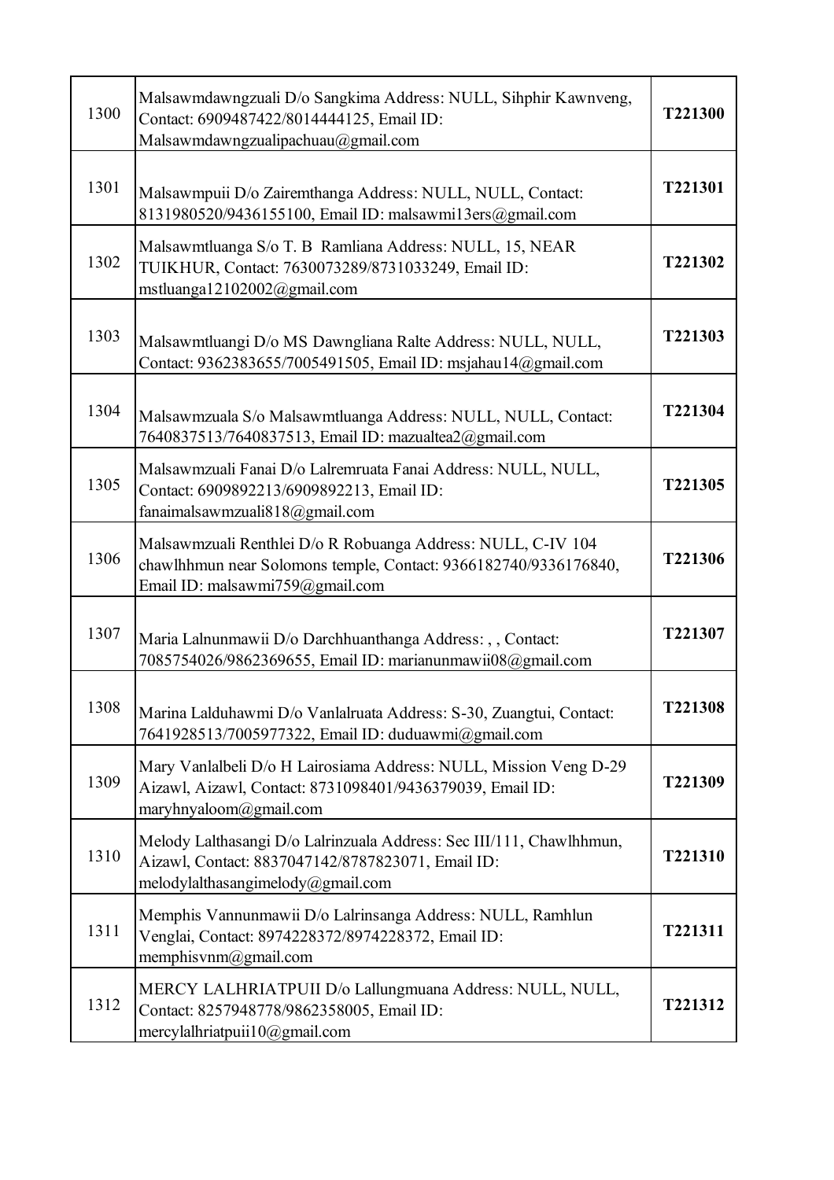| 1300 | Malsawmdawngzuali D/o Sangkima Address: NULL, Sihphir Kawnveng, Contact: 6909487422/8014444125, Email ID: Malsawmdawngzualipachuau@gmail.com | **T221300** |
|---|---|---|
| 1301 | Malsawmpuii D/o Zairemthanga Address: NULL, NULL, Contact: 8131980520/9436155100, Email ID: malsawmi13ers@gmail.com | **T221301** |
| 1302 | Malsawmtluanga S/o T. B Ramliana Address: NULL, 15, NEAR TUIKHUR, Contact: 7630073289/8731033249, Email ID: mstluanga12102002@gmail.com | **T221302** |
| 1303 | Malsawmtluangi D/o MS Dawngliana Ralte Address: NULL, NULL, Contact: 9362383655/7005491505, Email ID: msjahau14@gmail.com | **T221303** |
| 1304 | Malsawmzuala S/o Malsawmtluanga Address: NULL, NULL, Contact: 7640837513/7640837513, Email ID: mazualtea2@gmail.com | **T221304** |
| 1305 | Malsawmzuali Fanai D/o Lalremruata Fanai Address: NULL, NULL, Contact: 6909892213/6909892213, Email ID: fanaimalsawmzuali818@gmail.com | **T221305** |
| 1306 | Malsawmzuali Renthlei D/o R Robuanga Address: NULL, C-IV 104 chawlhhmun near Solomons temple, Contact: 9366182740/9336176840, Email ID: malsawmi759@gmail.com | **T221306** |
| 1307 | Maria Lalnunmawii D/o Darchhuanthanga Address: , , Contact: 7085754026/9862369655, Email ID: marianunmawii08@gmail.com | **T221307** |
| 1308 | Marina Lalduhawmi D/o Vanlalruata Address: S-30, Zuangtui, Contact: 7641928513/7005977322, Email ID: duduawmi@gmail.com | **T221308** |
| 1309 | Mary Vanlalbeli D/o H Lairosiama Address: NULL, Mission Veng D-29 Aizawl, Aizawl, Contact: 8731098401/9436379039, Email ID: maryhnyaloom@gmail.com | **T221309** |
| 1310 | Melody Lalthasangi D/o Lalrinzuala Address: Sec III/111, Chawlhhmun, Aizawl, Contact: 8837047142/8787823071, Email ID: melodylalthasangimelody@gmail.com | **T221310** |
| 1311 | Memphis Vannunmawii D/o Lalrinsanga Address: NULL, Ramhlun Venglai, Contact: 8974228372/8974228372, Email ID: memphisvnm@gmail.com | **T221311** |
| 1312 | MERCY LALHRIATPUII D/o Lallungmuana Address: NULL, NULL, Contact: 8257948778/9862358005, Email ID: mercylalhriatpuii10@gmail.com | **T221312** |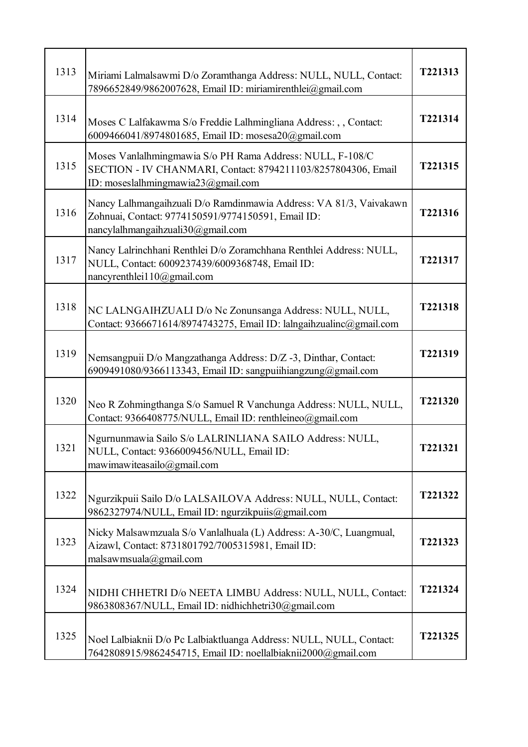| | | |
|---|---|---|
| 1313 | Miriami Lalmalsawmi D/o Zoramthanga Address: NULL, NULL, Contact: 7896652849/9862007628, Email ID: miriamirenthlei@gmail.com | **T221313** |
| 1314 | Moses C Lalfakawma S/o Freddie Lalhmingliana Address: , , Contact: 6009466041/8974801685, Email ID: mosesa20@gmail.com | **T221314** |
| 1315 | Moses Vanlalhmingmawia S/o PH Rama Address: NULL, F-108/C SECTION - IV CHANMARI, Contact: 8794211103/8257804306, Email ID: moseslalhmingmawia23@gmail.com | **T221315** |
| 1316 | Nancy Lalhmangaihzuali D/o Ramdinmawia Address: VA 81/3, Vaivakawn Zohnuai, Contact: 9774150591/9774150591, Email ID: nancylalhmangaihzuali30@gmail.com | **T221316** |
| 1317 | Nancy Lalrinchhani Renthlei D/o Zoramchhana Renthlei Address: NULL, NULL, Contact: 6009237439/6009368748, Email ID: nancyrenthlei110@gmail.com | **T221317** |
| 1318 | NC LALNGAIHZUALI D/o Nc Zonunsanga Address: NULL, NULL, Contact: 9366671614/8974743275, Email ID: lalngaihzualinc@gmail.com | **T221318** |
| 1319 | Nemsangpuii D/o Mangzathanga Address: D/Z -3, Dinthar, Contact: 6909491080/9366113343, Email ID: sangpuiihiangzung@gmail.com | **T221319** |
| 1320 | Neo R Zohmingthanga S/o Samuel R Vanchunga Address: NULL, NULL, Contact: 9366408775/NULL, Email ID: renthleineo@gmail.com | **T221320** |
| 1321 | Ngurnunmawia Sailo S/o LALRINLIANA SAILO Address: NULL, NULL, Contact: 9366009456/NULL, Email ID: mawimawiteasailo@gmail.com | **T221321** |
| 1322 | Ngurzikpuii Sailo D/o LALSAILOVA Address: NULL, NULL, Contact: 9862327974/NULL, Email ID: ngurzikpuiis@gmail.com | **T221322** |
| 1323 | Nicky Malsawmzuala S/o Vanlalhuala (L) Address: A-30/C, Luangmual, Aizawl, Contact: 8731801792/7005315981, Email ID: malsawmsuala@gmail.com | **T221323** |
| 1324 | NIDHI CHHETRI D/o NEETA LIMBU Address: NULL, NULL, Contact: 9863808367/NULL, Email ID: nidhichhetri30@gmail.com | **T221324** |
| 1325 | Noel Lalbiaknii D/o Pc Lalbiaktluanga Address: NULL, NULL, Contact: 7642808915/9862454715, Email ID: noellalbiaknii2000@gmail.com | **T221325** |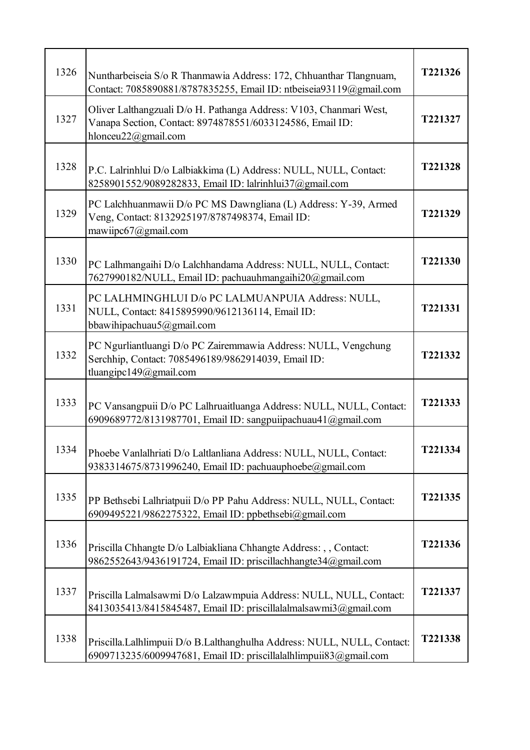| | | |
|---|---|---|
| 1326 | Nuntharbeiseia S/o R Thanmawia Address: 172, Chhuanthar Tlangnuam, Contact: 7085890881/8787835255, Email ID: ntbeiseia93119@gmail.com | **T221326** |
| 1327 | Oliver Lalthangzuali D/o H. Pathanga Address: V103, Chanmari West, Vanapa Section, Contact: 8974878551/6033124586, Email ID: hlonceu22@gmail.com | **T221327** |
| 1328 | P.C. Lalrinhlui D/o Lalbiakkima (L) Address: NULL, NULL, Contact: 8258901552/9089282833, Email ID: lalrinhlui37@gmail.com | **T221328** |
| 1329 | PC Lalchhuanmawii D/o PC MS Dawngliana (L) Address: Y-39, Armed Veng, Contact: 8132925197/8787498374, Email ID: mawiipc67@gmail.com | **T221329** |
| 1330 | PC Lalhmangaihi D/o Lalchhandama Address: NULL, NULL, Contact: 7627990182/NULL, Email ID: pachuauhmangaihi20@gmail.com | **T221330** |
| 1331 | PC LALHMINGHLUI D/o PC LALMUANPUIA Address: NULL, NULL, Contact: 8415895990/9612136114, Email ID: bbawihipachuau5@gmail.com | **T221331** |
| 1332 | PC Ngurliantluangi D/o PC Zairemmawia Address: NULL, Vengchung Serchhip, Contact: 7085496189/9862914039, Email ID: tluangipc149@gmail.com | **T221332** |
| 1333 | PC Vansangpuii D/o PC Lalhruaitluanga Address: NULL, NULL, Contact: 6909689772/8131987701, Email ID: sangpuiipachuau41@gmail.com | **T221333** |
| 1334 | Phoebe Vanlalhriati D/o Laltlanliana Address: NULL, NULL, Contact: 9383314675/8731996240, Email ID: pachuauphoebe@gmail.com | **T221334** |
| 1335 | PP Bethsebi Lalhriatpuii D/o PP Pahu Address: NULL, NULL, Contact: 6909495221/9862275322, Email ID: ppbethsebi@gmail.com | **T221335** |
| 1336 | Priscilla Chhangte D/o Lalbiakliana Chhangte Address: , , Contact: 9862552643/9436191724, Email ID: priscillachhangte34@gmail.com | **T221336** |
| 1337 | Priscilla Lalmalsawmi D/o Lalzawmpuia Address: NULL, NULL, Contact: 8413035413/8415845487, Email ID: priscillalalmalsawmi3@gmail.com | **T221337** |
| 1338 | Priscilla.Lalhlimpuii D/o B.Lalthanghulha Address: NULL, NULL, Contact: 6909713235/6009947681, Email ID: priscillalalhlimpuii83@gmail.com | **T221338** |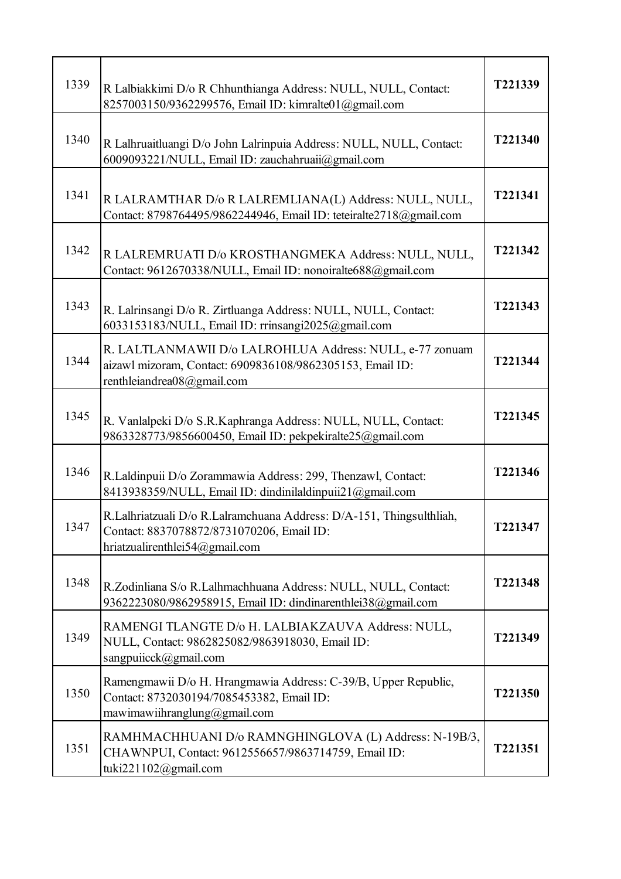| | | |
|---|---|---|
| 1339 | R Lalbiakkimi D/o R Chhunthianga Address: NULL, NULL, Contact: 8257003150/9362299576, Email ID: kimralte01@gmail.com | **T221339** |
| 1340 | R Lalhruaitluangi D/o John Lalrinpuia Address: NULL, NULL, Contact: 6009093221/NULL, Email ID: zauchahruaii@gmail.com | **T221340** |
| 1341 | R LALRAMTHAR D/o R LALREMLIANA(L) Address: NULL, NULL, Contact: 8798764495/9862244946, Email ID: teteiralte2718@gmail.com | **T221341** |
| 1342 | R LALREMRUATI D/o KROSTHANGMEKA Address: NULL, NULL, Contact: 9612670338/NULL, Email ID: nonoiralte688@gmail.com | **T221342** |
| 1343 | R. Lalrinsangi D/o R. Zirtluanga Address: NULL, NULL, Contact: 6033153183/NULL, Email ID: rrinsangi2025@gmail.com | **T221343** |
| 1344 | R. LALTLANMAWII D/o LALROHLUA Address: NULL, e-77 zonuam aizawl mizoram, Contact: 6909836108/9862305153, Email ID: renthleiandrea08@gmail.com | **T221344** |
| 1345 | R. Vanlalpeki D/o S.R.Kaphranga Address: NULL, NULL, Contact: 9863328773/9856600450, Email ID: pekpekiralte25@gmail.com | **T221345** |
| 1346 | R.Laldinpuii D/o Zorammawia Address: 299, Thenzawl, Contact: 8413938359/NULL, Email ID: dindinilaldinpuii21@gmail.com | **T221346** |
| 1347 | R.Lalhriatzuali D/o R.Lalramchuana Address: D/A-151, Thingsulthliah, Contact: 8837078872/8731070206, Email ID: hriatzualirenthlei54@gmail.com | **T221347** |
| 1348 | R.Zodinliana S/o R.Lalhmachhuana Address: NULL, NULL, Contact: 9362223080/9862958915, Email ID: dindinarenthlei38@gmail.com | **T221348** |
| 1349 | RAMENGI TLANGTE D/o H. LALBIAKZAUVA Address: NULL, NULL, Contact: 9862825082/9863918030, Email ID: sangpuiicck@gmail.com | **T221349** |
| 1350 | Ramengmawii D/o H. Hrangmawia Address: C-39/B, Upper Republic, Contact: 8732030194/7085453382, Email ID: mawimawiihranglung@gmail.com | **T221350** |
| 1351 | RAMHMACHHUANI D/o RAMNGHINGLOVA (L) Address: N-19B/3, CHAWNPUI, Contact: 9612556657/9863714759, Email ID: tuki221102@gmail.com | **T221351** |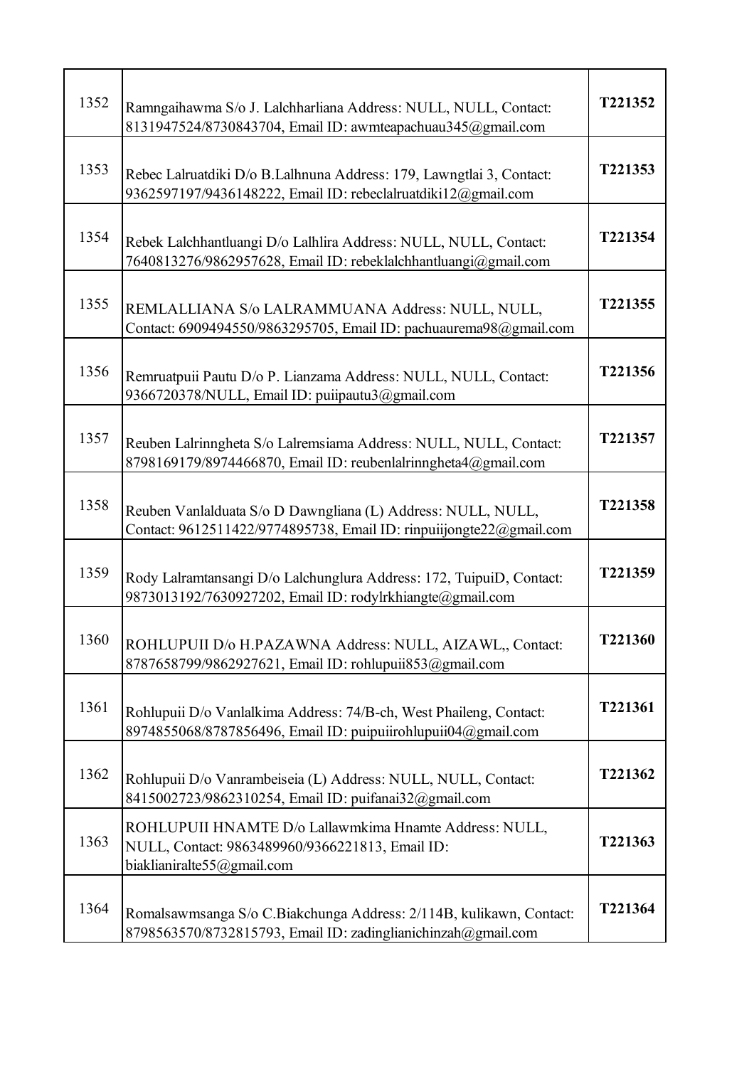| | | |
|---|---|---|
| 1352 | Ramngaihawma S/o J. Lalchharliana Address: NULL, NULL, Contact: 8131947524/8730843704, Email ID: awmteapachuau345@gmail.com | T221352 |
| 1353 | Rebec Lalruatdiki D/o B.Lalhnuna Address: 179, Lawngtlai 3, Contact: 9362597197/9436148222, Email ID: rebeclalruatdiki12@gmail.com | T221353 |
| 1354 | Rebek Lalchhantluangi D/o Lalhlira Address: NULL, NULL, Contact: 7640813276/9862957628, Email ID: rebeklalchhantluangi@gmail.com | T221354 |
| 1355 | REMLALLIANA S/o LALRAMMUANA Address: NULL, NULL, Contact: 6909494550/9863295705, Email ID: pachuaurema98@gmail.com | T221355 |
| 1356 | Remruatpuii Pautu D/o P. Lianzama Address: NULL, NULL, Contact: 9366720378/NULL, Email ID: puiipautu3@gmail.com | T221356 |
| 1357 | Reuben Lalrinngheta S/o Lalremsiama Address: NULL, NULL, Contact: 8798169179/8974466870, Email ID: reubenlalrinngheta4@gmail.com | T221357 |
| 1358 | Reuben Vanlalduata S/o D Dawngliana (L) Address: NULL, NULL, Contact: 9612511422/9774895738, Email ID: rinpuiijongte22@gmail.com | T221358 |
| 1359 | Rody Lalramtansangi D/o Lalchunglura Address: 172, TuipuiD, Contact: 9873013192/7630927202, Email ID: rodylrkhiangte@gmail.com | T221359 |
| 1360 | ROHLUPUII D/o H.PAZAWNA Address: NULL, AIZAWL,, Contact: 8787658799/9862927621, Email ID: rohlupuii853@gmail.com | T221360 |
| 1361 | Rohlupuii D/o Vanlalkima Address: 74/B-ch, West Phaileng, Contact: 8974855068/8787856496, Email ID: puipuiirohlupuii04@gmail.com | T221361 |
| 1362 | Rohlupuii D/o Vanrambeiseia (L) Address: NULL, NULL, Contact: 8415002723/9862310254, Email ID: puifanai32@gmail.com | T221362 |
| 1363 | ROHLUPUII HNAMTE D/o Lallawmkima Hnamte Address: NULL, NULL, Contact: 9863489960/9366221813, Email ID: biaklianiralte55@gmail.com | T221363 |
| 1364 | Romalsawmsanga S/o C.Biakchunga Address: 2/114B, kulikawn, Contact: 8798563570/8732815793, Email ID: zadinglianichinzah@gmail.com | T221364 |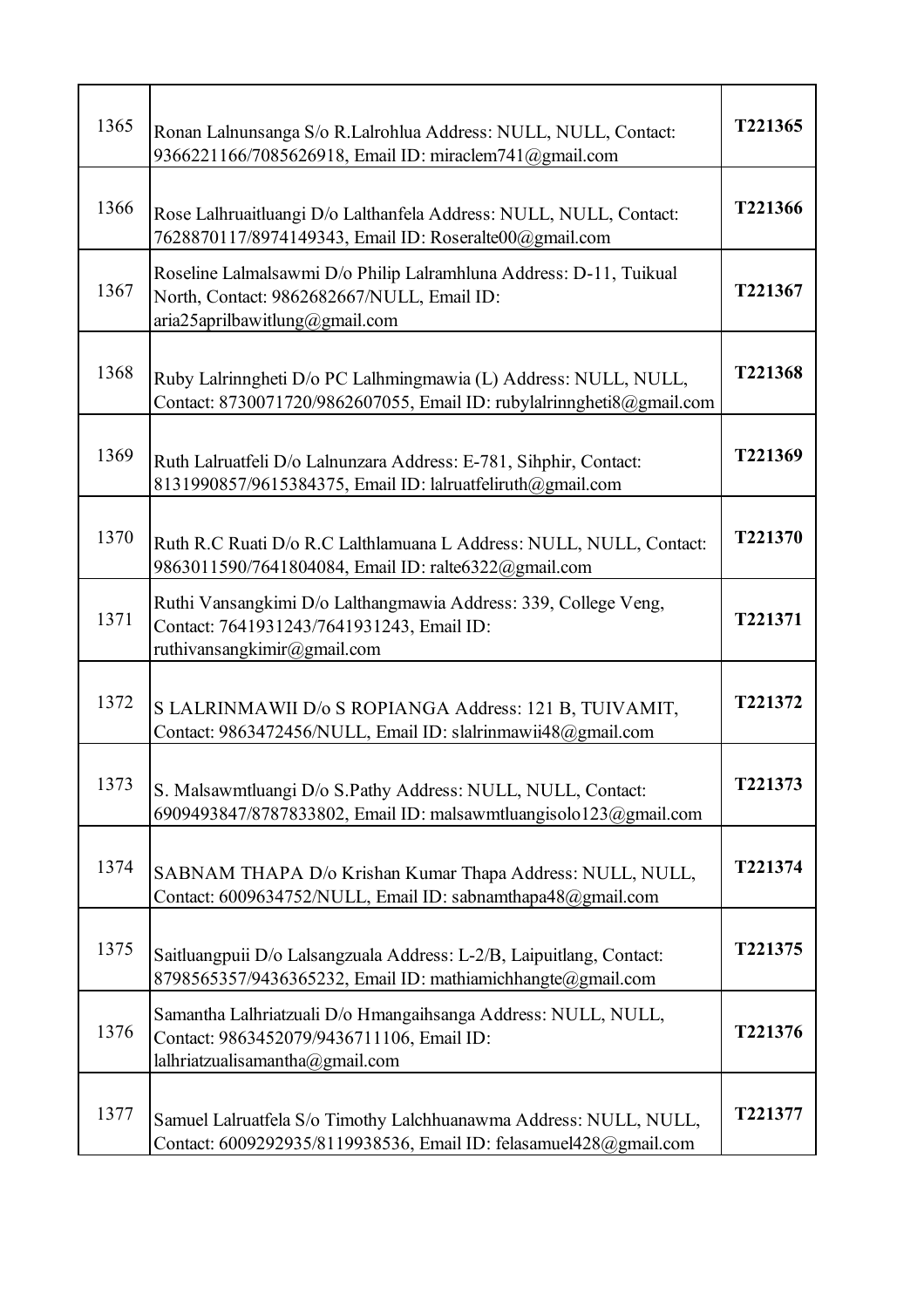| | | |
|---|---|---|
| 1365 | Ronan Lalnunsanga S/o R.Lalrohlua Address: NULL, NULL, Contact: 9366221166/7085626918, Email ID: miraclem741@gmail.com | **T221365** |
| 1366 | Rose Lalhruaitluangi D/o Lalthanfela Address: NULL, NULL, Contact: 7628870117/8974149343, Email ID: Roseralte00@gmail.com | **T221366** |
| 1367 | Roseline Lalmalsawmi D/o Philip Lalramhluna Address: D-11, Tuikual North, Contact: 9862682667/NULL, Email ID: aria25aprilbawitlung@gmail.com | **T221367** |
| 1368 | Ruby Lalrinngheti D/o PC Lalhmingmawia (L) Address: NULL, NULL, Contact: 8730071720/9862607055, Email ID: rubylalrinngheti8@gmail.com | **T221368** |
| 1369 | Ruth Lalruatfeli D/o Lalnunzara Address: E-781, Sihphir, Contact: 8131990857/9615384375, Email ID: lalruatfeliruth@gmail.com | **T221369** |
| 1370 | Ruth R.C Ruati D/o R.C Lalthlamuana L Address: NULL, NULL, Contact: 9863011590/7641804084, Email ID: ralte6322@gmail.com | **T221370** |
| 1371 | Ruthi Vansangkimi D/o Lalthangmawia Address: 339, College Veng, Contact: 7641931243/7641931243, Email ID: ruthivansangkimir@gmail.com | **T221371** |
| 1372 | S LALRINMAWII D/o S ROPIANGA Address: 121 B, TUIVAMIT, Contact: 9863472456/NULL, Email ID: slalrinmawii48@gmail.com | **T221372** |
| 1373 | S. Malsawmtluangi D/o S.Pathy Address: NULL, NULL, Contact: 6909493847/8787833802, Email ID: malsawmtluangisolo123@gmail.com | **T221373** |
| 1374 | SABNAM THAPA D/o Krishan Kumar Thapa Address: NULL, NULL, Contact: 6009634752/NULL, Email ID: sabnamthapa48@gmail.com | **T221374** |
| 1375 | Saitluangpuii D/o Lalsangzuala Address: L-2/B, Laipuitlang, Contact: 8798565357/9436365232, Email ID: mathiamichhangte@gmail.com | **T221375** |
| 1376 | Samantha Lalhriatzuali D/o Hmangaihsanga Address: NULL, NULL, Contact: 9863452079/9436711106, Email ID: lalhriatzualisamantha@gmail.com | **T221376** |
| 1377 | Samuel Lalruatfela S/o Timothy Lalchhuanawma Address: NULL, NULL, Contact: 6009292935/8119938536, Email ID: felasamuel428@gmail.com | **T221377** |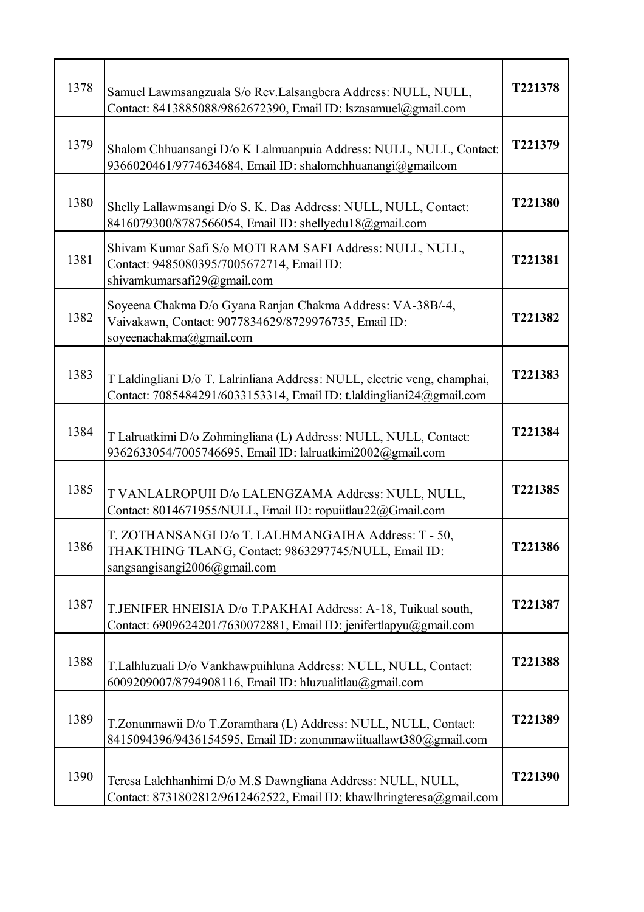| | | |
|---|---|---|
| 1378 | Samuel Lawmsangzuala S/o Rev.Lalsangbera Address: NULL, NULL, Contact: 8413885088/9862672390, Email ID: lszasamuel@gmail.com | **T221378** |
| 1379 | Shalom Chhuansangi D/o K Lalmuanpuia Address: NULL, NULL, Contact: 9366020461/9774634684, Email ID: shalomchhuanangi@gmailcom | **T221379** |
| 1380 | Shelly Lallawmsangi D/o S. K. Das Address: NULL, NULL, Contact: 8416079300/8787566054, Email ID: shellyedu18@gmail.com | **T221380** |
| 1381 | Shivam Kumar Safi S/o MOTI RAM SAFI Address: NULL, NULL, Contact: 9485080395/7005672714, Email ID: shivamkumarsafi29@gmail.com | **T221381** |
| 1382 | Soyeena Chakma D/o Gyana Ranjan Chakma Address: VA-38B/-4, Vaivakawn, Contact: 9077834629/8729976735, Email ID: soyeenachakma@gmail.com | **T221382** |
| 1383 | T Laldingliani D/o T. Lalrinliana Address: NULL, electric veng, champhai, Contact: 7085484291/6033153314, Email ID: t.laldingliani24@gmail.com | **T221383** |
| 1384 | T Lalruatkimi D/o Zohmingliana (L) Address: NULL, NULL, Contact: 9362633054/7005746695, Email ID: lalruatkimi2002@gmail.com | **T221384** |
| 1385 | T VANLALROPUII D/o LALENGZAMA Address: NULL, NULL, Contact: 8014671955/NULL, Email ID: ropuiitlau22@Gmail.com | **T221385** |
| 1386 | T. ZOTHANSANGI D/o T. LALHMANGAIHA Address: T - 50, THAKTHING TLANG, Contact: 9863297745/NULL, Email ID: sangsangisangi2006@gmail.com | **T221386** |
| 1387 | T.JENIFER HNEISIA D/o T.PAKHAI Address: A-18, Tuikual south, Contact: 6909624201/7630072881, Email ID: jenifertlapyu@gmail.com | **T221387** |
| 1388 | T.Lalhluzuali D/o Vankhawpuihluna Address: NULL, NULL, Contact: 6009209007/8794908116, Email ID: hluzualitlau@gmail.com | **T221388** |
| 1389 | T.Zonunmawii D/o T.Zoramthara (L) Address: NULL, NULL, Contact: 8415094396/9436154595, Email ID: zonunmawiituallawt380@gmail.com | **T221389** |
| 1390 | Teresa Lalchhanhimi D/o M.S Dawngliana Address: NULL, NULL, Contact: 8731802812/9612462522, Email ID: khawlhringteresa@gmail.com | **T221390** |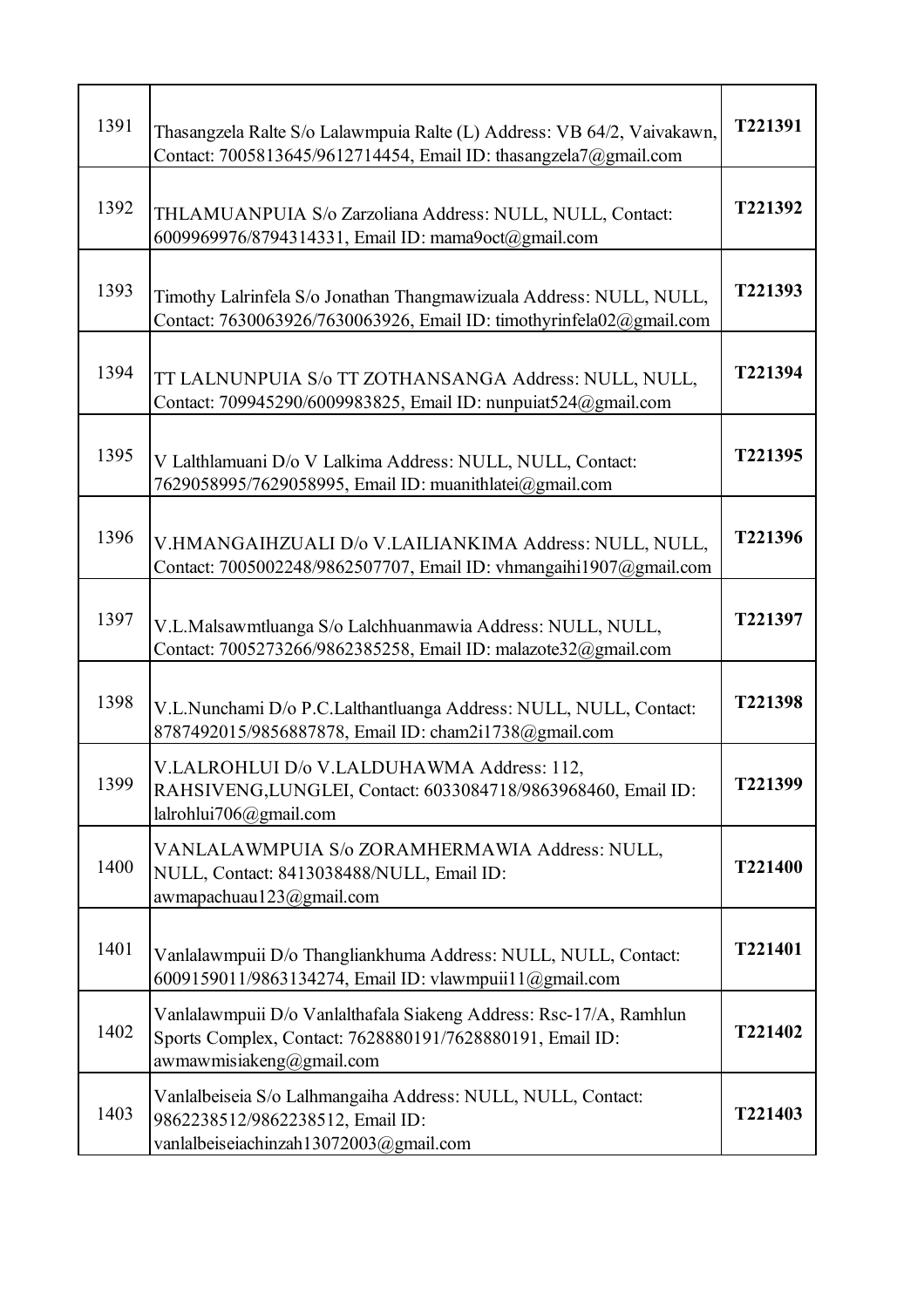| 1391 | Thasangzela Ralte S/o Lalawmpuia Ralte (L) Address: VB 64/2, Vaivakawn, Contact: 7005813645/9612714454, Email ID: thasangzela7@gmail.com | **T221391** |
|---|---|---|
| 1392 | THLAMUANPUIA S/o Zarzoliana Address: NULL, NULL, Contact: 6009969976/8794314331, Email ID: mama9oct@gmail.com | **T221392** |
| 1393 | Timothy Lalrinfela S/o Jonathan Thangmawizuala Address: NULL, NULL, Contact: 7630063926/7630063926, Email ID: timothyrinfela02@gmail.com | **T221393** |
| 1394 | TT LALNUNPUIA S/o TT ZOTHANSANGA Address: NULL, NULL, Contact: 709945290/6009983825, Email ID: nunpuiat524@gmail.com | **T221394** |
| 1395 | V Lalthlamuani D/o V Lalkima Address: NULL, NULL, Contact: 7629058995/7629058995, Email ID: muanithlatei@gmail.com | **T221395** |
| 1396 | V.HMANGAIHZUALI D/o V.LAILIANKIMA Address: NULL, NULL, Contact: 7005002248/9862507707, Email ID: vhmangaihi1907@gmail.com | **T221396** |
| 1397 | V.L.Malsawmtluanga S/o Lalchhuanmawia Address: NULL, NULL, Contact: 7005273266/9862385258, Email ID: malazote32@gmail.com | **T221397** |
| 1398 | V.L.Nunchami D/o P.C.Lalthantluanga Address: NULL, NULL, Contact: 8787492015/9856887878, Email ID: cham2i1738@gmail.com | **T221398** |
| 1399 | V.LALROHLUI D/o V.LALDUHAWMA Address: 112, RAHSIVENG,LUNGLEI, Contact: 6033084718/9863968460, Email ID: lalrohlui706@gmail.com | **T221399** |
| 1400 | VANLALAWMPUIA S/o ZORAMHERMAWIA Address: NULL, NULL, Contact: 8413038488/NULL, Email ID: awmapachuau123@gmail.com | **T221400** |
| 1401 | Vanlalawmpuii D/o Thangliankhuma Address: NULL, NULL, Contact: 6009159011/9863134274, Email ID: vlawmpuii11@gmail.com | **T221401** |
| 1402 | Vanlalawmpuii D/o Vanlalthafala Siakeng Address: Rsc-17/A, Ramhlun Sports Complex, Contact: 7628880191/7628880191, Email ID: awmawmisiakeng@gmail.com | **T221402** |
| 1403 | Vanlalbeiseia S/o Lalhmangaiha Address: NULL, NULL, Contact: 9862238512/9862238512, Email ID: vanlalbeiseiachinzah13072003@gmail.com | **T221403** |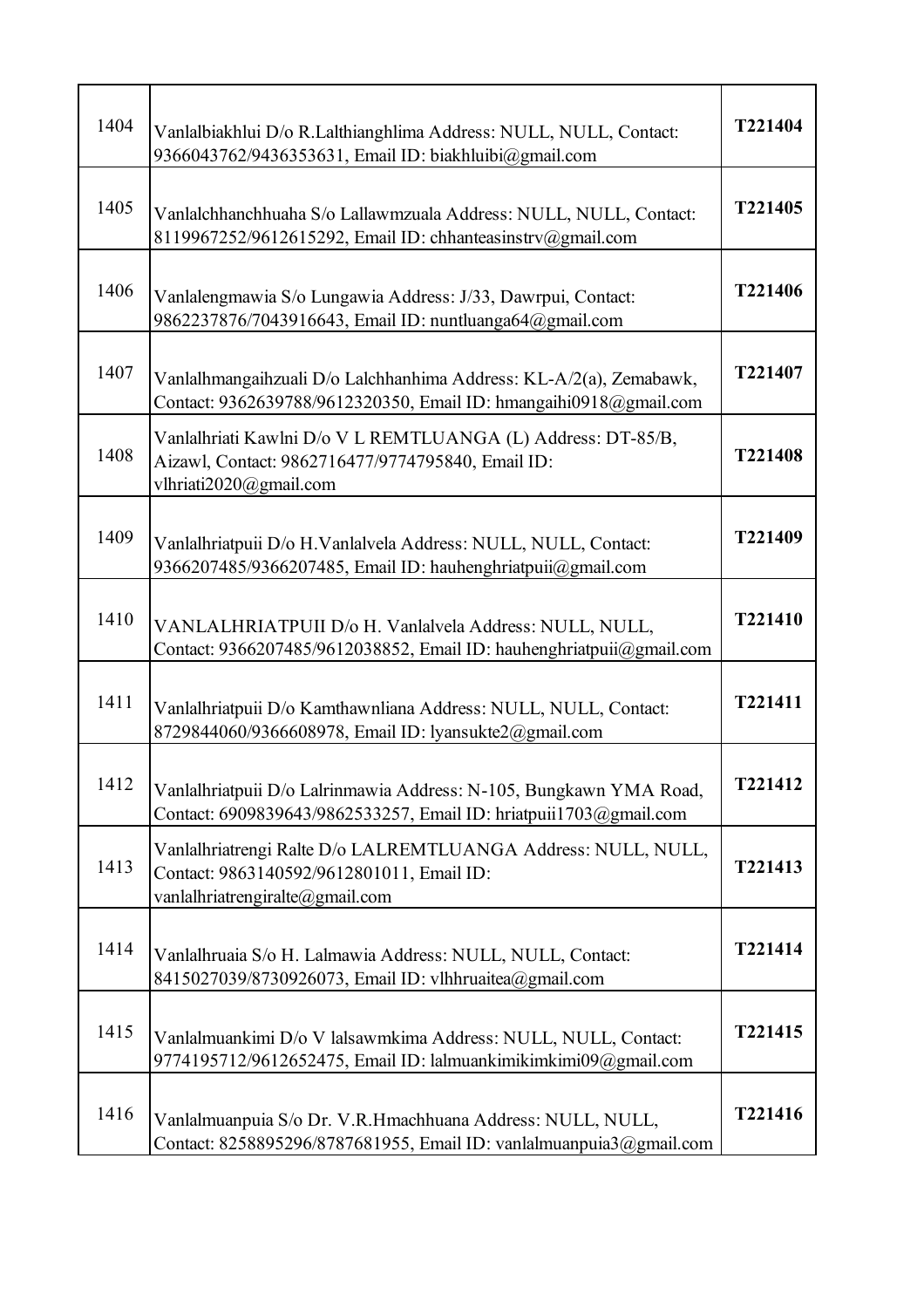| | | |
|---|---|---|
| 1404 | Vanlalbiakhlui D/o R.Lalthianghlima Address: NULL, NULL, Contact: 9366043762/9436353631, Email ID: biakhluibi@gmail.com | T221404 |
| 1405 | Vanlalchhanchhuaha S/o Lallawmzuala Address: NULL, NULL, Contact: 8119967252/9612615292, Email ID: chhanteasinstrv@gmail.com | T221405 |
| 1406 | Vanlalengmawia S/o Lungawia Address: J/33, Dawrpui, Contact: 9862237876/7043916643, Email ID: nuntluanga64@gmail.com | T221406 |
| 1407 | Vanlalhmangaihzuali D/o Lalchhanhima Address: KL-A/2(a), Zemabawk, Contact: 9362639788/9612320350, Email ID: hmangaihi0918@gmail.com | T221407 |
| 1408 | Vanlalhriati Kawlni D/o V L REMTLUANGA (L) Address: DT-85/B, Aizawl, Contact: 9862716477/9774795840, Email ID: vlhriati2020@gmail.com | T221408 |
| 1409 | Vanlalhriatpuii D/o H.Vanlalvela Address: NULL, NULL, Contact: 9366207485/9366207485, Email ID: hauhenghriatpuii@gmail.com | T221409 |
| 1410 | VANLALHRIATPUII D/o H. Vanlalvela Address: NULL, NULL, Contact: 9366207485/9612038852, Email ID: hauhenghriatpuii@gmail.com | T221410 |
| 1411 | Vanlalhriatpuii D/o Kamthawnliana Address: NULL, NULL, Contact: 8729844060/9366608978, Email ID: lyansukte2@gmail.com | T221411 |
| 1412 | Vanlalhriatpuii D/o Lalrinmawia Address: N-105, Bungkawn YMA Road, Contact: 6909839643/9862533257, Email ID: hriatpuii1703@gmail.com | T221412 |
| 1413 | Vanlalhriatrengi Ralte D/o LALREMTLUANGA Address: NULL, NULL, Contact: 9863140592/9612801011, Email ID: vanlalhriatrengiralte@gmail.com | T221413 |
| 1414 | Vanlalhruaia S/o H. Lalmawia Address: NULL, NULL, Contact: 8415027039/8730926073, Email ID: vlhhruaitea@gmail.com | T221414 |
| 1415 | Vanlalmuankimi D/o V lalsawmkima Address: NULL, NULL, Contact: 9774195712/9612652475, Email ID: lalmuankimikimkimi09@gmail.com | T221415 |
| 1416 | Vanlalmuanpuia S/o Dr. V.R.Hmachhuana Address: NULL, NULL, Contact: 8258895296/8787681955, Email ID: vanlalmuanpuia3@gmail.com | T221416 |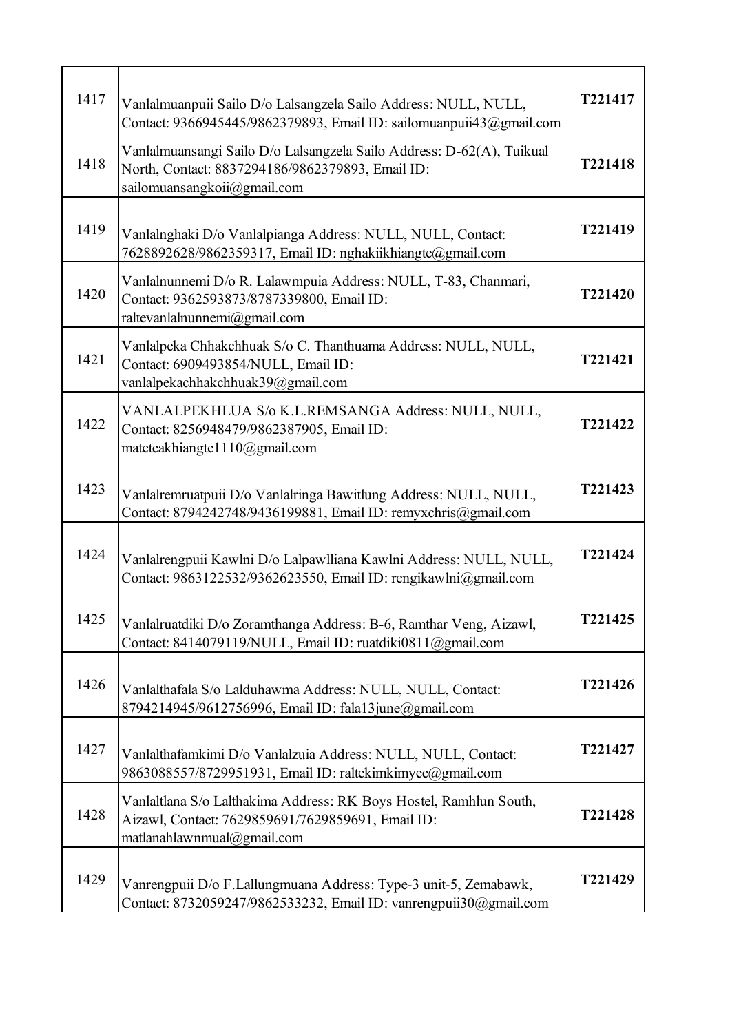| 1417 | Vanlalmuanpuii Sailo D/o Lalsangzela Sailo Address: NULL, NULL, Contact: 9366945445/9862379893, Email ID: sailomuanpuii43@gmail.com | **T221417** |
|---|---|---|
| 1418 | Vanlalmuansangi Sailo D/o Lalsangzela Sailo Address: D-62(A), Tuikual North, Contact: 8837294186/9862379893, Email ID: sailomuansangkoii@gmail.com | **T221418** |
| 1419 | Vanlalnghaki D/o Vanlalpianga Address: NULL, NULL, Contact: 7628892628/9862359317, Email ID: nghakiikhiangte@gmail.com | **T221419** |
| 1420 | Vanlalnunnemi D/o R. Lalawmpuia Address: NULL, T-83, Chanmari, Contact: 9362593873/8787339800, Email ID: raltevanlalnunnemi@gmail.com | **T221420** |
| 1421 | Vanlalpeka Chhakchhuak S/o C. Thanthuama Address: NULL, NULL, Contact: 6909493854/NULL, Email ID: vanlalpekachhakchhuak39@gmail.com | **T221421** |
| 1422 | VANLALPEKHLUA S/o K.L.REMSANGA Address: NULL, NULL, Contact: 8256948479/9862387905, Email ID: mateteakhiangte1110@gmail.com | **T221422** |
| 1423 | Vanlalremruatpuii D/o Vanlalringa Bawitlung Address: NULL, NULL, Contact: 8794242748/9436199881, Email ID: remyxchris@gmail.com | **T221423** |
| 1424 | Vanlalrengpuii Kawlni D/o Lalpawlliana Kawlni Address: NULL, NULL, Contact: 9863122532/9362623550, Email ID: rengikawlni@gmail.com | **T221424** |
| 1425 | Vanlalruatdiki D/o Zoramthanga Address: B-6, Ramthar Veng, Aizawl, Contact: 8414079119/NULL, Email ID: ruatdiki0811@gmail.com | **T221425** |
| 1426 | Vanlalthafala S/o Lalduhawma Address: NULL, NULL, Contact: 8794214945/9612756996, Email ID: fala13june@gmail.com | **T221426** |
| 1427 | Vanlalthafamkimi D/o Vanlalzuia Address: NULL, NULL, Contact: 9863088557/8729951931, Email ID: raltekimkimyee@gmail.com | **T221427** |
| 1428 | Vanlaltlana S/o Lalthakima Address: RK Boys Hostel, Ramhlun South, Aizawl, Contact: 7629859691/7629859691, Email ID: matlanahlawnmual@gmail.com | **T221428** |
| 1429 | Vanrengpuii D/o F.Lallungmuana Address: Type-3 unit-5, Zemabawk, Contact: 8732059247/9862533232, Email ID: vanrengpuii30@gmail.com | **T221429** |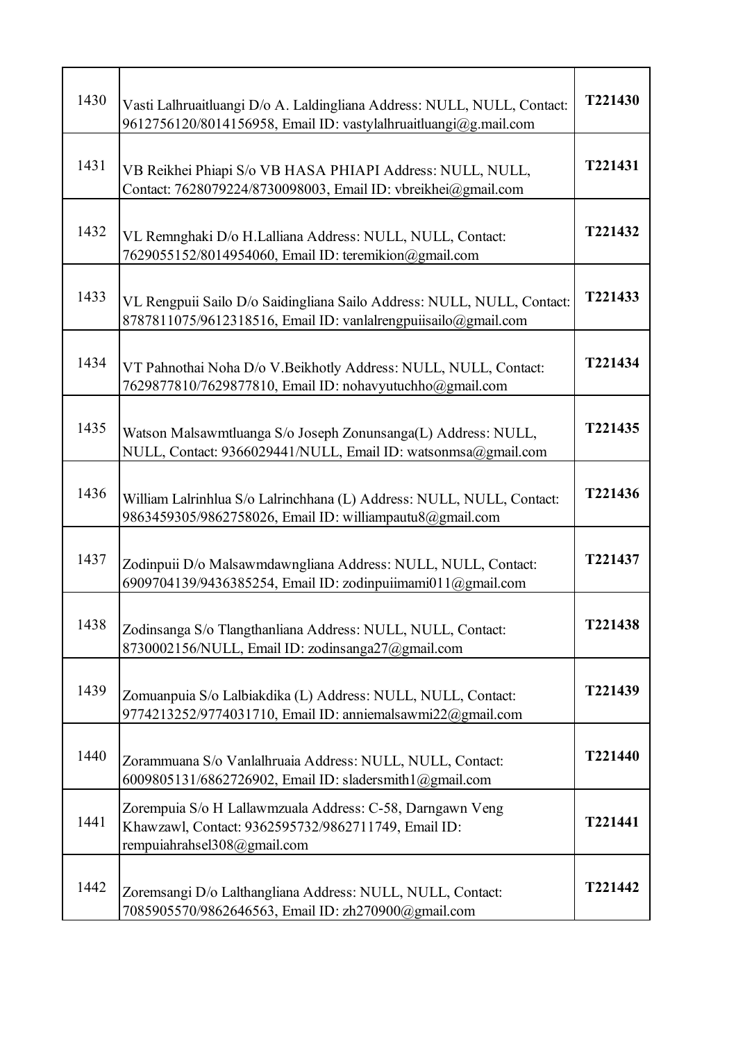| | | |
|---|---|---|
| 1430 | Vasti Lalhruaitluangi D/o A. Laldingliana Address: NULL, NULL, Contact: 9612756120/8014156958, Email ID: vastylalhruaitluangi@g.mail.com | **T221430** |
| 1431 | VB Reikhei Phiapi S/o VB HASA PHIAPI Address: NULL, NULL, Contact: 7628079224/8730098003, Email ID: vbreikhei@gmail.com | **T221431** |
| 1432 | VL Remnghaki D/o H.Lalliana Address: NULL, NULL, Contact: 7629055152/8014954060, Email ID: teremikion@gmail.com | **T221432** |
| 1433 | VL Rengpuii Sailo D/o Saidingliana Sailo Address: NULL, NULL, Contact: 8787811075/9612318516, Email ID: vanlalrengpuiisailo@gmail.com | **T221433** |
| 1434 | VT Pahnothai Noha D/o V.Beikhotly Address: NULL, NULL, Contact: 7629877810/7629877810, Email ID: nohavyutuchho@gmail.com | **T221434** |
| 1435 | Watson Malsawmtluanga S/o Joseph Zonunsanga(L) Address: NULL, NULL, Contact: 9366029441/NULL, Email ID: watsonmsa@gmail.com | **T221435** |
| 1436 | William Lalrinhlua S/o Lalrinchhana (L) Address: NULL, NULL, Contact: 9863459305/9862758026, Email ID: williampautu8@gmail.com | **T221436** |
| 1437 | Zodinpuii D/o Malsawmdawngliana Address: NULL, NULL, Contact: 6909704139/9436385254, Email ID: zodinpuiimami011@gmail.com | **T221437** |
| 1438 | Zodinsanga S/o Tlangthanliana Address: NULL, NULL, Contact: 8730002156/NULL, Email ID: zodinsanga27@gmail.com | **T221438** |
| 1439 | Zomuanpuia S/o Lalbiakdika (L) Address: NULL, NULL, Contact: 9774213252/9774031710, Email ID: anniemalsawmi22@gmail.com | **T221439** |
| 1440 | Zorammuana S/o Vanlalhruaia Address: NULL, NULL, Contact: 6009805131/6862726902, Email ID: sladersmith1@gmail.com | **T221440** |
| 1441 | Zorempuia S/o H Lallawmzuala Address: C-58, Darngawn Veng Khawzawl, Contact: 9362595732/9862711749, Email ID: rempuiahrahsel308@gmail.com | **T221441** |
| 1442 | Zoremsangi D/o Lalthangliana Address: NULL, NULL, Contact: 7085905570/9862646563, Email ID: zh270900@gmail.com | **T221442** |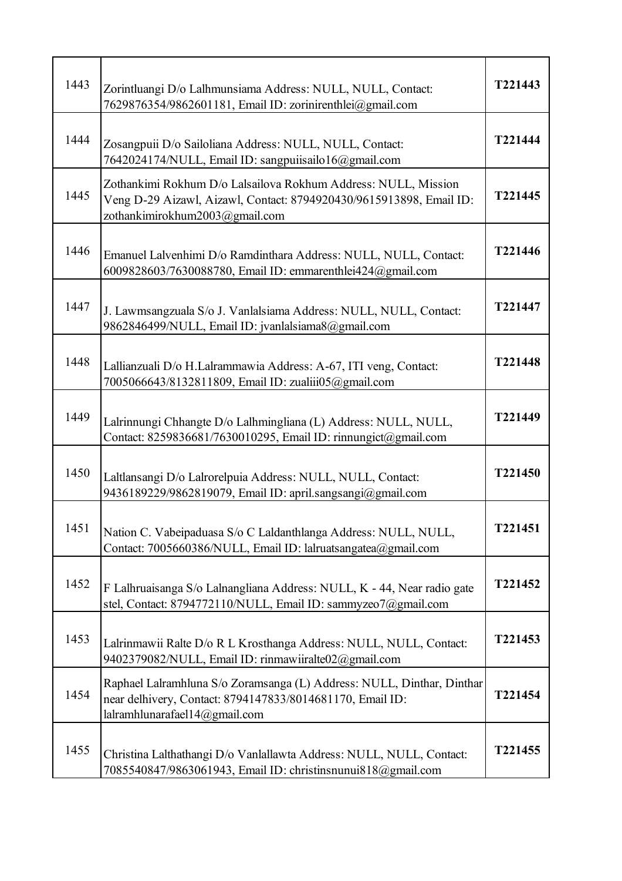| | | |
|---|---|---|
| 1443 | Zorintluangi D/o Lalhmunsiama Address: NULL, NULL, Contact: 7629876354/9862601181, Email ID: zorinirenthlei@gmail.com | **T221443** |
| 1444 | Zosangpuii D/o Sailoliana Address: NULL, NULL, Contact: 7642024174/NULL, Email ID: sangpuiisailo16@gmail.com | **T221444** |
| 1445 | Zothankimi Rokhum D/o Lalsailova Rokhum Address: NULL, Mission Veng D-29 Aizawl, Aizawl, Contact: 8794920430/9615913898, Email ID: zothankimirokhum2003@gmail.com | **T221445** |
| 1446 | Emanuel Lalvenhimi D/o Ramdinthara Address: NULL, NULL, Contact: 6009828603/7630088780, Email ID: emmarenthlei424@gmail.com | **T221446** |
| 1447 | J. Lawmsangzuala S/o J. Vanlalsiama Address: NULL, NULL, Contact: 9862846499/NULL, Email ID: jvanlalsiama8@gmail.com | **T221447** |
| 1448 | Lallianzuali D/o H.Lalrammawia Address: A-67, ITI veng, Contact: 7005066643/8132811809, Email ID: zualiii05@gmail.com | **T221448** |
| 1449 | Lalrinnungi Chhangte D/o Lalhmingliana (L) Address: NULL, NULL, Contact: 8259836681/7630010295, Email ID: rinnungict@gmail.com | **T221449** |
| 1450 | Laltlansangi D/o Lalrorelpuia Address: NULL, NULL, Contact: 9436189229/9862819079, Email ID: april.sangsangi@gmail.com | **T221450** |
| 1451 | Nation C. Vabeipaduasa S/o C Laldanthlanga Address: NULL, NULL, Contact: 7005660386/NULL, Email ID: lalruatsangatea@gmail.com | **T221451** |
| 1452 | F Lalhruaisanga S/o Lalnangliana Address: NULL, K - 44, Near radio gate stel, Contact: 8794772110/NULL, Email ID: sammyzeo7@gmail.com | **T221452** |
| 1453 | Lalrinmawii Ralte D/o R L Krosthanga Address: NULL, NULL, Contact: 9402379082/NULL, Email ID: rinmawiiralte02@gmail.com | **T221453** |
| 1454 | Raphael Lalramhluna S/o Zoramsanga (L) Address: NULL, Dinthar, Dinthar near delhivery, Contact: 8794147833/8014681170, Email ID: lalramhlunarafael14@gmail.com | **T221454** |
| 1455 | Christina Lalthathangi D/o Vanlallawta Address: NULL, NULL, Contact: 7085540847/9863061943, Email ID: christinsnunui818@gmail.com | **T221455** |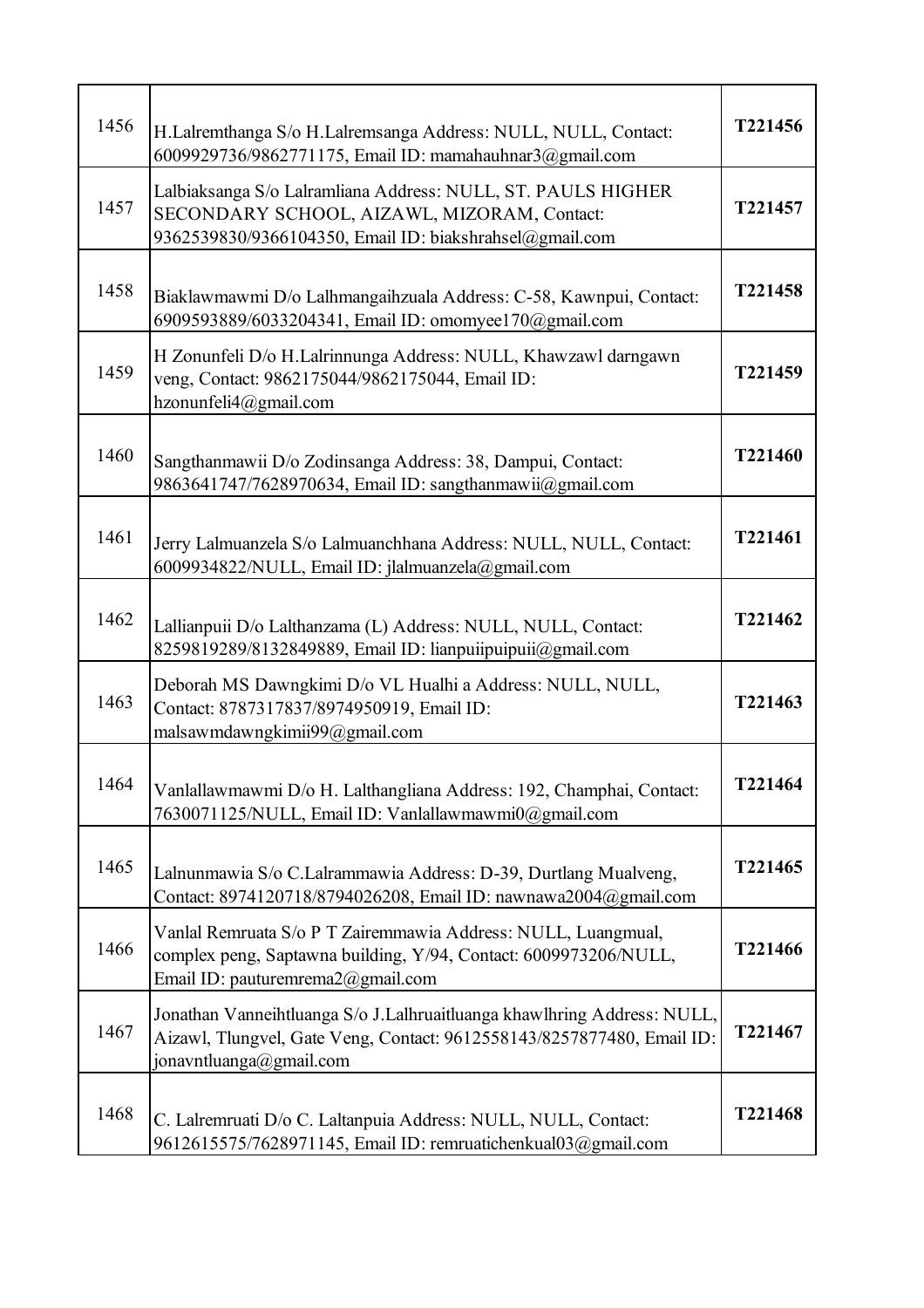| 1456 | H.Lalremthanga S/o H.Lalremsanga Address: NULL, NULL, Contact: 6009929736/9862771175, Email ID: mamahauhnar3@gmail.com | T221456 |
|---|---|---|
| 1457 | Lalbiaksanga S/o Lalramliana Address: NULL, ST. PAULS HIGHER SECONDARY SCHOOL, AIZAWL, MIZORAM, Contact: 9362539830/9366104350, Email ID: biakshrahsel@gmail.com | T221457 |
| 1458 | Biaklawmawmi D/o Lalhmangaihzuala Address: C-58, Kawnpui, Contact: 6909593889/6033204341, Email ID: omomyee170@gmail.com | T221458 |
| 1459 | H Zonunfeli D/o H.Lalrinnunga Address: NULL, Khawzawl darngawn veng, Contact: 9862175044/9862175044, Email ID: hzonunfeli4@gmail.com | T221459 |
| 1460 | Sangthanmawii D/o Zodinsanga Address: 38, Dampui, Contact: 9863641747/7628970634, Email ID: sangthanmawii@gmail.com | T221460 |
| 1461 | Jerry Lalmuanzela S/o Lalmuanchhana Address: NULL, NULL, Contact: 6009934822/NULL, Email ID: jlalmuanzela@gmail.com | T221461 |
| 1462 | Lallianpuii D/o Lalthanzama (L) Address: NULL, NULL, Contact: 8259819289/8132849889, Email ID: lianpuiipuipuii@gmail.com | T221462 |
| 1463 | Deborah MS Dawngkimi D/o VL Hualhi a Address: NULL, NULL, Contact: 8787317837/8974950919, Email ID: malsawmdawngkimii99@gmail.com | T221463 |
| 1464 | Vanlallawmawmi D/o H. Lalthangliana Address: 192, Champhai, Contact: 7630071125/NULL, Email ID: Vanlallawmawmi0@gmail.com | T221464 |
| 1465 | Lalnunmawia S/o C.Lalrammawia Address: D-39, Durtlang Mualveng, Contact: 8974120718/8794026208, Email ID: nawnawa2004@gmail.com | T221465 |
| 1466 | Vanlal Remruata S/o P T Zairemmawia Address: NULL, Luangmual, complex peng, Saptawna building, Y/94, Contact: 6009973206/NULL, Email ID: pauturemrema2@gmail.com | T221466 |
| 1467 | Jonathan Vanneihtluanga S/o J.Lalhruaitluanga khawlhring Address: NULL, Aizawl, Tlungvel, Gate Veng, Contact: 9612558143/8257877480, Email ID: jonavntluanga@gmail.com | T221467 |
| 1468 | C. Lalremruati D/o C. Laltanpuia Address: NULL, NULL, Contact: 9612615575/7628971145, Email ID: remruatichenkual03@gmail.com | T221468 |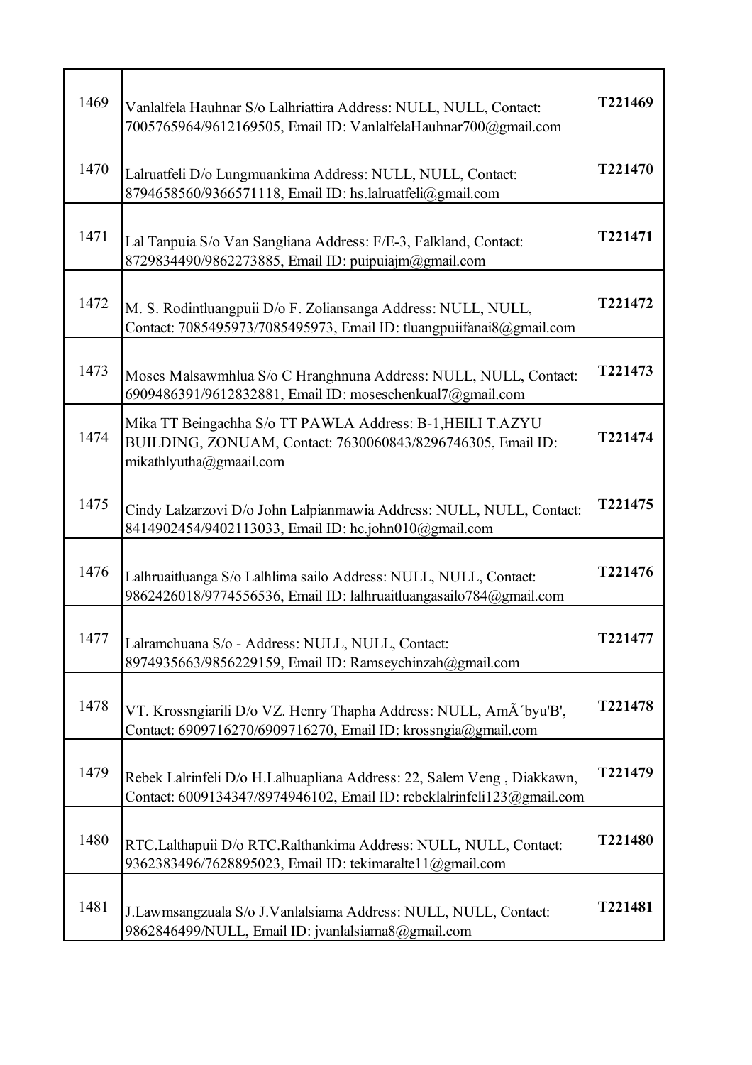| 1469 | Vanlalfela Hauhnar S/o Lalhriattira Address: NULL, NULL, Contact: 7005765964/9612169505, Email ID: VanlalfelaHauhnar700@gmail.com | **T221469** |
|---|---|---|
| 1470 | Lalruatfeli D/o Lungmuankima Address: NULL, NULL, Contact: 8794658560/9366571118, Email ID: hs.lalruatfeli@gmail.com | **T221470** |
| 1471 | Lal Tanpuia S/o Van Sangliana Address: F/E-3, Falkland, Contact: 8729834490/9862273885, Email ID: puipuiajm@gmail.com | **T221471** |
| 1472 | M. S. Rodintluangpuii D/o F. Zoliansanga Address: NULL, NULL, Contact: 7085495973/7085495973, Email ID: tluangpuiifanai8@gmail.com | **T221472** |
| 1473 | Moses Malsawmhlua S/o C Hranghnuna Address: NULL, NULL, Contact: 6909486391/9612832881, Email ID: moseschenkual7@gmail.com | **T221473** |
| 1474 | Mika TT Beingachha S/o TT PAWLA Address: B-1,HEILI T.AZYU BUILDING, ZONUAM, Contact: 7630060843/8296746305, Email ID: mikathlyutha@gmaail.com | **T221474** |
| 1475 | Cindy Lalzarzovi D/o John Lalpianmawia Address: NULL, NULL, Contact: 8414902454/9402113033, Email ID: hc.john010@gmail.com | **T221475** |
| 1476 | Lalhruaitluanga S/o Lalhlima sailo Address: NULL, NULL, Contact: 9862426018/9774556536, Email ID: lalhruaitluangasailo784@gmail.com | **T221476** |
| 1477 | Lalramchuana S/o - Address: NULL, NULL, Contact: 8974935663/9856229159, Email ID: Ramseychinzah@gmail.com | **T221477** |
| 1478 | VT. Krossngiarili D/o VZ. Henry Thapha Address: NULL, AmÃ´byu'B', Contact: 6909716270/6909716270, Email ID: krossngia@gmail.com | **T221478** |
| 1479 | Rebek Lalrinfeli D/o H.Lalhuapliana Address: 22, Salem Veng , Diakkawn, Contact: 6009134347/8974946102, Email ID: rebeklalrinfeli123@gmail.com | **T221479** |
| 1480 | RTC.Lalthapuii D/o RTC.Ralthankima Address: NULL, NULL, Contact: 9362383496/7628895023, Email ID: tekimaralte11@gmail.com | **T221480** |
| 1481 | J.Lawmsangzuala S/o J.Vanlalsiama Address: NULL, NULL, Contact: 9862846499/NULL, Email ID: jvanlalsiama8@gmail.com | **T221481** |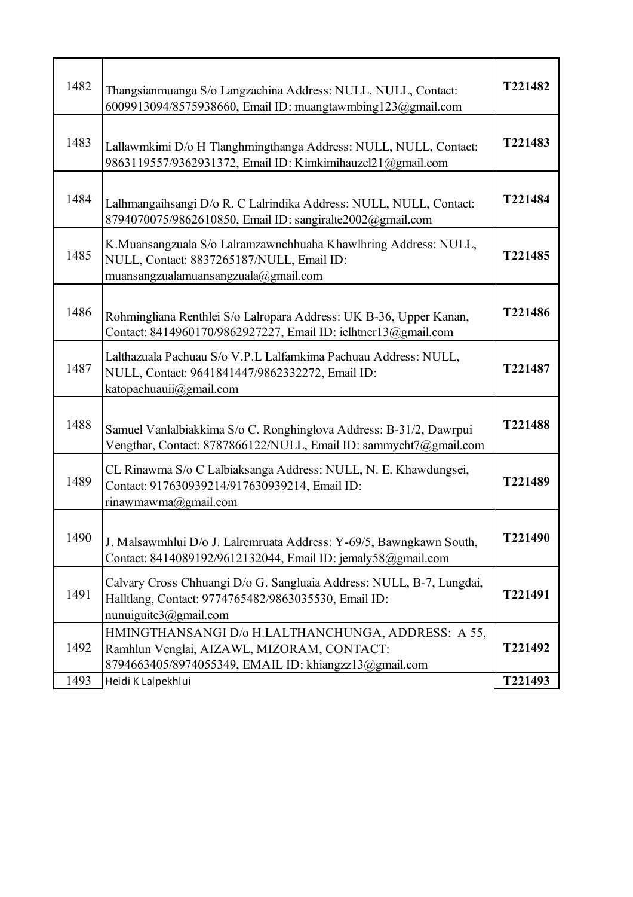| | | |
|---|---|---|
| 1482 | Thangsianmuanga S/o Langzachina Address: NULL, NULL, Contact: 6009913094/8575938660, Email ID: muangtawmbing123@gmail.com | **T221482** |
| 1483 | Lallawmkimi D/o H Tlanghmingthanga Address: NULL, NULL, Contact: 9863119557/9362931372, Email ID: Kimkimihauzel21@gmail.com | **T221483** |
| 1484 | Lalhmangaihsangi D/o R. C Lalrindika Address: NULL, NULL, Contact: 8794070075/9862610850, Email ID: sangiralte2002@gmail.com | **T221484** |
| 1485 | K.Muansangzuala S/o Lalramzawnchhuaha Khawlhring Address: NULL, NULL, Contact: 8837265187/NULL, Email ID: muansangzualamuansangzuala@gmail.com | **T221485** |
| 1486 | Rohmingliana Renthlei S/o Lalropara Address: UK B-36, Upper Kanan, Contact: 8414960170/9862927227, Email ID: ielhtner13@gmail.com | **T221486** |
| 1487 | Lalthazuala Pachuau S/o V.P.L Lalfamkima Pachuau Address: NULL, NULL, Contact: 9641841447/9862332272, Email ID: katopachuauii@gmail.com | **T221487** |
| 1488 | Samuel Vanlalbiakkima S/o C. Ronghinglova Address: B-31/2, Dawrpui Vengthar, Contact: 8787866122/NULL, Email ID: sammycht7@gmail.com | **T221488** |
| 1489 | CL Rinawma S/o C Lalbiaksanga Address: NULL, N. E. Khawdungsei, Contact: 917630939214/917630939214, Email ID: rinawmawma@gmail.com | **T221489** |
| 1490 | J. Malsawmhlui D/o J. Lalremruata Address: Y-69/5, Bawngkawn South, Contact: 8414089192/9612132044, Email ID: jemaly58@gmail.com | **T221490** |
| 1491 | Calvary Cross Chhuangi D/o G. Sangluaia Address: NULL, B-7, Lungdai, Halltlang, Contact: 9774765482/9863035530, Email ID: nunuiguite3@gmail.com | **T221491** |
| 1492 | HMINGTHANSANGI D/o H.LALTHANCHUNGA, ADDRESS: A 55, Ramhlun Venglai, AIZAWL, MIZORAM, CONTACT: 8794663405/8974055349, EMAIL ID: khiangzz13@gmail.com | **T221492** |
| 1493 | Heidi K Lalpekhlui | **T221493** |